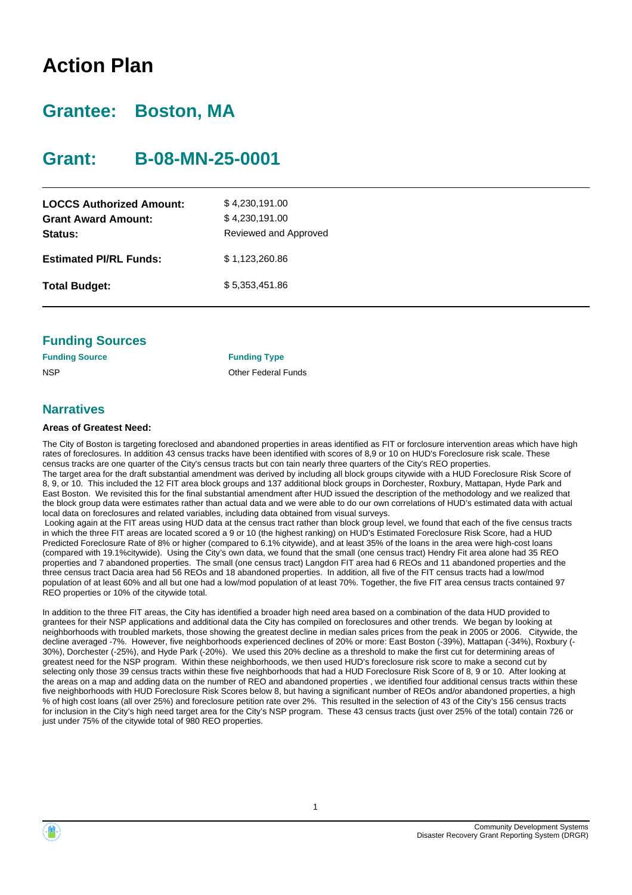# Action Plan

## Grantee: Boston, MA

## Grant: B-08-MN-25-0001

| | |
|---|---|
| **LOCCS Authorized Amount:** | $ 4,230,191.00 |
| **Grant Award Amount:** | $ 4,230,191.00 |
| **Status:** | Reviewed and Approved |
| **Estimated PI/RL Funds:** | $ 1,123,260.86 |
| **Total Budget:** | $ 5,353,451.86 |

## Funding Sources

| Funding Source | Funding Type |
|---|---|
| NSP | Other Federal Funds |

## Narratives

**Areas of Greatest Need:**

The City of Boston is targeting foreclosed and abandoned properties in areas identified as FIT or forclosure intervention areas which have high rates of foreclosures. In addition 43 census tracks have been identified with scores of 8,9 or 10 on HUD's Foreclosure risk scale. These census tracks are one quarter of the City's census tracts but con tain nearly three quarters of the City's REO properties.
The target area for the draft substantial amendment was derived by including all block groups citywide with a HUD Foreclosure Risk Score of 8, 9, or 10. This included the 12 FIT area block groups and 137 additional block groups in Dorchester, Roxbury, Mattapan, Hyde Park and East Boston. We revisited this for the final substantial amendment after HUD issued the description of the methodology and we realized that the block group data were estimates rather than actual data and we were able to do our own correlations of HUD's estimated data with actual local data on foreclosures and related variables, including data obtained from visual surveys.
Looking again at the FIT areas using HUD data at the census tract rather than block group level, we found that each of the five census tracts in which the three FIT areas are located scored a 9 or 10 (the highest ranking) on HUD's Estimated Foreclosure Risk Score, had a HUD Predicted Foreclosure Rate of 8% or higher (compared to 6.1% citywide), and at least 35% of the loans in the area were high-cost loans (compared with 19.1%citywide). Using the City's own data, we found that the small (one census tract) Hendry Fit area alone had 35 REO properties and 7 abandoned properties. The small (one census tract) Langdon FIT area had 6 REOs and 11 abandoned properties and the three census tract Dacia area had 56 REOs and 18 abandoned properties. In addition, all five of the FIT census tracts had a low/mod population of at least 60% and all but one had a low/mod population of at least 70%. Together, the five FIT area census tracts contained 97 REO properties or 10% of the citywide total.

In addition to the three FIT areas, the City has identified a broader high need area based on a combination of the data HUD provided to grantees for their NSP applications and additional data the City has compiled on foreclosures and other trends. We began by looking at neighborhoods with troubled markets, those showing the greatest decline in median sales prices from the peak in 2005 or 2006. Citywide, the decline averaged -7%. However, five neighborhoods experienced declines of 20% or more: East Boston (-39%), Mattapan (-34%), Roxbury (-30%), Dorchester (-25%), and Hyde Park (-20%). We used this 20% decline as a threshold to make the first cut for determining areas of greatest need for the NSP program. Within these neighborhoods, we then used HUD's foreclosure risk score to make a second cut by selecting only those 39 census tracts within these five neighborhoods that had a HUD Foreclosure Risk Score of 8, 9 or 10. After looking at the areas on a map and adding data on the number of REO and abandoned properties , we identified four additional census tracts within these five neighborhoods with HUD Foreclosure Risk Scores below 8, but having a significant number of REOs and/or abandoned properties, a high % of high cost loans (all over 25%) and foreclosure petition rate over 2%. This resulted in the selection of 43 of the City's 156 census tracts for inclusion in the City's high need target area for the City's NSP program. These 43 census tracts (just over 25% of the total) contain 726 or just under 75% of the citywide total of 980 REO properties.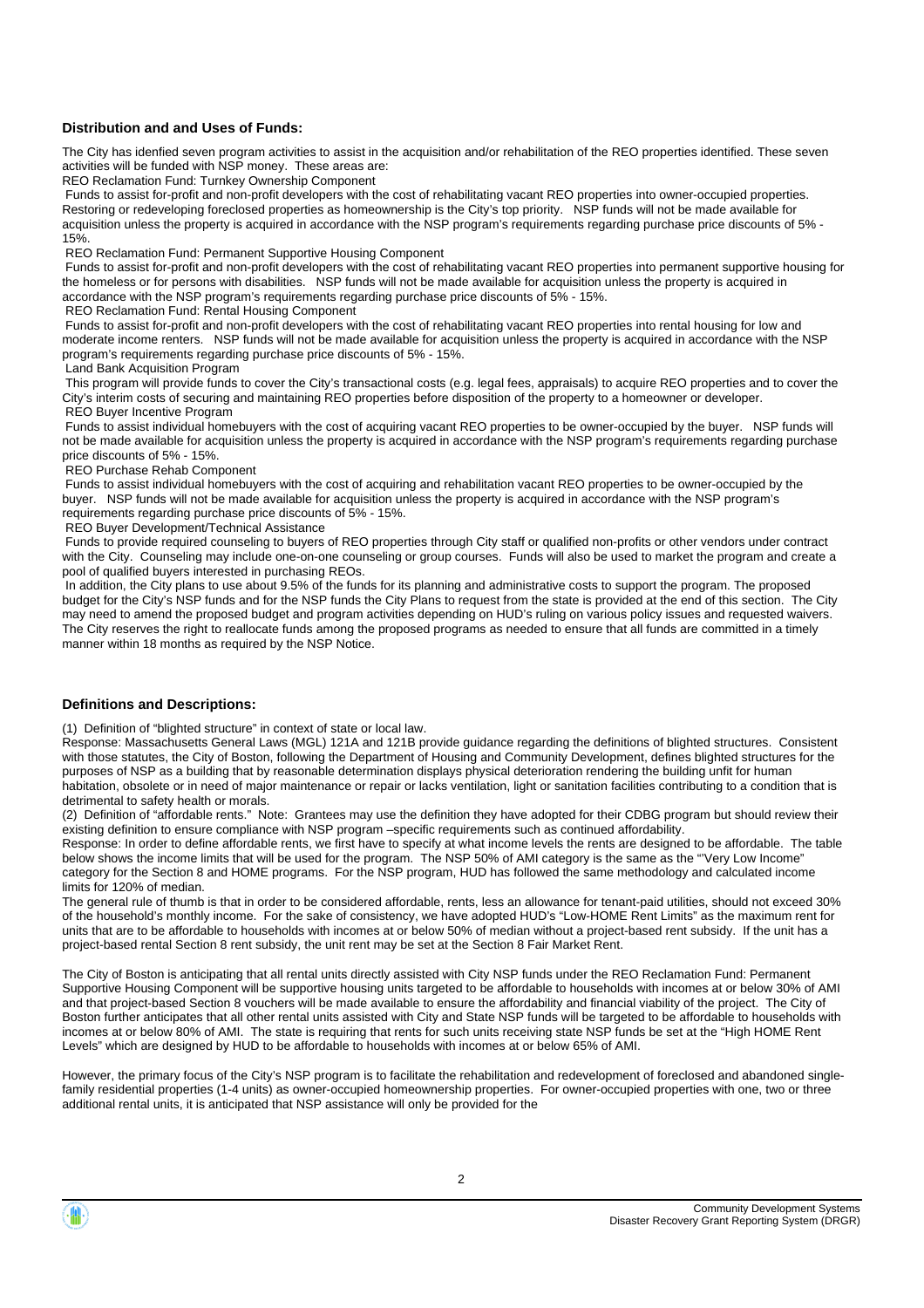**Distribution and and Uses of Funds:**

The City has idenfied seven program activities to assist in the acquisition and/or rehabilitation of the REO properties identified. These seven activities will be funded with NSP money. These areas are:

REO Reclamation Fund: Turnkey Ownership Component

Funds to assist for-profit and non-profit developers with the cost of rehabilitating vacant REO properties into owner-occupied properties. Restoring or redeveloping foreclosed properties as homeownership is the City's top priority. NSP funds will not be made available for acquisition unless the property is acquired in accordance with the NSP program's requirements regarding purchase price discounts of 5% - 15%.

REO Reclamation Fund: Permanent Supportive Housing Component

Funds to assist for-profit and non-profit developers with the cost of rehabilitating vacant REO properties into permanent supportive housing for the homeless or for persons with disabilities. NSP funds will not be made available for acquisition unless the property is acquired in accordance with the NSP program's requirements regarding purchase price discounts of 5% - 15%.

REO Reclamation Fund: Rental Housing Component

Funds to assist for-profit and non-profit developers with the cost of rehabilitating vacant REO properties into rental housing for low and moderate income renters. NSP funds will not be made available for acquisition unless the property is acquired in accordance with the NSP program's requirements regarding purchase price discounts of 5% - 15%.

Land Bank Acquisition Program

This program will provide funds to cover the City's transactional costs (e.g. legal fees, appraisals) to acquire REO properties and to cover the City's interim costs of securing and maintaining REO properties before disposition of the property to a homeowner or developer.

REO Buyer Incentive Program

Funds to assist individual homebuyers with the cost of acquiring vacant REO properties to be owner-occupied by the buyer. NSP funds will not be made available for acquisition unless the property is acquired in accordance with the NSP program's requirements regarding purchase price discounts of 5% - 15%.

REO Purchase Rehab Component

Funds to assist individual homebuyers with the cost of acquiring and rehabilitation vacant REO properties to be owner-occupied by the buyer. NSP funds will not be made available for acquisition unless the property is acquired in accordance with the NSP program's requirements regarding purchase price discounts of 5% - 15%.

REO Buyer Development/Technical Assistance

Funds to provide required counseling to buyers of REO properties through City staff or qualified non-profits or other vendors under contract with the City. Counseling may include one-on-one counseling or group courses. Funds will also be used to market the program and create a pool of qualified buyers interested in purchasing REOs.

In addition, the City plans to use about 9.5% of the funds for its planning and administrative costs to support the program. The proposed budget for the City's NSP funds and for the NSP funds the City Plans to request from the state is provided at the end of this section. The City may need to amend the proposed budget and program activities depending on HUD's ruling on various policy issues and requested waivers. The City reserves the right to reallocate funds among the proposed programs as needed to ensure that all funds are committed in a timely manner within 18 months as required by the NSP Notice.

**Definitions and Descriptions:**

(1) Definition of "blighted structure" in context of state or local law.

Response: Massachusetts General Laws (MGL) 121A and 121B provide guidance regarding the definitions of blighted structures. Consistent with those statutes, the City of Boston, following the Department of Housing and Community Development, defines blighted structures for the purposes of NSP as a building that by reasonable determination displays physical deterioration rendering the building unfit for human habitation, obsolete or in need of major maintenance or repair or lacks ventilation, light or sanitation facilities contributing to a condition that is detrimental to safety health or morals.

(2) Definition of "affordable rents." Note: Grantees may use the definition they have adopted for their CDBG program but should review their existing definition to ensure compliance with NSP program –specific requirements such as continued affordability.

Response: In order to define affordable rents, we first have to specify at what income levels the rents are designed to be affordable. The table below shows the income limits that will be used for the program. The NSP 50% of AMI category is the same as the "'Very Low Income" category for the Section 8 and HOME programs. For the NSP program, HUD has followed the same methodology and calculated income limits for 120% of median.

The general rule of thumb is that in order to be considered affordable, rents, less an allowance for tenant-paid utilities, should not exceed 30% of the household's monthly income. For the sake of consistency, we have adopted HUD's "Low-HOME Rent Limits" as the maximum rent for units that are to be affordable to households with incomes at or below 50% of median without a project-based rent subsidy. If the unit has a project-based rental Section 8 rent subsidy, the unit rent may be set at the Section 8 Fair Market Rent.

The City of Boston is anticipating that all rental units directly assisted with City NSP funds under the REO Reclamation Fund: Permanent Supportive Housing Component will be supportive housing units targeted to be affordable to households with incomes at or below 30% of AMI and that project-based Section 8 vouchers will be made available to ensure the affordability and financial viability of the project. The City of Boston further anticipates that all other rental units assisted with City and State NSP funds will be targeted to be affordable to households with incomes at or below 80% of AMI. The state is requiring that rents for such units receiving state NSP funds be set at the "High HOME Rent Levels" which are designed by HUD to be affordable to households with incomes at or below 65% of AMI.

However, the primary focus of the City's NSP program is to facilitate the rehabilitation and redevelopment of foreclosed and abandoned single-family residential properties (1-4 units) as owner-occupied homeownership properties. For owner-occupied properties with one, two or three additional rental units, it is anticipated that NSP assistance will only be provided for the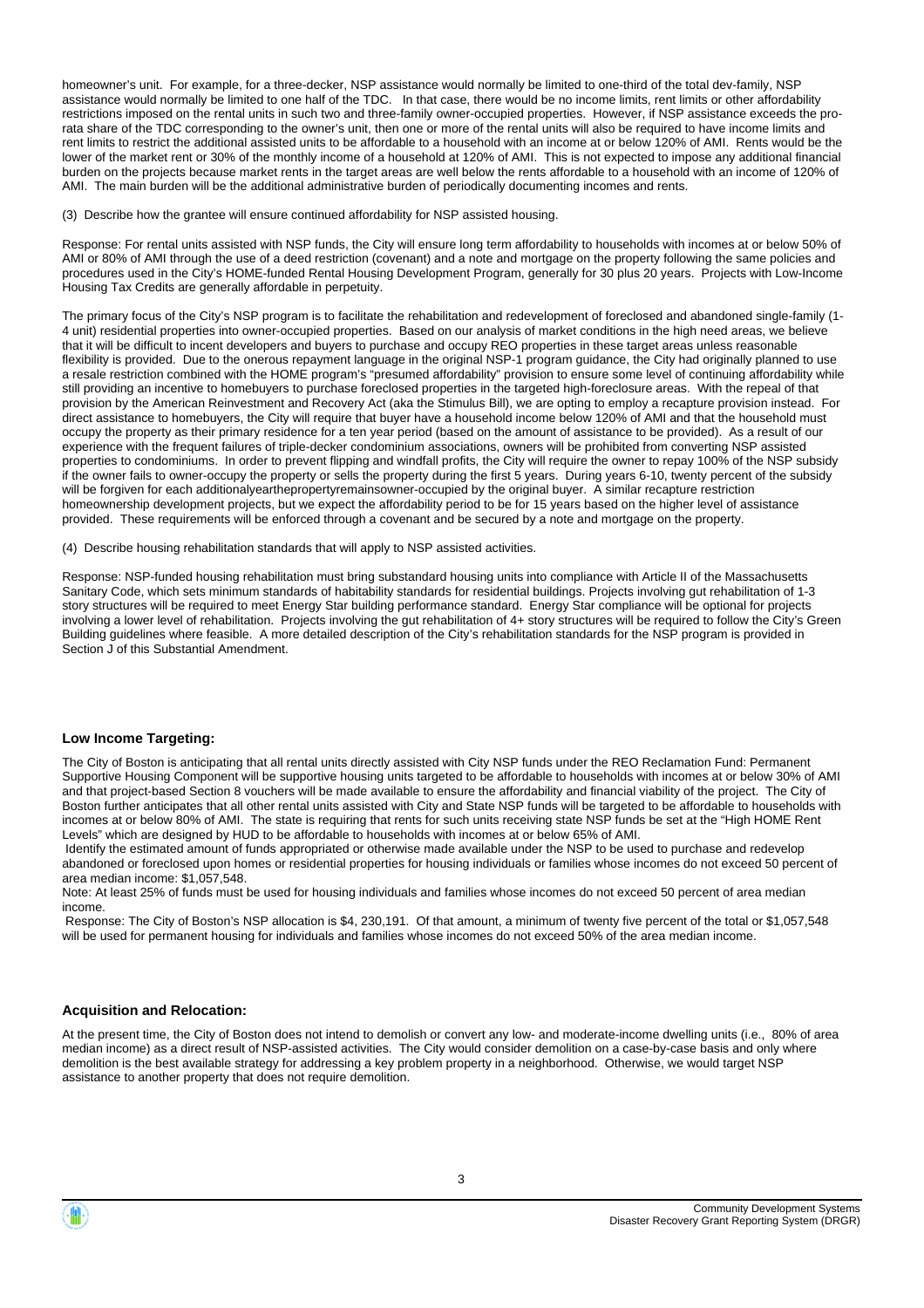homeowner's unit. For example, for a three-decker, NSP assistance would normally be limited to one-third of the total dev-family, NSP assistance would normally be limited to one half of the TDC. In that case, there would be no income limits, rent limits or other affordability restrictions imposed on the rental units in such two and three-family owner-occupied properties. However, if NSP assistance exceeds the pro-rata share of the TDC corresponding to the owner's unit, then one or more of the rental units will also be required to have income limits and rent limits to restrict the additional assisted units to be affordable to a household with an income at or below 120% of AMI. Rents would be the lower of the market rent or 30% of the monthly income of a household at 120% of AMI. This is not expected to impose any additional financial burden on the projects because market rents in the target areas are well below the rents affordable to a household with an income of 120% of AMI. The main burden will be the additional administrative burden of periodically documenting incomes and rents.

(3) Describe how the grantee will ensure continued affordability for NSP assisted housing.

Response: For rental units assisted with NSP funds, the City will ensure long term affordability to households with incomes at or below 50% of AMI or 80% of AMI through the use of a deed restriction (covenant) and a note and mortgage on the property following the same policies and procedures used in the City's HOME-funded Rental Housing Development Program, generally for 30 plus 20 years. Projects with Low-Income Housing Tax Credits are generally affordable in perpetuity.

The primary focus of the City's NSP program is to facilitate the rehabilitation and redevelopment of foreclosed and abandoned single-family (1-4 unit) residential properties into owner-occupied properties. Based on our analysis of market conditions in the high need areas, we believe that it will be difficult to incent developers and buyers to purchase and occupy REO properties in these target areas unless reasonable flexibility is provided. Due to the onerous repayment language in the original NSP-1 program guidance, the City had originally planned to use a resale restriction combined with the HOME program's "presumed affordability" provision to ensure some level of continuing affordability while still providing an incentive to homebuyers to purchase foreclosed properties in the targeted high-foreclosure areas. With the repeal of that provision by the American Reinvestment and Recovery Act (aka the Stimulus Bill), we are opting to employ a recapture provision instead. For direct assistance to homebuyers, the City will require that buyer have a household income below 120% of AMI and that the household must occupy the property as their primary residence for a ten year period (based on the amount of assistance to be provided). As a result of our experience with the frequent failures of triple-decker condominium associations, owners will be prohibited from converting NSP assisted properties to condominiums. In order to prevent flipping and windfall profits, the City will require the owner to repay 100% of the NSP subsidy if the owner fails to owner-occupy the property or sells the property during the first 5 years. During years 6-10, twenty percent of the subsidy will be forgiven for each additionalyearthepropertyremainsowner-occupied by the original buyer. A similar recapture restriction homeownership development projects, but we expect the affordability period to be for 15 years based on the higher level of assistance provided. These requirements will be enforced through a covenant and be secured by a note and mortgage on the property.

(4) Describe housing rehabilitation standards that will apply to NSP assisted activities.

Response: NSP-funded housing rehabilitation must bring substandard housing units into compliance with Article II of the Massachusetts Sanitary Code, which sets minimum standards of habitability standards for residential buildings. Projects involving gut rehabilitation of 1-3 story structures will be required to meet Energy Star building performance standard. Energy Star compliance will be optional for projects involving a lower level of rehabilitation. Projects involving the gut rehabilitation of 4+ story structures will be required to follow the City's Green Building guidelines where feasible. A more detailed description of the City's rehabilitation standards for the NSP program is provided in Section J of this Substantial Amendment.

### Low Income Targeting:

The City of Boston is anticipating that all rental units directly assisted with City NSP funds under the REO Reclamation Fund: Permanent Supportive Housing Component will be supportive housing units targeted to be affordable to households with incomes at or below 30% of AMI and that project-based Section 8 vouchers will be made available to ensure the affordability and financial viability of the project. The City of Boston further anticipates that all other rental units assisted with City and State NSP funds will be targeted to be affordable to households with incomes at or below 80% of AMI. The state is requiring that rents for such units receiving state NSP funds be set at the "High HOME Rent Levels" which are designed by HUD to be affordable to households with incomes at or below 65% of AMI.

Identify the estimated amount of funds appropriated or otherwise made available under the NSP to be used to purchase and redevelop abandoned or foreclosed upon homes or residential properties for housing individuals or families whose incomes do not exceed 50 percent of area median income: $1,057,548.

Note: At least 25% of funds must be used for housing individuals and families whose incomes do not exceed 50 percent of area median income.

Response: The City of Boston's NSP allocation is $4, 230,191. Of that amount, a minimum of twenty five percent of the total or $1,057,548 will be used for permanent housing for individuals and families whose incomes do not exceed 50% of the area median income.

### Acquisition and Relocation:

At the present time, the City of Boston does not intend to demolish or convert any low- and moderate-income dwelling units (i.e., 80% of area median income) as a direct result of NSP-assisted activities. The City would consider demolition on a case-by-case basis and only where demolition is the best available strategy for addressing a key problem property in a neighborhood. Otherwise, we would target NSP assistance to another property that does not require demolition.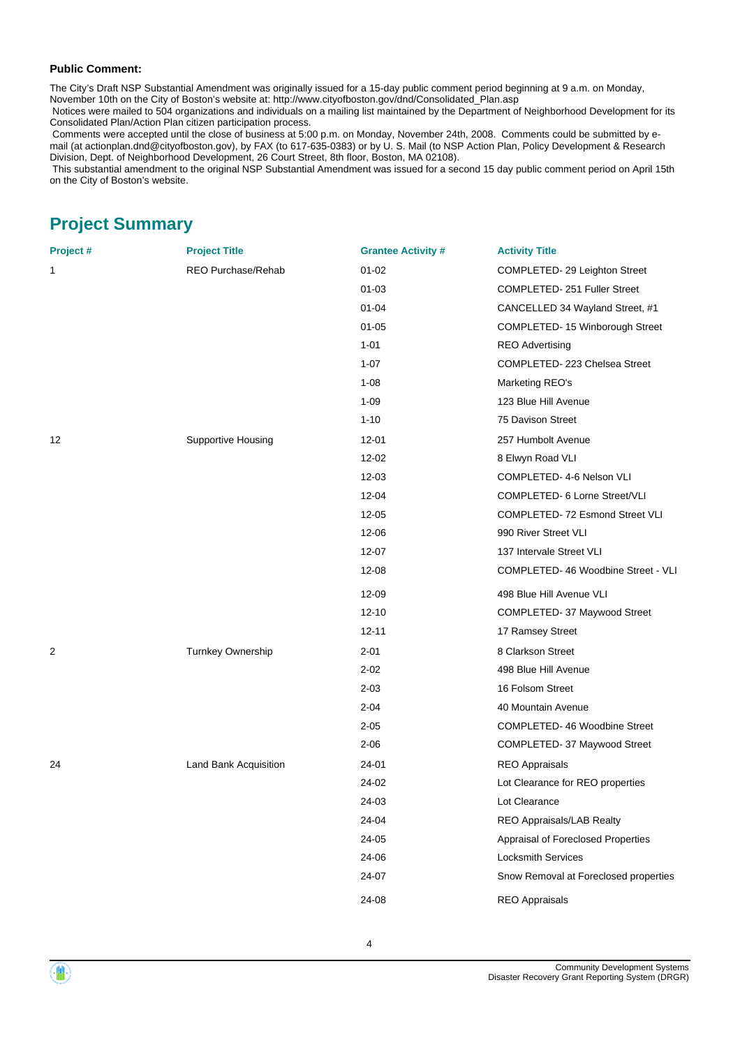**Public Comment:**

The City's Draft NSP Substantial Amendment was originally issued for a 15-day public comment period beginning at 9 a.m. on Monday, November 10th on the City of Boston's website at: http://www.cityofboston.gov/dnd/Consolidated_Plan.asp
Notices were mailed to 504 organizations and individuals on a mailing list maintained by the Department of Neighborhood Development for its Consolidated Plan/Action Plan citizen participation process.
Comments were accepted until the close of business at 5:00 p.m. on Monday, November 24th, 2008. Comments could be submitted by e-mail (at actionplan.dnd@cityofboston.gov), by FAX (to 617-635-0383) or by U. S. Mail (to NSP Action Plan, Policy Development & Research Division, Dept. of Neighborhood Development, 26 Court Street, 8th floor, Boston, MA 02108).
This substantial amendment to the original NSP Substantial Amendment was issued for a second 15 day public comment period on April 15th on the City of Boston's website.

## Project Summary

| Project # | Project Title | Grantee Activity # | Activity Title |
|---|---|---|---|
| 1 | REO Purchase/Rehab | 01-02 | COMPLETED- 29 Leighton Street |
| | | 01-03 | COMPLETED- 251 Fuller Street |
| | | 01-04 | CANCELLED 34 Wayland Street, #1 |
| | | 01-05 | COMPLETED- 15 Winborough Street |
| | | 1-01 | REO Advertising |
| | | 1-07 | COMPLETED- 223 Chelsea Street |
| | | 1-08 | Marketing REO's |
| | | 1-09 | 123 Blue Hill Avenue |
| | | 1-10 | 75 Davison Street |
| 12 | Supportive Housing | 12-01 | 257 Humbolt Avenue |
| | | 12-02 | 8 Elwyn Road VLI |
| | | 12-03 | COMPLETED- 4-6 Nelson VLI |
| | | 12-04 | COMPLETED- 6 Lorne Street/VLI |
| | | 12-05 | COMPLETED- 72 Esmond Street VLI |
| | | 12-06 | 990 River Street VLI |
| | | 12-07 | 137 Intervale Street VLI |
| | | 12-08 | COMPLETED- 46 Woodbine Street - VLI |
| | | 12-09 | 498 Blue Hill Avenue VLI |
| | | 12-10 | COMPLETED- 37 Maywood Street |
| | | 12-11 | 17 Ramsey Street |
| 2 | Turnkey Ownership | 2-01 | 8 Clarkson Street |
| | | 2-02 | 498 Blue Hill Avenue |
| | | 2-03 | 16 Folsom Street |
| | | 2-04 | 40 Mountain Avenue |
| | | 2-05 | COMPLETED- 46 Woodbine Street |
| | | 2-06 | COMPLETED- 37 Maywood Street |
| 24 | Land Bank Acquisition | 24-01 | REO Appraisals |
| | | 24-02 | Lot Clearance for REO properties |
| | | 24-03 | Lot Clearance |
| | | 24-04 | REO Appraisals/LAB Realty |
| | | 24-05 | Appraisal of Foreclosed Properties |
| | | 24-06 | Locksmith Services |
| | | 24-07 | Snow Removal at Foreclosed properties |
| | | 24-08 | REO Appraisals |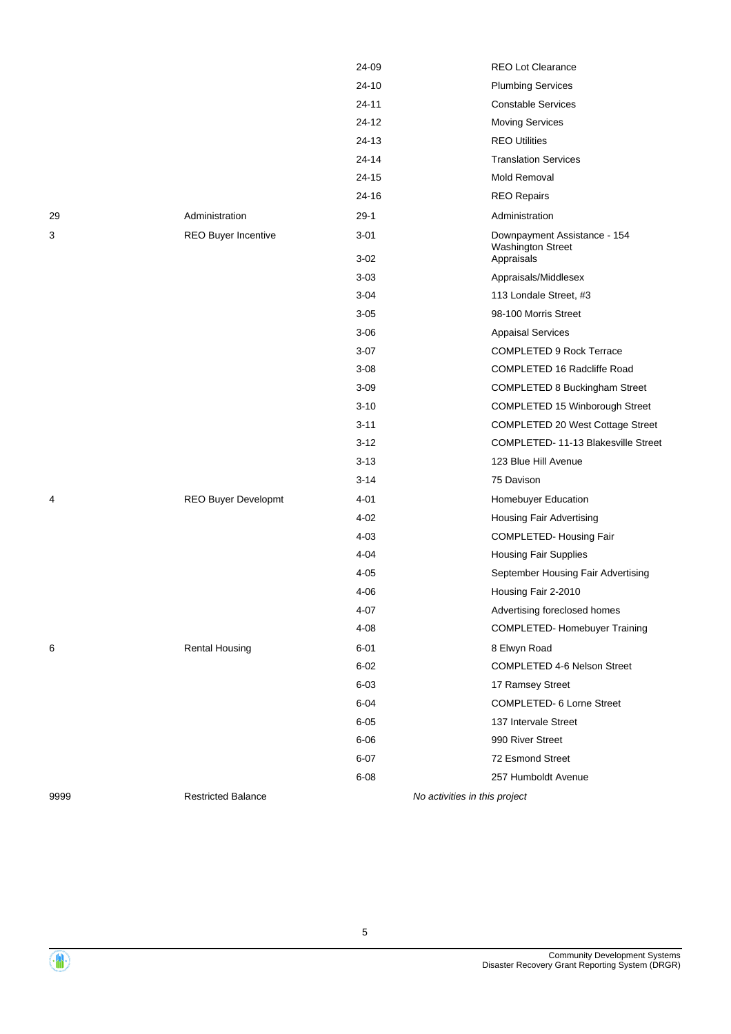| | | | |
|---|---|---|---|
| | | 24-09 | REO Lot Clearance |
| | | 24-10 | Plumbing Services |
| | | 24-11 | Constable Services |
| | | 24-12 | Moving Services |
| | | 24-13 | REO Utilities |
| | | 24-14 | Translation Services |
| | | 24-15 | Mold Removal |
| | | 24-16 | REO Repairs |
| 29 | Administration | 29-1 | Administration |
| 3 | REO Buyer Incentive | 3-01 | Downpayment Assistance - 154 Washington Street |
| | | 3-02 | Appraisals |
| | | 3-03 | Appraisals/Middlesex |
| | | 3-04 | 113 Londale Street, #3 |
| | | 3-05 | 98-100 Morris Street |
| | | 3-06 | Appaisal Services |
| | | 3-07 | COMPLETED 9 Rock Terrace |
| | | 3-08 | COMPLETED 16 Radcliffe Road |
| | | 3-09 | COMPLETED 8 Buckingham Street |
| | | 3-10 | COMPLETED 15 Winborough Street |
| | | 3-11 | COMPLETED 20 West Cottage Street |
| | | 3-12 | COMPLETED- 11-13 Blakesville Street |
| | | 3-13 | 123 Blue Hill Avenue |
| | | 3-14 | 75 Davison |
| 4 | REO Buyer Developmt | 4-01 | Homebuyer Education |
| | | 4-02 | Housing Fair Advertising |
| | | 4-03 | COMPLETED- Housing Fair |
| | | 4-04 | Housing Fair Supplies |
| | | 4-05 | September Housing Fair Advertising |
| | | 4-06 | Housing Fair 2-2010 |
| | | 4-07 | Advertising foreclosed homes |
| | | 4-08 | COMPLETED- Homebuyer Training |
| 6 | Rental Housing | 6-01 | 8 Elwyn Road |
| | | 6-02 | COMPLETED 4-6 Nelson Street |
| | | 6-03 | 17 Ramsey Street |
| | | 6-04 | COMPLETED- 6 Lorne Street |
| | | 6-05 | 137 Intervale Street |
| | | 6-06 | 990 River Street |
| | | 6-07 | 72 Esmond Street |
| | | 6-08 | 257 Humboldt Avenue |
| 9999 | Restricted Balance | *No activities in this project* | |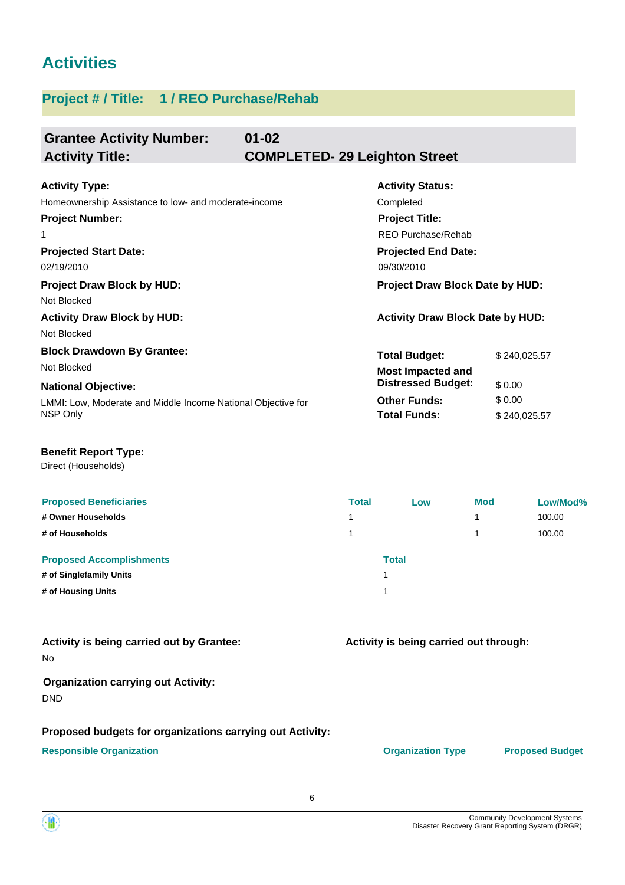# Activities

## Project # / Title: 1 / REO Purchase/Rehab

**Grantee Activity Number:** 01-02
**Activity Title:** COMPLETED- 29 Leighton Street

**Activity Type:**
Homeownership Assistance to low- and moderate-income

**Activity Status:**
Completed

**Project Number:**
1

**Project Title:**
REO Purchase/Rehab

**Projected Start Date:**
02/19/2010

**Projected End Date:**
09/30/2010

**Project Draw Block by HUD:**
Not Blocked

**Project Draw Block Date by HUD:**

**Activity Draw Block by HUD:**
Not Blocked

**Activity Draw Block Date by HUD:**

**Block Drawdown By Grantee:**
Not Blocked

**National Objective:**
LMMI: Low, Moderate and Middle Income National Objective for NSP Only

| | |
|---|---|
| **Total Budget:** | $ 240,025.57 |
| **Most Impacted and Distressed Budget:** | $ 0.00 |
| **Other Funds:** | $ 0.00 |
| **Total Funds:** | $ 240,025.57 |

**Benefit Report Type:**
Direct (Households)

| Proposed Beneficiaries | Total | Low | Mod | Low/Mod% |
|---|---|---|---|---|
| # Owner Households | 1 | | 1 | 100.00 |
| # of Households | 1 | | 1 | 100.00 |

| Proposed Accomplishments | Total |
|---|---|
| # of Singlefamily Units | 1 |
| # of Housing Units | 1 |

**Activity is being carried out by Grantee:**
No

**Activity is being carried out through:**

**Organization carrying out Activity:**
DND

**Proposed budgets for organizations carrying out Activity:**

| Responsible Organization | Organization Type | Proposed Budget |
|---|---|---|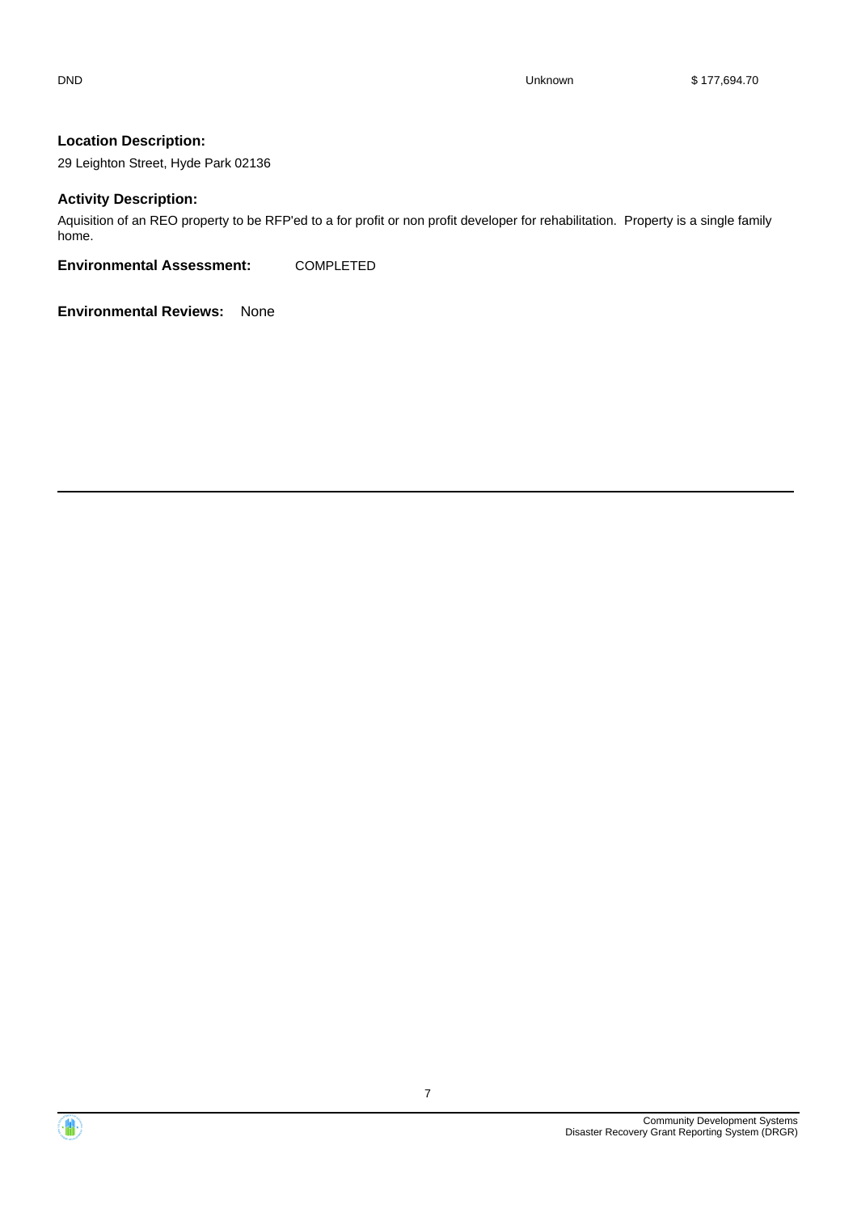| DND | Unknown | $ 177,694.70 |
|---|---|---|

**Location Description:**

29 Leighton Street, Hyde Park 02136

**Activity Description:**

Aquisition of an REO property to be RFP'ed to a for profit or non profit developer for rehabilitation. Property is a single family home.

**Environmental Assessment:** COMPLETED

**Environmental Reviews:** None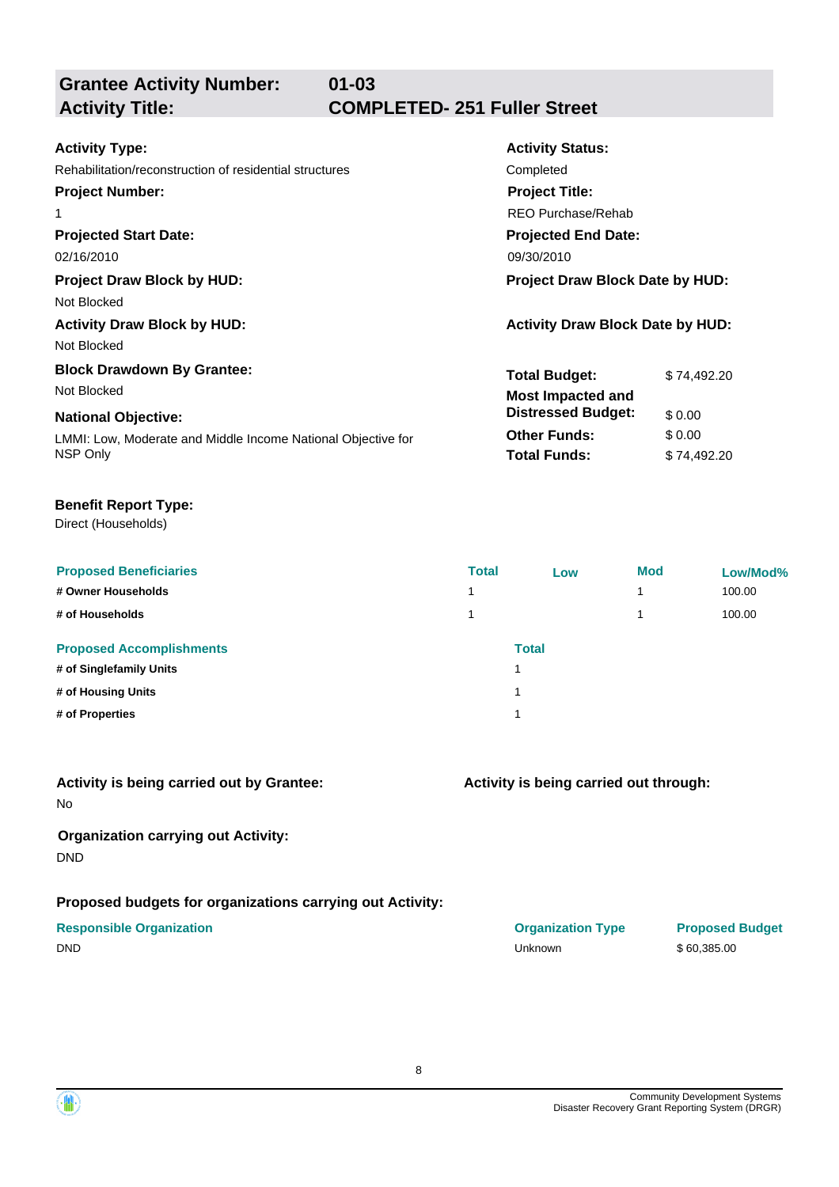## Grantee Activity Number: 01-03
## Activity Title: COMPLETED- 251 Fuller Street

**Activity Type:**
Rehabilitation/reconstruction of residential structures

**Activity Status:**
Completed

**Project Number:**
1

**Project Title:**
REO Purchase/Rehab

**Projected Start Date:**
02/16/2010

**Projected End Date:**
09/30/2010

**Project Draw Block by HUD:**
Not Blocked

**Project Draw Block Date by HUD:**

**Activity Draw Block by HUD:**
Not Blocked

**Activity Draw Block Date by HUD:**

**Block Drawdown By Grantee:**
Not Blocked

**National Objective:**
LMMI: Low, Moderate and Middle Income National Objective for NSP Only

| | |
|---|---|
| **Total Budget:** | $ 74,492.20 |
| **Most Impacted and Distressed Budget:** | $ 0.00 |
| **Other Funds:** | $ 0.00 |
| **Total Funds:** | $ 74,492.20 |

**Benefit Report Type:**
Direct (Households)

| Proposed Beneficiaries | Total | Low | Mod | Low/Mod% |
|---|---|---|---|---|
| # Owner Households | 1 | | 1 | 100.00 |
| # of Households | 1 | | 1 | 100.00 |

| Proposed Accomplishments | Total |
|---|---|
| # of Singlefamily Units | 1 |
| # of Housing Units | 1 |
| # of Properties | 1 |

**Activity is being carried out by Grantee:**
No

**Activity is being carried out through:**

**Organization carrying out Activity:**
DND

**Proposed budgets for organizations carrying out Activity:**

| Responsible Organization | Organization Type | Proposed Budget |
|---|---|---|
| DND | Unknown | $ 60,385.00 |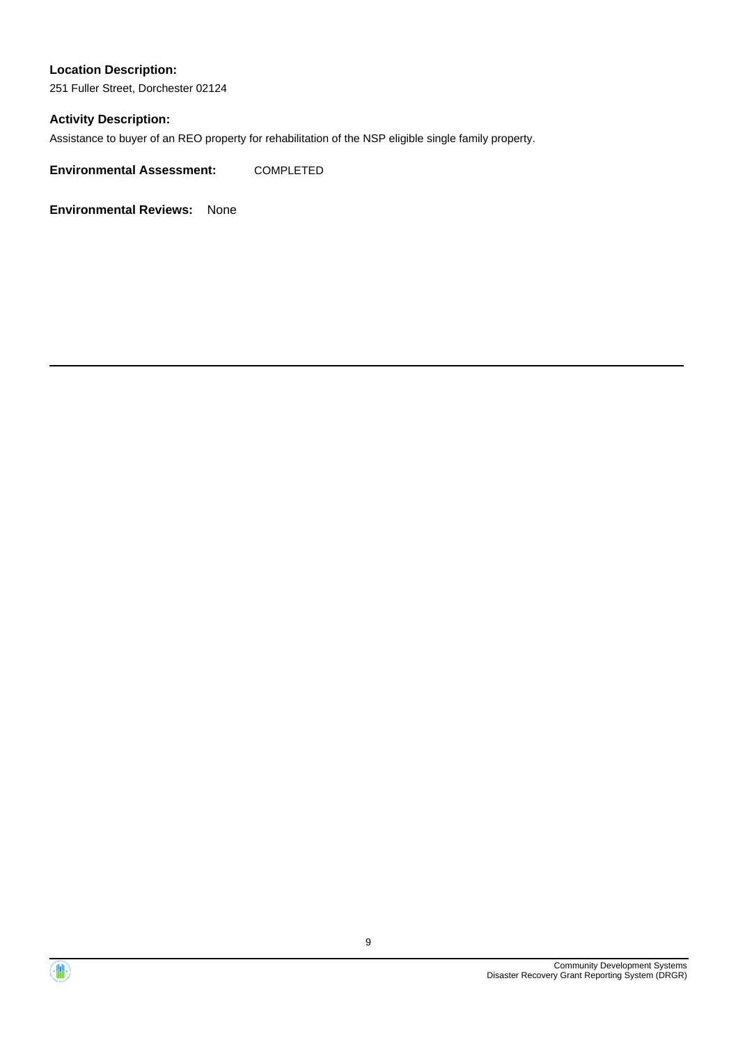**Location Description:**

251 Fuller Street, Dorchester 02124

**Activity Description:**

Assistance to buyer of an REO property for rehabilitation of the NSP eligible single family property.

**Environmental Assessment:** COMPLETED

**Environmental Reviews:** None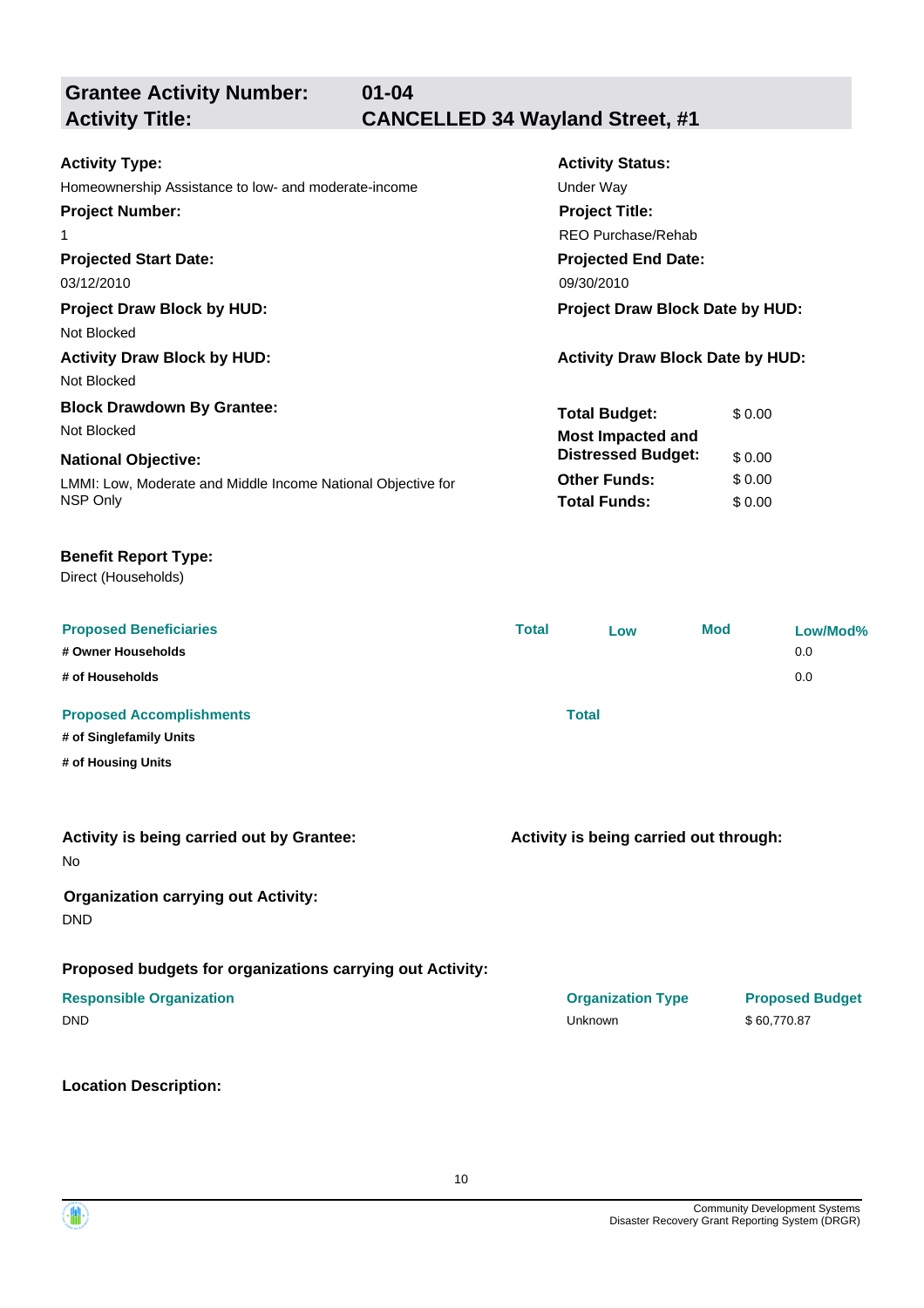## Grantee Activity Number: 01-04
## Activity Title: CANCELLED 34 Wayland Street, #1

**Activity Type:**
Homeownership Assistance to low- and moderate-income

**Activity Status:**
Under Way

**Project Number:**
1

**Project Title:**
REO Purchase/Rehab

**Projected Start Date:**
03/12/2010

**Projected End Date:**
09/30/2010

**Project Draw Block by HUD:**
Not Blocked

**Project Draw Block Date by HUD:**

**Activity Draw Block by HUD:**
Not Blocked

**Activity Draw Block Date by HUD:**

**Block Drawdown By Grantee:**
Not Blocked

**National Objective:**
LMMI: Low, Moderate and Middle Income National Objective for NSP Only

| | |
|---|---|
| **Total Budget:** | $ 0.00 |
| **Most Impacted and Distressed Budget:** | $ 0.00 |
| **Other Funds:** | $ 0.00 |
| **Total Funds:** | $ 0.00 |

**Benefit Report Type:**
Direct (Households)

| Proposed Beneficiaries | Total | Low | Mod | Low/Mod% |
|---|---|---|---|---|
| # Owner Households | | | | 0.0 |
| # of Households | | | | 0.0 |

| Proposed Accomplishments | Total |
|---|---|
| # of Singlefamily Units | |
| # of Housing Units | |

**Activity is being carried out by Grantee:**
No

**Activity is being carried out through:**

**Organization carrying out Activity:**
DND

**Proposed budgets for organizations carrying out Activity:**

| Responsible Organization | Organization Type | Proposed Budget |
|---|---|---|
| DND | Unknown | $ 60,770.87 |

**Location Description:**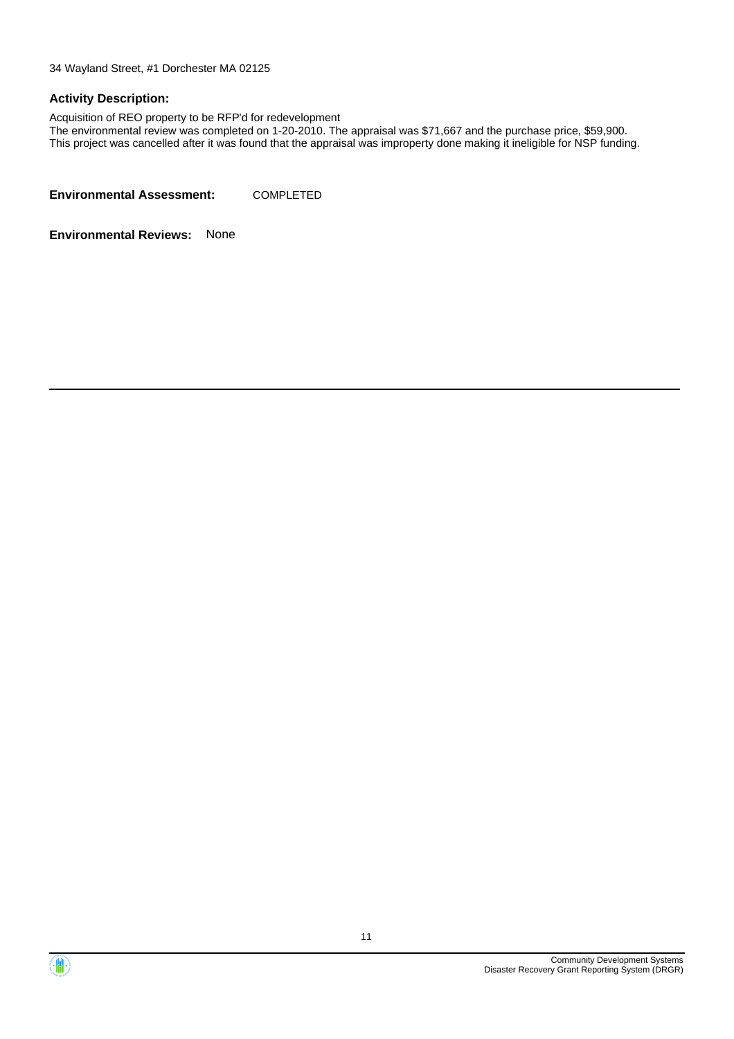34 Wayland Street, #1 Dorchester MA 02125

**Activity Description:**

Acquisition of REO property to be RFP'd for redevelopment
The environmental review was completed on 1-20-2010. The appraisal was $71,667 and the purchase price, $59,900.
This project was cancelled after it was found that the appraisal was improperty done making it ineligible for NSP funding.

**Environmental Assessment:** COMPLETED

**Environmental Reviews:** None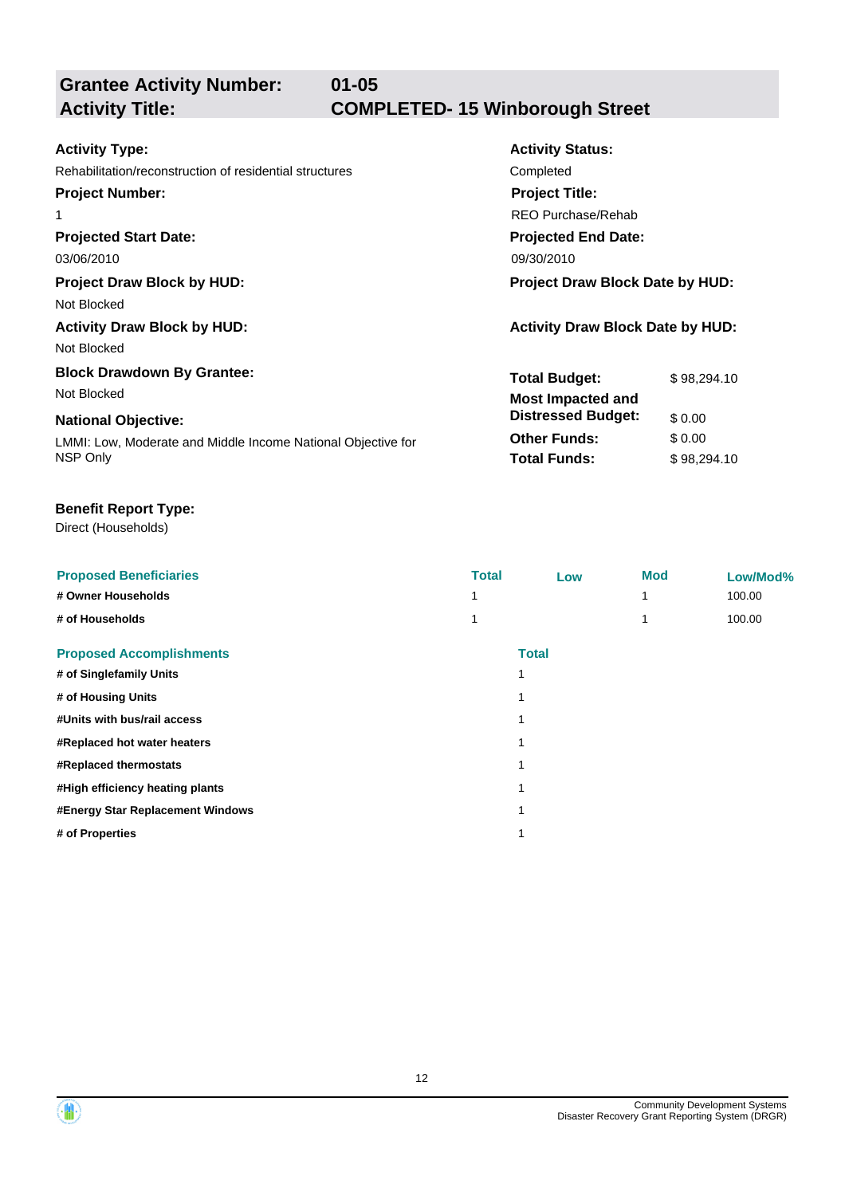**Grantee Activity Number:** 01-05
**Activity Title:** COMPLETED- 15 Winborough Street

**Activity Type:**
Rehabilitation/reconstruction of residential structures

**Activity Status:**
Completed

**Project Number:**
1

**Project Title:**
REO Purchase/Rehab

**Projected Start Date:**
03/06/2010

**Projected End Date:**
09/30/2010

**Project Draw Block by HUD:**
Not Blocked

**Project Draw Block Date by HUD:**

**Activity Draw Block by HUD:**
Not Blocked

**Activity Draw Block Date by HUD:**

**Block Drawdown By Grantee:**
Not Blocked

**National Objective:**
LMMI: Low, Moderate and Middle Income National Objective for NSP Only

| | |
|---|---|
| **Total Budget:** | $ 98,294.10 |
| **Most Impacted and Distressed Budget:** | $ 0.00 |
| **Other Funds:** | $ 0.00 |
| **Total Funds:** | $ 98,294.10 |

**Benefit Report Type:**
Direct (Households)

| Proposed Beneficiaries | Total | Low | Mod | Low/Mod% |
|---|---|---|---|---|
| # Owner Households | 1 | | 1 | 100.00 |
| # of Households | 1 | | 1 | 100.00 |

| Proposed Accomplishments | Total |
|---|---|
| # of Singlefamily Units | 1 |
| # of Housing Units | 1 |
| #Units with bus/rail access | 1 |
| #Replaced hot water heaters | 1 |
| #Replaced thermostats | 1 |
| #High efficiency heating plants | 1 |
| #Energy Star Replacement Windows | 1 |
| # of Properties | 1 |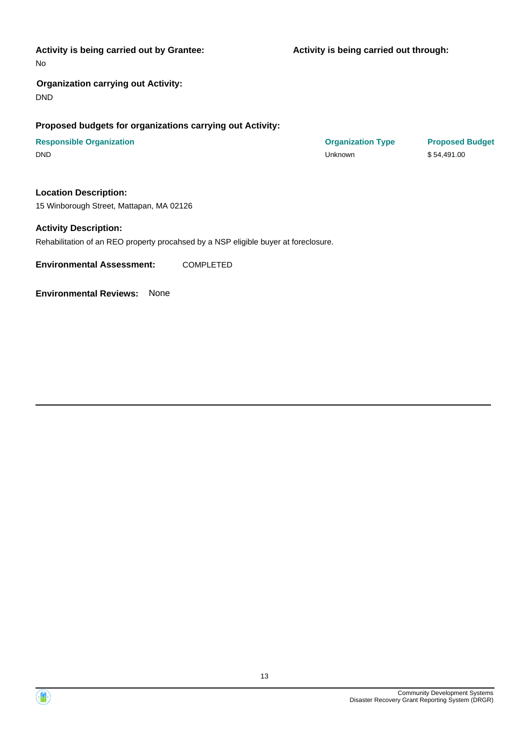**Activity is being carried out by Grantee:**

No

**Activity is being carried out through:**

**Organization carrying out Activity:**

DND

**Proposed budgets for organizations carrying out Activity:**

| Responsible Organization | Organization Type | Proposed Budget |
|---|---|---|
| DND | Unknown | $ 54,491.00 |

**Location Description:**

15 Winborough Street, Mattapan, MA 02126

**Activity Description:**

Rehabilitation of an REO property procahsed by a NSP eligible buyer at foreclosure.

**Environmental Assessment:** COMPLETED

**Environmental Reviews:** None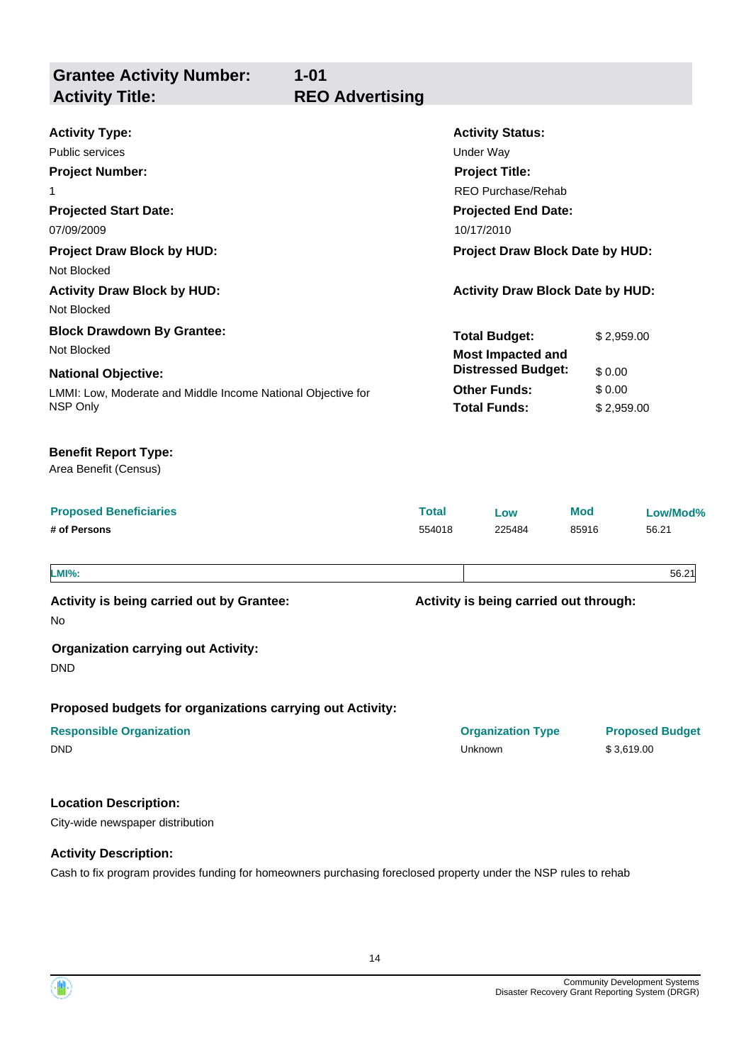## Grantee Activity Number: 1-01
## Activity Title: REO Advertising

**Activity Type:**
Public services

**Activity Status:**
Under Way

**Project Number:**
1

**Project Title:**
REO Purchase/Rehab

**Projected Start Date:**
07/09/2009

**Projected End Date:**
10/17/2010

**Project Draw Block by HUD:**
Not Blocked

**Project Draw Block Date by HUD:**

**Activity Draw Block by HUD:**
Not Blocked

**Activity Draw Block Date by HUD:**

**Block Drawdown By Grantee:**
Not Blocked

**National Objective:**
LMMI: Low, Moderate and Middle Income National Objective for NSP Only

| | |
|---|---|
| **Total Budget:** | $ 2,959.00 |
| **Most Impacted and Distressed Budget:** | $ 0.00 |
| **Other Funds:** | $ 0.00 |
| **Total Funds:** | $ 2,959.00 |

**Benefit Report Type:**
Area Benefit (Census)

| Proposed Beneficiaries | Total | Low | Mod | Low/Mod% |
|---|---|---|---|---|
| # of Persons | 554018 | 225484 | 85916 | 56.21 |

| LMI%: | | 56.21 |
|---|---|---|

**Activity is being carried out by Grantee:**
No

**Activity is being carried out through:**

**Organization carrying out Activity:**
DND

**Proposed budgets for organizations carrying out Activity:**

| Responsible Organization | Organization Type | Proposed Budget |
|---|---|---|
| DND | Unknown | $ 3,619.00 |

**Location Description:**
City-wide newspaper distribution

**Activity Description:**
Cash to fix program provides funding for homeowners purchasing foreclosed property under the NSP rules to rehab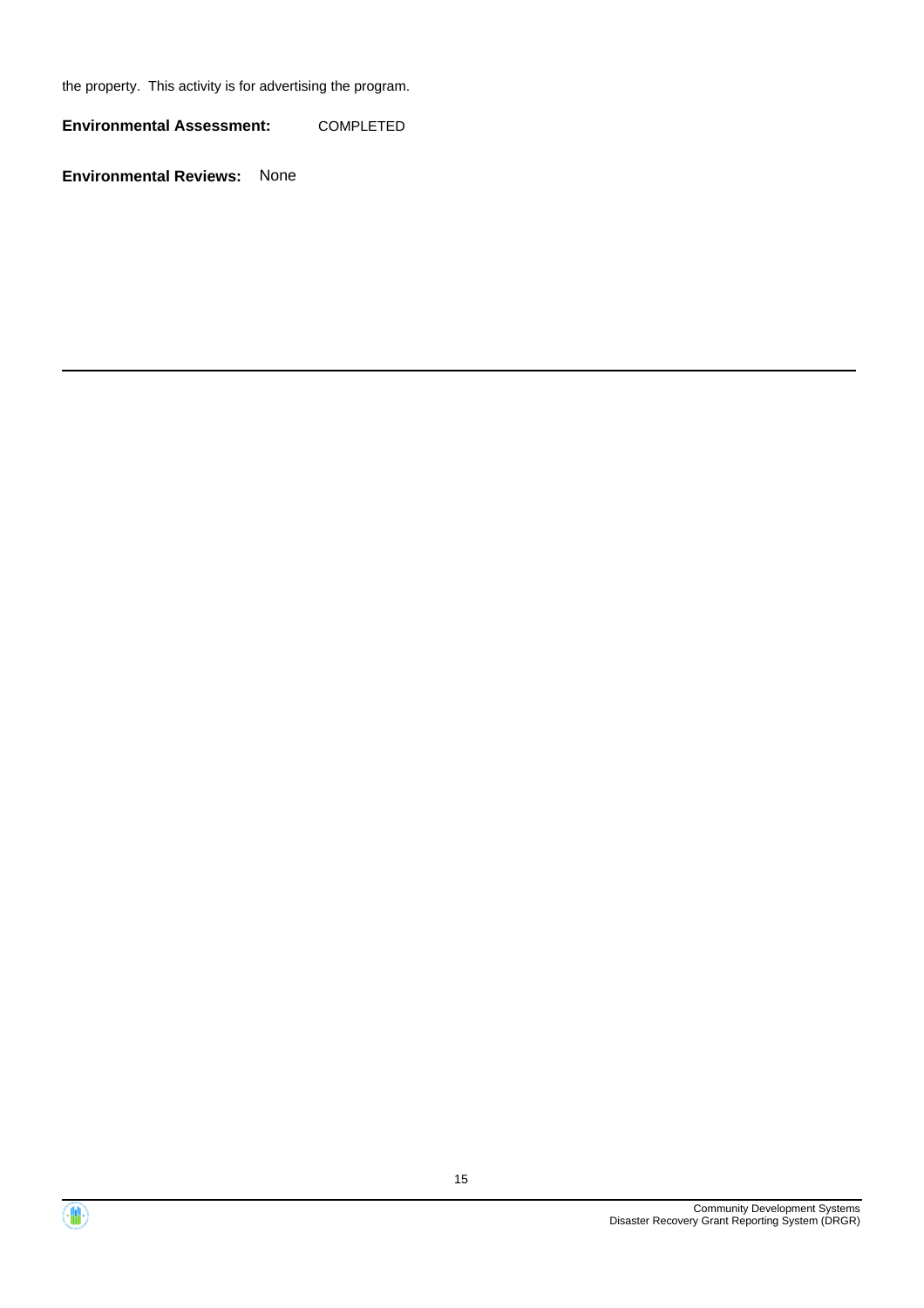the property.  This activity is for advertising the program.

**Environmental Assessment:** COMPLETED

**Environmental Reviews:** None

---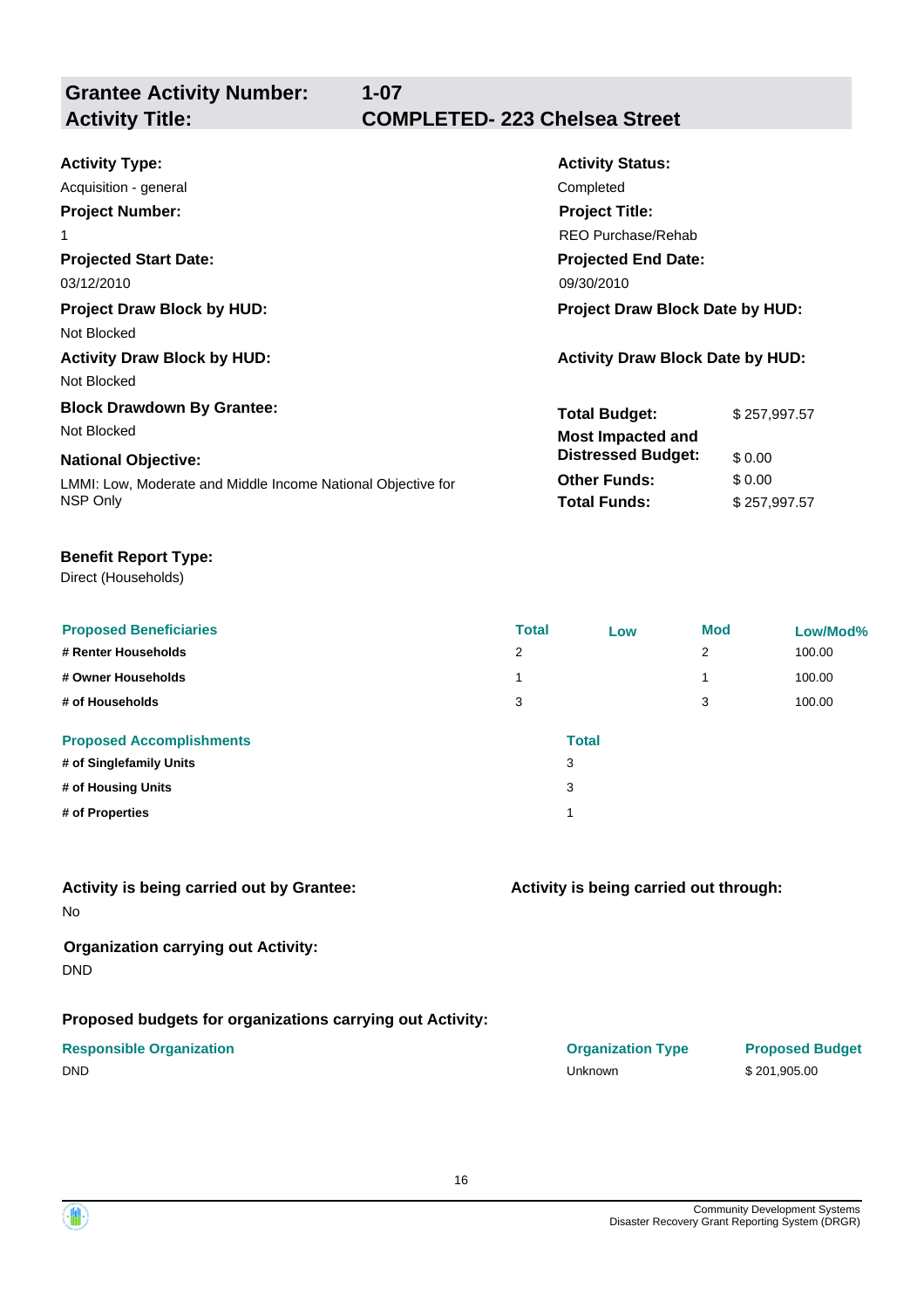## Grantee Activity Number: 1-07
## Activity Title: COMPLETED- 223 Chelsea Street

**Activity Type:**
Acquisition - general

**Activity Status:**
Completed

**Project Number:**
1

**Project Title:**
REO Purchase/Rehab

**Projected Start Date:**
03/12/2010

**Projected End Date:**
09/30/2010

**Project Draw Block by HUD:**
Not Blocked

**Project Draw Block Date by HUD:**

**Activity Draw Block by HUD:**
Not Blocked

**Activity Draw Block Date by HUD:**

**Block Drawdown By Grantee:**
Not Blocked

**National Objective:**
LMMI: Low, Moderate and Middle Income National Objective for NSP Only

| | |
|---|---|
| **Total Budget:** | $ 257,997.57 |
| **Most Impacted and Distressed Budget:** | $ 0.00 |
| **Other Funds:** | $ 0.00 |
| **Total Funds:** | $ 257,997.57 |

**Benefit Report Type:**
Direct (Households)

| Proposed Beneficiaries | Total | Low | Mod | Low/Mod% |
|---|---|---|---|---|
| # Renter Households | 2 | | 2 | 100.00 |
| # Owner Households | 1 | | 1 | 100.00 |
| # of Households | 3 | | 3 | 100.00 |

| Proposed Accomplishments | Total |
|---|---|
| # of Singlefamily Units | 3 |
| # of Housing Units | 3 |
| # of Properties | 1 |

**Activity is being carried out by Grantee:**
No

**Activity is being carried out through:**

**Organization carrying out Activity:**
DND

**Proposed budgets for organizations carrying out Activity:**

| Responsible Organization | Organization Type | Proposed Budget |
|---|---|---|
| DND | Unknown | $ 201,905.00 |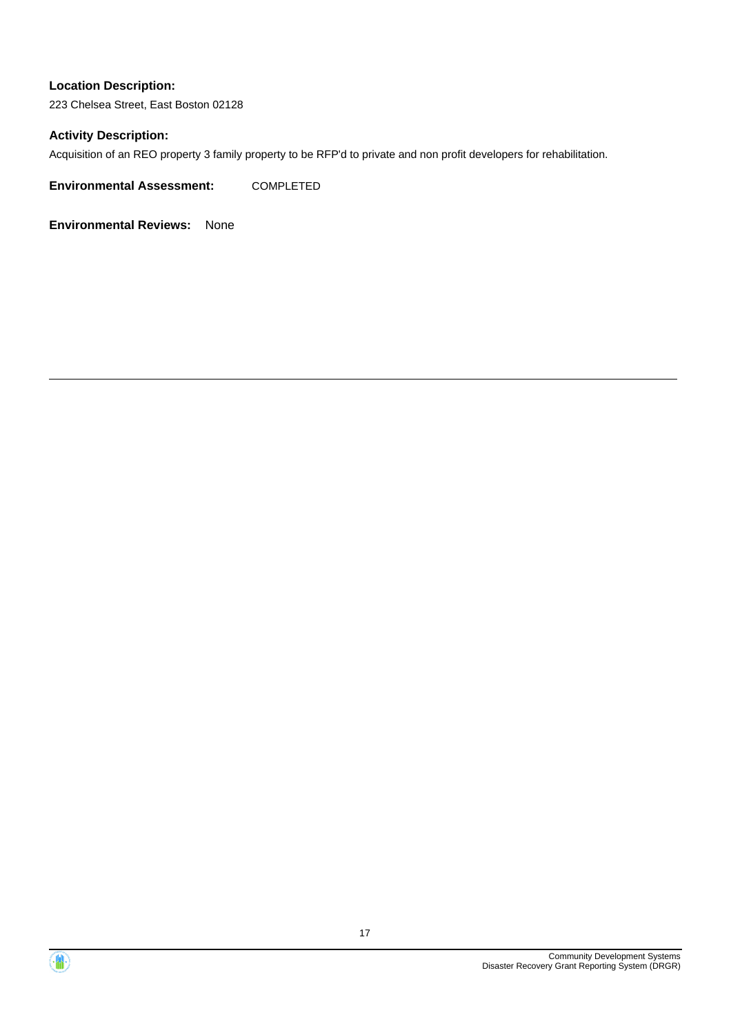**Location Description:**

223 Chelsea Street, East Boston 02128

**Activity Description:**

Acquisition of an REO property 3 family property to be RFP'd to private and non profit developers for rehabilitation.

**Environmental Assessment:** COMPLETED

**Environmental Reviews:** None

---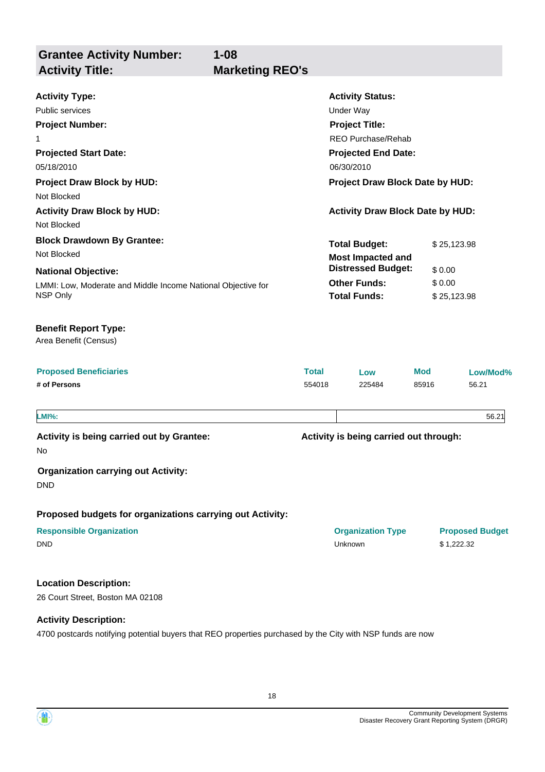## Grantee Activity Number: 1-08
## Activity Title: Marketing REO's

**Activity Type:**
Public services

**Activity Status:**
Under Way

**Project Number:**
1

**Project Title:**
REO Purchase/Rehab

**Projected Start Date:**
05/18/2010

**Projected End Date:**
06/30/2010

**Project Draw Block by HUD:**
Not Blocked

**Project Draw Block Date by HUD:**

**Activity Draw Block by HUD:**
Not Blocked

**Activity Draw Block Date by HUD:**

**Block Drawdown By Grantee:**
Not Blocked

**National Objective:**
LMMI: Low, Moderate and Middle Income National Objective for NSP Only

| | |
|---|---|
| **Total Budget:** | $ 25,123.98 |
| **Most Impacted and Distressed Budget:** | $ 0.00 |
| **Other Funds:** | $ 0.00 |
| **Total Funds:** | $ 25,123.98 |

**Benefit Report Type:**
Area Benefit (Census)

| Proposed Beneficiaries | Total | Low | Mod | Low/Mod% |
|---|---|---|---|---|
| **# of Persons** | 554018 | 225484 | 85916 | 56.21 |

| **LMI%:** | 56.21 |
|---|---|

**Activity is being carried out by Grantee:**
No

**Activity is being carried out through:**

**Organization carrying out Activity:**
DND

**Proposed budgets for organizations carrying out Activity:**

| Responsible Organization | Organization Type | Proposed Budget |
|---|---|---|
| DND | Unknown | $ 1,222.32 |

**Location Description:**
26 Court Street, Boston MA 02108

**Activity Description:**
4700 postcards notifying potential buyers that REO properties purchased by the City with NSP funds are now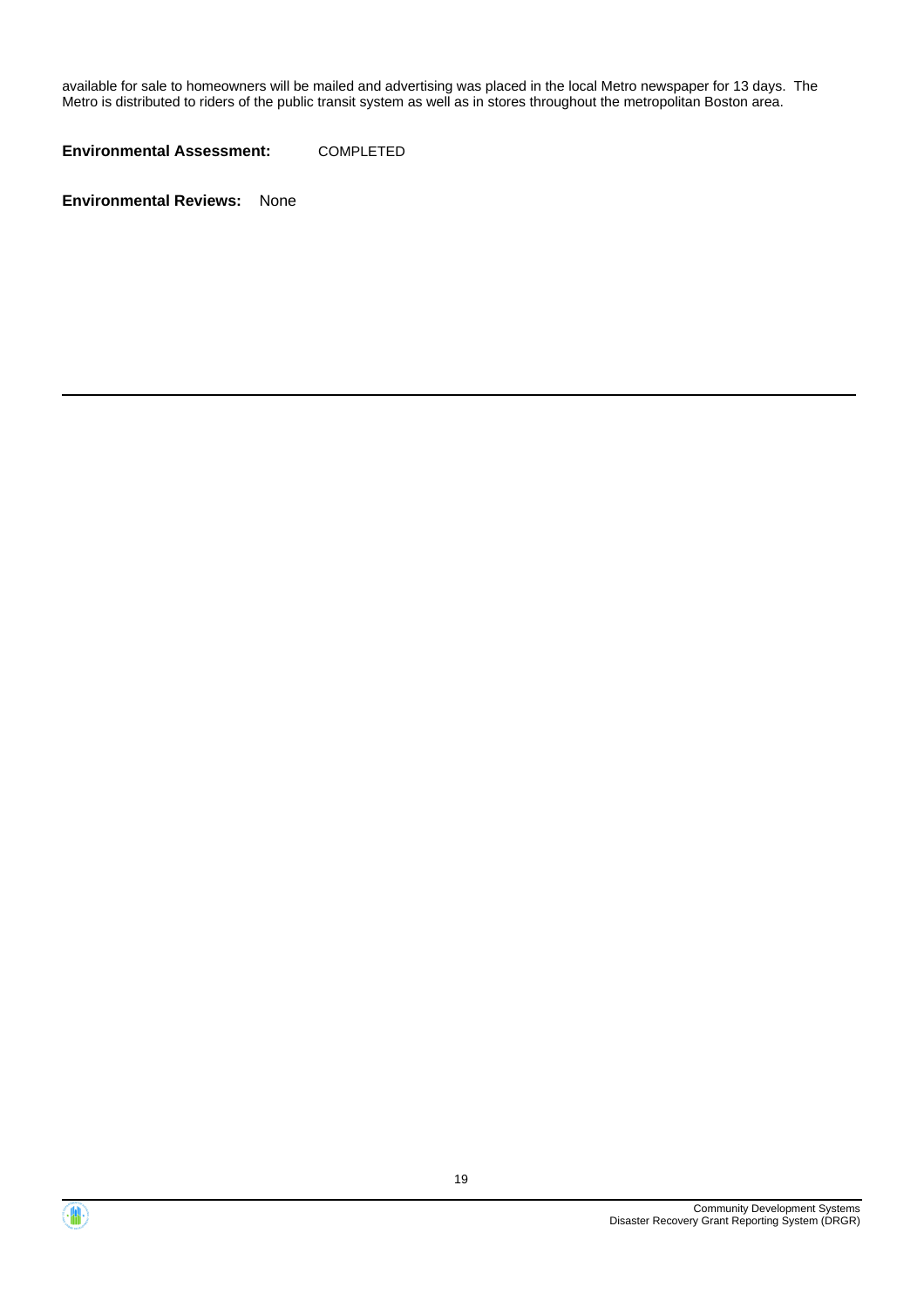available for sale to homeowners will be mailed and advertising was placed in the local Metro newspaper for 13 days. The Metro is distributed to riders of the public transit system as well as in stores throughout the metropolitan Boston area.

**Environmental Assessment:** COMPLETED

**Environmental Reviews:** None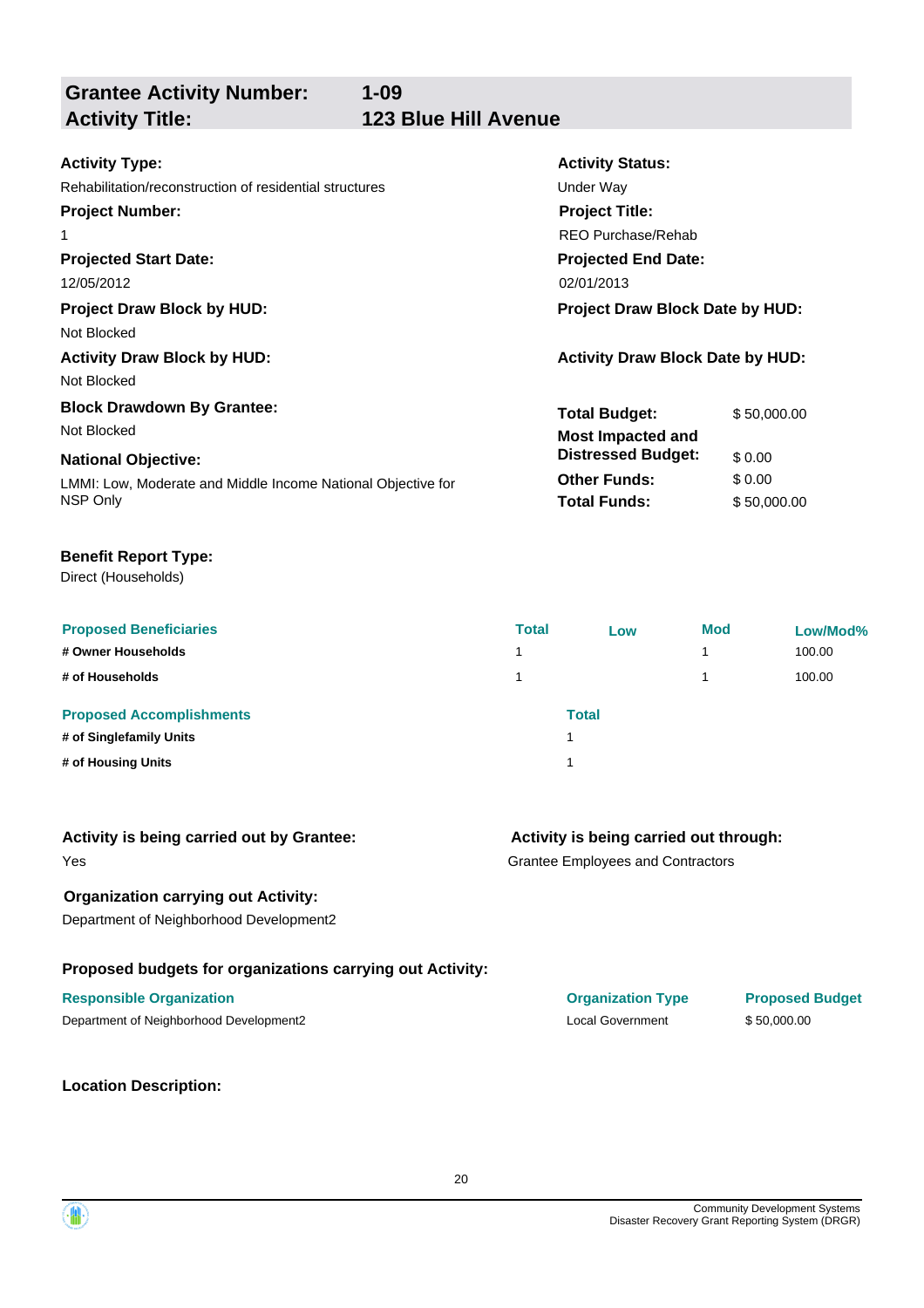## Grantee Activity Number: 1-09
## Activity Title: 123 Blue Hill Avenue

**Activity Type:**
Rehabilitation/reconstruction of residential structures

**Activity Status:**
Under Way

**Project Number:**
1

**Project Title:**
REO Purchase/Rehab

**Projected Start Date:**
12/05/2012

**Projected End Date:**
02/01/2013

**Project Draw Block by HUD:**
Not Blocked

**Project Draw Block Date by HUD:**

**Activity Draw Block by HUD:**
Not Blocked

**Activity Draw Block Date by HUD:**

**Block Drawdown By Grantee:**
Not Blocked

**National Objective:**
LMMI: Low, Moderate and Middle Income National Objective for NSP Only

| | |
|---|---|
| **Total Budget:** | $ 50,000.00 |
| **Most Impacted and Distressed Budget:** | $ 0.00 |
| **Other Funds:** | $ 0.00 |
| **Total Funds:** | $ 50,000.00 |

**Benefit Report Type:**
Direct (Households)

| Proposed Beneficiaries | Total | Low | Mod | Low/Mod% |
|---|---|---|---|---|
| # Owner Households | 1 | | 1 | 100.00 |
| # of Households | 1 | | 1 | 100.00 |

| Proposed Accomplishments | Total |
|---|---|
| # of Singlefamily Units | 1 |
| # of Housing Units | 1 |

**Activity is being carried out by Grantee:**
Yes

**Activity is being carried out through:**
Grantee Employees and Contractors

**Organization carrying out Activity:**
Department of Neighborhood Development2

**Proposed budgets for organizations carrying out Activity:**

| Responsible Organization | Organization Type | Proposed Budget |
|---|---|---|
| Department of Neighborhood Development2 | Local Government | $ 50,000.00 |

**Location Description:**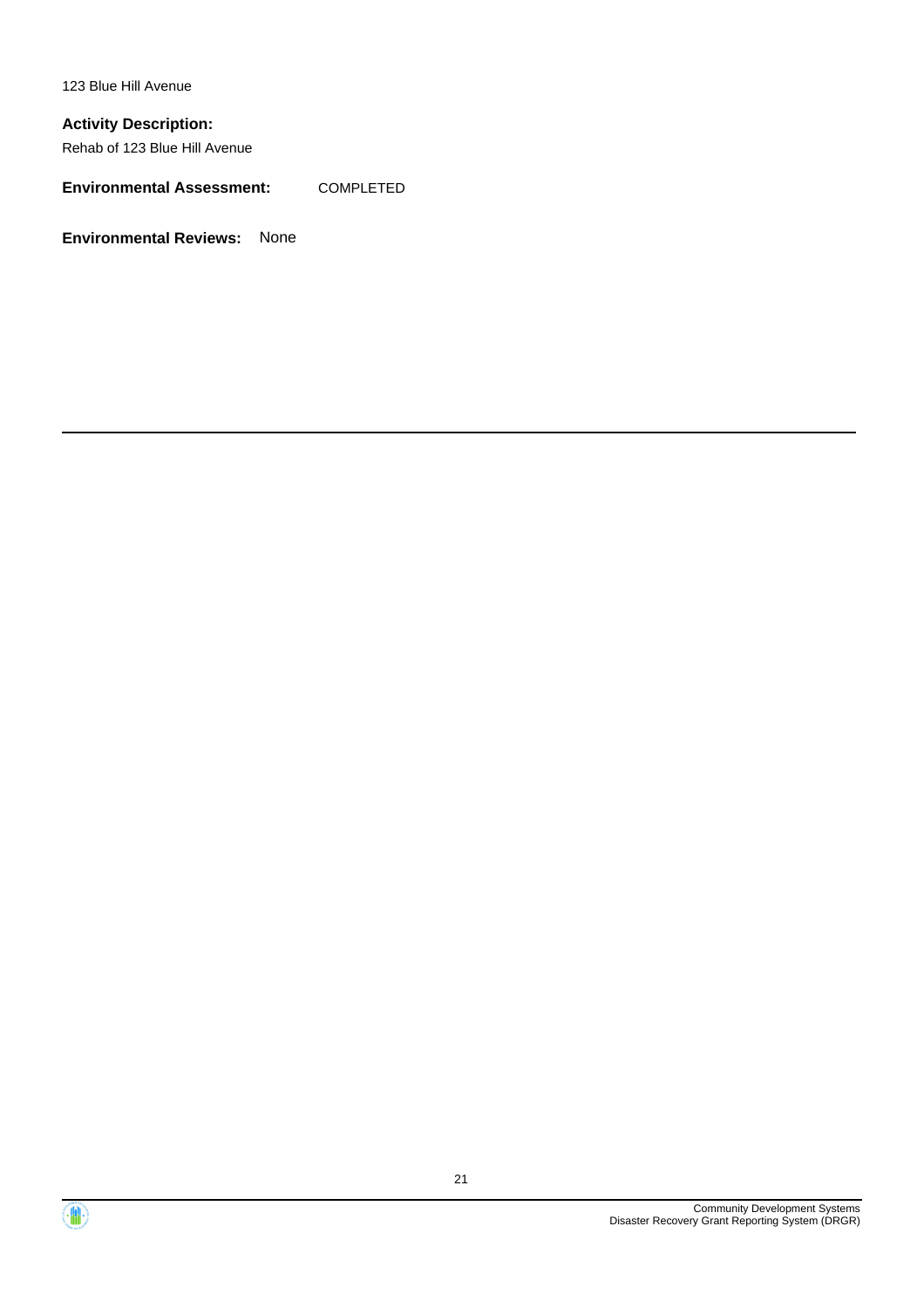123 Blue Hill Avenue

**Activity Description:**

Rehab of 123 Blue Hill Avenue

**Environmental Assessment:** COMPLETED

**Environmental Reviews:** None

---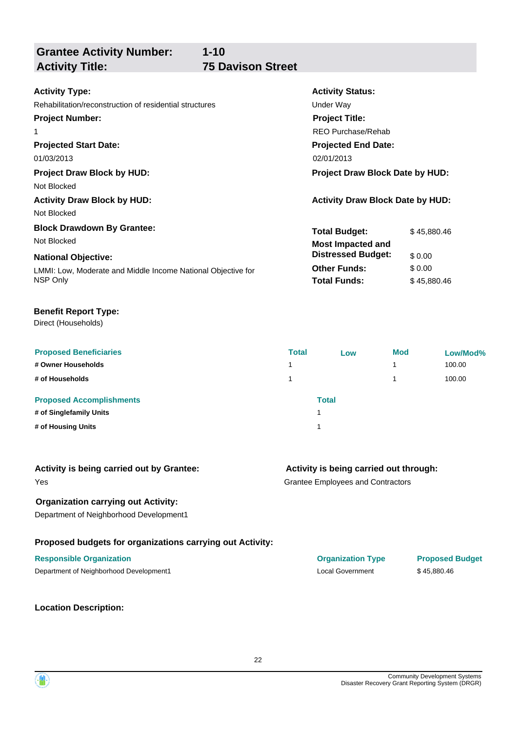## Grantee Activity Number: 1-10
## Activity Title: 75 Davison Street

**Activity Type:**
Rehabilitation/reconstruction of residential structures

**Activity Status:**
Under Way

**Project Number:**
1

**Project Title:**
REO Purchase/Rehab

**Projected Start Date:**
01/03/2013

**Projected End Date:**
02/01/2013

**Project Draw Block by HUD:**
Not Blocked

**Project Draw Block Date by HUD:**

**Activity Draw Block by HUD:**
Not Blocked

**Activity Draw Block Date by HUD:**

**Block Drawdown By Grantee:**
Not Blocked

**National Objective:**
LMMI: Low, Moderate and Middle Income National Objective for NSP Only

| | |
|---|---|
| **Total Budget:** | $ 45,880.46 |
| **Most Impacted and Distressed Budget:** | $ 0.00 |
| **Other Funds:** | $ 0.00 |
| **Total Funds:** | $ 45,880.46 |

**Benefit Report Type:**
Direct (Households)

| Proposed Beneficiaries | Total | Low | Mod | Low/Mod% |
|---|---|---|---|---|
| # Owner Households | 1 | | 1 | 100.00 |
| # of Households | 1 | | 1 | 100.00 |

| Proposed Accomplishments | Total |
|---|---|
| # of Singlefamily Units | 1 |
| # of Housing Units | 1 |

**Activity is being carried out by Grantee:**
Yes

**Activity is being carried out through:**
Grantee Employees and Contractors

**Organization carrying out Activity:**
Department of Neighborhood Development1

**Proposed budgets for organizations carrying out Activity:**

| Responsible Organization | Organization Type | Proposed Budget |
|---|---|---|
| Department of Neighborhood Development1 | Local Government | $ 45,880.46 |

**Location Description:**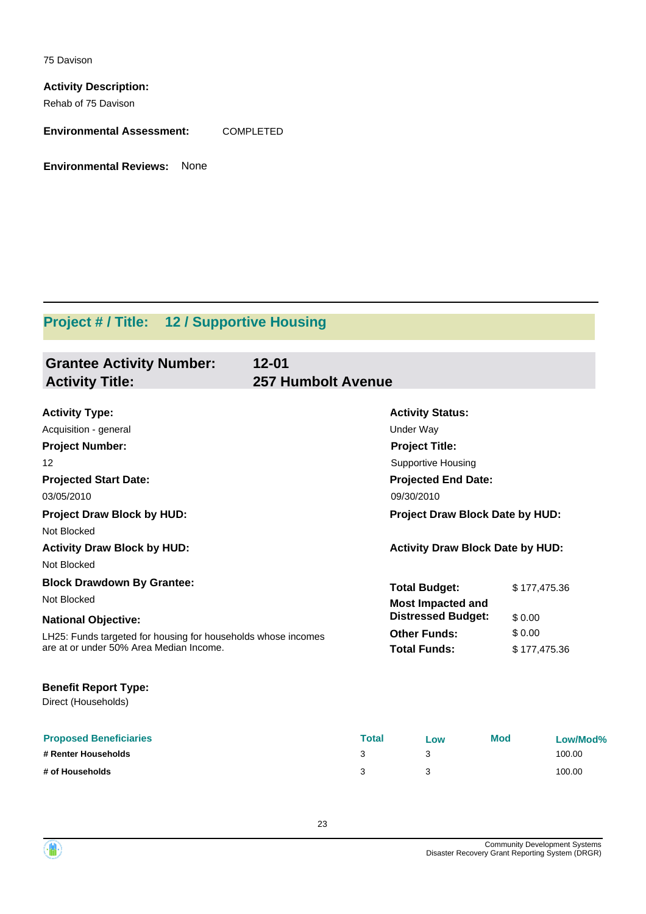75 Davison

**Activity Description:**

Rehab of 75 Davison

**Environmental Assessment:** COMPLETED

**Environmental Reviews:** None

## Project # / Title: 12 / Supportive Housing

### Grantee Activity Number: 12-01
### Activity Title: 257 Humbolt Avenue

**Activity Type:**
Acquisition - general

**Activity Status:**
Under Way

**Project Number:**
12

**Project Title:**
Supportive Housing

**Projected Start Date:**
03/05/2010

**Projected End Date:**
09/30/2010

**Project Draw Block by HUD:**
Not Blocked

**Project Draw Block Date by HUD:**

**Activity Draw Block by HUD:**
Not Blocked

**Activity Draw Block Date by HUD:**

**Block Drawdown By Grantee:**
Not Blocked

**National Objective:**
LH25: Funds targeted for housing for households whose incomes are at or under 50% Area Median Income.

| | |
|---|---|
| **Total Budget:** | $ 177,475.36 |
| **Most Impacted and Distressed Budget:** | $ 0.00 |
| **Other Funds:** | $ 0.00 |
| **Total Funds:** | $ 177,475.36 |

**Benefit Report Type:**
Direct (Households)

| Proposed Beneficiaries | Total | Low | Mod | Low/Mod% |
|---|---|---|---|---|
| # Renter Households | 3 | 3 | | 100.00 |
| # of Households | 3 | 3 | | 100.00 |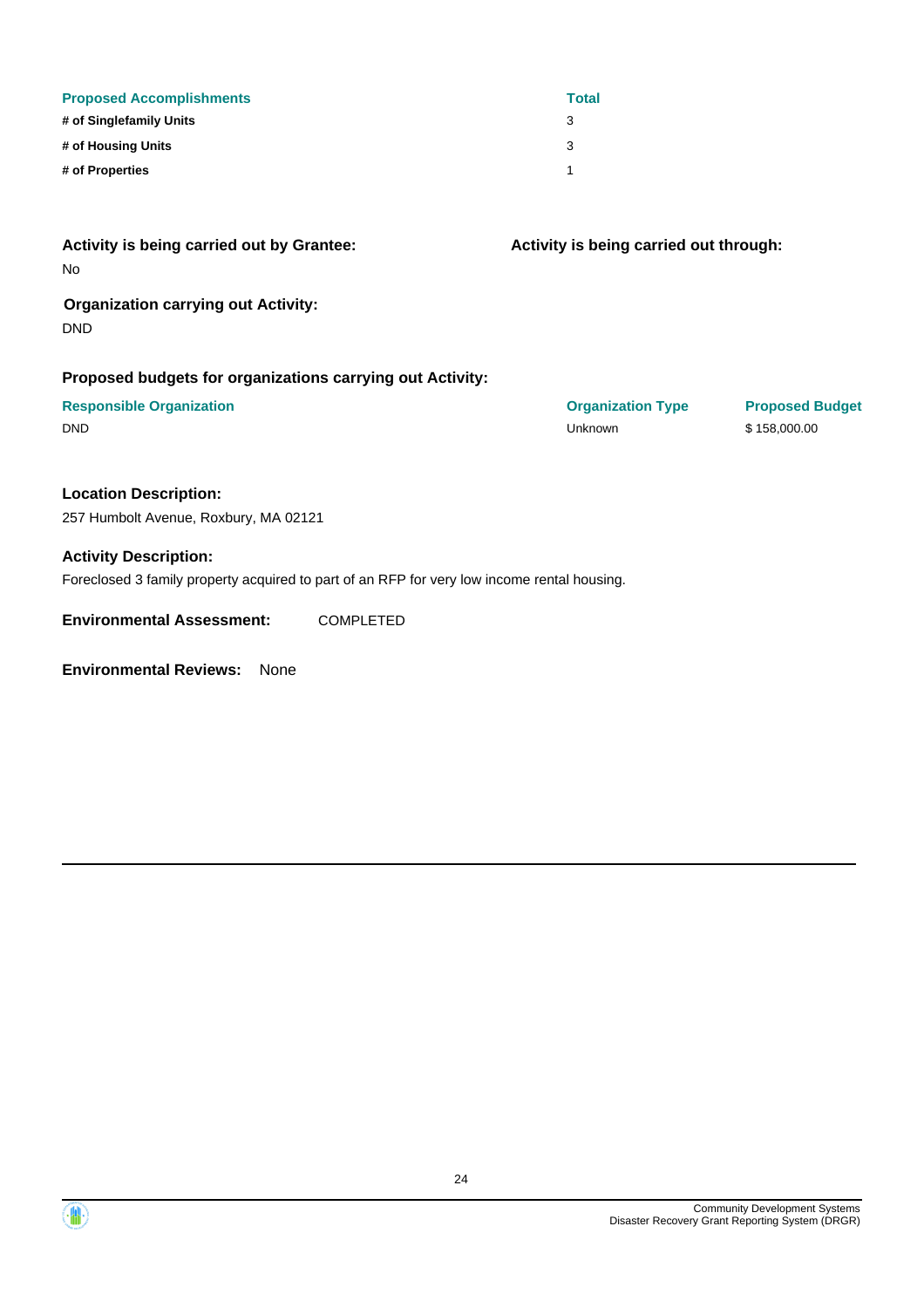| Proposed Accomplishments | Total |
| --- | --- |
| # of Singlefamily Units | 3 |
| # of Housing Units | 3 |
| # of Properties | 1 |

**Activity is being carried out by Grantee:**

No

**Activity is being carried out through:**

**Organization carrying out Activity:**

DND

**Proposed budgets for organizations carrying out Activity:**

| Responsible Organization | Organization Type | Proposed Budget |
| --- | --- | --- |
| DND | Unknown | $ 158,000.00 |

**Location Description:**

257 Humbolt Avenue, Roxbury, MA 02121

**Activity Description:**

Foreclosed 3 family property acquired to part of an RFP for very low income rental housing.

**Environmental Assessment:** COMPLETED

**Environmental Reviews:** None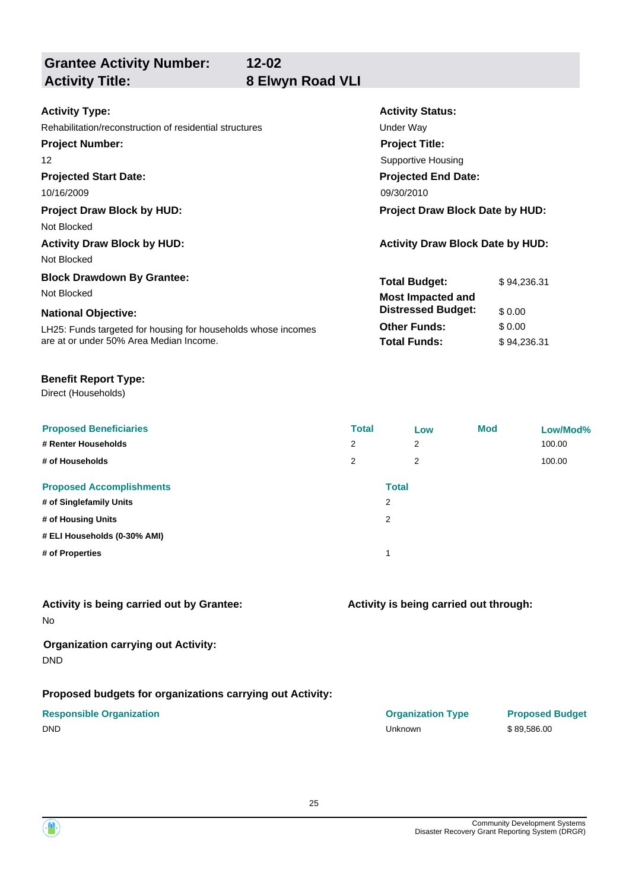## Grantee Activity Number: 12-02
## Activity Title: 8 Elwyn Road VLI

**Activity Type:**
Rehabilitation/reconstruction of residential structures

**Activity Status:**
Under Way

**Project Number:**
12

**Project Title:**
Supportive Housing

**Projected Start Date:**
10/16/2009

**Projected End Date:**
09/30/2010

**Project Draw Block by HUD:**
Not Blocked

**Project Draw Block Date by HUD:**

**Activity Draw Block by HUD:**
Not Blocked

**Activity Draw Block Date by HUD:**

**Block Drawdown By Grantee:**
Not Blocked

**National Objective:**
LH25: Funds targeted for housing for households whose incomes are at or under 50% Area Median Income.

| | |
|---|---|
| **Total Budget:** | $ 94,236.31 |
| **Most Impacted and Distressed Budget:** | $ 0.00 |
| **Other Funds:** | $ 0.00 |
| **Total Funds:** | $ 94,236.31 |

**Benefit Report Type:**
Direct (Households)

| Proposed Beneficiaries | Total | Low | Mod | Low/Mod% |
|---|---|---|---|---|
| # Renter Households | 2 | 2 | | 100.00 |
| # of Households | 2 | 2 | | 100.00 |

| Proposed Accomplishments | Total |
|---|---|
| # of Singlefamily Units | 2 |
| # of Housing Units | 2 |
| # ELI Households (0-30% AMI) | |
| # of Properties | 1 |

**Activity is being carried out by Grantee:**
No

**Activity is being carried out through:**

**Organization carrying out Activity:**
DND

**Proposed budgets for organizations carrying out Activity:**

| Responsible Organization | Organization Type | Proposed Budget |
|---|---|---|
| DND | Unknown | $ 89,586.00 |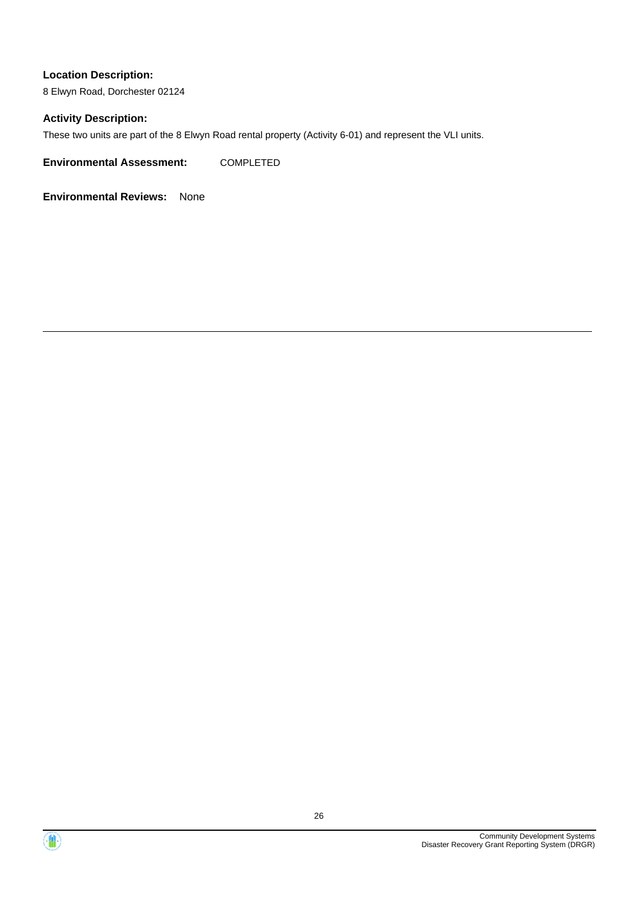**Location Description:**

8 Elwyn Road, Dorchester 02124

**Activity Description:**

These two units are part of the 8 Elwyn Road rental property (Activity 6-01) and represent the VLI units.

**Environmental Assessment:** COMPLETED

**Environmental Reviews:** None

---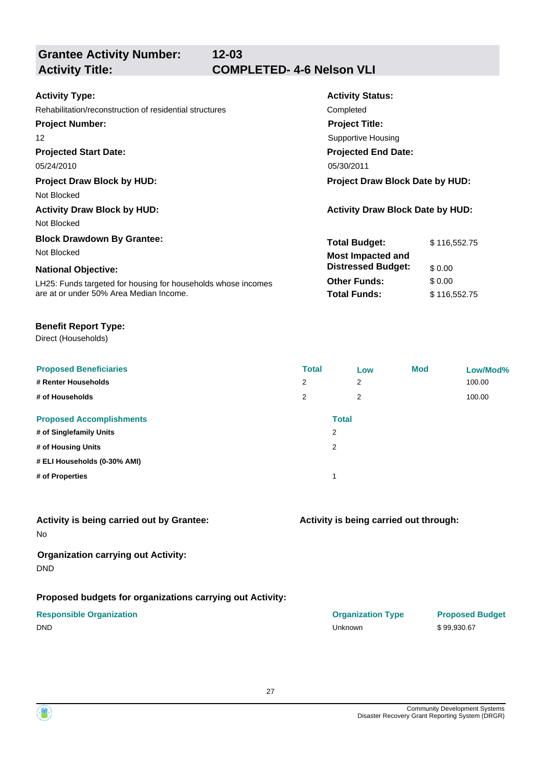## Grantee Activity Number: 12-03
## Activity Title: COMPLETED- 4-6 Nelson VLI

**Activity Type:**
Rehabilitation/reconstruction of residential structures

**Activity Status:**
Completed

**Project Number:**
12

**Project Title:**
Supportive Housing

**Projected Start Date:**
05/24/2010

**Projected End Date:**
05/30/2011

**Project Draw Block by HUD:**
Not Blocked

**Project Draw Block Date by HUD:**

**Activity Draw Block by HUD:**
Not Blocked

**Activity Draw Block Date by HUD:**

**Block Drawdown By Grantee:**
Not Blocked

**National Objective:**
LH25: Funds targeted for housing for households whose incomes are at or under 50% Area Median Income.

| | |
|---|---|
| **Total Budget:** | $ 116,552.75 |
| **Most Impacted and Distressed Budget:** | $ 0.00 |
| **Other Funds:** | $ 0.00 |
| **Total Funds:** | $ 116,552.75 |

**Benefit Report Type:**
Direct (Households)

| Proposed Beneficiaries | Total | Low | Mod | Low/Mod% |
|---|---|---|---|---|
| # Renter Households | 2 | 2 | | 100.00 |
| # of Households | 2 | 2 | | 100.00 |

| Proposed Accomplishments | Total |
|---|---|
| # of Singlefamily Units | 2 |
| # of Housing Units | 2 |
| # ELI Households (0-30% AMI) | |
| # of Properties | 1 |

**Activity is being carried out by Grantee:**
No

**Activity is being carried out through:**

**Organization carrying out Activity:**
DND

**Proposed budgets for organizations carrying out Activity:**

| Responsible Organization | Organization Type | Proposed Budget |
|---|---|---|
| DND | Unknown | $ 99,930.67 |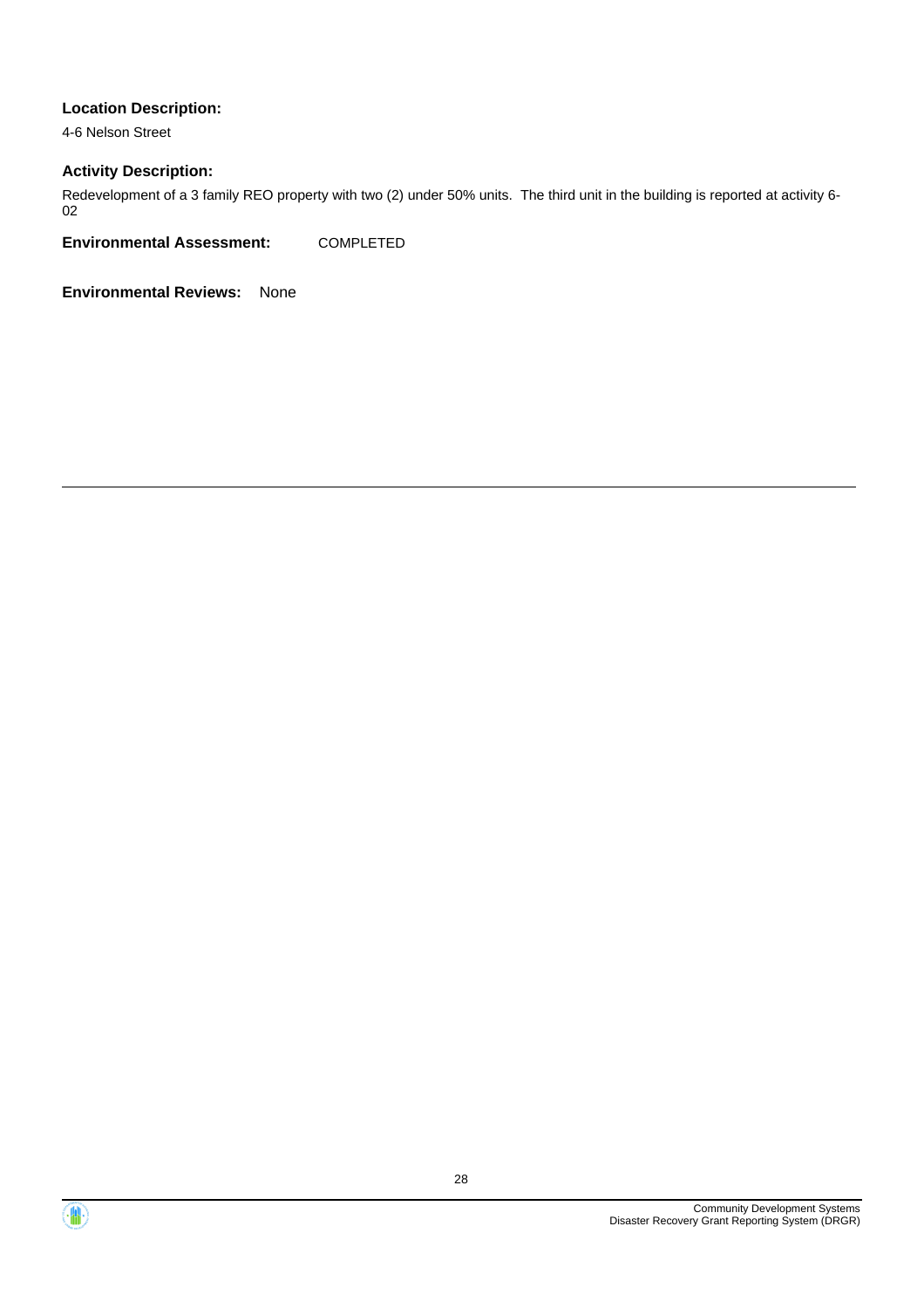**Location Description:**

4-6 Nelson Street

**Activity Description:**

Redevelopment of a 3 family REO property with two (2) under 50% units. The third unit in the building is reported at activity 6-02

**Environmental Assessment:** COMPLETED

**Environmental Reviews:** None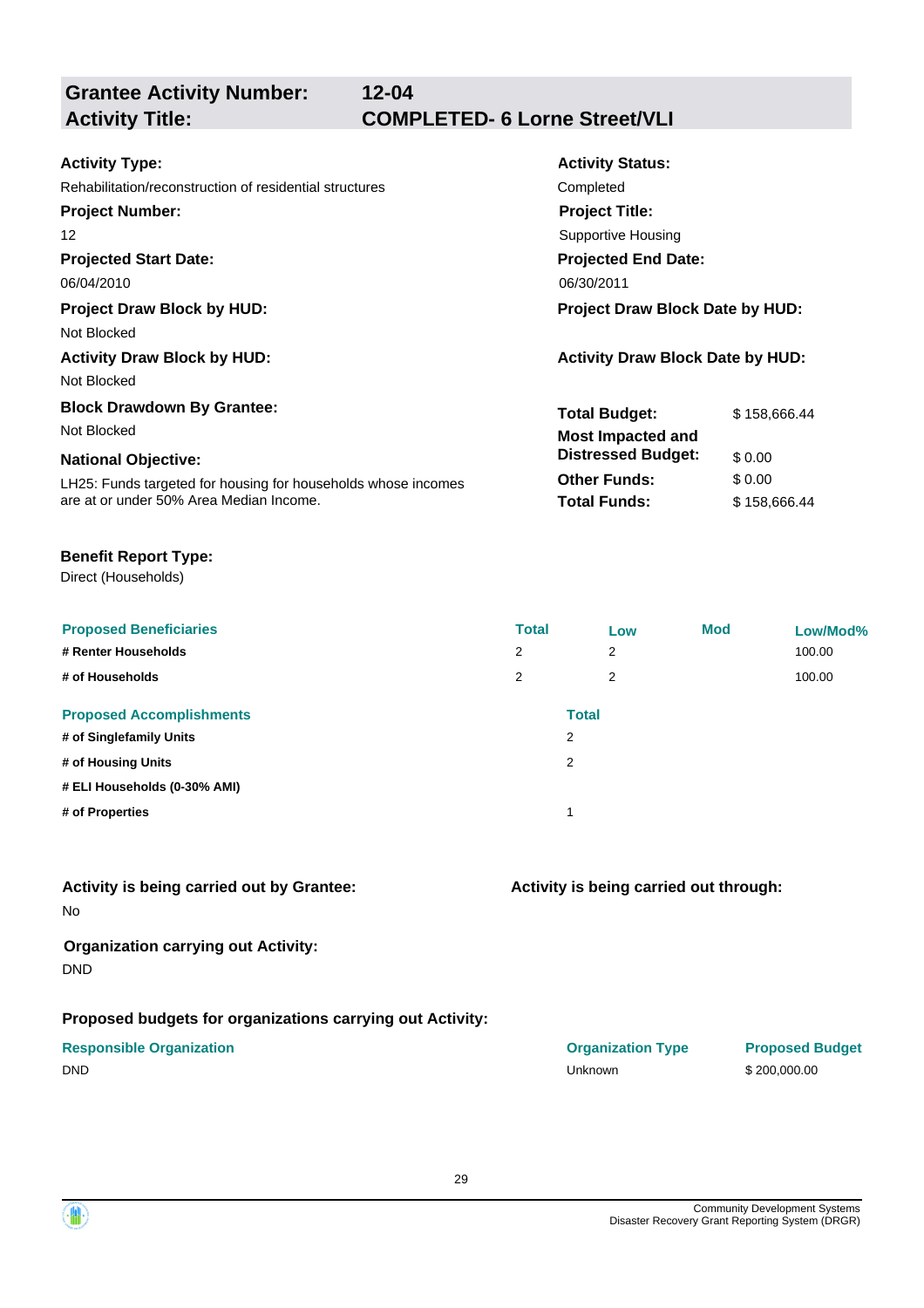## Grantee Activity Number: 12-04
## Activity Title: COMPLETED- 6 Lorne Street/VLI

**Activity Type:**
Rehabilitation/reconstruction of residential structures

**Activity Status:**
Completed

**Project Number:**
12

**Project Title:**
Supportive Housing

**Projected Start Date:**
06/04/2010

**Projected End Date:**
06/30/2011

**Project Draw Block by HUD:**
Not Blocked

**Project Draw Block Date by HUD:**

**Activity Draw Block by HUD:**
Not Blocked

**Activity Draw Block Date by HUD:**

**Block Drawdown By Grantee:**
Not Blocked

**National Objective:**
LH25: Funds targeted for housing for households whose incomes are at or under 50% Area Median Income.

| | |
|---|---|
| **Total Budget:** | $ 158,666.44 |
| **Most Impacted and Distressed Budget:** | $ 0.00 |
| **Other Funds:** | $ 0.00 |
| **Total Funds:** | $ 158,666.44 |

**Benefit Report Type:**
Direct (Households)

| Proposed Beneficiaries | Total | Low | Mod | Low/Mod% |
|---|---|---|---|---|
| # Renter Households | 2 | 2 | | 100.00 |
| # of Households | 2 | 2 | | 100.00 |

| Proposed Accomplishments | Total |
|---|---|
| # of Singlefamily Units | 2 |
| # of Housing Units | 2 |
| # ELI Households (0-30% AMI) | |
| # of Properties | 1 |

**Activity is being carried out by Grantee:**
No

**Activity is being carried out through:**

**Organization carrying out Activity:**
DND

**Proposed budgets for organizations carrying out Activity:**

| Responsible Organization | Organization Type | Proposed Budget |
|---|---|---|
| DND | Unknown | $ 200,000.00 |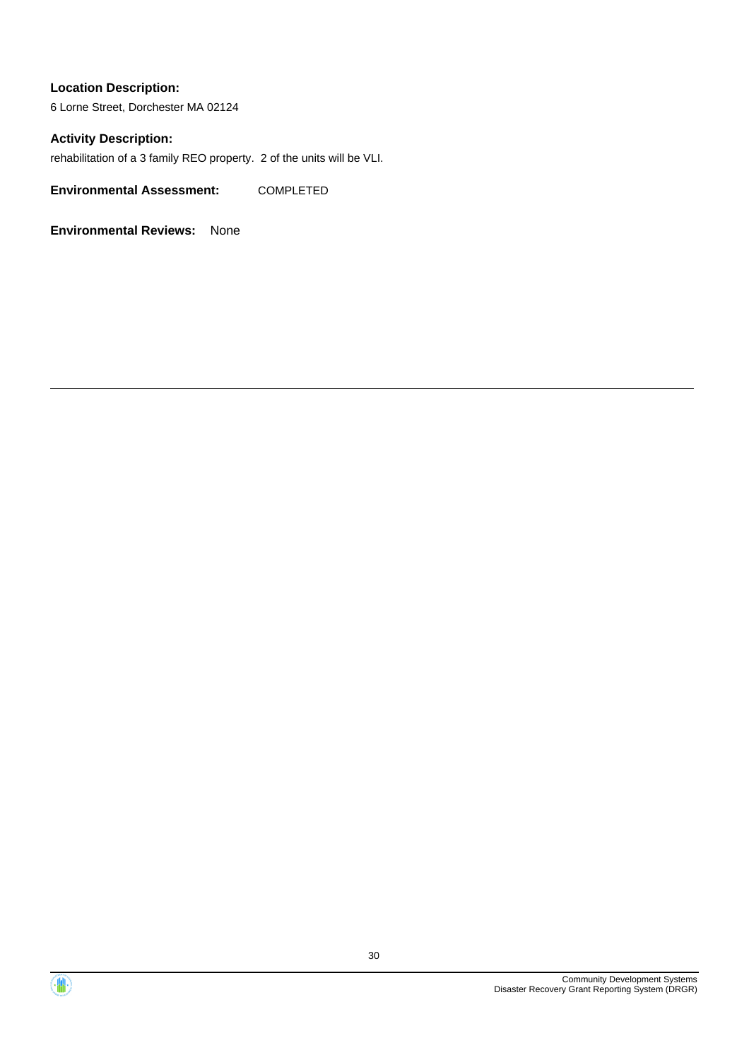**Location Description:**

6 Lorne Street, Dorchester MA 02124

**Activity Description:**

rehabilitation of a 3 family REO property. 2 of the units will be VLI.

**Environmental Assessment:** COMPLETED

**Environmental Reviews:** None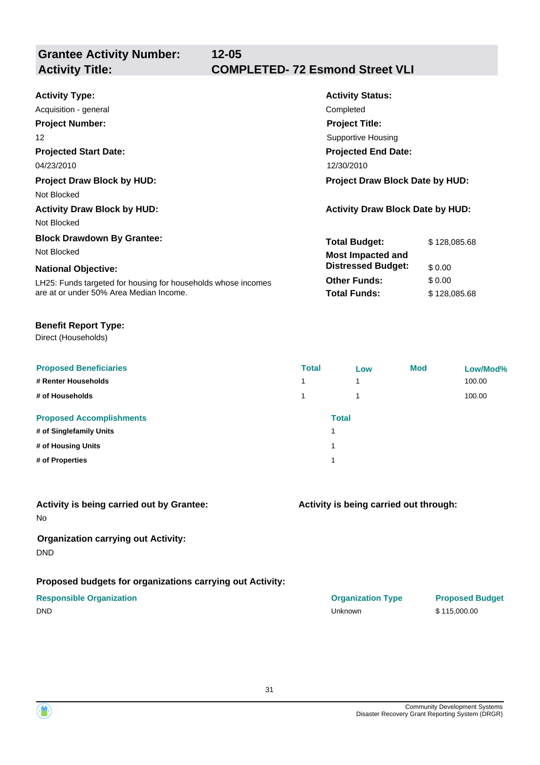**Grantee Activity Number:** 12-05
**Activity Title:** COMPLETED- 72 Esmond Street VLI

**Activity Type:**
Acquisition - general

**Activity Status:**
Completed

**Project Number:**
12

**Project Title:**
Supportive Housing

**Projected Start Date:**
04/23/2010

**Projected End Date:**
12/30/2010

**Project Draw Block by HUD:**
Not Blocked

**Project Draw Block Date by HUD:**

**Activity Draw Block by HUD:**
Not Blocked

**Activity Draw Block Date by HUD:**

**Block Drawdown By Grantee:**
Not Blocked

**National Objective:**
LH25: Funds targeted for housing for households whose incomes are at or under 50% Area Median Income.

| | |
|---|---|
| **Total Budget:** | $ 128,085.68 |
| **Most Impacted and Distressed Budget:** | $ 0.00 |
| **Other Funds:** | $ 0.00 |
| **Total Funds:** | $ 128,085.68 |

**Benefit Report Type:**
Direct (Households)

| Proposed Beneficiaries | Total | Low | Mod | Low/Mod% |
|---|---|---|---|---|
| # Renter Households | 1 | 1 | | 100.00 |
| # of Households | 1 | 1 | | 100.00 |

| Proposed Accomplishments | Total |
|---|---|
| # of Singlefamily Units | 1 |
| # of Housing Units | 1 |
| # of Properties | 1 |

**Activity is being carried out by Grantee:**
No

**Activity is being carried out through:**

**Organization carrying out Activity:**
DND

**Proposed budgets for organizations carrying out Activity:**

| Responsible Organization | Organization Type | Proposed Budget |
|---|---|---|
| DND | Unknown | $ 115,000.00 |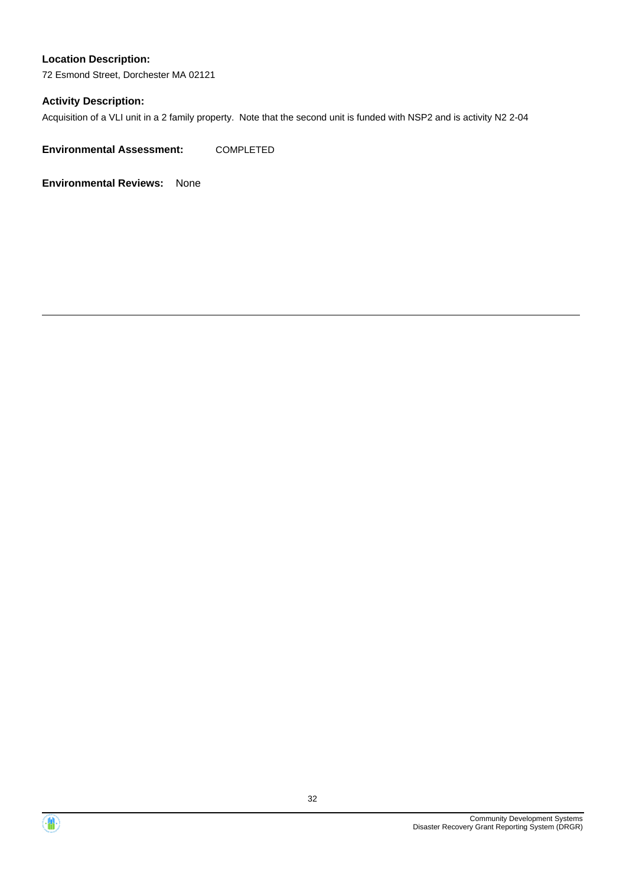**Location Description:**

72 Esmond Street, Dorchester MA 02121

**Activity Description:**

Acquisition of a VLI unit in a 2 family property.  Note that the second unit is funded with NSP2 and is activity N2 2-04

**Environmental Assessment:** COMPLETED

**Environmental Reviews:** None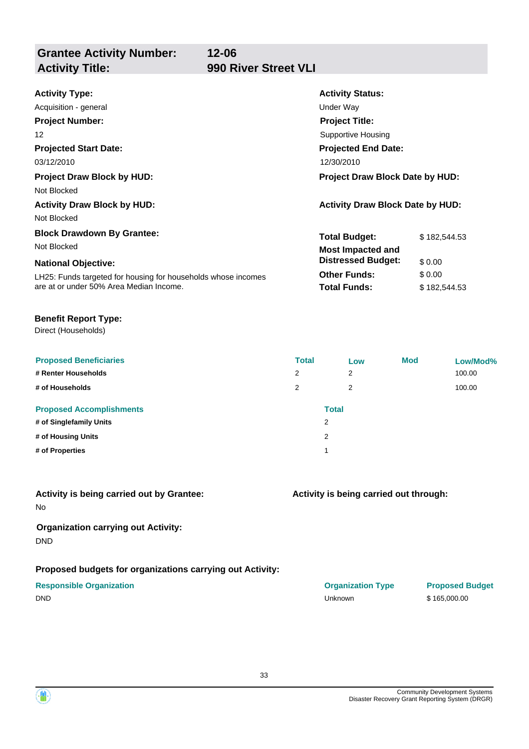## Grantee Activity Number: 12-06
## Activity Title: 990 River Street VLI

**Activity Type:**
Acquisition - general

**Activity Status:**
Under Way

**Project Number:**
12

**Project Title:**
Supportive Housing

**Projected Start Date:**
03/12/2010

**Projected End Date:**
12/30/2010

**Project Draw Block by HUD:**
Not Blocked

**Project Draw Block Date by HUD:**

**Activity Draw Block by HUD:**
Not Blocked

**Activity Draw Block Date by HUD:**

**Block Drawdown By Grantee:**
Not Blocked

**National Objective:**
LH25: Funds targeted for housing for households whose incomes are at or under 50% Area Median Income.

| | |
|---|---|
| **Total Budget:** | $ 182,544.53 |
| **Most Impacted and Distressed Budget:** | $ 0.00 |
| **Other Funds:** | $ 0.00 |
| **Total Funds:** | $ 182,544.53 |

**Benefit Report Type:**
Direct (Households)

| Proposed Beneficiaries | Total | Low | Mod | Low/Mod% |
|---|---|---|---|---|
| # Renter Households | 2 | 2 | | 100.00 |
| # of Households | 2 | 2 | | 100.00 |

| Proposed Accomplishments | Total |
|---|---|
| # of Singlefamily Units | 2 |
| # of Housing Units | 2 |
| # of Properties | 1 |

**Activity is being carried out by Grantee:**
No

**Activity is being carried out through:**

**Organization carrying out Activity:**
DND

**Proposed budgets for organizations carrying out Activity:**

| Responsible Organization | Organization Type | Proposed Budget |
|---|---|---|
| DND | Unknown | $ 165,000.00 |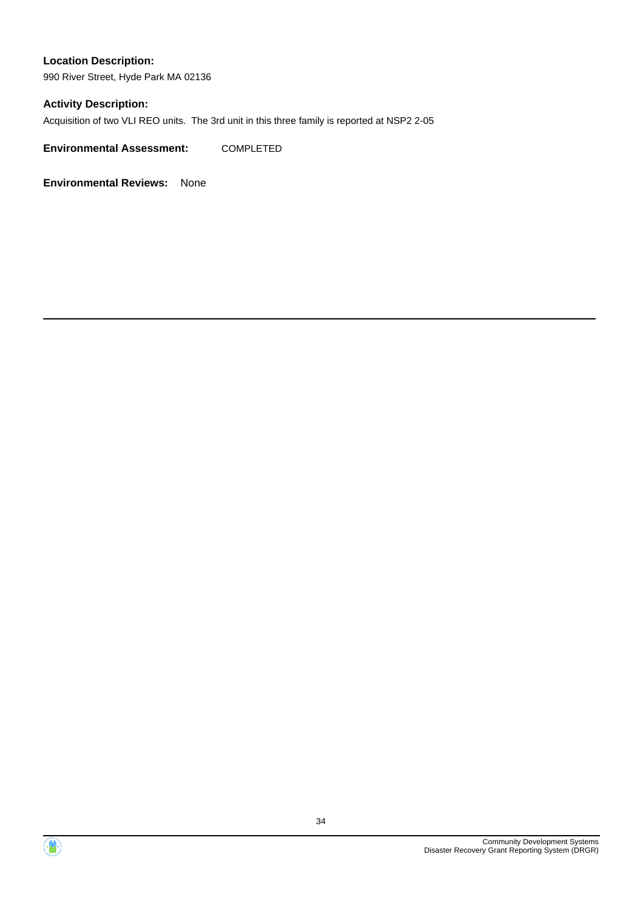**Location Description:**

990 River Street, Hyde Park MA 02136

**Activity Description:**

Acquisition of two VLI REO units.  The 3rd unit in this three family is reported at NSP2 2-05

**Environmental Assessment:** COMPLETED

**Environmental Reviews:** None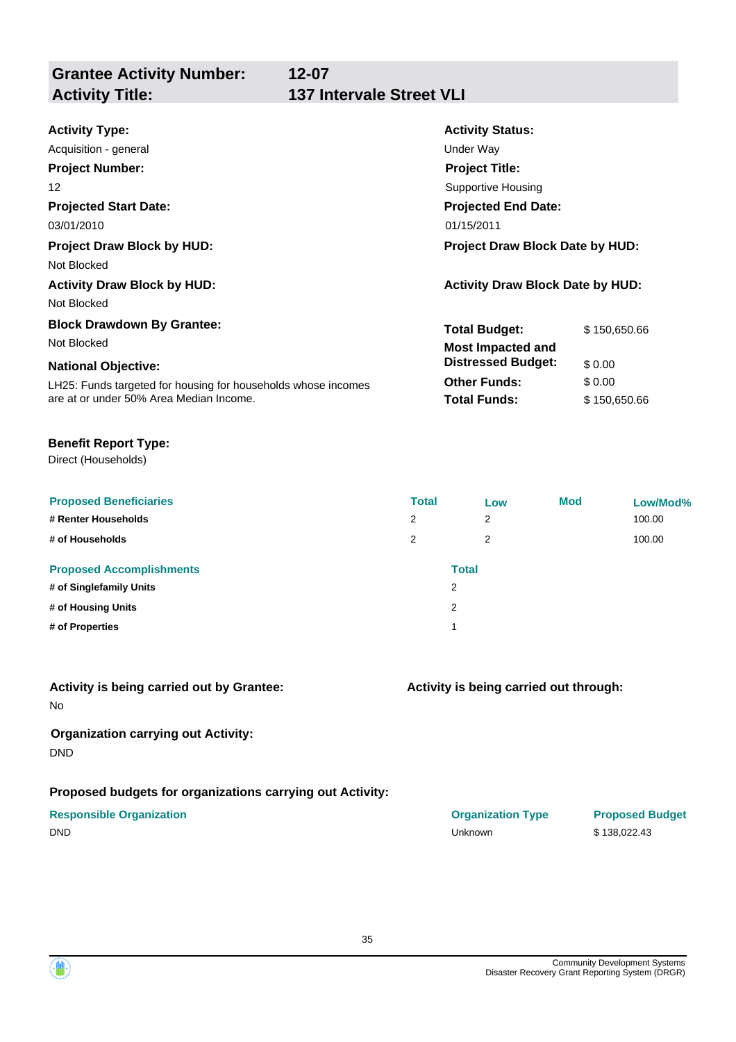## Grantee Activity Number: 12-07
## Activity Title: 137 Intervale Street VLI

**Activity Type:**
Acquisition - general

**Activity Status:**
Under Way

**Project Number:**
12

**Project Title:**
Supportive Housing

**Projected Start Date:**
03/01/2010

**Projected End Date:**
01/15/2011

**Project Draw Block by HUD:**
Not Blocked

**Project Draw Block Date by HUD:**

**Activity Draw Block by HUD:**
Not Blocked

**Activity Draw Block Date by HUD:**

**Block Drawdown By Grantee:**
Not Blocked

**National Objective:**
LH25: Funds targeted for housing for households whose incomes are at or under 50% Area Median Income.

| | |
|---|---|
| **Total Budget:** | $ 150,650.66 |
| **Most Impacted and Distressed Budget:** | $ 0.00 |
| **Other Funds:** | $ 0.00 |
| **Total Funds:** | $ 150,650.66 |

**Benefit Report Type:**
Direct (Households)

| Proposed Beneficiaries | Total | Low | Mod | Low/Mod% |
|---|---|---|---|---|
| # Renter Households | 2 | 2 | | 100.00 |
| # of Households | 2 | 2 | | 100.00 |

| Proposed Accomplishments | Total |
|---|---|
| # of Singlefamily Units | 2 |
| # of Housing Units | 2 |
| # of Properties | 1 |

**Activity is being carried out by Grantee:**
No

**Activity is being carried out through:**

**Organization carrying out Activity:**
DND

**Proposed budgets for organizations carrying out Activity:**

| Responsible Organization | Organization Type | Proposed Budget |
|---|---|---|
| DND | Unknown | $ 138,022.43 |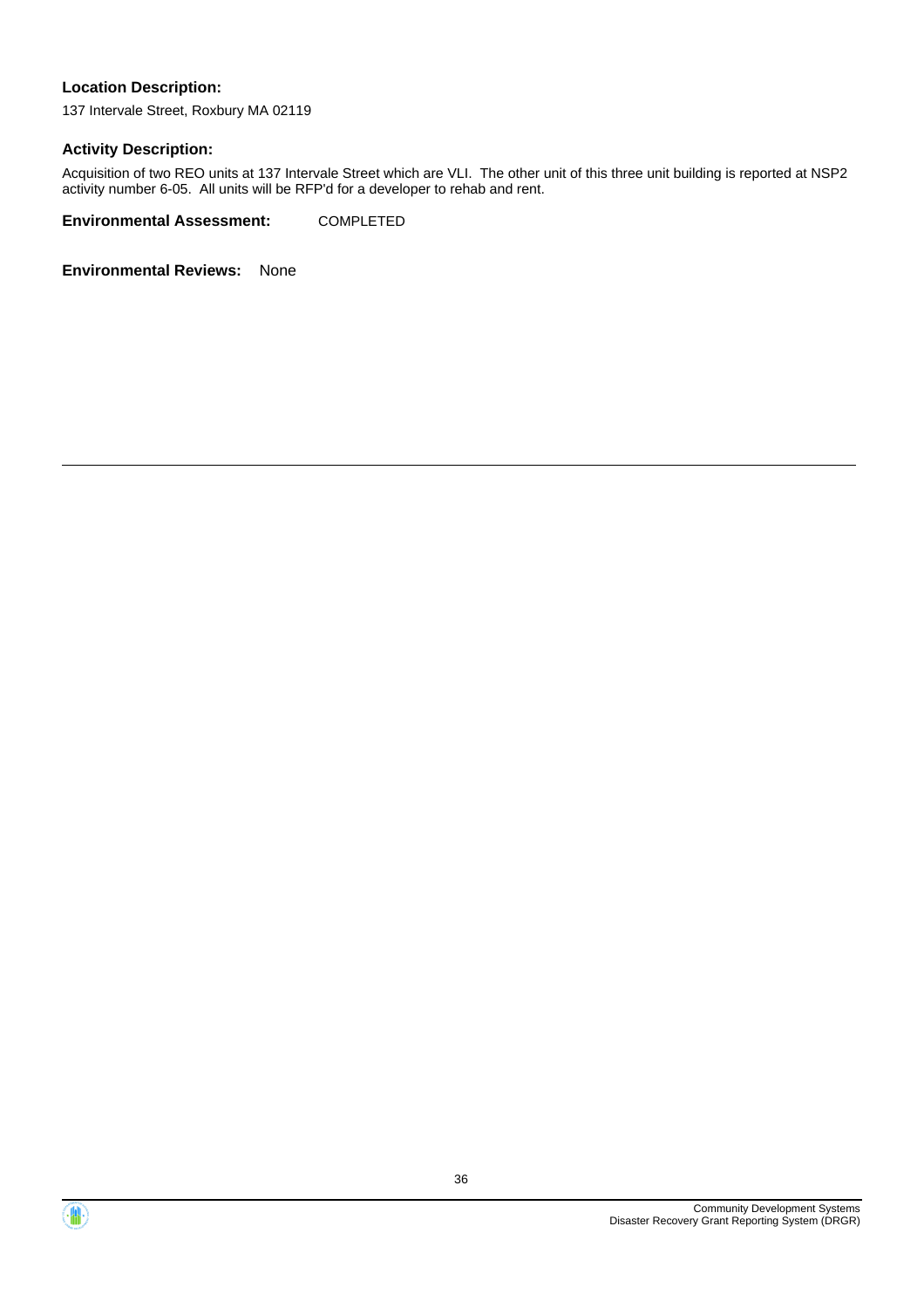**Location Description:**

137 Intervale Street, Roxbury MA 02119

**Activity Description:**

Acquisition of two REO units at 137 Intervale Street which are VLI. The other unit of this three unit building is reported at NSP2 activity number 6-05. All units will be RFP'd for a developer to rehab and rent.

**Environmental Assessment:** COMPLETED

**Environmental Reviews:** None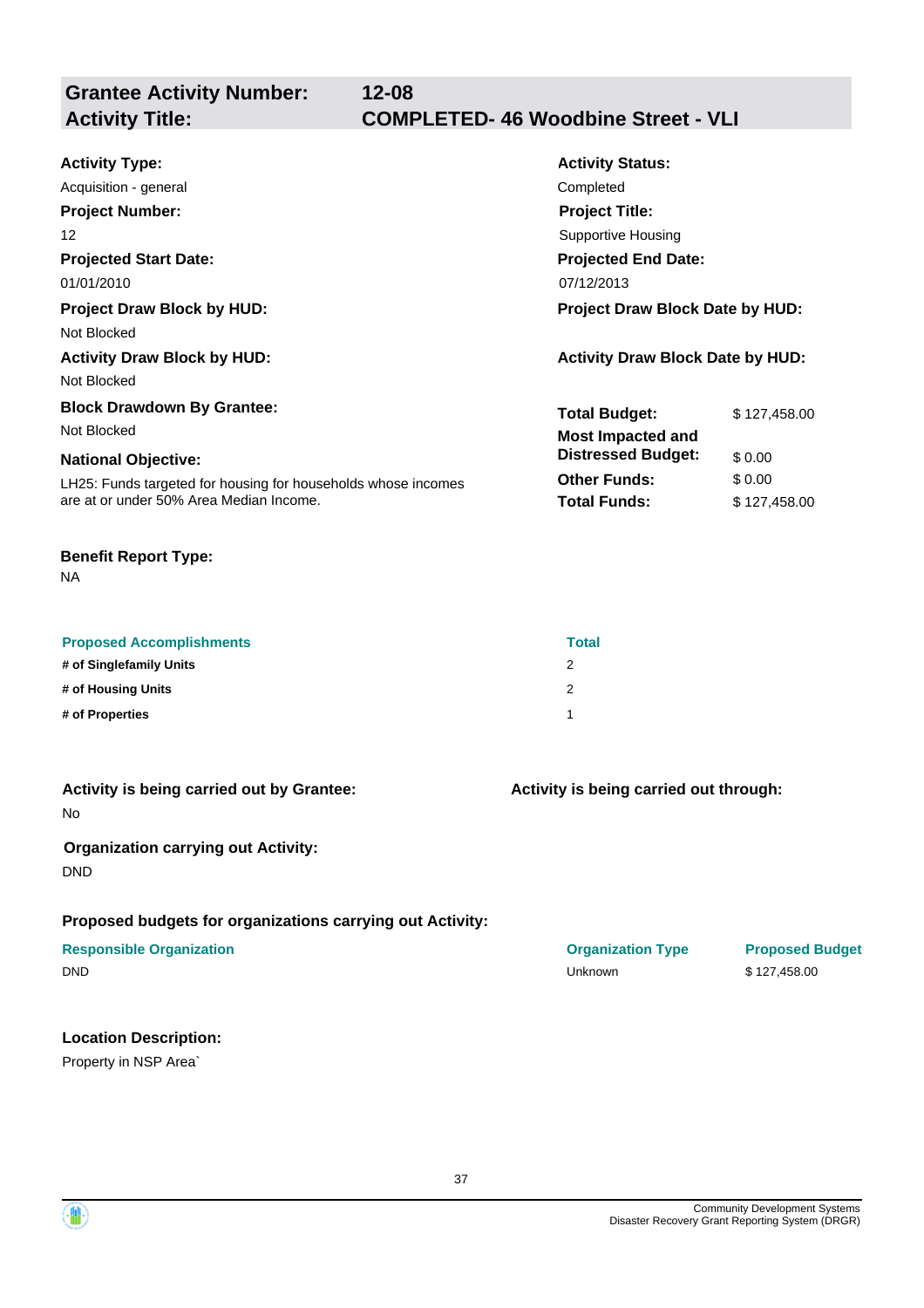## Grantee Activity Number: 12-08
## Activity Title: COMPLETED- 46 Woodbine Street - VLI

**Activity Type:**
Acquisition - general

**Activity Status:**
Completed

**Project Number:**
12

**Project Title:**
Supportive Housing

**Projected Start Date:**
01/01/2010

**Projected End Date:**
07/12/2013

**Project Draw Block by HUD:**
Not Blocked

**Project Draw Block Date by HUD:**

**Activity Draw Block by HUD:**
Not Blocked

**Activity Draw Block Date by HUD:**

**Block Drawdown By Grantee:**
Not Blocked

**National Objective:**
LH25: Funds targeted for housing for households whose incomes are at or under 50% Area Median Income.

| | |
|---|---|
| **Total Budget:** | $ 127,458.00 |
| **Most Impacted and Distressed Budget:** | $ 0.00 |
| **Other Funds:** | $ 0.00 |
| **Total Funds:** | $ 127,458.00 |

**Benefit Report Type:**
NA

| Proposed Accomplishments | Total |
|---|---|
| **# of Singlefamily Units** | 2 |
| **# of Housing Units** | 2 |
| **# of Properties** | 1 |

**Activity is being carried out by Grantee:**
No

**Activity is being carried out through:**

**Organization carrying out Activity:**
DND

**Proposed budgets for organizations carrying out Activity:**

| Responsible Organization | Organization Type | Proposed Budget |
|---|---|---|
| DND | Unknown | $ 127,458.00 |

**Location Description:**
Property in NSP Area`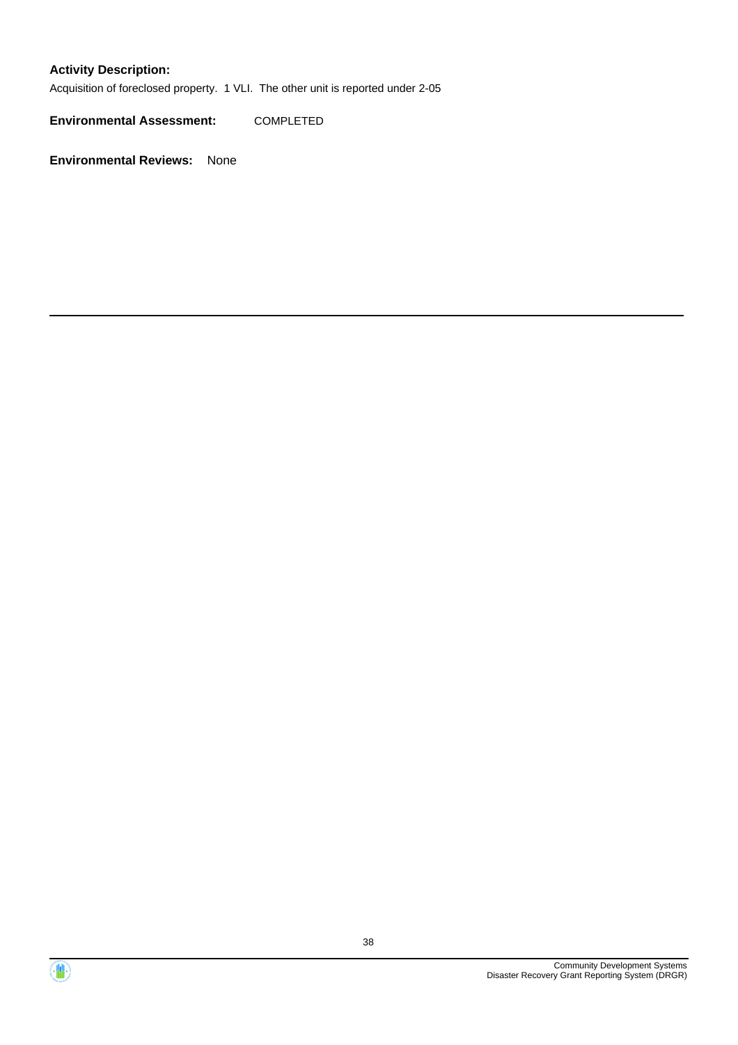**Activity Description:**

Acquisition of foreclosed property. 1 VLI. The other unit is reported under 2-05

**Environmental Assessment:** COMPLETED

**Environmental Reviews:** None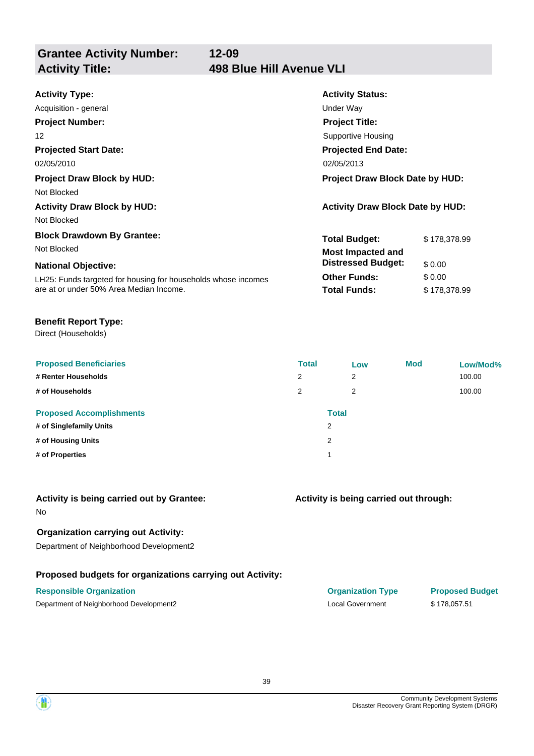## Grantee Activity Number: 12-09
## Activity Title: 498 Blue Hill Avenue VLI

**Activity Type:**
Acquisition - general

**Activity Status:**
Under Way

**Project Number:**
12

**Project Title:**
Supportive Housing

**Projected Start Date:**
02/05/2010

**Projected End Date:**
02/05/2013

**Project Draw Block by HUD:**
Not Blocked

**Project Draw Block Date by HUD:**

**Activity Draw Block by HUD:**
Not Blocked

**Activity Draw Block Date by HUD:**

**Block Drawdown By Grantee:**
Not Blocked

**National Objective:**
LH25: Funds targeted for housing for households whose incomes are at or under 50% Area Median Income.

| | |
|---|---|
| **Total Budget:** | $ 178,378.99 |
| **Most Impacted and Distressed Budget:** | $ 0.00 |
| **Other Funds:** | $ 0.00 |
| **Total Funds:** | $ 178,378.99 |

**Benefit Report Type:**
Direct (Households)

| Proposed Beneficiaries | Total | Low | Mod | Low/Mod% |
|---|---|---|---|---|
| # Renter Households | 2 | 2 | | 100.00 |
| # of Households | 2 | 2 | | 100.00 |

| Proposed Accomplishments | Total |
|---|---|
| # of Singlefamily Units | 2 |
| # of Housing Units | 2 |
| # of Properties | 1 |

**Activity is being carried out by Grantee:**
No

**Activity is being carried out through:**

**Organization carrying out Activity:**
Department of Neighborhood Development2

**Proposed budgets for organizations carrying out Activity:**

| Responsible Organization | Organization Type | Proposed Budget |
|---|---|---|
| Department of Neighborhood Development2 | Local Government | $ 178,057.51 |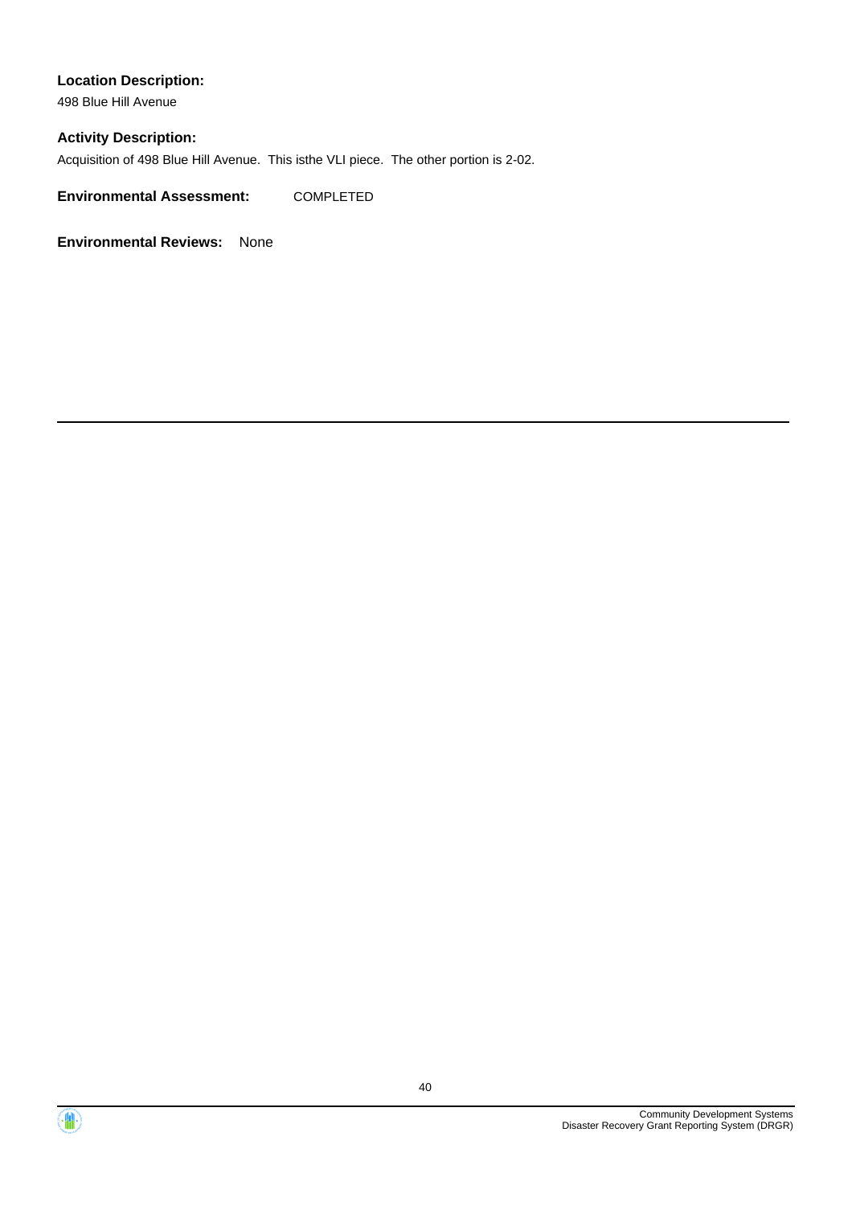**Location Description:**

498 Blue Hill Avenue

**Activity Description:**

Acquisition of 498 Blue Hill Avenue. This isthe VLI piece. The other portion is 2-02.

**Environmental Assessment:** COMPLETED

**Environmental Reviews:** None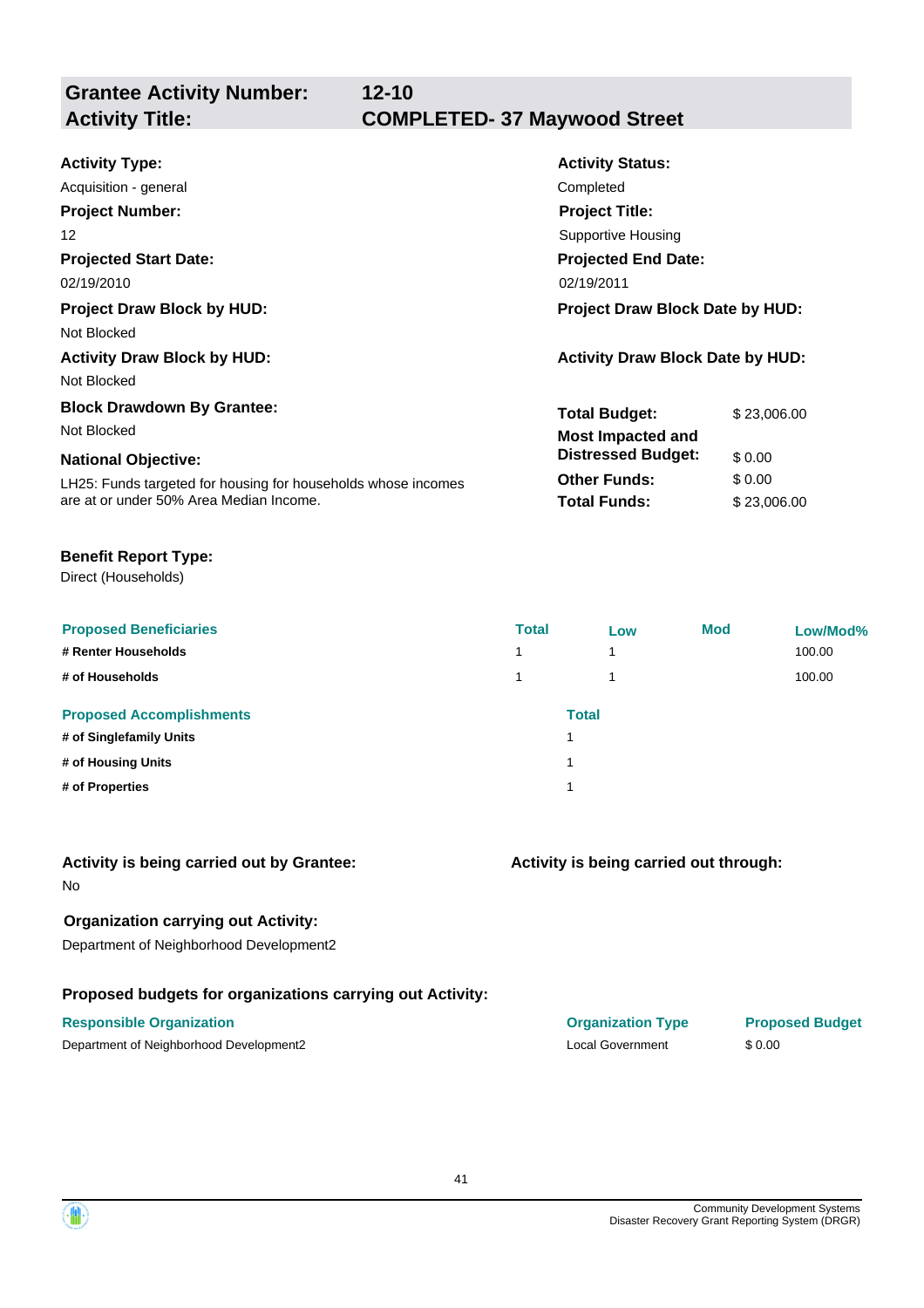## Grantee Activity Number: 12-10
## Activity Title: COMPLETED- 37 Maywood Street

**Activity Type:**
Acquisition - general

**Activity Status:**
Completed

**Project Number:**
12

**Project Title:**
Supportive Housing

**Projected Start Date:**
02/19/2010

**Projected End Date:**
02/19/2011

**Project Draw Block by HUD:**
Not Blocked

**Project Draw Block Date by HUD:**

**Activity Draw Block by HUD:**
Not Blocked

**Activity Draw Block Date by HUD:**

**Block Drawdown By Grantee:**
Not Blocked

**National Objective:**
LH25: Funds targeted for housing for households whose incomes are at or under 50% Area Median Income.

| | |
|---|---|
| **Total Budget:** | $ 23,006.00 |
| **Most Impacted and Distressed Budget:** | $ 0.00 |
| **Other Funds:** | $ 0.00 |
| **Total Funds:** | $ 23,006.00 |

**Benefit Report Type:**
Direct (Households)

| Proposed Beneficiaries | Total | Low | Mod | Low/Mod% |
|---|---|---|---|---|
| # Renter Households | 1 | 1 | | 100.00 |
| # of Households | 1 | 1 | | 100.00 |

| Proposed Accomplishments | Total |
|---|---|
| # of Singlefamily Units | 1 |
| # of Housing Units | 1 |
| # of Properties | 1 |

**Activity is being carried out by Grantee:**
No

**Activity is being carried out through:**

**Organization carrying out Activity:**
Department of Neighborhood Development2

**Proposed budgets for organizations carrying out Activity:**

| Responsible Organization | Organization Type | Proposed Budget |
|---|---|---|
| Department of Neighborhood Development2 | Local Government | $ 0.00 |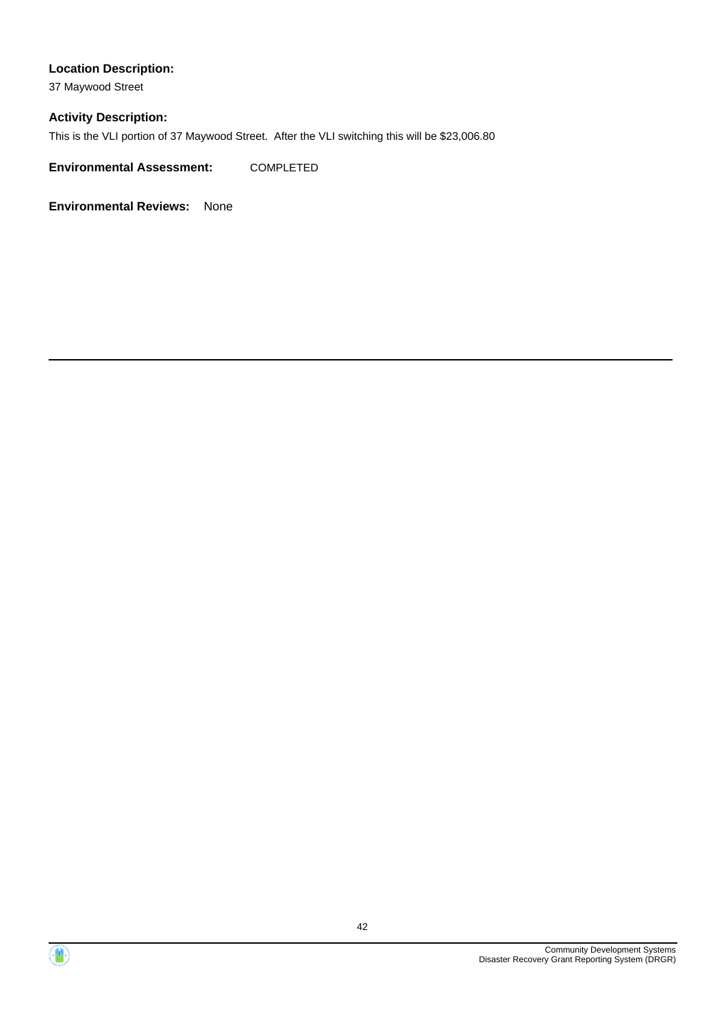**Location Description:**

37 Maywood Street

**Activity Description:**

This is the VLI portion of 37 Maywood Street. After the VLI switching this will be $23,006.80

**Environmental Assessment:** COMPLETED

**Environmental Reviews:** None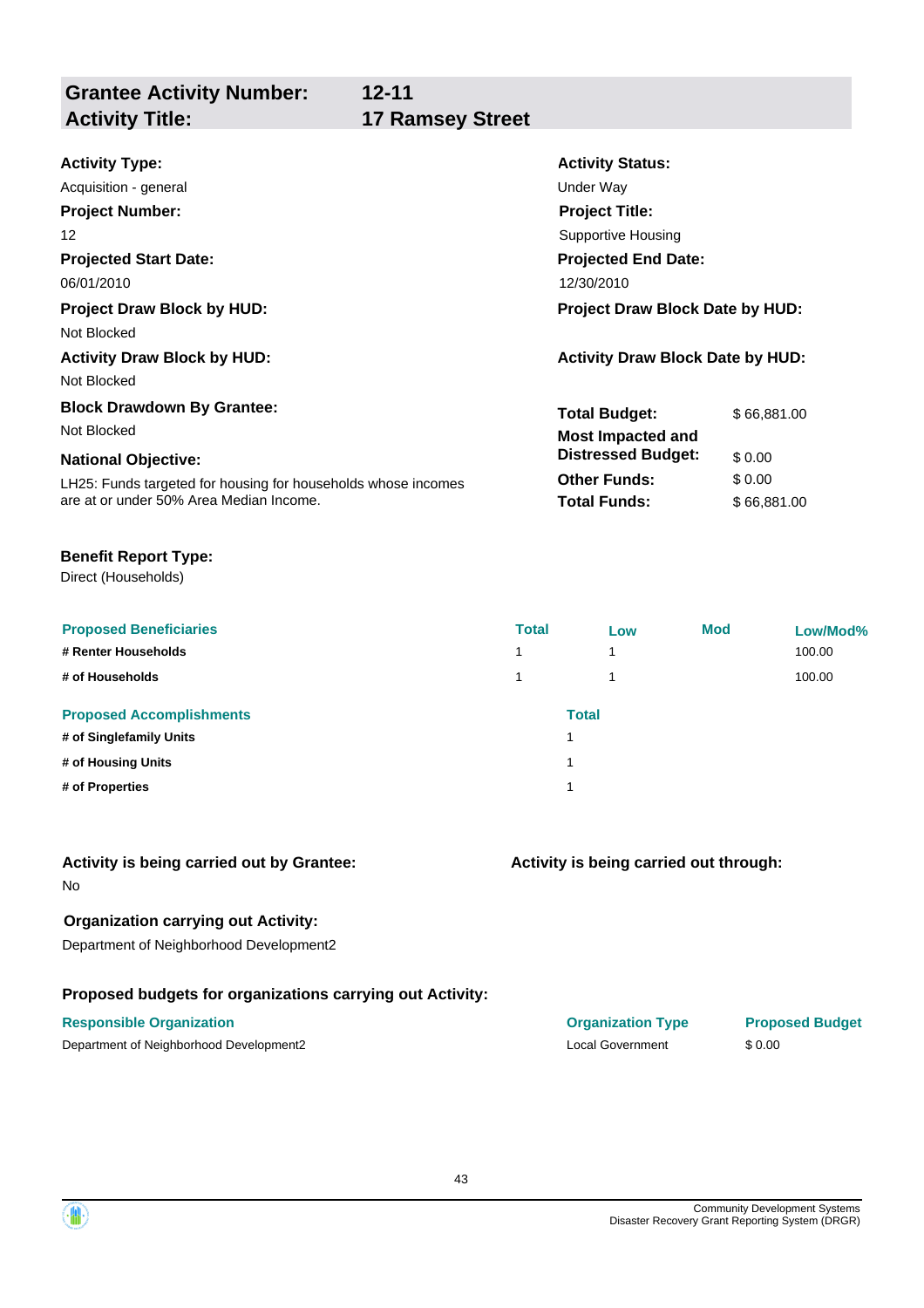| **Grantee Activity Number:** | **12-11** |
|---|---|
| **Activity Title:** | **17 Ramsey Street** |

**Activity Type:**
Acquisition - general

**Activity Status:**
Under Way

**Project Number:**
12

**Project Title:**
Supportive Housing

**Projected Start Date:**
06/01/2010

**Projected End Date:**
12/30/2010

**Project Draw Block by HUD:**
Not Blocked

**Project Draw Block Date by HUD:**

**Activity Draw Block by HUD:**
Not Blocked

**Activity Draw Block Date by HUD:**

**Block Drawdown By Grantee:**
Not Blocked

**National Objective:**
LH25: Funds targeted for housing for households whose incomes are at or under 50% Area Median Income.

| | |
|---|---|
| **Total Budget:** | $ 66,881.00 |
| **Most Impacted and Distressed Budget:** | $ 0.00 |
| **Other Funds:** | $ 0.00 |
| **Total Funds:** | $ 66,881.00 |

**Benefit Report Type:**
Direct (Households)

| Proposed Beneficiaries | Total | Low | Mod | Low/Mod% |
|---|---|---|---|---|
| # Renter Households | 1 | 1 | | 100.00 |
| # of Households | 1 | 1 | | 100.00 |

| Proposed Accomplishments | Total |
|---|---|
| # of Singlefamily Units | 1 |
| # of Housing Units | 1 |
| # of Properties | 1 |

**Activity is being carried out by Grantee:**
No

**Activity is being carried out through:**

**Organization carrying out Activity:**
Department of Neighborhood Development2

**Proposed budgets for organizations carrying out Activity:**

| Responsible Organization | Organization Type | Proposed Budget |
|---|---|---|
| Department of Neighborhood Development2 | Local Government | $ 0.00 |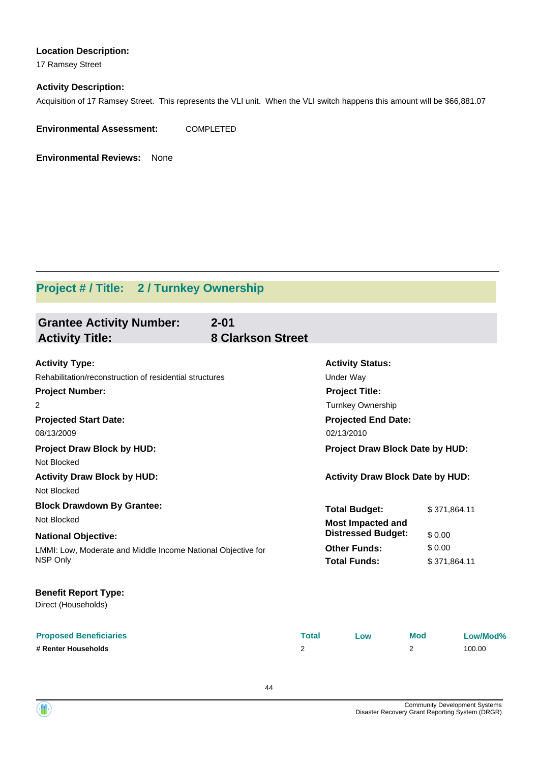**Location Description:**

17 Ramsey Street

**Activity Description:**

Acquisition of 17 Ramsey Street. This represents the VLI unit. When the VLI switch happens this amount will be $66,881.07

**Environmental Assessment:** COMPLETED

**Environmental Reviews:** None

---

## Project # / Title: 2 / Turnkey Ownership

### Grantee Activity Number: 2-01
### Activity Title: 8 Clarkson Street

**Activity Type:**
Rehabilitation/reconstruction of residential structures

**Activity Status:**
Under Way

**Project Number:**
2

**Project Title:**
Turnkey Ownership

**Projected Start Date:**
08/13/2009

**Projected End Date:**
02/13/2010

**Project Draw Block by HUD:**
Not Blocked

**Project Draw Block Date by HUD:**

**Activity Draw Block by HUD:**
Not Blocked

**Activity Draw Block Date by HUD:**

**Block Drawdown By Grantee:**
Not Blocked

**National Objective:**
LMMI: Low, Moderate and Middle Income National Objective for NSP Only

| | |
|---|---|
| **Total Budget:** | $ 371,864.11 |
| **Most Impacted and Distressed Budget:** | $ 0.00 |
| **Other Funds:** | $ 0.00 |
| **Total Funds:** | $ 371,864.11 |

**Benefit Report Type:**
Direct (Households)

| Proposed Beneficiaries | Total | Low | Mod | Low/Mod% |
|---|---|---|---|---|
| # Renter Households | 2 | | 2 | 100.00 |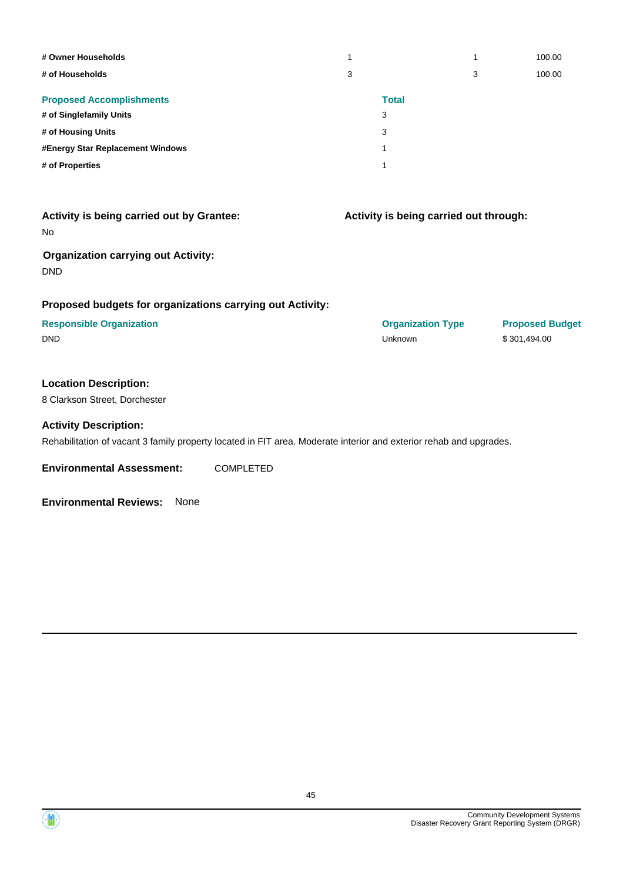| | | | |
|---|---|---|---|
| **# Owner Households** | 1 | 1 | 100.00 |
| **# of Households** | 3 | 3 | 100.00 |

| **Proposed Accomplishments** | **Total** |
|---|---|
| **# of Singlefamily Units** | 3 |
| **# of Housing Units** | 3 |
| **#Energy Star Replacement Windows** | 1 |
| **# of Properties** | 1 |

### Activity is being carried out by Grantee:

No

### Activity is being carried out through:

### Organization carrying out Activity:

DND

### Proposed budgets for organizations carrying out Activity:

| Responsible Organization | Organization Type | Proposed Budget |
|---|---|---|
| DND | Unknown | $ 301,494.00 |

### Location Description:

8 Clarkson Street, Dorchester

### Activity Description:

Rehabilitation of vacant 3 family property located in FIT area. Moderate interior and exterior rehab and upgrades.

**Environmental Assessment:** COMPLETED

**Environmental Reviews:** None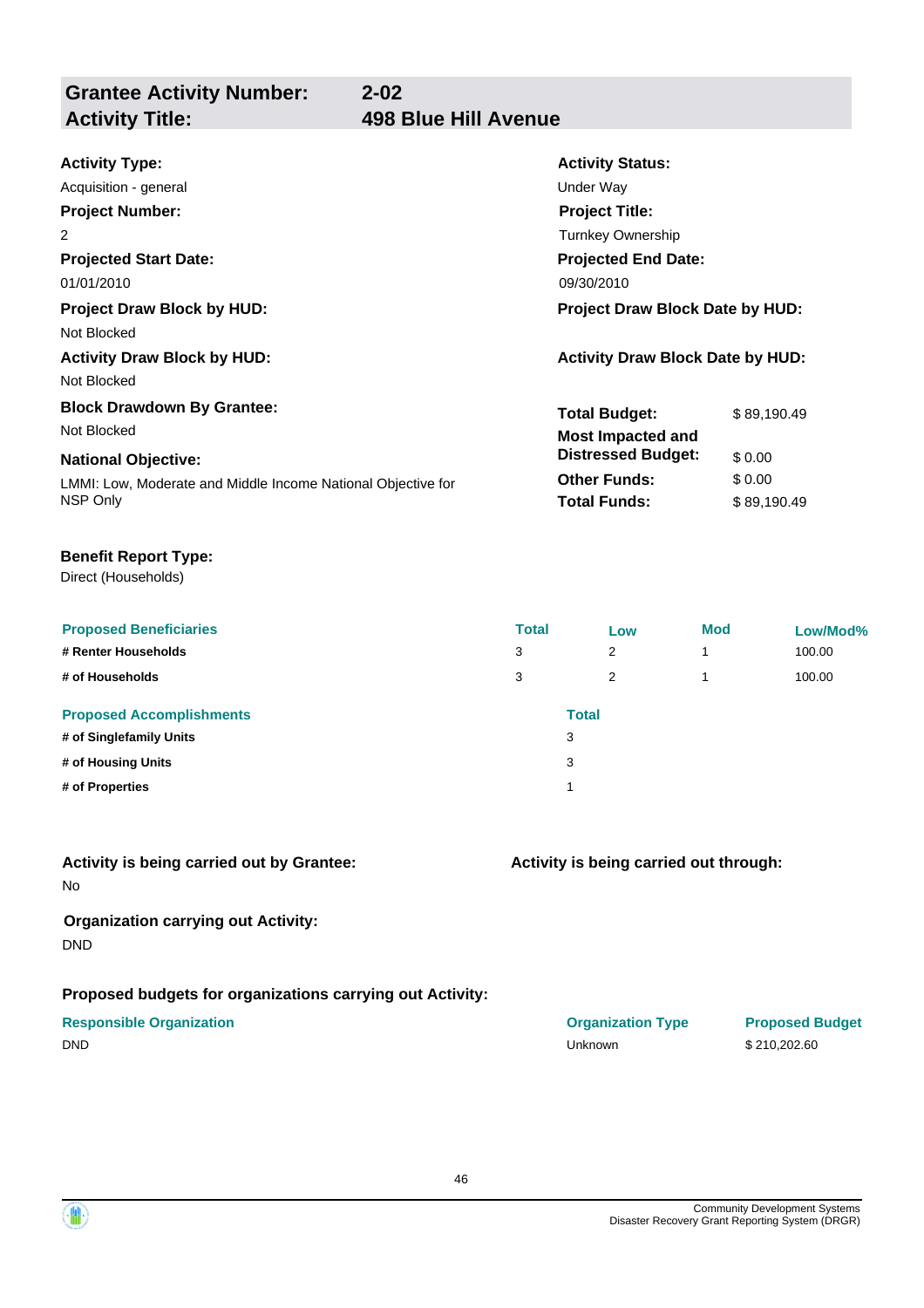## Grantee Activity Number: 2-02
## Activity Title: 498 Blue Hill Avenue

**Activity Type:**
Acquisition - general

**Activity Status:**
Under Way

**Project Number:**
2

**Project Title:**
Turnkey Ownership

**Projected Start Date:**
01/01/2010

**Projected End Date:**
09/30/2010

**Project Draw Block by HUD:**
Not Blocked

**Project Draw Block Date by HUD:**

**Activity Draw Block by HUD:**
Not Blocked

**Activity Draw Block Date by HUD:**

**Block Drawdown By Grantee:**
Not Blocked

**National Objective:**
LMMI: Low, Moderate and Middle Income National Objective for NSP Only

| | |
|---|---|
| **Total Budget:** | $ 89,190.49 |
| **Most Impacted and Distressed Budget:** | $ 0.00 |
| **Other Funds:** | $ 0.00 |
| **Total Funds:** | $ 89,190.49 |

**Benefit Report Type:**
Direct (Households)

| Proposed Beneficiaries | Total | Low | Mod | Low/Mod% |
|---|---|---|---|---|
| # Renter Households | 3 | 2 | 1 | 100.00 |
| # of Households | 3 | 2 | 1 | 100.00 |

| Proposed Accomplishments | Total |
|---|---|
| # of Singlefamily Units | 3 |
| # of Housing Units | 3 |
| # of Properties | 1 |

**Activity is being carried out by Grantee:**
No

**Activity is being carried out through:**

**Organization carrying out Activity:**
DND

**Proposed budgets for organizations carrying out Activity:**

| Responsible Organization | Organization Type | Proposed Budget |
|---|---|---|
| DND | Unknown | $ 210,202.60 |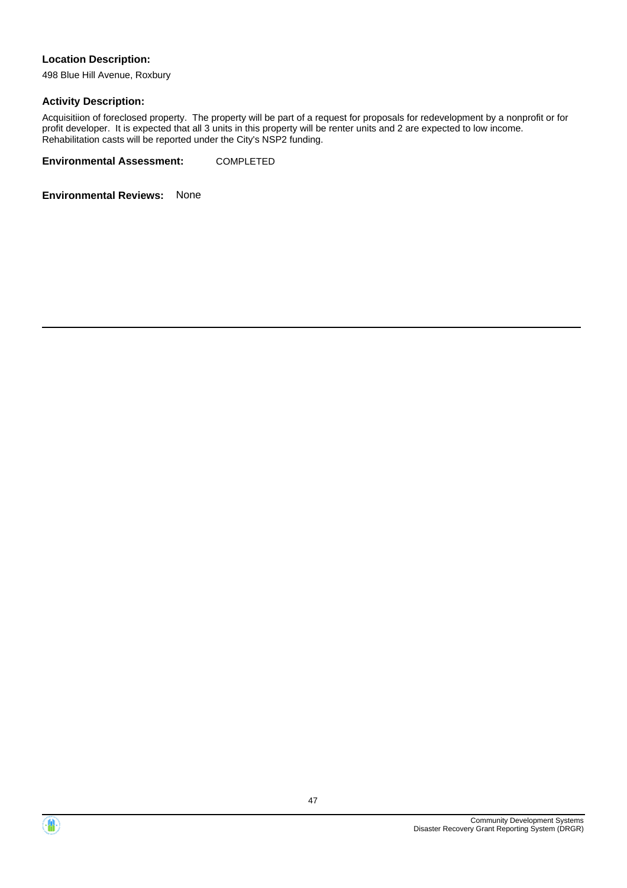**Location Description:**

498 Blue Hill Avenue, Roxbury

**Activity Description:**

Acquisitiion of foreclosed property. The property will be part of a request for proposals for redevelopment by a nonprofit or for profit developer. It is expected that all 3 units in this property will be renter units and 2 are expected to low income. Rehabilitation casts will be reported under the City's NSP2 funding.

**Environmental Assessment:** COMPLETED

**Environmental Reviews:** None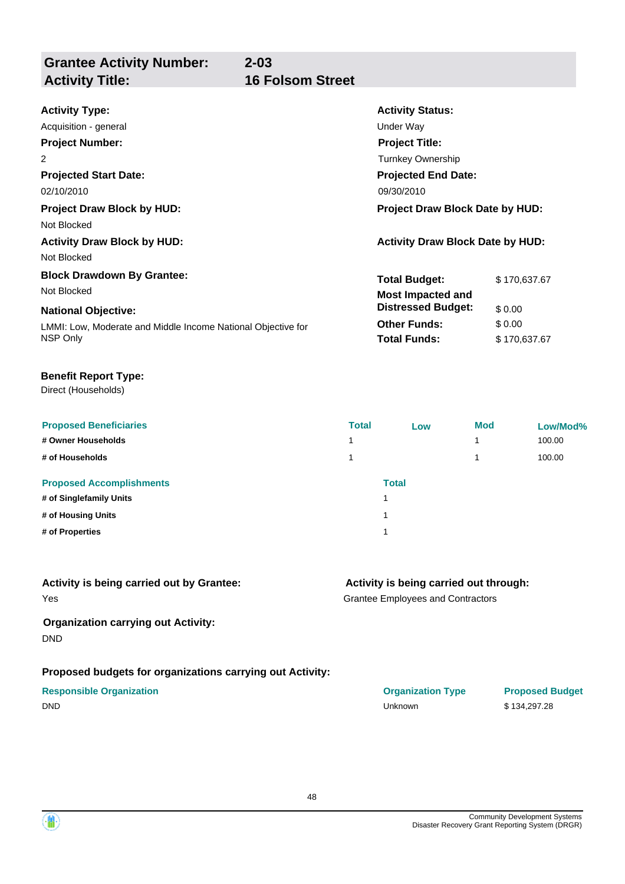## Grantee Activity Number: 2-03
## Activity Title: 16 Folsom Street

**Activity Type:**
Acquisition - general

**Activity Status:**
Under Way

**Project Number:**
2

**Project Title:**
Turnkey Ownership

**Projected Start Date:**
02/10/2010

**Projected End Date:**
09/30/2010

**Project Draw Block by HUD:**
Not Blocked

**Project Draw Block Date by HUD:**

**Activity Draw Block by HUD:**
Not Blocked

**Activity Draw Block Date by HUD:**

**Block Drawdown By Grantee:**
Not Blocked

**National Objective:**
LMMI: Low, Moderate and Middle Income National Objective for NSP Only

| | |
|---|---|
| **Total Budget:** | $ 170,637.67 |
| **Most Impacted and Distressed Budget:** | $ 0.00 |
| **Other Funds:** | $ 0.00 |
| **Total Funds:** | $ 170,637.67 |

**Benefit Report Type:**
Direct (Households)

| Proposed Beneficiaries | Total | Low | Mod | Low/Mod% |
|---|---|---|---|---|
| # Owner Households | 1 | | 1 | 100.00 |
| # of Households | 1 | | 1 | 100.00 |

| Proposed Accomplishments | Total |
|---|---|
| # of Singlefamily Units | 1 |
| # of Housing Units | 1 |
| # of Properties | 1 |

**Activity is being carried out by Grantee:**
Yes

**Activity is being carried out through:**
Grantee Employees and Contractors

**Organization carrying out Activity:**
DND

**Proposed budgets for organizations carrying out Activity:**

| Responsible Organization | Organization Type | Proposed Budget |
|---|---|---|
| DND | Unknown | $ 134,297.28 |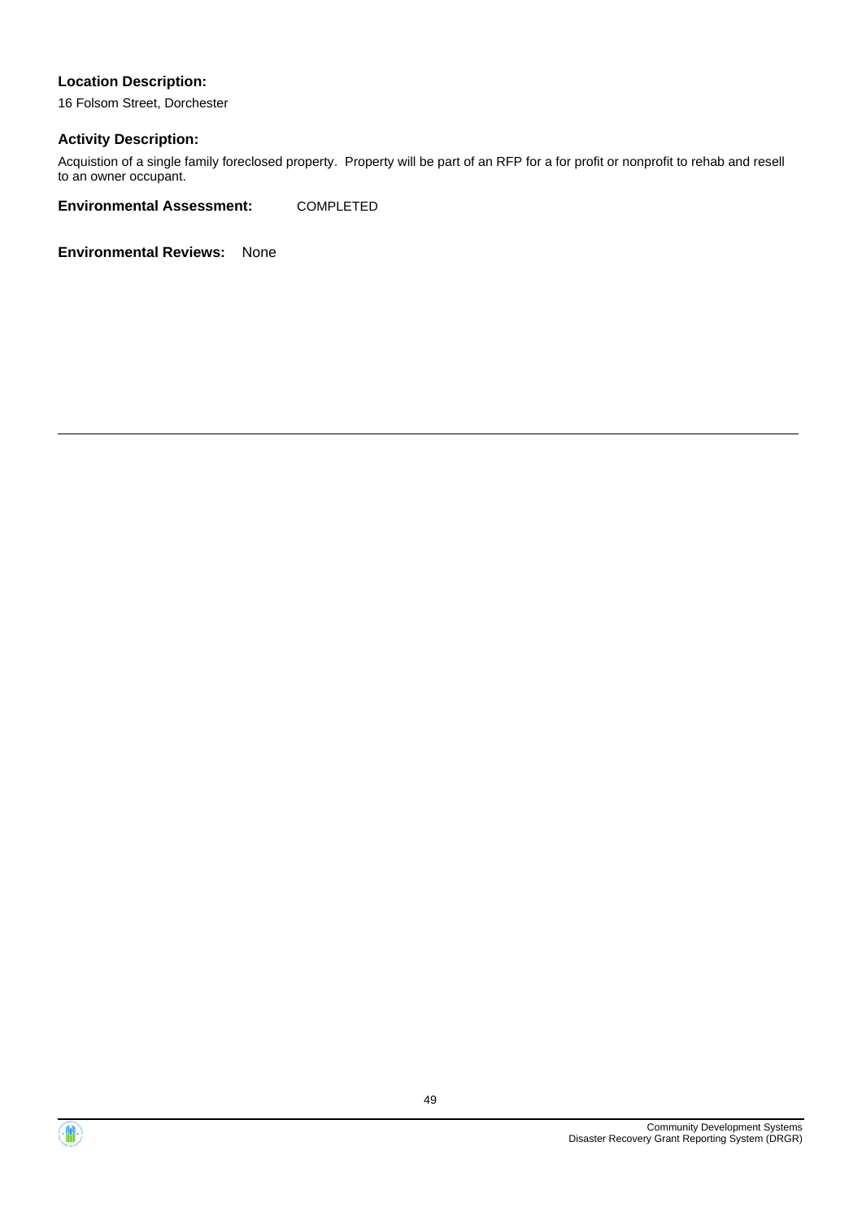**Location Description:**

16 Folsom Street, Dorchester

**Activity Description:**

Acquistion of a single family foreclosed property. Property will be part of an RFP for a for profit or nonprofit to rehab and resell to an owner occupant.

**Environmental Assessment:** COMPLETED

**Environmental Reviews:** None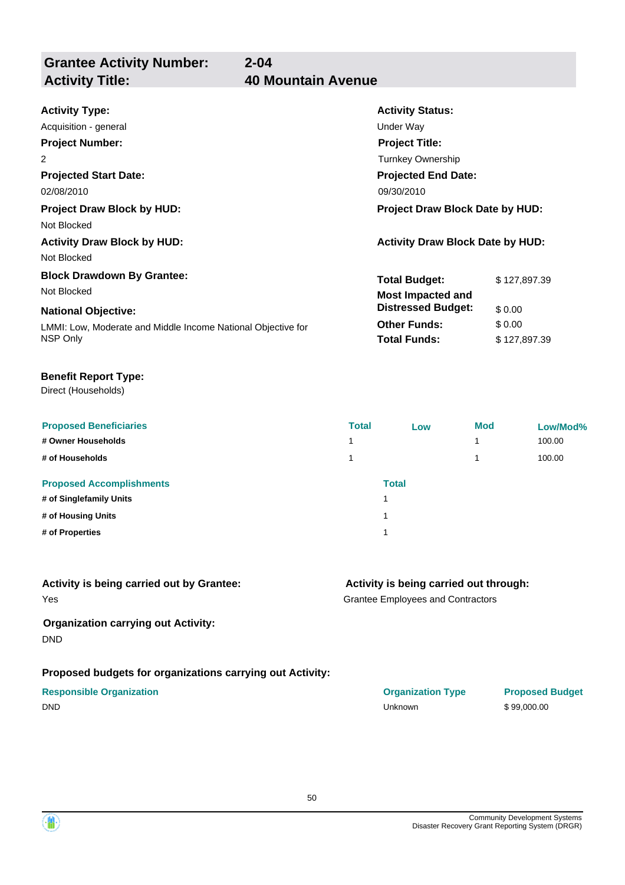## Grantee Activity Number: 2-04
## Activity Title: 40 Mountain Avenue

**Activity Type:**
Acquisition - general

**Activity Status:**
Under Way

**Project Number:**
2

**Project Title:**
Turnkey Ownership

**Projected Start Date:**
02/08/2010

**Projected End Date:**
09/30/2010

**Project Draw Block by HUD:**
Not Blocked

**Project Draw Block Date by HUD:**

**Activity Draw Block by HUD:**
Not Blocked

**Activity Draw Block Date by HUD:**

**Block Drawdown By Grantee:**
Not Blocked

**National Objective:**
LMMI: Low, Moderate and Middle Income National Objective for NSP Only

| | |
|---|---|
| **Total Budget:** | $ 127,897.39 |
| **Most Impacted and Distressed Budget:** | $ 0.00 |
| **Other Funds:** | $ 0.00 |
| **Total Funds:** | $ 127,897.39 |

**Benefit Report Type:**
Direct (Households)

| Proposed Beneficiaries | Total | Low | Mod | Low/Mod% |
|---|---|---|---|---|
| # Owner Households | 1 | | 1 | 100.00 |
| # of Households | 1 | | 1 | 100.00 |

| Proposed Accomplishments | Total |
|---|---|
| # of Singlefamily Units | 1 |
| # of Housing Units | 1 |
| # of Properties | 1 |

**Activity is being carried out by Grantee:**
Yes

**Activity is being carried out through:**
Grantee Employees and Contractors

**Organization carrying out Activity:**
DND

**Proposed budgets for organizations carrying out Activity:**

| Responsible Organization | Organization Type | Proposed Budget |
|---|---|---|
| DND | Unknown | $ 99,000.00 |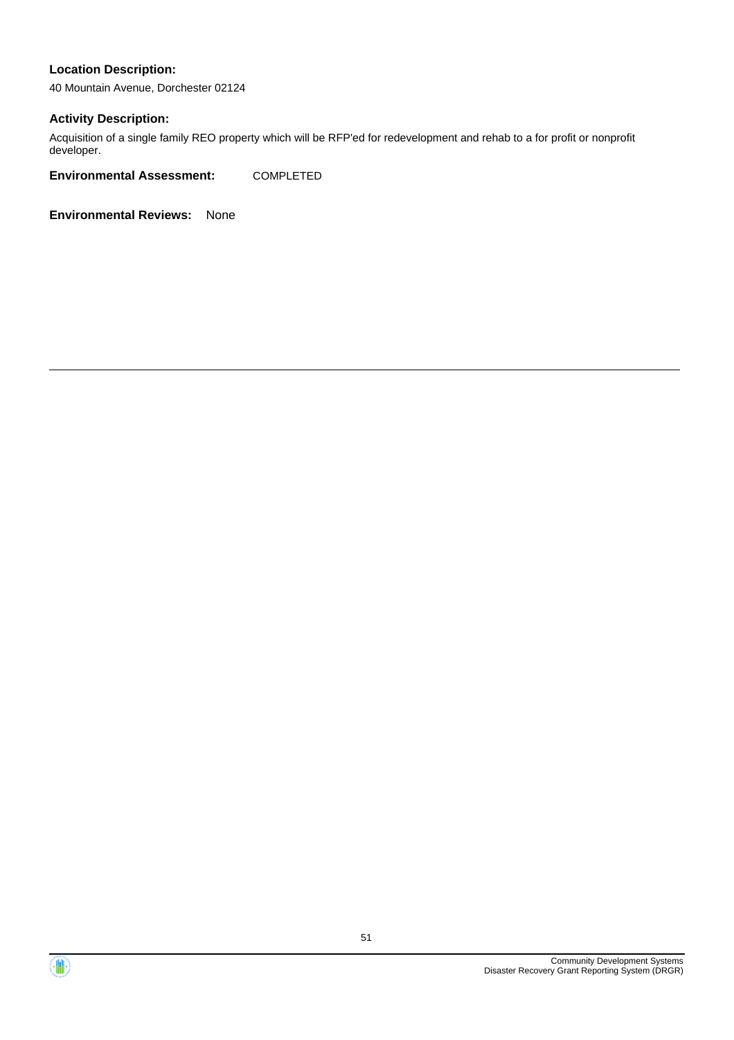**Location Description:**

40 Mountain Avenue, Dorchester 02124

**Activity Description:**

Acquisition of a single family REO property which will be RFP'ed for redevelopment and rehab to a for profit or nonprofit developer.

**Environmental Assessment:** COMPLETED

**Environmental Reviews:** None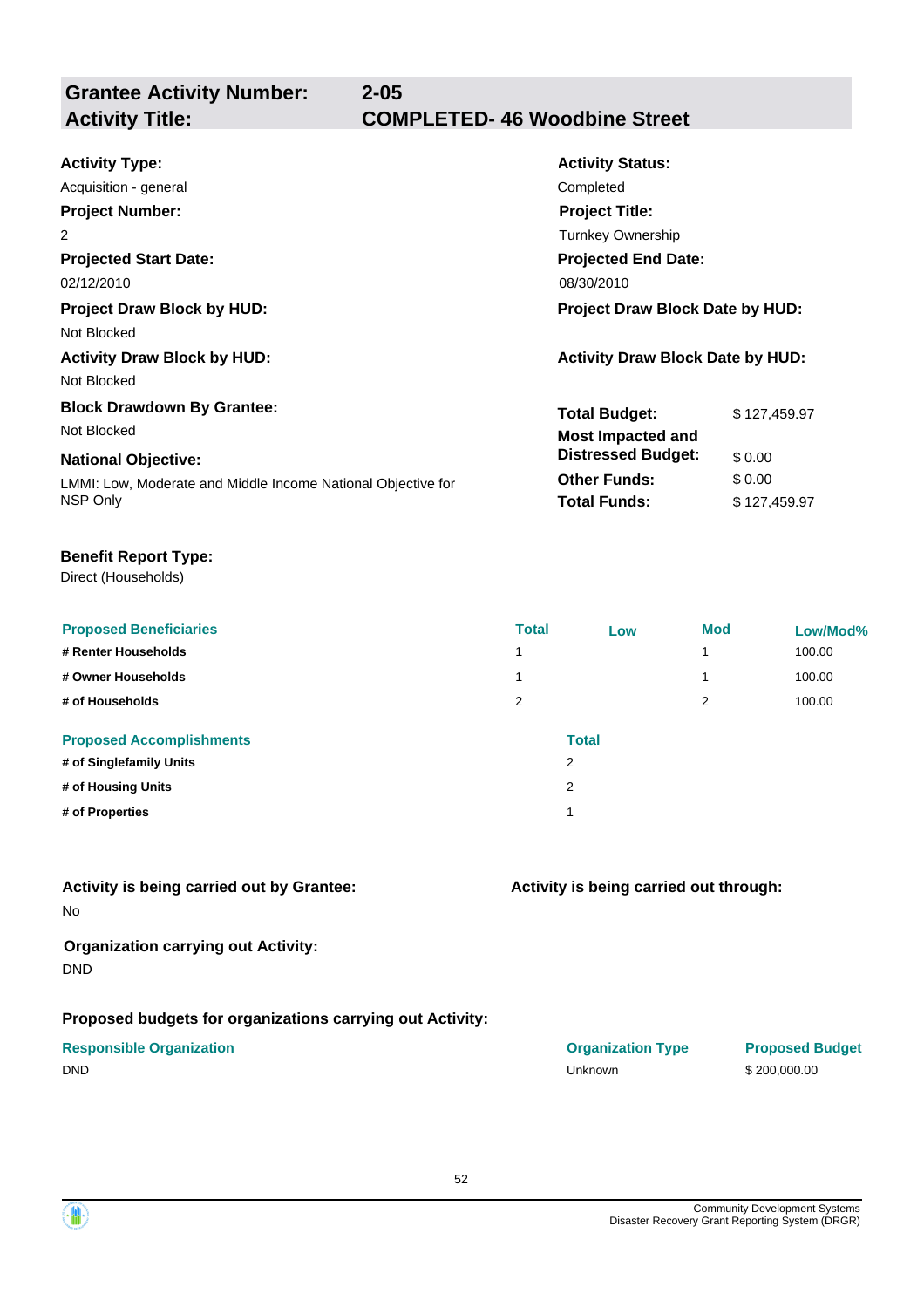## Grantee Activity Number: 2-05
## Activity Title: COMPLETED- 46 Woodbine Street

**Activity Type:**
Acquisition - general

**Activity Status:**
Completed

**Project Number:**
2

**Project Title:**
Turnkey Ownership

**Projected Start Date:**
02/12/2010

**Projected End Date:**
08/30/2010

**Project Draw Block by HUD:**
Not Blocked

**Project Draw Block Date by HUD:**

**Activity Draw Block by HUD:**
Not Blocked

**Activity Draw Block Date by HUD:**

**Block Drawdown By Grantee:**
Not Blocked

**National Objective:**
LMMI: Low, Moderate and Middle Income National Objective for NSP Only

| | |
|---|---|
| **Total Budget:** | $ 127,459.97 |
| **Most Impacted and Distressed Budget:** | $ 0.00 |
| **Other Funds:** | $ 0.00 |
| **Total Funds:** | $ 127,459.97 |

**Benefit Report Type:**
Direct (Households)

| Proposed Beneficiaries | Total | Low | Mod | Low/Mod% |
|---|---|---|---|---|
| # Renter Households | 1 | | 1 | 100.00 |
| # Owner Households | 1 | | 1 | 100.00 |
| # of Households | 2 | | 2 | 100.00 |

| Proposed Accomplishments | Total |
|---|---|
| # of Singlefamily Units | 2 |
| # of Housing Units | 2 |
| # of Properties | 1 |

**Activity is being carried out by Grantee:**
No

**Activity is being carried out through:**

**Organization carrying out Activity:**
DND

**Proposed budgets for organizations carrying out Activity:**

| Responsible Organization | Organization Type | Proposed Budget |
|---|---|---|
| DND | Unknown | $ 200,000.00 |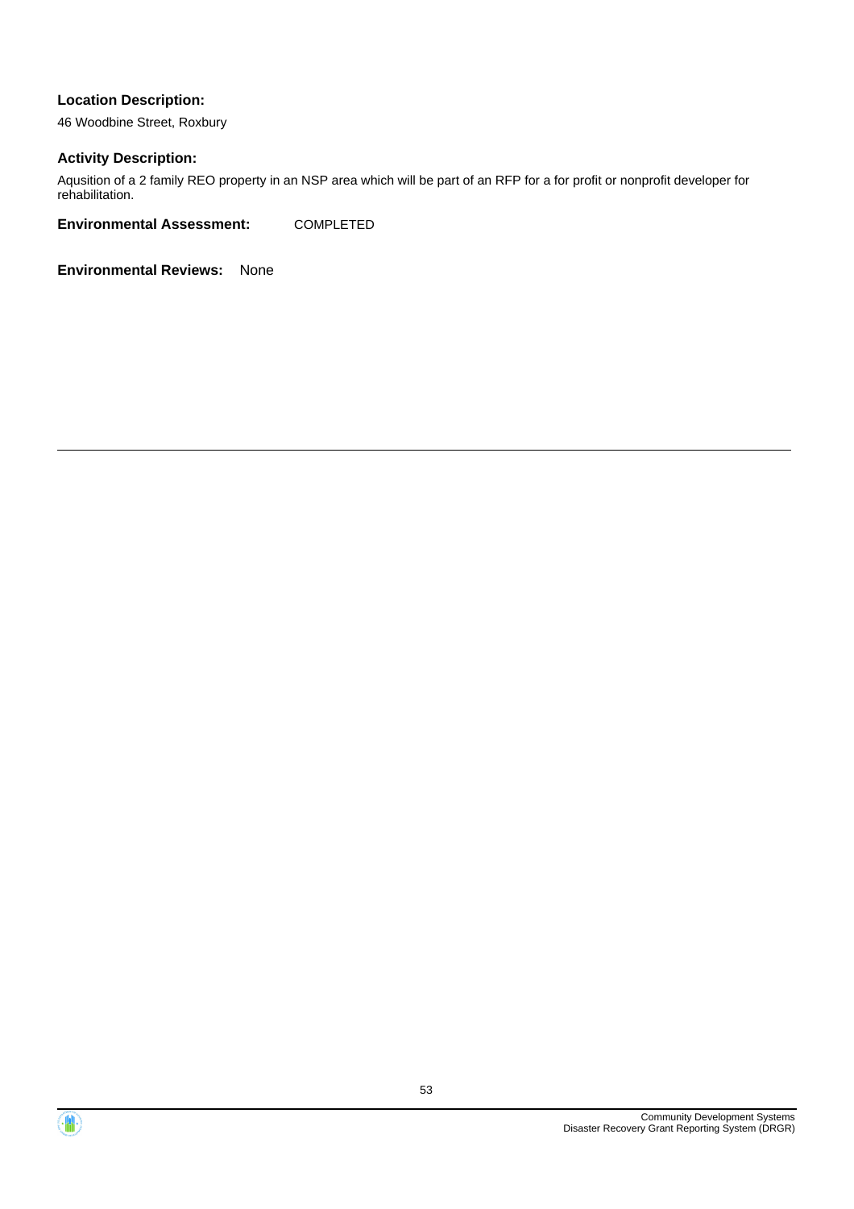**Location Description:**

46 Woodbine Street, Roxbury

**Activity Description:**

Aqusition of a 2 family REO property in an NSP area which will be part of an RFP for a for profit or nonprofit developer for rehabilitation.

**Environmental Assessment:** COMPLETED

**Environmental Reviews:** None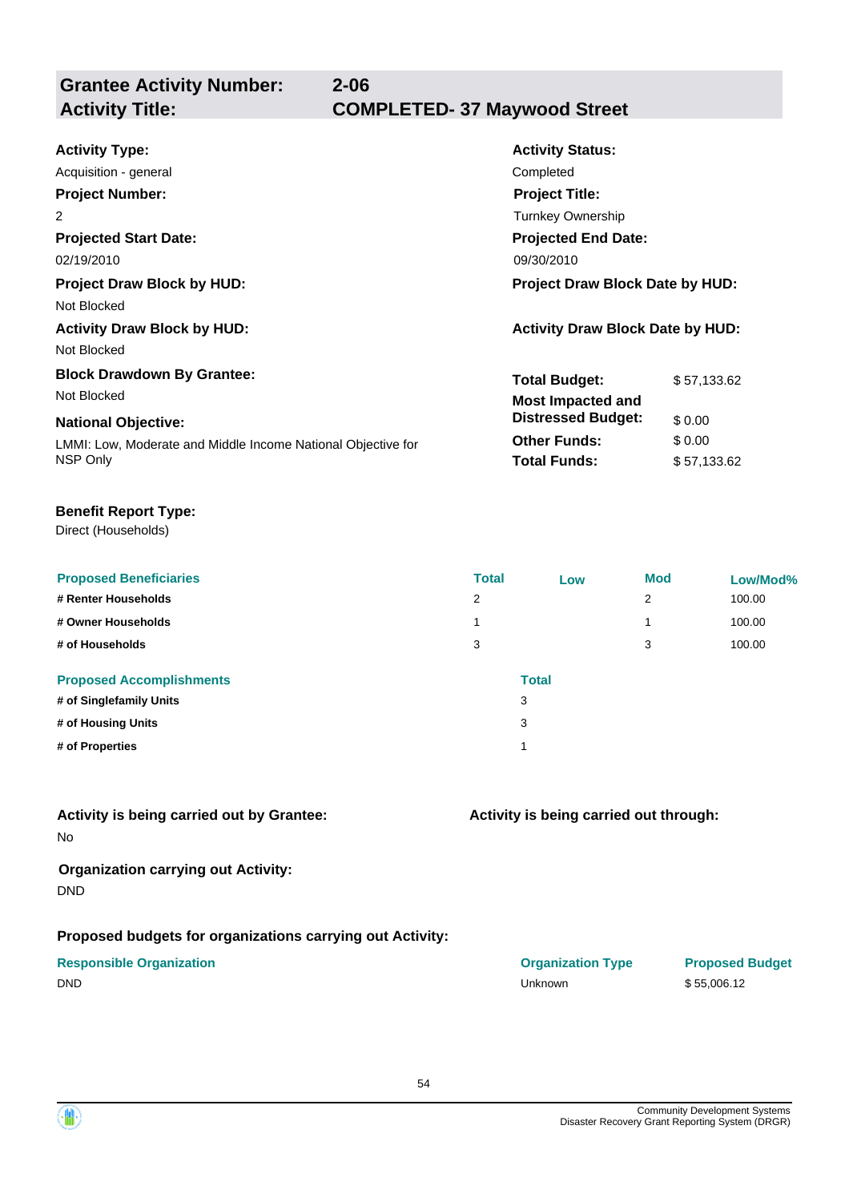| **Grantee Activity Number:** | **2-06** |
|---|---|
| **Activity Title:** | **COMPLETED- 37 Maywood Street** |

**Activity Type:**
Acquisition - general

**Activity Status:**
Completed

**Project Number:**
2

**Project Title:**
Turnkey Ownership

**Projected Start Date:**
02/19/2010

**Projected End Date:**
09/30/2010

**Project Draw Block by HUD:**
Not Blocked

**Project Draw Block Date by HUD:**

**Activity Draw Block by HUD:**
Not Blocked

**Activity Draw Block Date by HUD:**

**Block Drawdown By Grantee:**
Not Blocked

**National Objective:**
LMMI: Low, Moderate and Middle Income National Objective for NSP Only

| | |
|---|---|
| **Total Budget:** | $ 57,133.62 |
| **Most Impacted and Distressed Budget:** | $ 0.00 |
| **Other Funds:** | $ 0.00 |
| **Total Funds:** | $ 57,133.62 |

**Benefit Report Type:**
Direct (Households)

| Proposed Beneficiaries | Total | Low | Mod | Low/Mod% |
|---|---|---|---|---|
| # Renter Households | 2 | | 2 | 100.00 |
| # Owner Households | 1 | | 1 | 100.00 |
| # of Households | 3 | | 3 | 100.00 |

| Proposed Accomplishments | Total |
|---|---|
| # of Singlefamily Units | 3 |
| # of Housing Units | 3 |
| # of Properties | 1 |

**Activity is being carried out by Grantee:**
No

**Activity is being carried out through:**

**Organization carrying out Activity:**
DND

**Proposed budgets for organizations carrying out Activity:**

| Responsible Organization | Organization Type | Proposed Budget |
|---|---|---|
| DND | Unknown | $ 55,006.12 |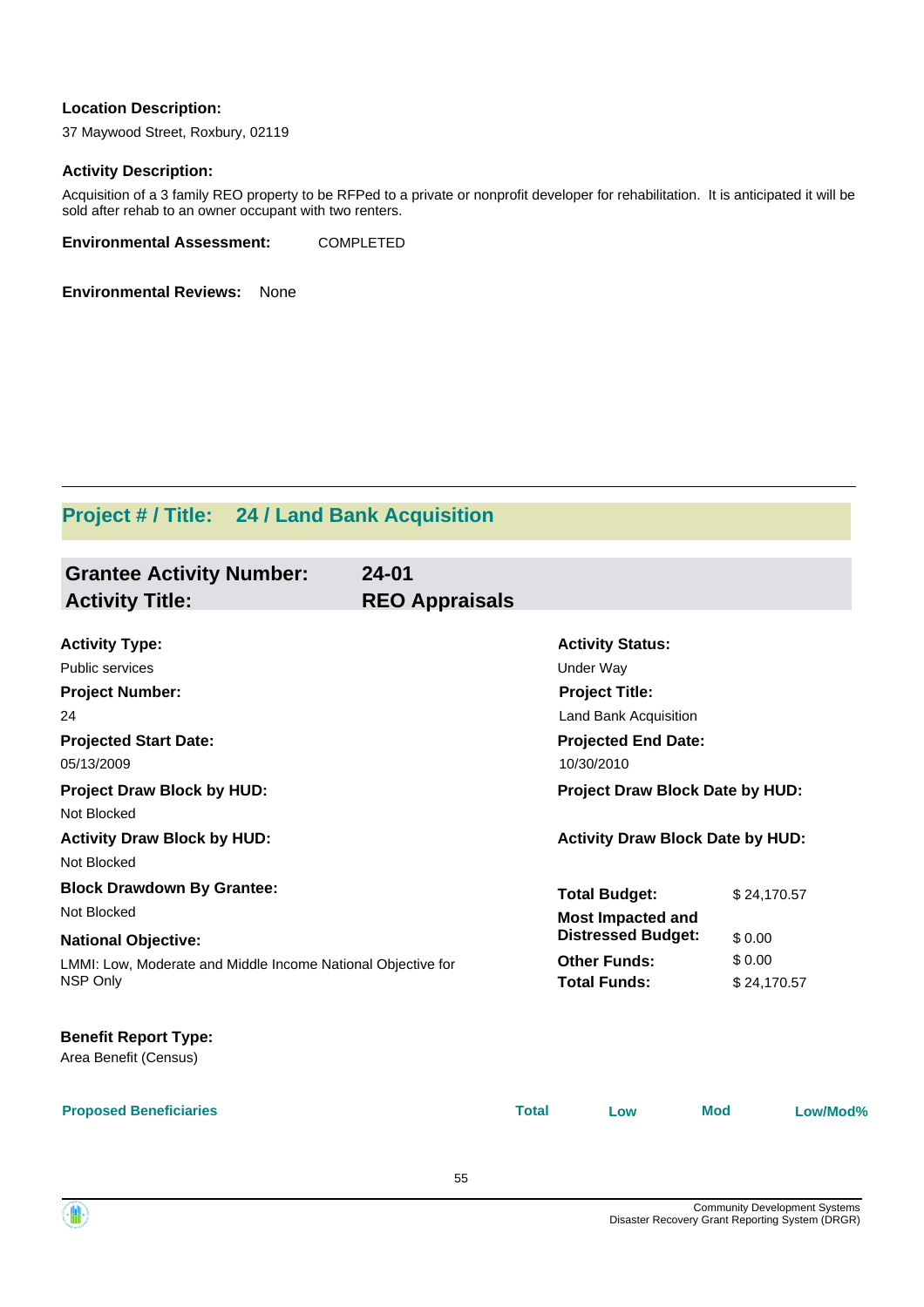**Location Description:**

37 Maywood Street, Roxbury, 02119

**Activity Description:**

Acquisition of a 3 family REO property to be RFPed to a private or nonprofit developer for rehabilitation. It is anticipated it will be sold after rehab to an owner occupant with two renters.

**Environmental Assessment:** COMPLETED

**Environmental Reviews:** None

---

## Project # / Title: 24 / Land Bank Acquisition

### Grantee Activity Number: 24-01
### Activity Title: REO Appraisals

**Activity Type:**
Public services

**Activity Status:**
Under Way

**Project Number:**
24

**Project Title:**
Land Bank Acquisition

**Projected Start Date:**
05/13/2009

**Projected End Date:**
10/30/2010

**Project Draw Block by HUD:**
Not Blocked

**Project Draw Block Date by HUD:**

**Activity Draw Block by HUD:**
Not Blocked

**Activity Draw Block Date by HUD:**

**Block Drawdown By Grantee:**
Not Blocked

**National Objective:**
LMMI: Low, Moderate and Middle Income National Objective for NSP Only

| | |
|---|---|
| **Total Budget:** | $ 24,170.57 |
| **Most Impacted and Distressed Budget:** | $ 0.00 |
| **Other Funds:** | $ 0.00 |
| **Total Funds:** | $ 24,170.57 |

**Benefit Report Type:**
Area Benefit (Census)

| Proposed Beneficiaries | Total | Low | Mod | Low/Mod% |
|---|---|---|---|---|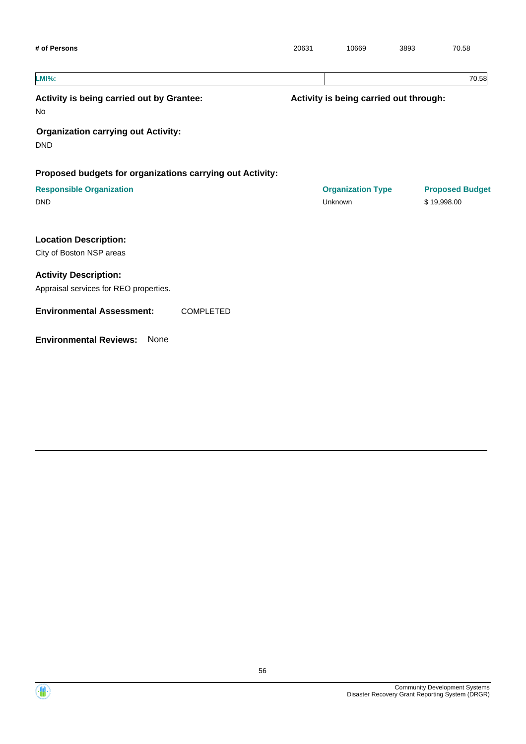| # of Persons | 20631 | 10669 | 3893 | 70.58 |
|---|---|---|---|---|

| LMI%: | 70.58 |
|---|---|

**Activity is being carried out by Grantee:**

No

**Activity is being carried out through:**

**Organization carrying out Activity:**

DND

**Proposed budgets for organizations carrying out Activity:**

| Responsible Organization | Organization Type | Proposed Budget |
|---|---|---|
| DND | Unknown | $ 19,998.00 |

**Location Description:**

City of Boston NSP areas

**Activity Description:**

Appraisal services for REO properties.

**Environmental Assessment:** COMPLETED

**Environmental Reviews:** None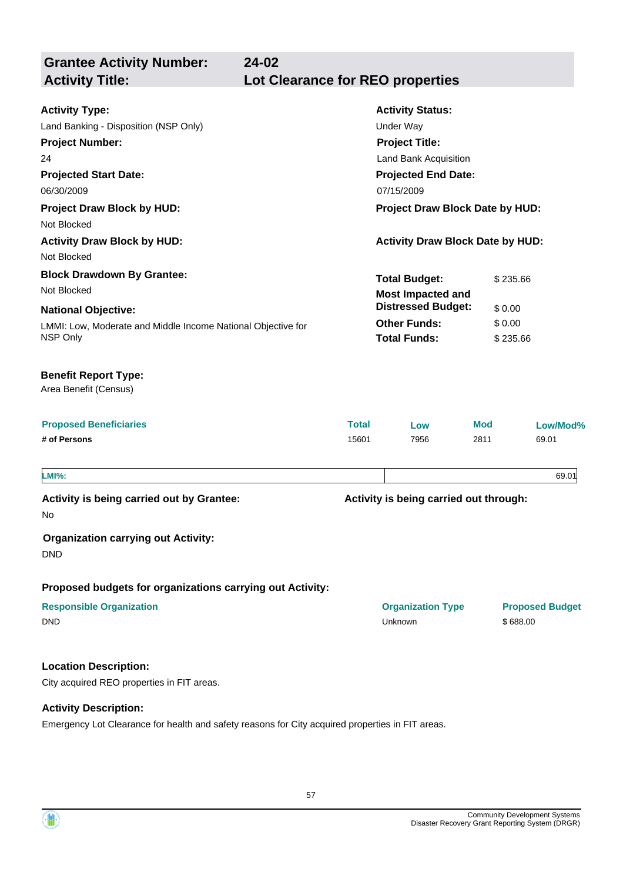## Grantee Activity Number: 24-02
## Activity Title: Lot Clearance for REO properties

**Activity Type:**
Land Banking - Disposition (NSP Only)

**Activity Status:**
Under Way

**Project Number:**
24

**Project Title:**
Land Bank Acquisition

**Projected Start Date:**
06/30/2009

**Projected End Date:**
07/15/2009

**Project Draw Block by HUD:**
Not Blocked

**Project Draw Block Date by HUD:**

**Activity Draw Block by HUD:**
Not Blocked

**Activity Draw Block Date by HUD:**

**Block Drawdown By Grantee:**
Not Blocked

**National Objective:**
LMMI: Low, Moderate and Middle Income National Objective for NSP Only

| | |
|---|---|
| **Total Budget:** | $ 235.66 |
| **Most Impacted and Distressed Budget:** | $ 0.00 |
| **Other Funds:** | $ 0.00 |
| **Total Funds:** | $ 235.66 |

**Benefit Report Type:**
Area Benefit (Census)

| Proposed Beneficiaries | Total | Low | Mod | Low/Mod% |
|---|---|---|---|---|
| # of Persons | 15601 | 7956 | 2811 | 69.01 |

| LMI%: | 69.01 |
|---|---|

**Activity is being carried out by Grantee:**
No

**Activity is being carried out through:**

**Organization carrying out Activity:**
DND

**Proposed budgets for organizations carrying out Activity:**

| Responsible Organization | Organization Type | Proposed Budget |
|---|---|---|
| DND | Unknown | $ 688.00 |

**Location Description:**

City acquired REO properties in FIT areas.

**Activity Description:**

Emergency Lot Clearance for health and safety reasons for City acquired properties in FIT areas.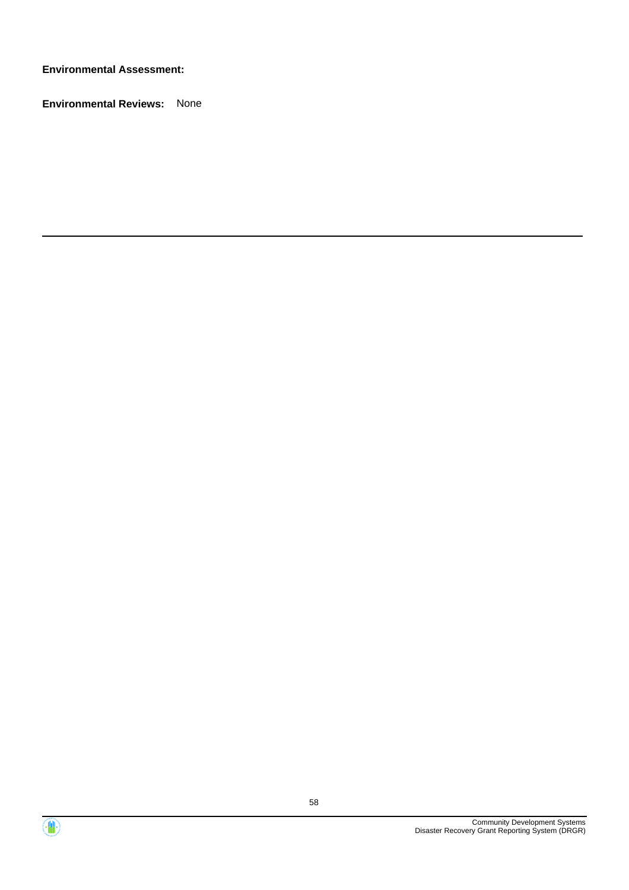**Environmental Assessment:**

**Environmental Reviews:** None

---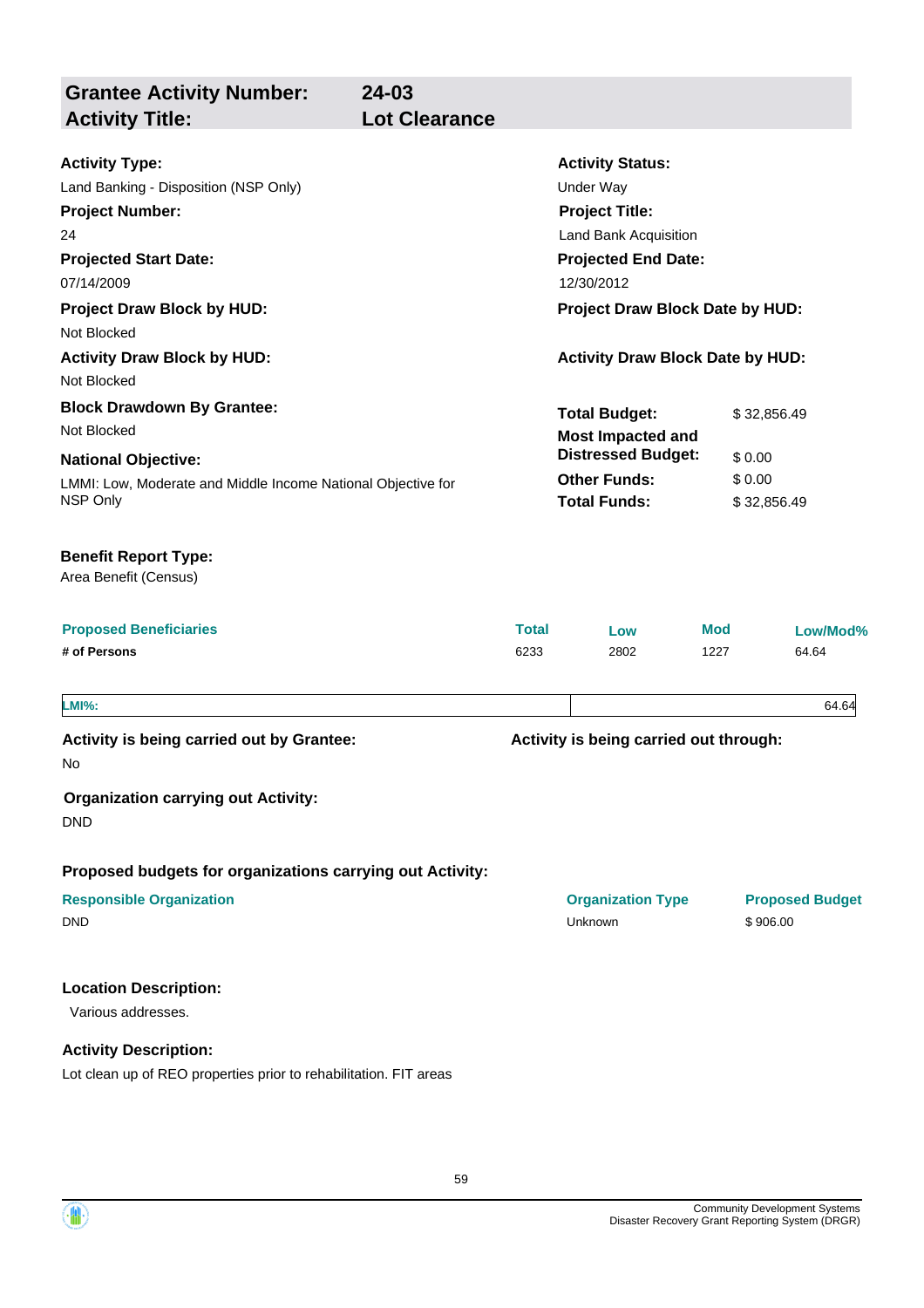| **Grantee Activity Number:** | **24-03** |
|---|---|
| **Activity Title:** | **Lot Clearance** |

**Activity Type:**
Land Banking - Disposition (NSP Only)

**Activity Status:**
Under Way

**Project Number:**
24

**Project Title:**
Land Bank Acquisition

**Projected Start Date:**
07/14/2009

**Projected End Date:**
12/30/2012

**Project Draw Block by HUD:**
Not Blocked

**Project Draw Block Date by HUD:**

**Activity Draw Block by HUD:**
Not Blocked

**Activity Draw Block Date by HUD:**

**Block Drawdown By Grantee:**
Not Blocked

**National Objective:**
LMMI: Low, Moderate and Middle Income National Objective for NSP Only

| | |
|---|---|
| **Total Budget:** | $ 32,856.49 |
| **Most Impacted and Distressed Budget:** | $ 0.00 |
| **Other Funds:** | $ 0.00 |
| **Total Funds:** | $ 32,856.49 |

**Benefit Report Type:**
Area Benefit (Census)

| Proposed Beneficiaries | Total | Low | Mod | Low/Mod% |
|---|---|---|---|---|
| # of Persons | 6233 | 2802 | 1227 | 64.64 |

| LMI%: | 64.64 |
|---|---|

**Activity is being carried out by Grantee:**
No

**Activity is being carried out through:**

**Organization carrying out Activity:**
DND

**Proposed budgets for organizations carrying out Activity:**

| Responsible Organization | Organization Type | Proposed Budget |
|---|---|---|
| DND | Unknown | $ 906.00 |

**Location Description:**

Various addresses.

**Activity Description:**

Lot clean up of REO properties prior to rehabilitation. FIT areas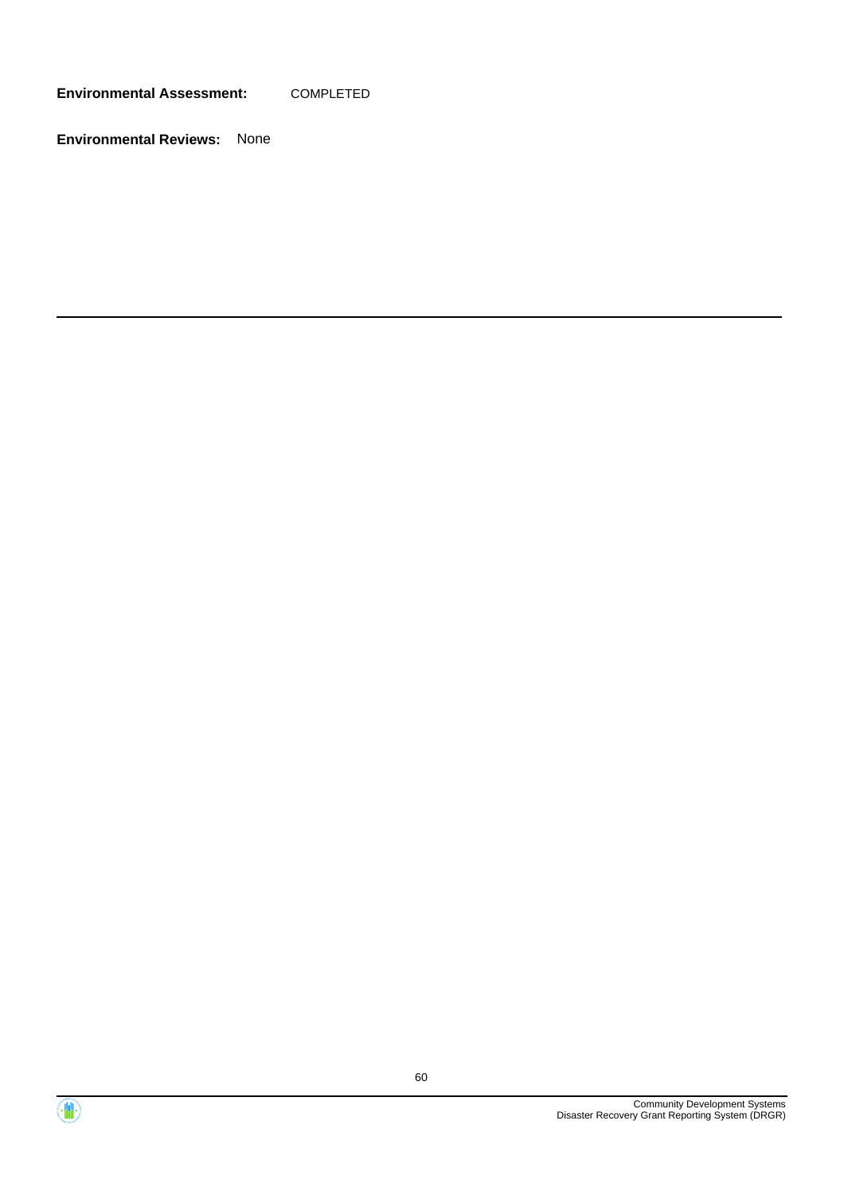**Environmental Assessment:** COMPLETED

**Environmental Reviews:** None

---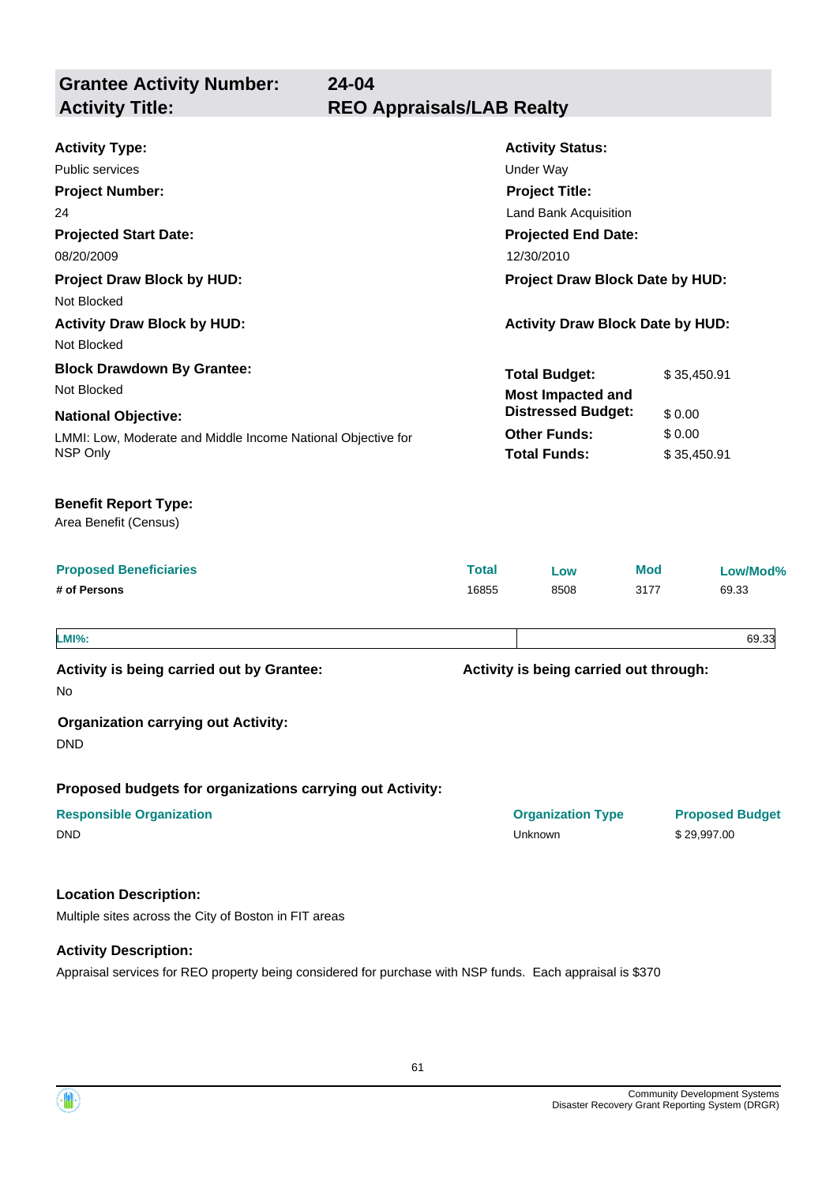## Grantee Activity Number: 24-04
## Activity Title: REO Appraisals/LAB Realty

**Activity Type:**
Public services

**Activity Status:**
Under Way

**Project Number:**
24

**Project Title:**
Land Bank Acquisition

**Projected Start Date:**
08/20/2009

**Projected End Date:**
12/30/2010

**Project Draw Block by HUD:**
Not Blocked

**Project Draw Block Date by HUD:**

**Activity Draw Block by HUD:**
Not Blocked

**Activity Draw Block Date by HUD:**

**Block Drawdown By Grantee:**
Not Blocked

**National Objective:**
LMMI: Low, Moderate and Middle Income National Objective for NSP Only

| | |
|---|---|
| **Total Budget:** | $ 35,450.91 |
| **Most Impacted and Distressed Budget:** | $ 0.00 |
| **Other Funds:** | $ 0.00 |
| **Total Funds:** | $ 35,450.91 |

**Benefit Report Type:**
Area Benefit (Census)

| Proposed Beneficiaries | Total | Low | Mod | Low/Mod% |
|---|---|---|---|---|
| # of Persons | 16855 | 8508 | 3177 | 69.33 |

| LMI%: | 69.33 |
|---|---|

**Activity is being carried out by Grantee:**
No

**Activity is being carried out through:**

**Organization carrying out Activity:**
DND

**Proposed budgets for organizations carrying out Activity:**

| Responsible Organization | Organization Type | Proposed Budget |
|---|---|---|
| DND | Unknown | $ 29,997.00 |

**Location Description:**

Multiple sites across the City of Boston in FIT areas

**Activity Description:**

Appraisal services for REO property being considered for purchase with NSP funds. Each appraisal is $370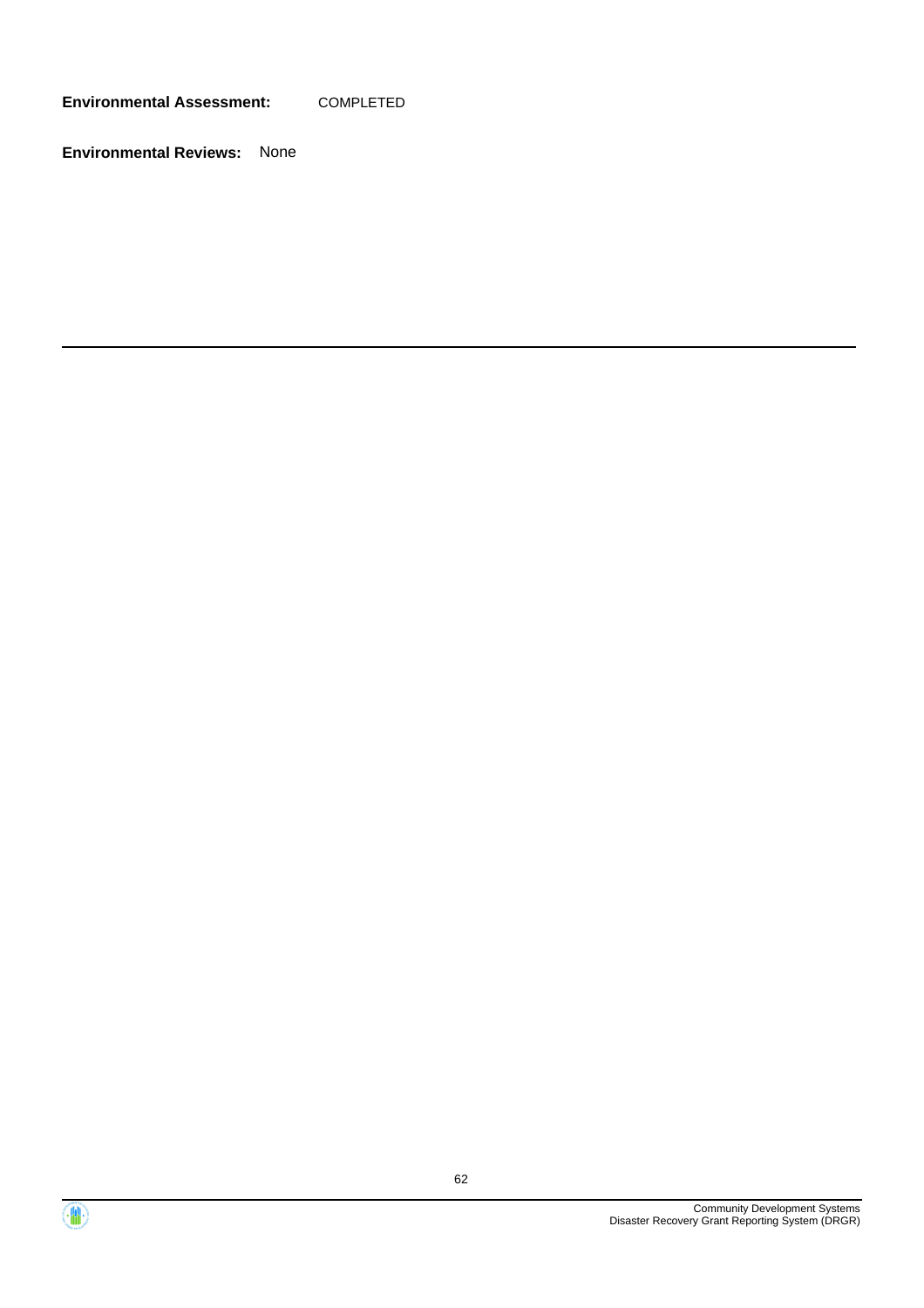**Environmental Assessment:** COMPLETED

**Environmental Reviews:** None

---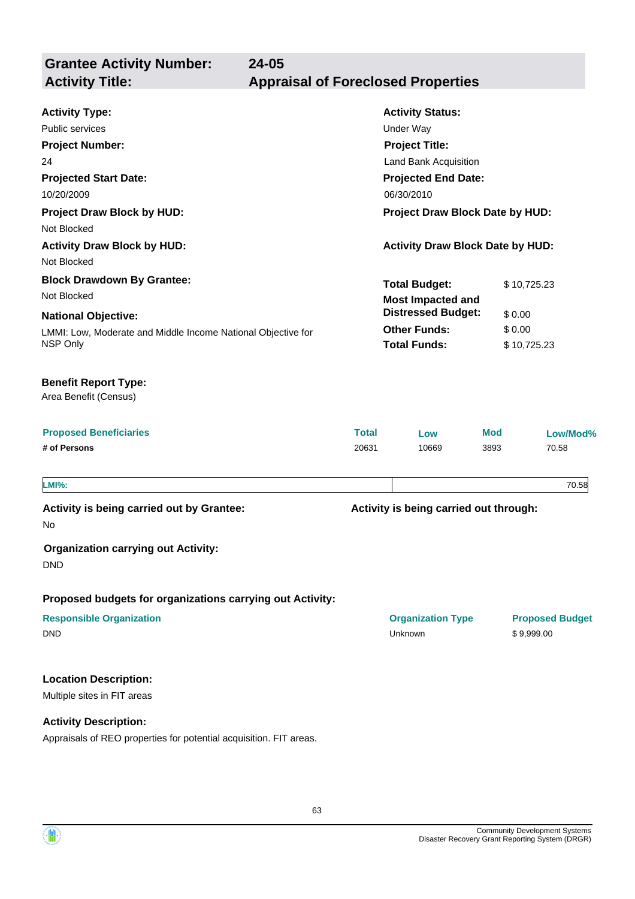## Grantee Activity Number: 24-05
## Activity Title: Appraisal of Foreclosed Properties

**Activity Type:**
Public services

**Activity Status:**
Under Way

**Project Number:**
24

**Project Title:**
Land Bank Acquisition

**Projected Start Date:**
10/20/2009

**Projected End Date:**
06/30/2010

**Project Draw Block by HUD:**
Not Blocked

**Project Draw Block Date by HUD:**

**Activity Draw Block by HUD:**
Not Blocked

**Activity Draw Block Date by HUD:**

**Block Drawdown By Grantee:**
Not Blocked

**Total Budget:** $ 10,725.23

**Most Impacted and Distressed Budget:** $ 0.00

**Other Funds:** $ 0.00

**Total Funds:** $ 10,725.23

**National Objective:**
LMMI: Low, Moderate and Middle Income National Objective for NSP Only

**Benefit Report Type:**
Area Benefit (Census)

| Proposed Beneficiaries | Total | Low | Mod | Low/Mod% |
|---|---|---|---|---|
| **# of Persons** | 20631 | 10669 | 3893 | 70.58 |

| **LMI%:** | 70.58 |
|---|---|

**Activity is being carried out by Grantee:**
No

**Activity is being carried out through:**

**Organization carrying out Activity:**
DND

**Proposed budgets for organizations carrying out Activity:**

| Responsible Organization | Organization Type | Proposed Budget |
|---|---|---|
| DND | Unknown | $ 9,999.00 |

**Location Description:**
Multiple sites in FIT areas

**Activity Description:**
Appraisals of REO properties for potential acquisition. FIT areas.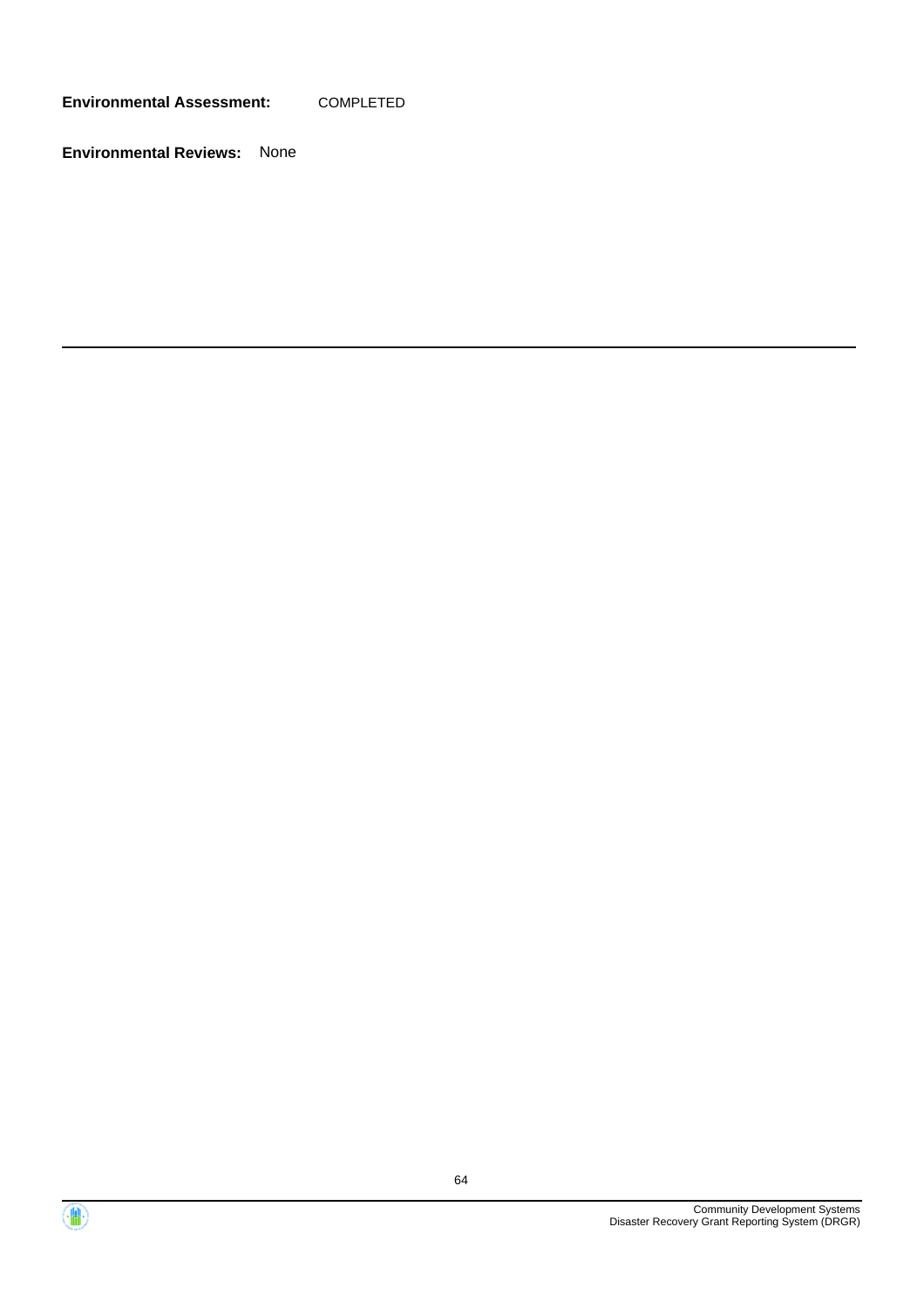**Environmental Assessment:** COMPLETED

**Environmental Reviews:** None

---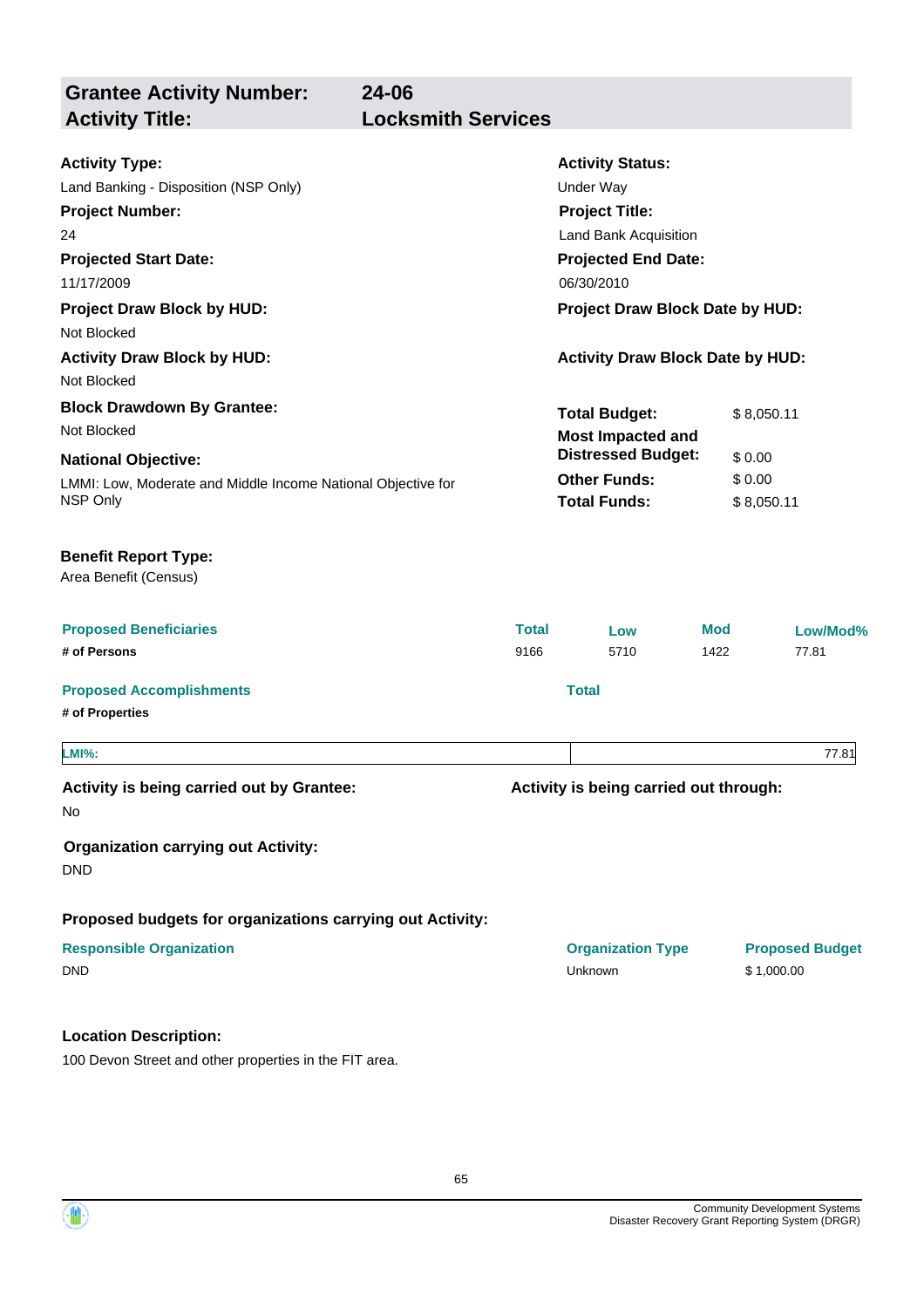## Grantee Activity Number: 24-06
## Activity Title: Locksmith Services

**Activity Type:**
Land Banking - Disposition (NSP Only)

**Activity Status:**
Under Way

**Project Number:**
24

**Project Title:**
Land Bank Acquisition

**Projected Start Date:**
11/17/2009

**Projected End Date:**
06/30/2010

**Project Draw Block by HUD:**
Not Blocked

**Project Draw Block Date by HUD:**

**Activity Draw Block by HUD:**
Not Blocked

**Activity Draw Block Date by HUD:**

**Block Drawdown By Grantee:**
Not Blocked

**National Objective:**
LMMI: Low, Moderate and Middle Income National Objective for NSP Only

| | |
|---|---|
| **Total Budget:** | $ 8,050.11 |
| **Most Impacted and Distressed Budget:** | $ 0.00 |
| **Other Funds:** | $ 0.00 |
| **Total Funds:** | $ 8,050.11 |

**Benefit Report Type:**
Area Benefit (Census)

| Proposed Beneficiaries | Total | Low | Mod | Low/Mod% |
|---|---|---|---|---|
| # of Persons | 9166 | 5710 | 1422 | 77.81 |

| Proposed Accomplishments | Total |
|---|---|
| # of Properties | |

| LMI%: | 77.81 |
|---|---|

**Activity is being carried out by Grantee:**
No

**Activity is being carried out through:**

**Organization carrying out Activity:**
DND

**Proposed budgets for organizations carrying out Activity:**

| Responsible Organization | Organization Type | Proposed Budget |
|---|---|---|
| DND | Unknown | $ 1,000.00 |

**Location Description:**

100 Devon Street and other properties in the FIT area.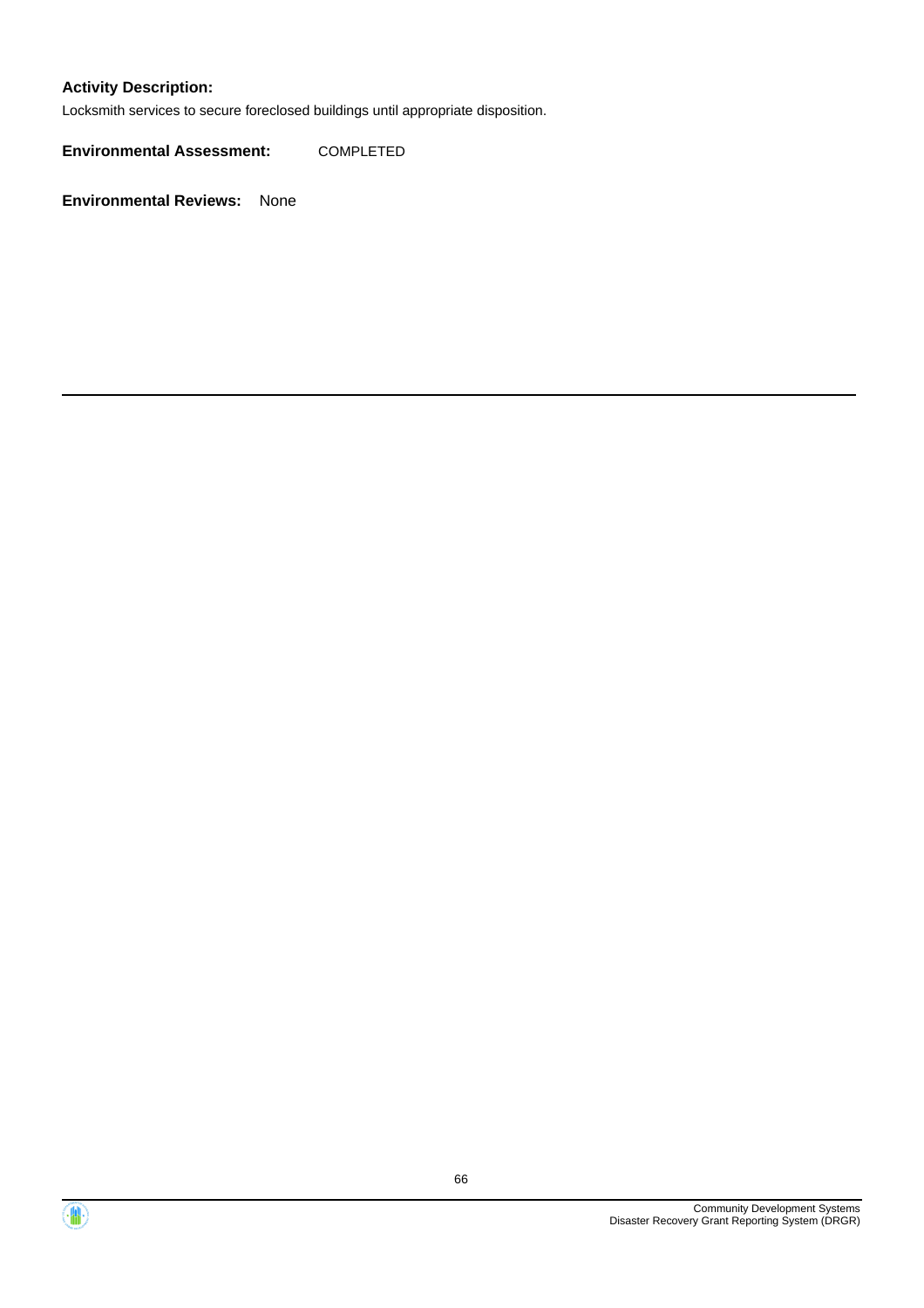**Activity Description:**

Locksmith services to secure foreclosed buildings until appropriate disposition.

**Environmental Assessment:** COMPLETED

**Environmental Reviews:** None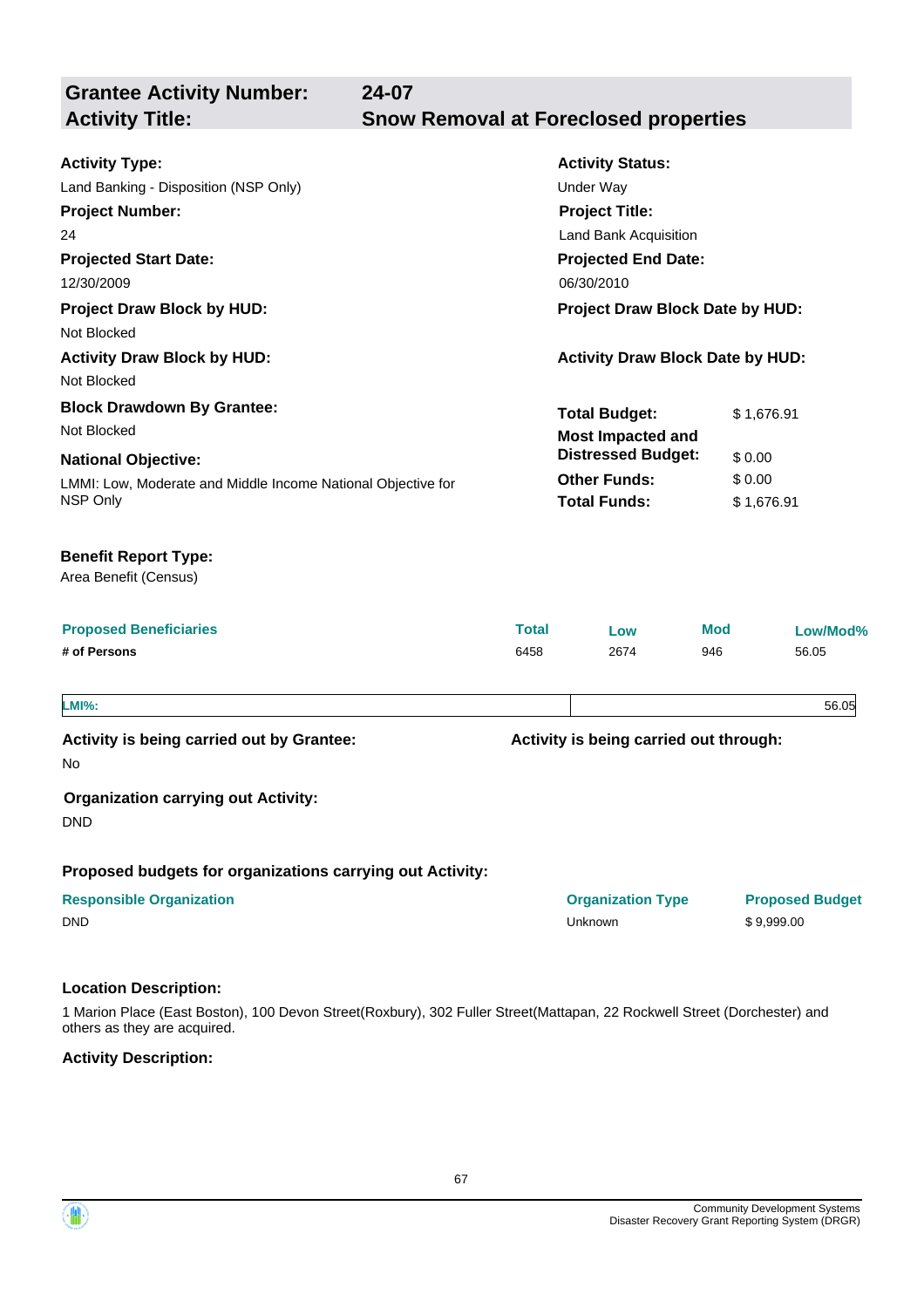## Grantee Activity Number: 24-07
## Activity Title: Snow Removal at Foreclosed properties

**Activity Type:**
Land Banking - Disposition (NSP Only)

**Activity Status:**
Under Way

**Project Number:**
24

**Project Title:**
Land Bank Acquisition

**Projected Start Date:**
12/30/2009

**Projected End Date:**
06/30/2010

**Project Draw Block by HUD:**
Not Blocked

**Project Draw Block Date by HUD:**

**Activity Draw Block by HUD:**
Not Blocked

**Activity Draw Block Date by HUD:**

**Block Drawdown By Grantee:**
Not Blocked

**National Objective:**
LMMI: Low, Moderate and Middle Income National Objective for NSP Only

| | |
|---|---|
| **Total Budget:** | $ 1,676.91 |
| **Most Impacted and Distressed Budget:** | $ 0.00 |
| **Other Funds:** | $ 0.00 |
| **Total Funds:** | $ 1,676.91 |

**Benefit Report Type:**
Area Benefit (Census)

| Proposed Beneficiaries | Total | Low | Mod | Low/Mod% |
|---|---|---|---|---|
| # of Persons | 6458 | 2674 | 946 | 56.05 |

| LMI%: | 56.05 |
|---|---|

**Activity is being carried out by Grantee:**
No

**Activity is being carried out through:**

**Organization carrying out Activity:**
DND

**Proposed budgets for organizations carrying out Activity:**

| Responsible Organization | Organization Type | Proposed Budget |
|---|---|---|
| DND | Unknown | $ 9,999.00 |

**Location Description:**

1 Marion Place (East Boston), 100 Devon Street(Roxbury), 302 Fuller Street(Mattapan, 22 Rockwell Street (Dorchester) and others as they are acquired.

**Activity Description:**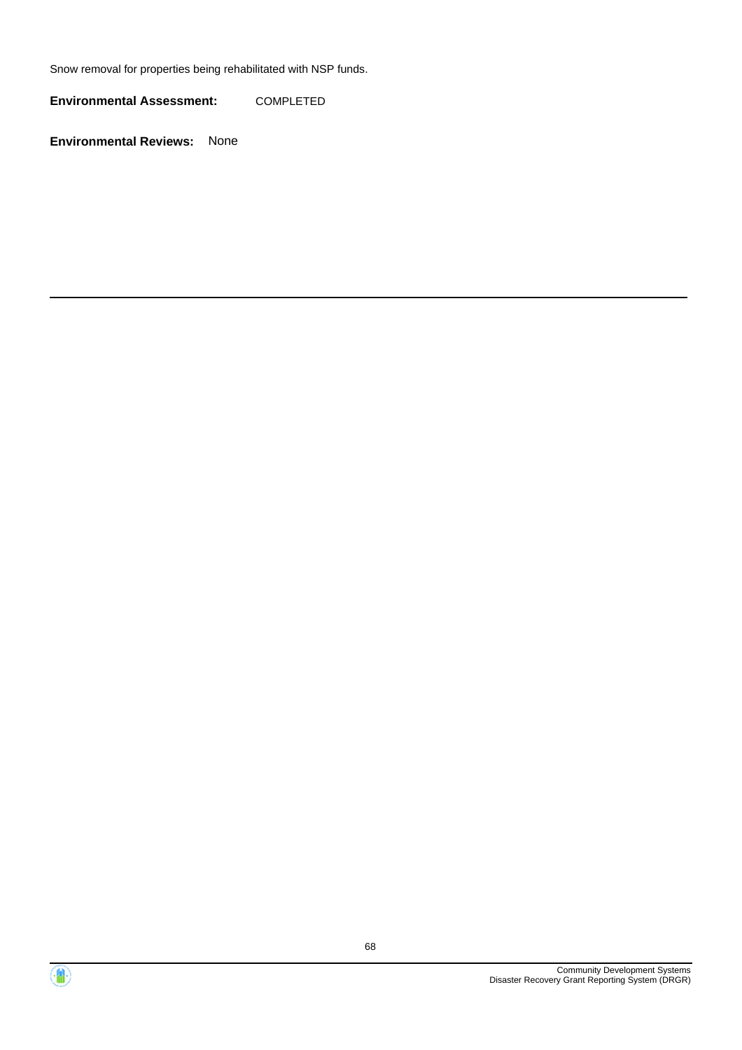Snow removal for properties being rehabilitated with NSP funds.

**Environmental Assessment:** COMPLETED

**Environmental Reviews:** None

---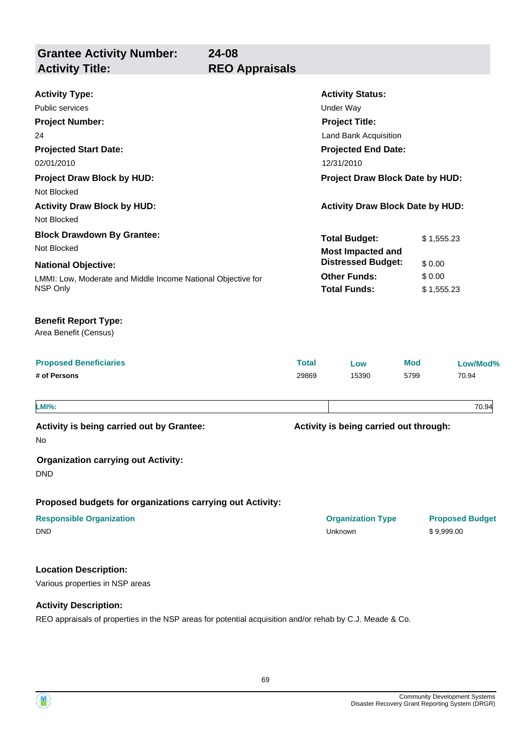## Grantee Activity Number: 24-08
## Activity Title: REO Appraisals

**Activity Type:**
Public services

**Activity Status:**
Under Way

**Project Number:**
24

**Project Title:**
Land Bank Acquisition

**Projected Start Date:**
02/01/2010

**Projected End Date:**
12/31/2010

**Project Draw Block by HUD:**
Not Blocked

**Project Draw Block Date by HUD:**

**Activity Draw Block by HUD:**
Not Blocked

**Activity Draw Block Date by HUD:**

**Block Drawdown By Grantee:**
Not Blocked

**National Objective:**
LMMI: Low, Moderate and Middle Income National Objective for NSP Only

| | |
|---|---|
| **Total Budget:** | $ 1,555.23 |
| **Most Impacted and Distressed Budget:** | $ 0.00 |
| **Other Funds:** | $ 0.00 |
| **Total Funds:** | $ 1,555.23 |

**Benefit Report Type:**
Area Benefit (Census)

| Proposed Beneficiaries | Total | Low | Mod | Low/Mod% |
|---|---|---|---|---|
| # of Persons | 29869 | 15390 | 5799 | 70.94 |

| LMI%: | 70.94 |
|---|---|

**Activity is being carried out by Grantee:**
No

**Activity is being carried out through:**

**Organization carrying out Activity:**
DND

**Proposed budgets for organizations carrying out Activity:**

| Responsible Organization | Organization Type | Proposed Budget |
|---|---|---|
| DND | Unknown | $ 9,999.00 |

**Location Description:**
Various properties in NSP areas

**Activity Description:**
REO appraisals of properties in the NSP areas for potential acquisition and/or rehab by C.J. Meade & Co.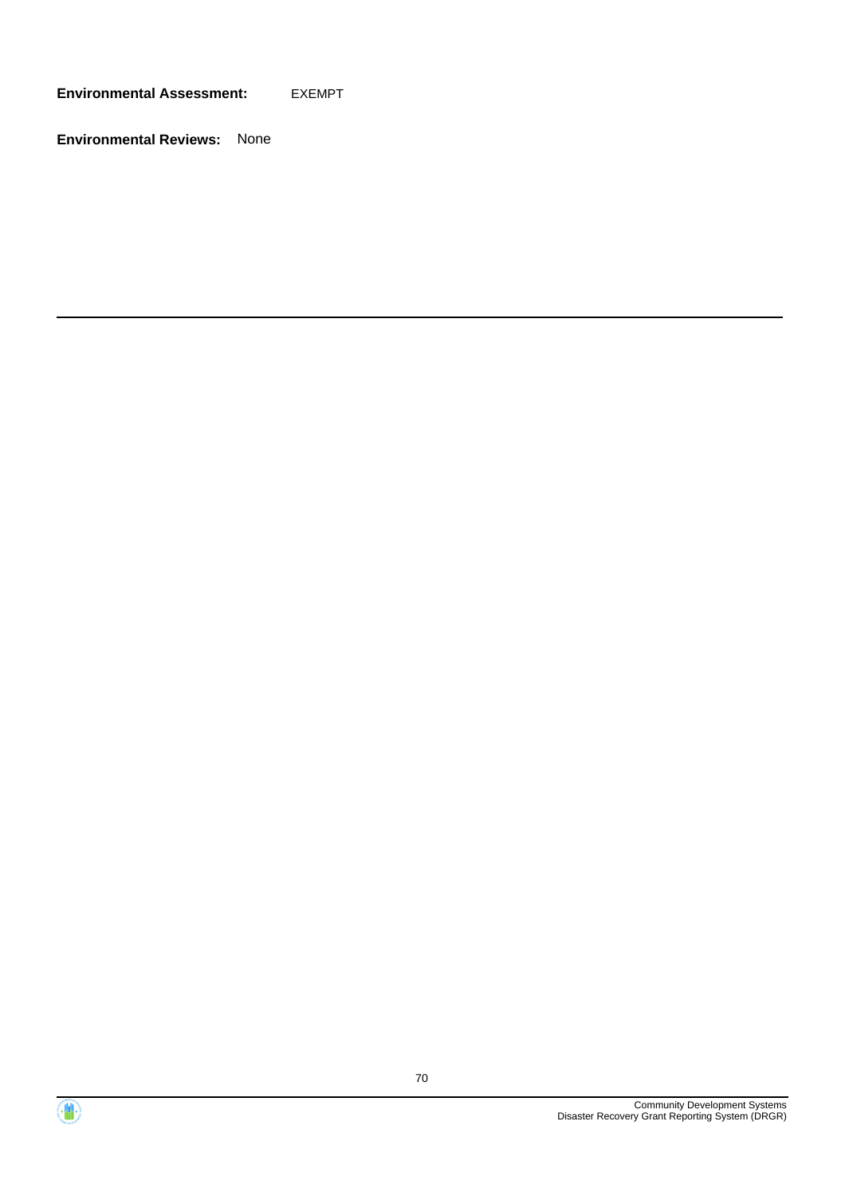**Environmental Assessment:** EXEMPT

**Environmental Reviews:** None

---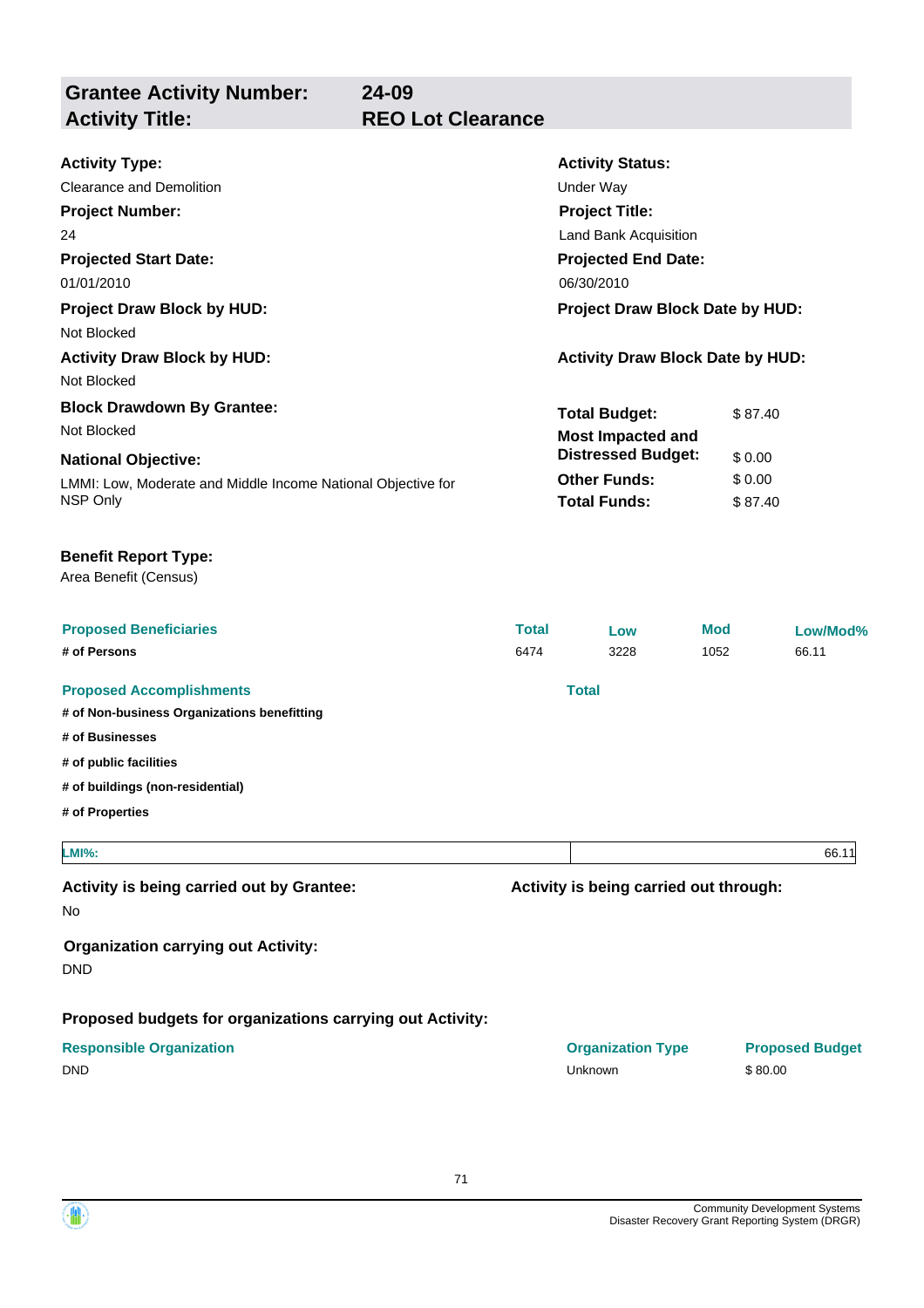| **Grantee Activity Number:** | **24-09** |
|---|---|
| **Activity Title:** | **REO Lot Clearance** |

**Activity Type:**
Clearance and Demolition

**Activity Status:**
Under Way

**Project Number:**
24

**Project Title:**
Land Bank Acquisition

**Projected Start Date:**
01/01/2010

**Projected End Date:**
06/30/2010

**Project Draw Block by HUD:**
Not Blocked

**Project Draw Block Date by HUD:**

**Activity Draw Block by HUD:**
Not Blocked

**Activity Draw Block Date by HUD:**

**Block Drawdown By Grantee:**
Not Blocked

**National Objective:**
LMMI: Low, Moderate and Middle Income National Objective for NSP Only

| | |
|---|---|
| **Total Budget:** | $ 87.40 |
| **Most Impacted and Distressed Budget:** | $ 0.00 |
| **Other Funds:** | $ 0.00 |
| **Total Funds:** | $ 87.40 |

**Benefit Report Type:**
Area Benefit (Census)

| Proposed Beneficiaries | Total | Low | Mod | Low/Mod% |
|---|---|---|---|---|
| # of Persons | 6474 | 3228 | 1052 | 66.11 |

| Proposed Accomplishments | Total |
|---|---|
| # of Non-business Organizations benefitting | |
| # of Businesses | |
| # of public facilities | |
| # of buildings (non-residential) | |
| # of Properties | |

| LMI%: | 66.11 |
|---|---|

**Activity is being carried out by Grantee:**
No

**Activity is being carried out through:**

**Organization carrying out Activity:**
DND

**Proposed budgets for organizations carrying out Activity:**

| Responsible Organization | Organization Type | Proposed Budget |
|---|---|---|
| DND | Unknown | $ 80.00 |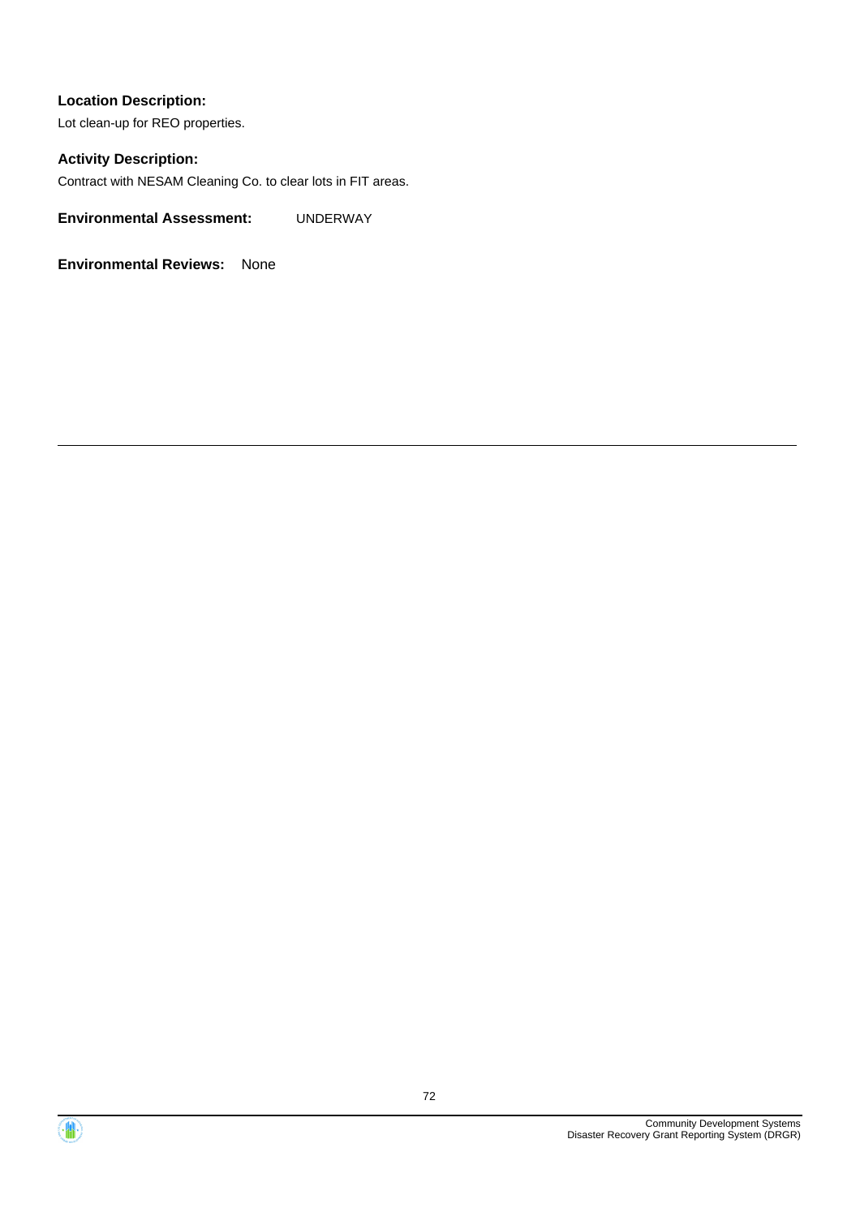**Location Description:**

Lot clean-up for REO properties.

**Activity Description:**

Contract with NESAM Cleaning Co. to clear lots in FIT areas.

**Environmental Assessment:** UNDERWAY

**Environmental Reviews:** None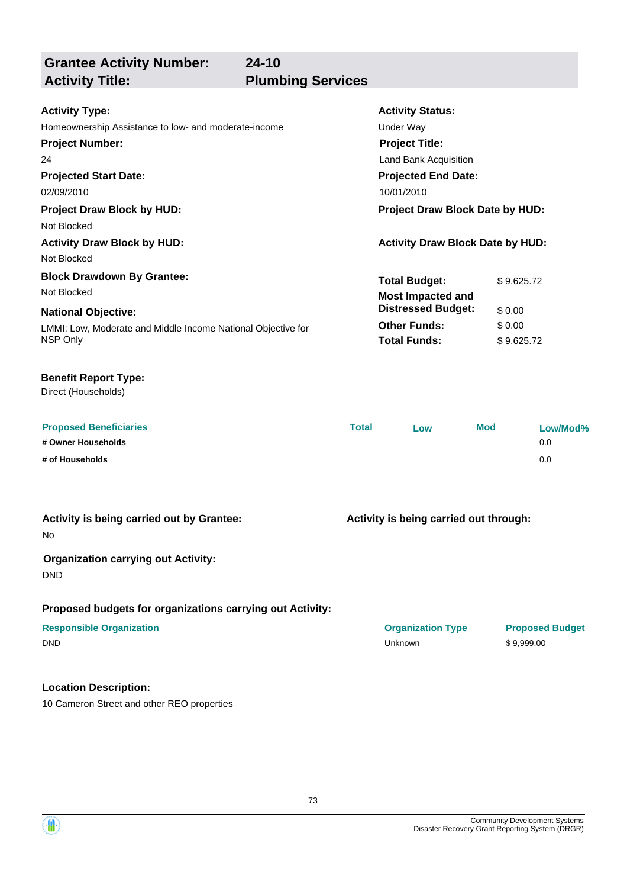| **Grantee Activity Number:** | **24-10** |
|---|---|
| **Activity Title:** | **Plumbing Services** |

**Activity Type:**
Homeownership Assistance to low- and moderate-income

**Activity Status:**
Under Way

**Project Number:**
24

**Project Title:**
Land Bank Acquisition

**Projected Start Date:**
02/09/2010

**Projected End Date:**
10/01/2010

**Project Draw Block by HUD:**
Not Blocked

**Project Draw Block Date by HUD:**

**Activity Draw Block by HUD:**
Not Blocked

**Activity Draw Block Date by HUD:**

**Block Drawdown By Grantee:**
Not Blocked

**National Objective:**
LMMI: Low, Moderate and Middle Income National Objective for NSP Only

| | |
|---|---|
| **Total Budget:** | $ 9,625.72 |
| **Most Impacted and Distressed Budget:** | $ 0.00 |
| **Other Funds:** | $ 0.00 |
| **Total Funds:** | $ 9,625.72 |

**Benefit Report Type:**
Direct (Households)

| Proposed Beneficiaries | Total | Low | Mod | Low/Mod% |
|---|---|---|---|---|
| # Owner Households | | | | 0.0 |
| # of Households | | | | 0.0 |

**Activity is being carried out by Grantee:**
No

**Activity is being carried out through:**

**Organization carrying out Activity:**
DND

**Proposed budgets for organizations carrying out Activity:**

| Responsible Organization | Organization Type | Proposed Budget |
|---|---|---|
| DND | Unknown | $ 9,999.00 |

**Location Description:**
10 Cameron Street and other REO properties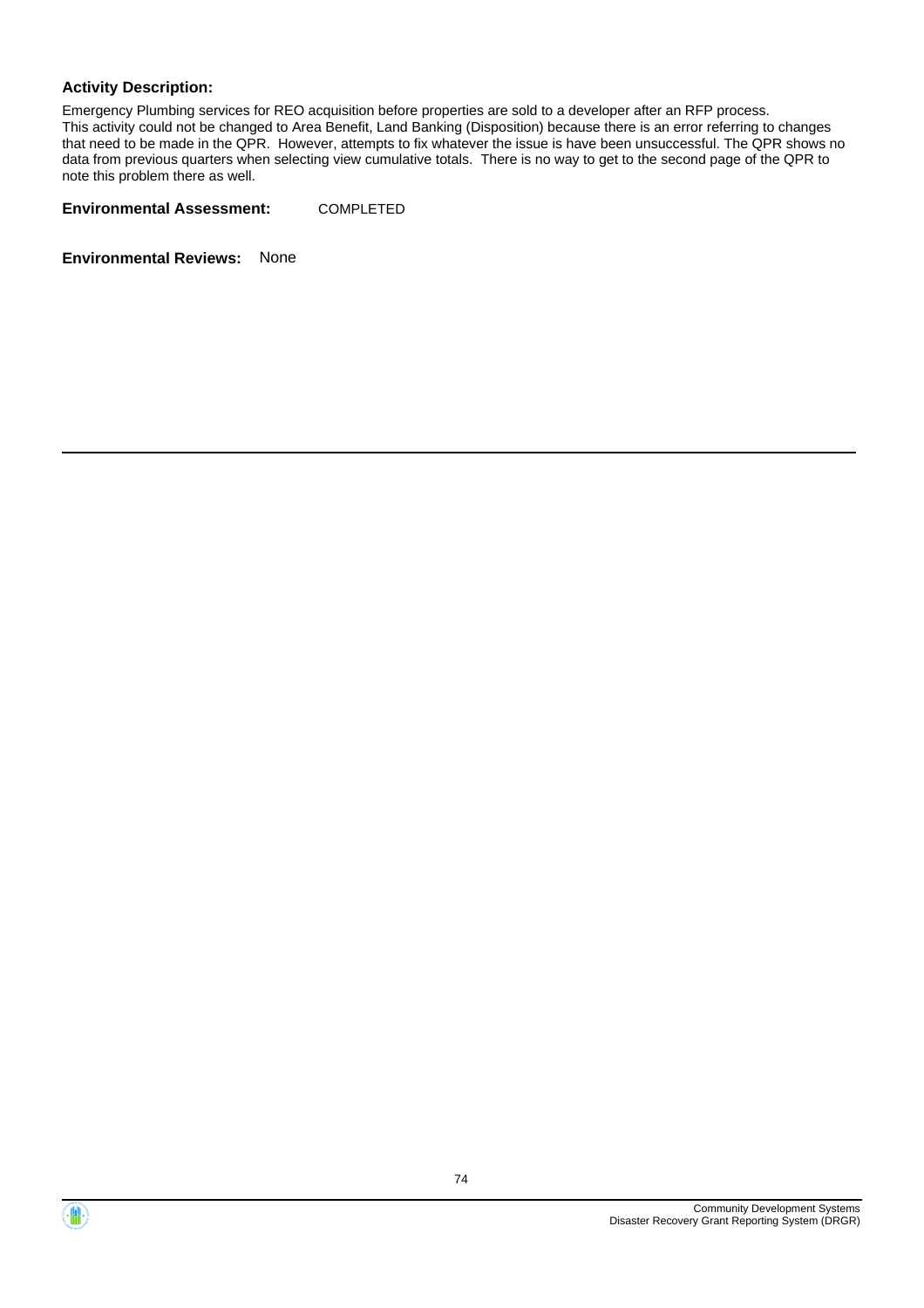**Activity Description:**

Emergency Plumbing services for REO acquisition before properties are sold to a developer after an RFP process.
This activity could not be changed to Area Benefit, Land Banking (Disposition) because there is an error referring to changes that need to be made in the QPR. However, attempts to fix whatever the issue is have been unsuccessful. The QPR shows no data from previous quarters when selecting view cumulative totals. There is no way to get to the second page of the QPR to note this problem there as well.

**Environmental Assessment:** COMPLETED

**Environmental Reviews:** None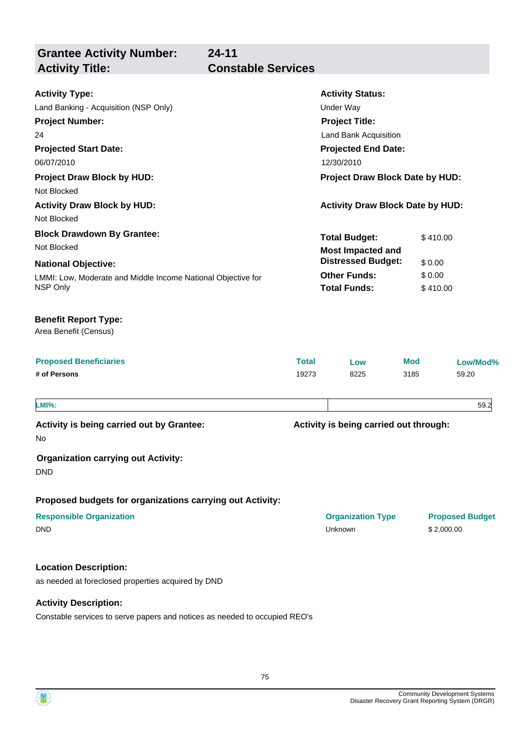## Grantee Activity Number: 24-11
## Activity Title: Constable Services

**Activity Type:**
Land Banking - Acquisition (NSP Only)

**Activity Status:**
Under Way

**Project Number:**
24

**Project Title:**
Land Bank Acquisition

**Projected Start Date:**
06/07/2010

**Projected End Date:**
12/30/2010

**Project Draw Block by HUD:**
Not Blocked

**Project Draw Block Date by HUD:**

**Activity Draw Block by HUD:**
Not Blocked

**Activity Draw Block Date by HUD:**

**Block Drawdown By Grantee:**
Not Blocked

**National Objective:**
LMMI: Low, Moderate and Middle Income National Objective for NSP Only

| | |
|---|---|
| **Total Budget:** | $ 410.00 |
| **Most Impacted and Distressed Budget:** | $ 0.00 |
| **Other Funds:** | $ 0.00 |
| **Total Funds:** | $ 410.00 |

**Benefit Report Type:**
Area Benefit (Census)

| Proposed Beneficiaries | Total | Low | Mod | Low/Mod% |
|---|---|---|---|---|
| # of Persons | 19273 | 8225 | 3185 | 59.20 |

| LMI%: | 59.2 |
|---|---|

**Activity is being carried out by Grantee:**
No

**Activity is being carried out through:**

**Organization carrying out Activity:**
DND

**Proposed budgets for organizations carrying out Activity:**

| Responsible Organization | Organization Type | Proposed Budget |
|---|---|---|
| DND | Unknown | $ 2,000.00 |

**Location Description:**
as needed at foreclosed properties acquired by DND

**Activity Description:**
Constable services to serve papers and notices as needed to occupied REO's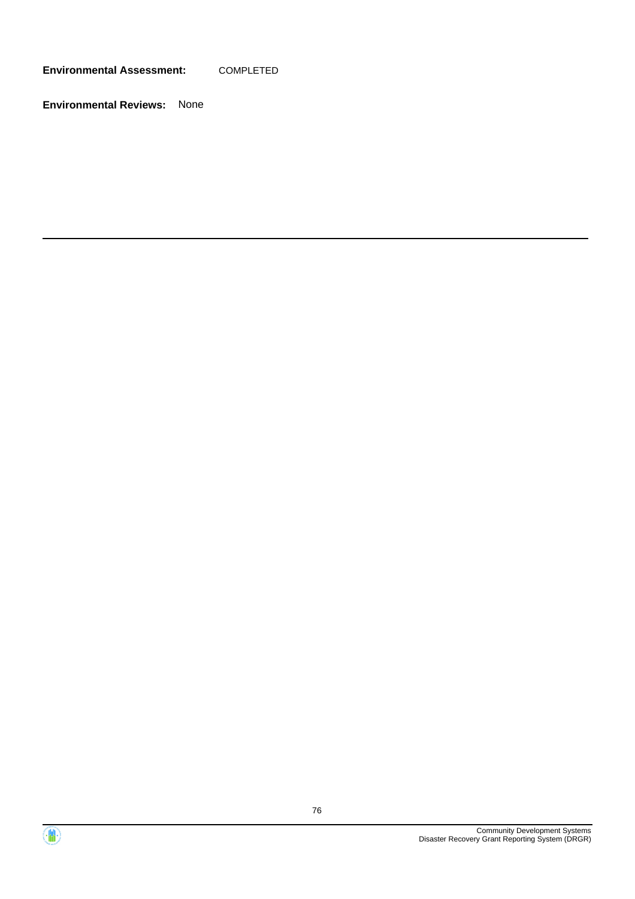**Environmental Assessment:** COMPLETED

**Environmental Reviews:** None

---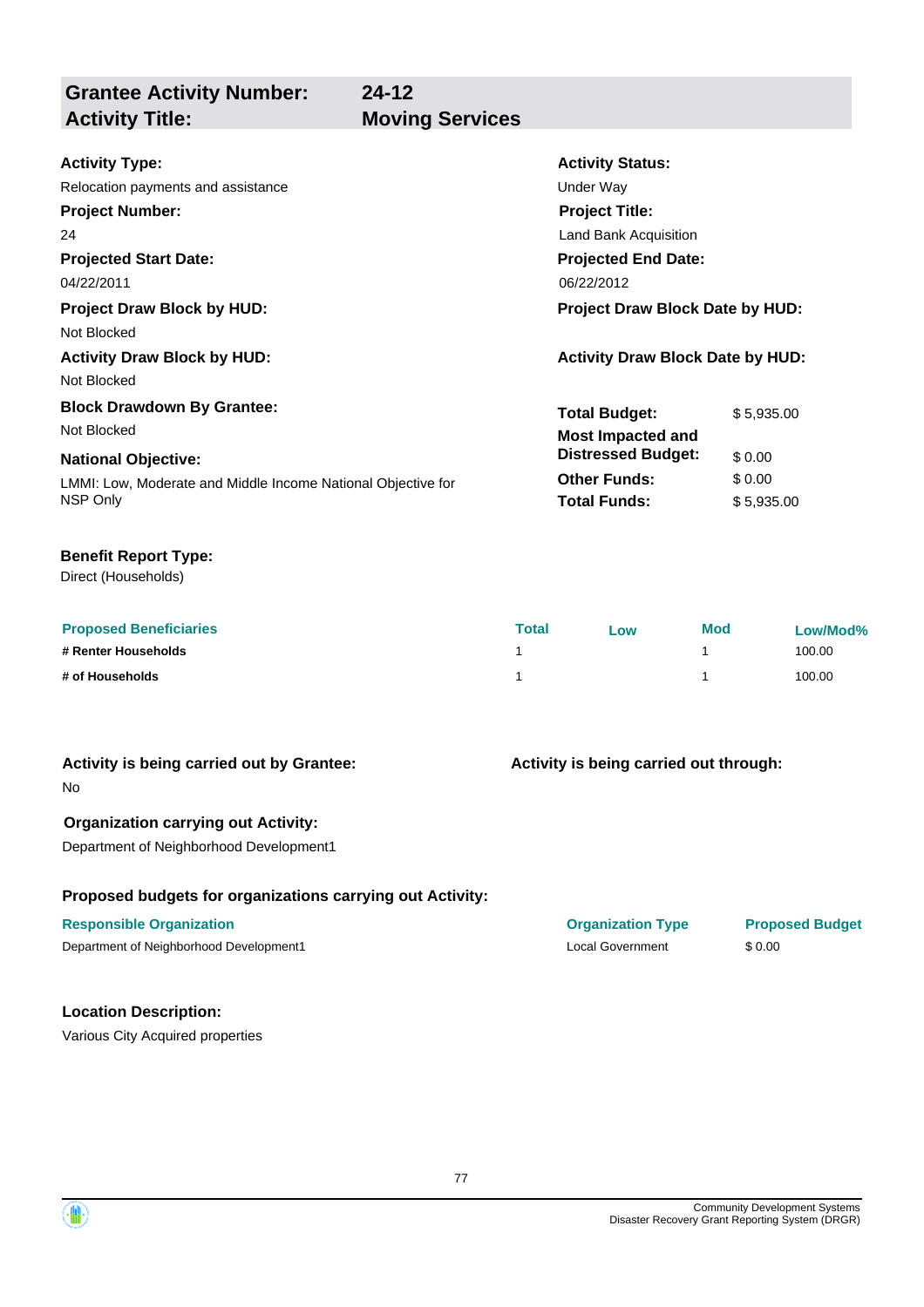## Grantee Activity Number: 24-12
## Activity Title: Moving Services

**Activity Type:**
Relocation payments and assistance

**Activity Status:**
Under Way

**Project Number:**
24

**Project Title:**
Land Bank Acquisition

**Projected Start Date:**
04/22/2011

**Projected End Date:**
06/22/2012

**Project Draw Block by HUD:**
Not Blocked

**Project Draw Block Date by HUD:**

**Activity Draw Block by HUD:**
Not Blocked

**Activity Draw Block Date by HUD:**

**Block Drawdown By Grantee:**
Not Blocked

**National Objective:**
LMMI: Low, Moderate and Middle Income National Objective for NSP Only

| | |
|---|---|
| **Total Budget:** | $ 5,935.00 |
| **Most Impacted and Distressed Budget:** | $ 0.00 |
| **Other Funds:** | $ 0.00 |
| **Total Funds:** | $ 5,935.00 |

**Benefit Report Type:**
Direct (Households)

| Proposed Beneficiaries | Total | Low | Mod | Low/Mod% |
|---|---|---|---|---|
| # Renter Households | 1 | | 1 | 100.00 |
| # of Households | 1 | | 1 | 100.00 |

**Activity is being carried out by Grantee:**
No

**Activity is being carried out through:**

**Organization carrying out Activity:**
Department of Neighborhood Development1

**Proposed budgets for organizations carrying out Activity:**

| Responsible Organization | Organization Type | Proposed Budget |
|---|---|---|
| Department of Neighborhood Development1 | Local Government | $ 0.00 |

**Location Description:**
Various City Acquired properties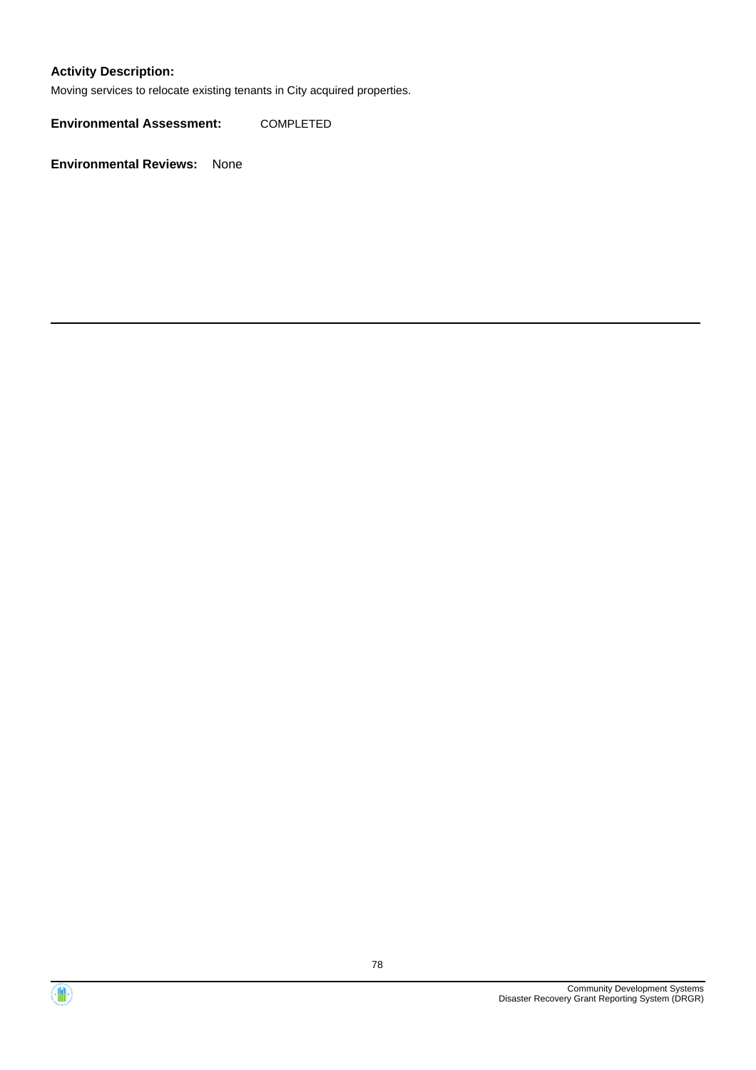**Activity Description:**

Moving services to relocate existing tenants in City acquired properties.

**Environmental Assessment:** COMPLETED

**Environmental Reviews:** None

---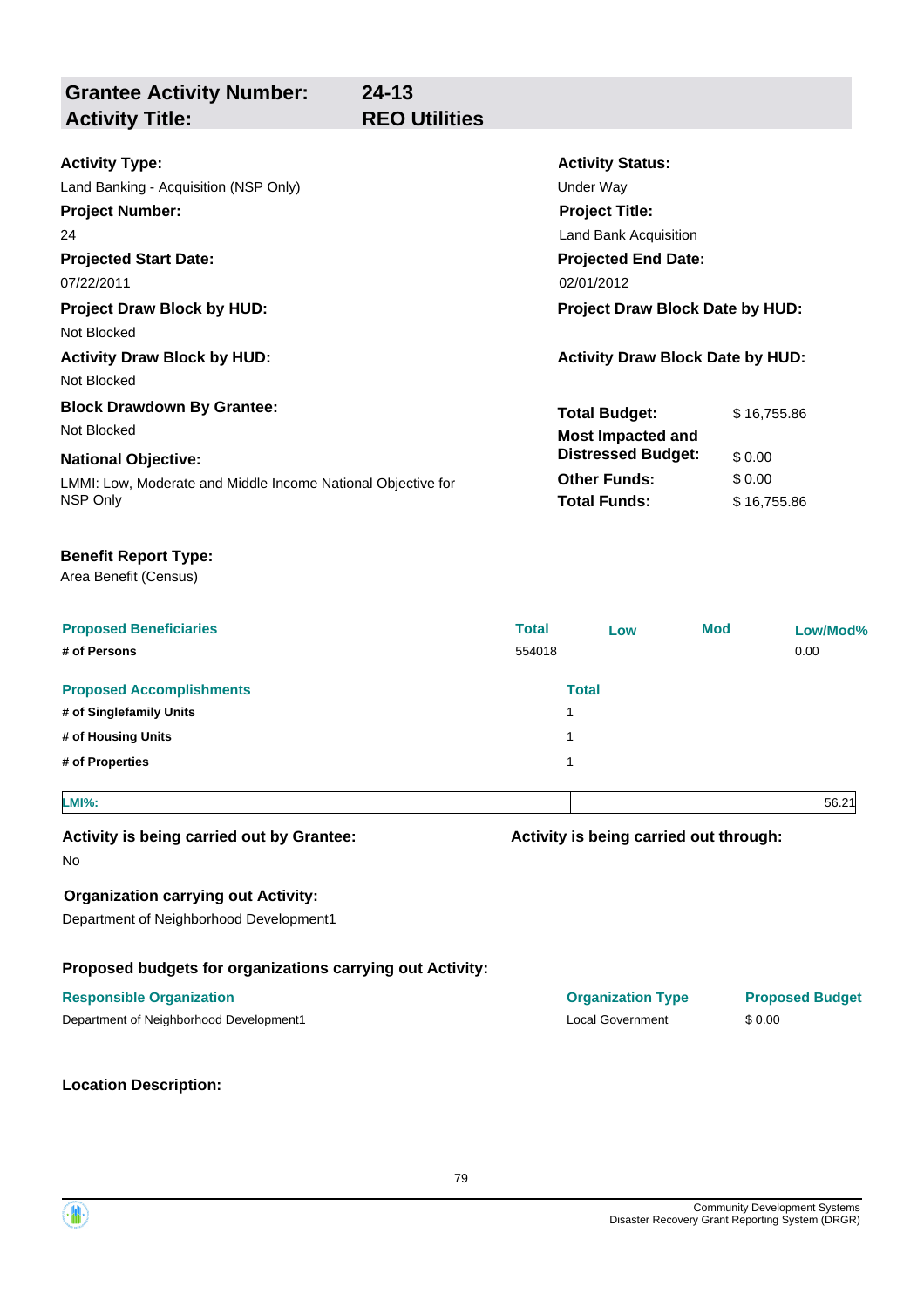| **Grantee Activity Number:** | **24-13** |
| --- | --- |
| **Activity Title:** | **REO Utilities** |

**Activity Type:**
Land Banking - Acquisition (NSP Only)

**Activity Status:**
Under Way

**Project Number:**
24

**Project Title:**
Land Bank Acquisition

**Projected Start Date:**
07/22/2011

**Projected End Date:**
02/01/2012

**Project Draw Block by HUD:**
Not Blocked

**Project Draw Block Date by HUD:**

**Activity Draw Block by HUD:**
Not Blocked

**Activity Draw Block Date by HUD:**

**Block Drawdown By Grantee:**
Not Blocked

**National Objective:**
LMMI: Low, Moderate and Middle Income National Objective for NSP Only

| | |
| --- | --- |
| **Total Budget:** | $ 16,755.86 |
| **Most Impacted and Distressed Budget:** | $ 0.00 |
| **Other Funds:** | $ 0.00 |
| **Total Funds:** | $ 16,755.86 |

**Benefit Report Type:**
Area Benefit (Census)

| Proposed Beneficiaries | Total | Low | Mod | Low/Mod% |
| --- | --- | --- | --- | --- |
| # of Persons | 554018 | | | 0.00 |

| Proposed Accomplishments | Total |
| --- | --- |
| # of Singlefamily Units | 1 |
| # of Housing Units | 1 |
| # of Properties | 1 |

| LMI%: | 56.21 |
| --- | --- |

**Activity is being carried out by Grantee:**
No

**Activity is being carried out through:**

**Organization carrying out Activity:**
Department of Neighborhood Development1

**Proposed budgets for organizations carrying out Activity:**

| Responsible Organization | Organization Type | Proposed Budget |
| --- | --- | --- |
| Department of Neighborhood Development1 | Local Government | $ 0.00 |

**Location Description:**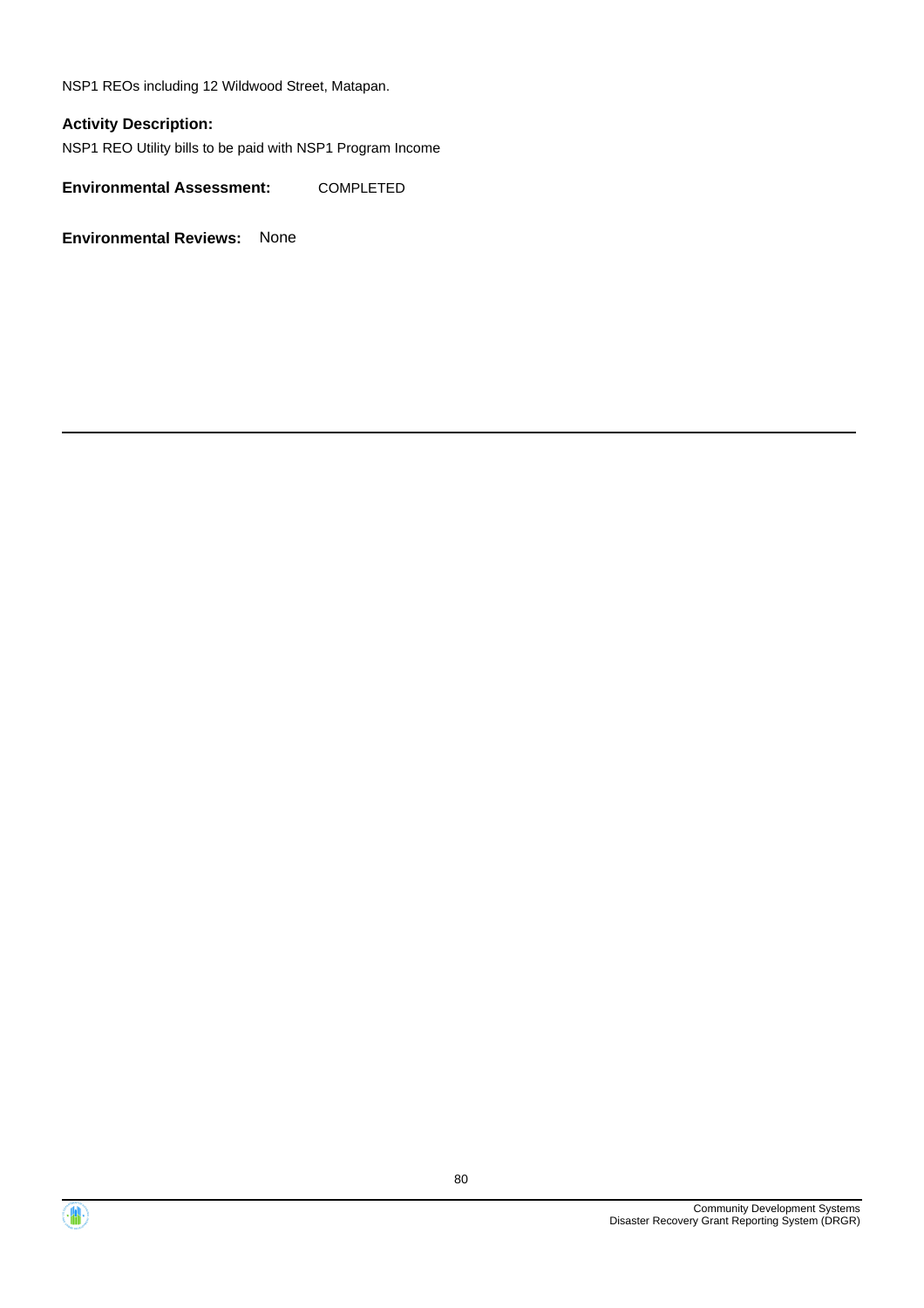NSP1 REOs including 12 Wildwood Street, Matapan.

**Activity Description:**

NSP1 REO Utility bills to be paid with NSP1 Program Income

**Environmental Assessment:** COMPLETED

**Environmental Reviews:** None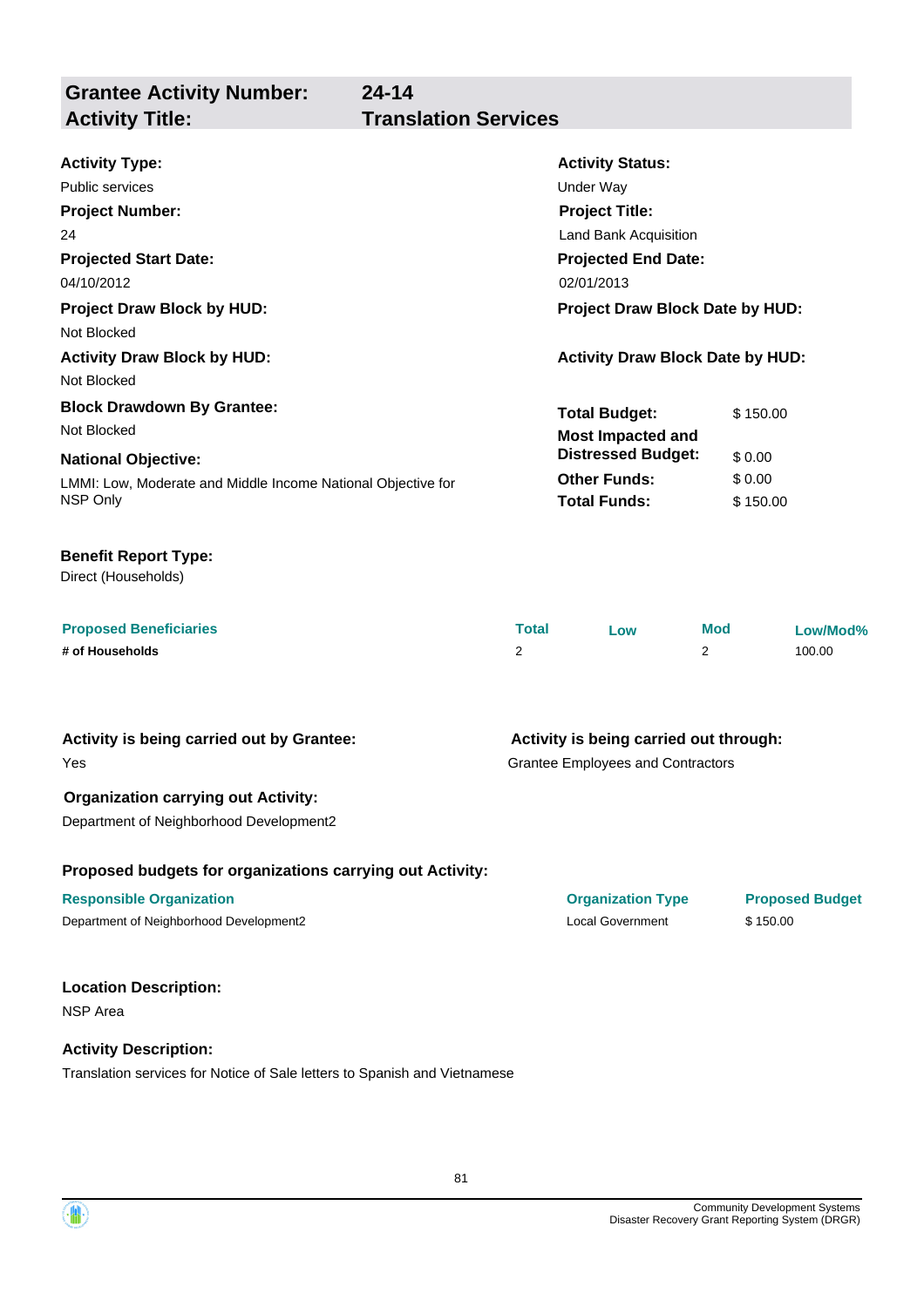## Grantee Activity Number: 24-14
## Activity Title: Translation Services

**Activity Type:**
Public services

**Activity Status:**
Under Way

**Project Number:**
24

**Project Title:**
Land Bank Acquisition

**Projected Start Date:**
04/10/2012

**Projected End Date:**
02/01/2013

**Project Draw Block by HUD:**
Not Blocked

**Project Draw Block Date by HUD:**

**Activity Draw Block by HUD:**
Not Blocked

**Activity Draw Block Date by HUD:**

**Block Drawdown By Grantee:**
Not Blocked

**National Objective:**
LMMI: Low, Moderate and Middle Income National Objective for NSP Only

| | |
|---|---|
| **Total Budget:** | $ 150.00 |
| **Most Impacted and Distressed Budget:** | $ 0.00 |
| **Other Funds:** | $ 0.00 |
| **Total Funds:** | $ 150.00 |

**Benefit Report Type:**
Direct (Households)

| Proposed Beneficiaries | Total | Low | Mod | Low/Mod% |
|---|---|---|---|---|
| # of Households | 2 | | 2 | 100.00 |

**Activity is being carried out by Grantee:**
Yes

**Activity is being carried out through:**
Grantee Employees and Contractors

**Organization carrying out Activity:**
Department of Neighborhood Development2

**Proposed budgets for organizations carrying out Activity:**

| Responsible Organization | Organization Type | Proposed Budget |
|---|---|---|
| Department of Neighborhood Development2 | Local Government | $ 150.00 |

**Location Description:**
NSP Area

**Activity Description:**
Translation services for Notice of Sale letters to Spanish and Vietnamese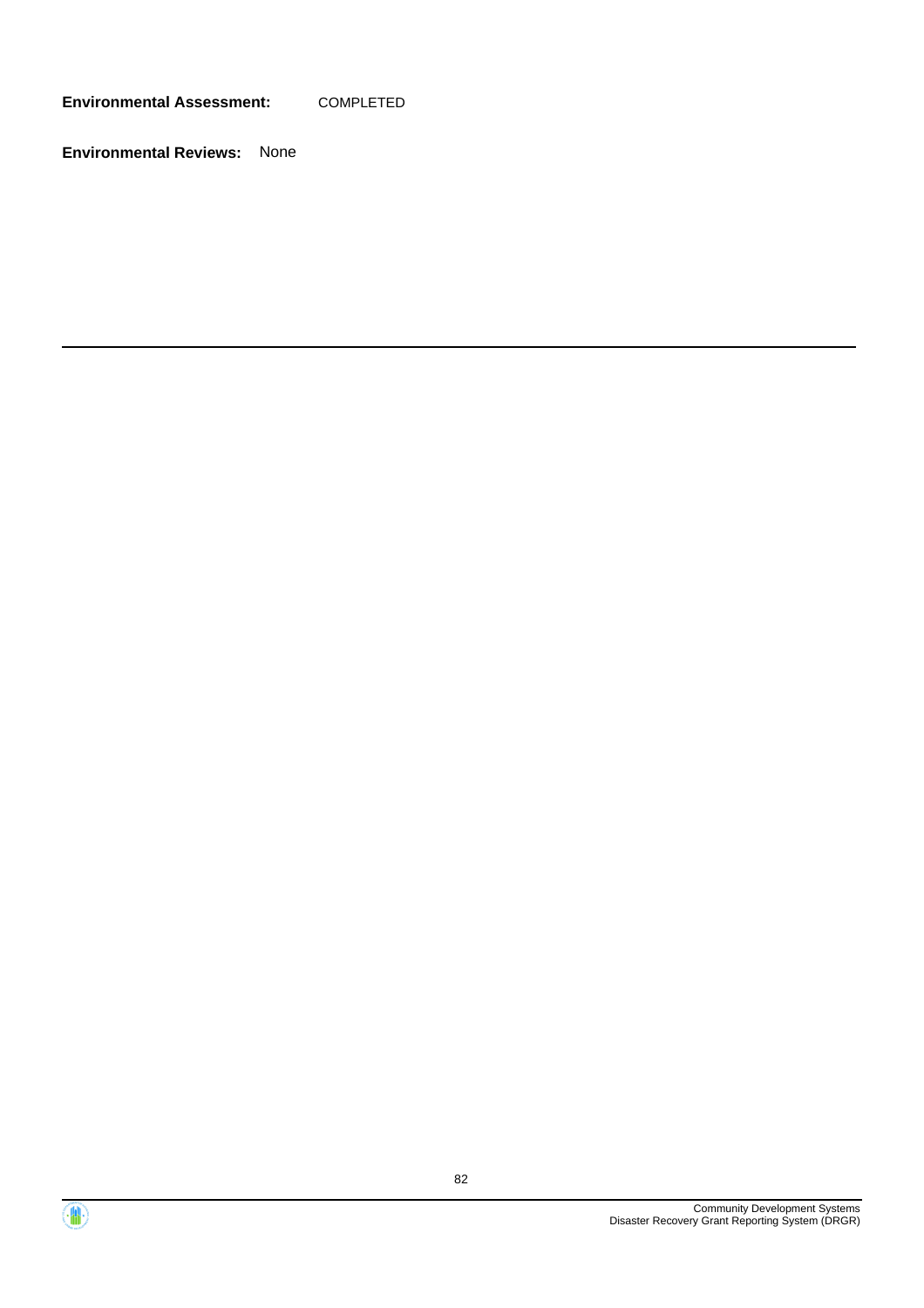**Environmental Assessment:** COMPLETED

**Environmental Reviews:** None

---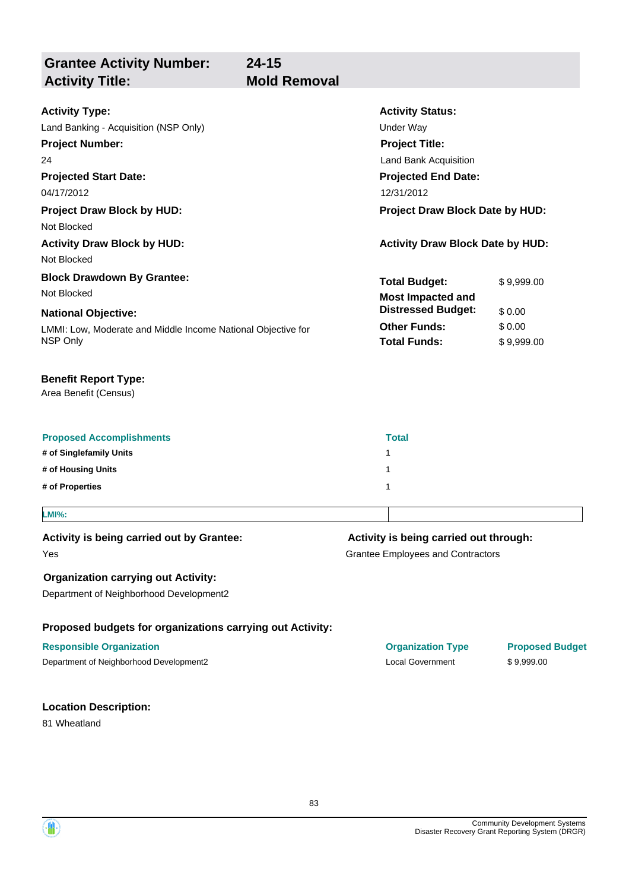## Grantee Activity Number: 24-15
## Activity Title: Mold Removal

**Activity Type:**
Land Banking - Acquisition (NSP Only)

**Activity Status:**
Under Way

**Project Number:**
24

**Project Title:**
Land Bank Acquisition

**Projected Start Date:**
04/17/2012

**Projected End Date:**
12/31/2012

**Project Draw Block by HUD:**
Not Blocked

**Project Draw Block Date by HUD:**

**Activity Draw Block by HUD:**
Not Blocked

**Activity Draw Block Date by HUD:**

**Block Drawdown By Grantee:**
Not Blocked

**National Objective:**
LMMI: Low, Moderate and Middle Income National Objective for NSP Only

| | |
|---|---|
| **Total Budget:** | $ 9,999.00 |
| **Most Impacted and Distressed Budget:** | $ 0.00 |
| **Other Funds:** | $ 0.00 |
| **Total Funds:** | $ 9,999.00 |

**Benefit Report Type:**
Area Benefit (Census)

| Proposed Accomplishments | Total |
|---|---|
| # of Singlefamily Units | 1 |
| # of Housing Units | 1 |
| # of Properties | 1 |

| LMI%: | |
|---|---|

**Activity is being carried out by Grantee:**
Yes

**Activity is being carried out through:**
Grantee Employees and Contractors

**Organization carrying out Activity:**
Department of Neighborhood Development2

**Proposed budgets for organizations carrying out Activity:**

| Responsible Organization | Organization Type | Proposed Budget |
|---|---|---|
| Department of Neighborhood Development2 | Local Government | $ 9,999.00 |

**Location Description:**
81 Wheatland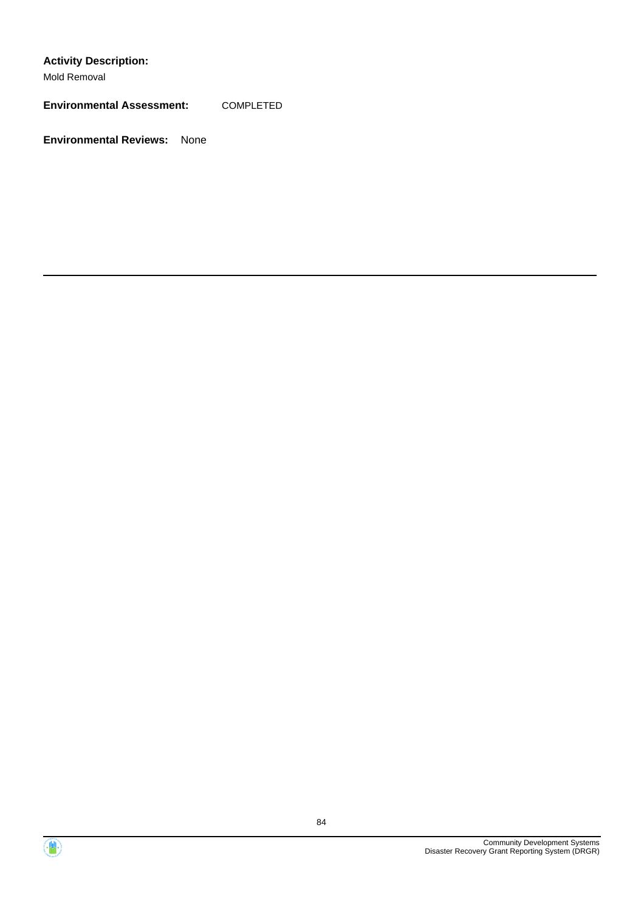**Activity Description:**

Mold Removal

**Environmental Assessment:** COMPLETED

**Environmental Reviews:** None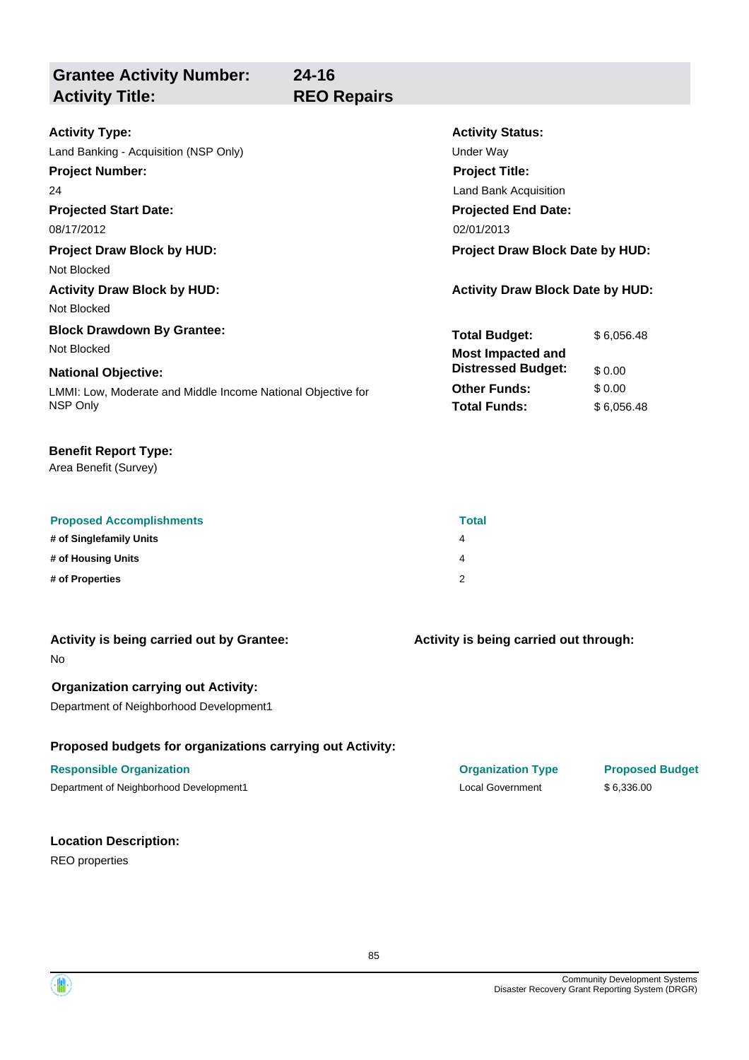## Grantee Activity Number: 24-16
## Activity Title: REO Repairs

**Activity Type:**
Land Banking - Acquisition (NSP Only)

**Activity Status:**
Under Way

**Project Number:**
24

**Project Title:**
Land Bank Acquisition

**Projected Start Date:**
08/17/2012

**Projected End Date:**
02/01/2013

**Project Draw Block by HUD:**
Not Blocked

**Project Draw Block Date by HUD:**

**Activity Draw Block by HUD:**
Not Blocked

**Activity Draw Block Date by HUD:**

**Block Drawdown By Grantee:**
Not Blocked

**National Objective:**
LMMI: Low, Moderate and Middle Income National Objective for NSP Only

| | |
|---|---|
| **Total Budget:** | $ 6,056.48 |
| **Most Impacted and Distressed Budget:** | $ 0.00 |
| **Other Funds:** | $ 0.00 |
| **Total Funds:** | $ 6,056.48 |

**Benefit Report Type:**
Area Benefit (Survey)

| Proposed Accomplishments | Total |
|---|---|
| # of Singlefamily Units | 4 |
| # of Housing Units | 4 |
| # of Properties | 2 |

**Activity is being carried out by Grantee:**
No

**Activity is being carried out through:**

**Organization carrying out Activity:**
Department of Neighborhood Development1

**Proposed budgets for organizations carrying out Activity:**

| Responsible Organization | Organization Type | Proposed Budget |
|---|---|---|
| Department of Neighborhood Development1 | Local Government | $ 6,336.00 |

**Location Description:**
REO properties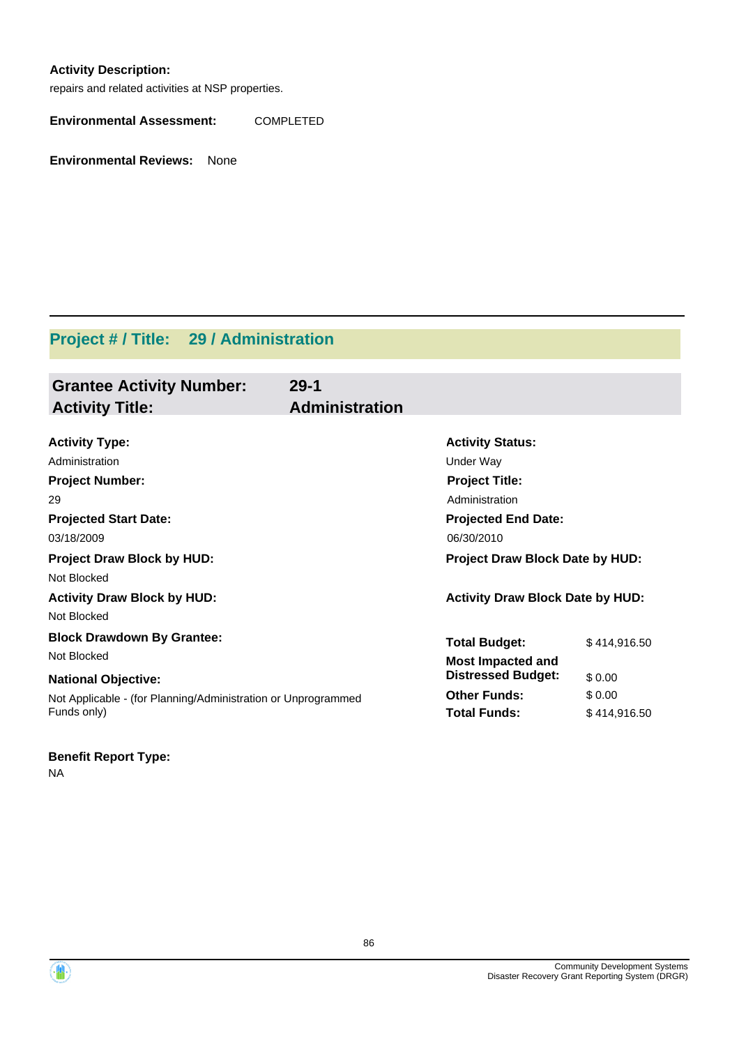**Activity Description:**

repairs and related activities at NSP properties.

**Environmental Assessment:** COMPLETED

**Environmental Reviews:** None

## Project # / Title: 29 / Administration

### Grantee Activity Number: 29-1
### Activity Title: Administration

**Activity Type:**
Administration

**Activity Status:**
Under Way

**Project Number:**
29

**Project Title:**
Administration

**Projected Start Date:**
03/18/2009

**Projected End Date:**
06/30/2010

**Project Draw Block by HUD:**
Not Blocked

**Project Draw Block Date by HUD:**

**Activity Draw Block by HUD:**
Not Blocked

**Activity Draw Block Date by HUD:**

**Block Drawdown By Grantee:**
Not Blocked

**National Objective:**
Not Applicable - (for Planning/Administration or Unprogrammed Funds only)

| | |
|---|---|
| **Total Budget:** | $ 414,916.50 |
| **Most Impacted and Distressed Budget:** | $ 0.00 |
| **Other Funds:** | $ 0.00 |
| **Total Funds:** | $ 414,916.50 |

**Benefit Report Type:**
NA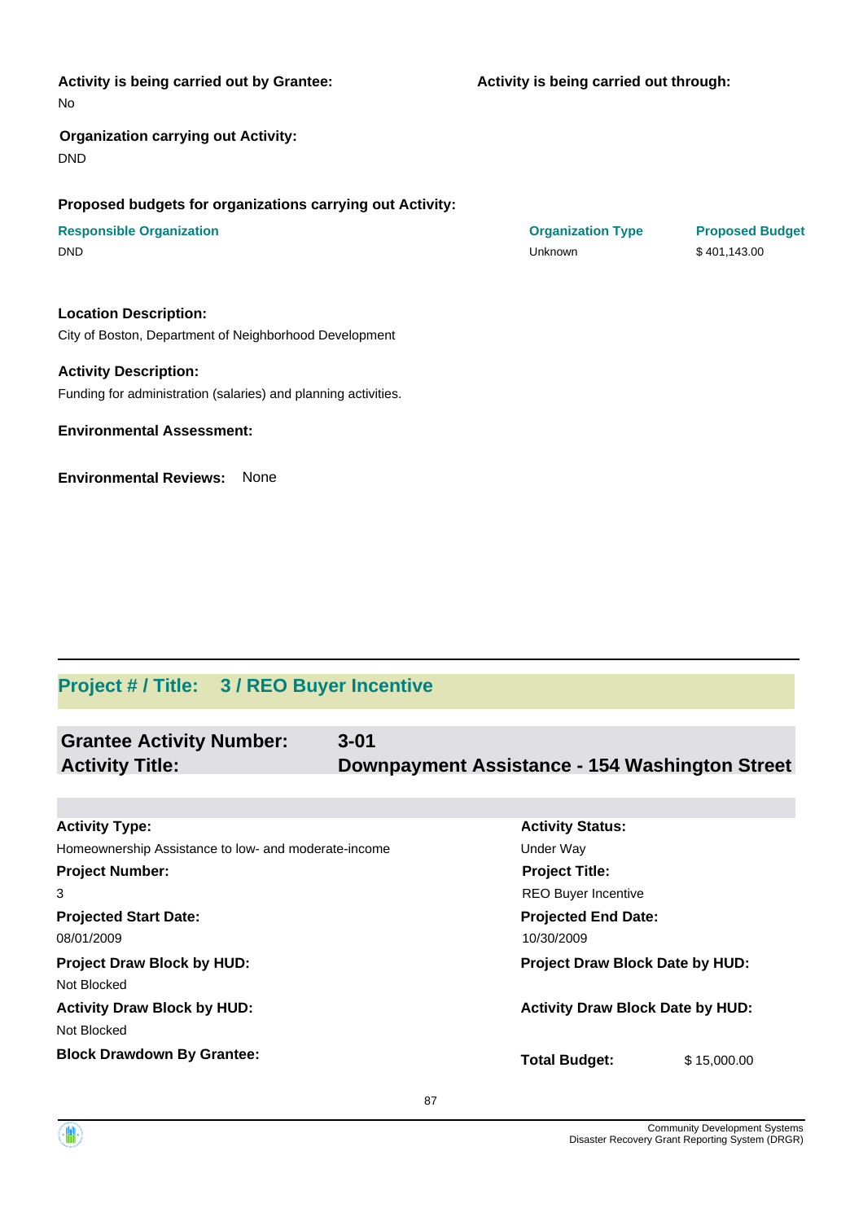**Activity is being carried out by Grantee:**
No

**Activity is being carried out through:**

**Organization carrying out Activity:**
DND

**Proposed budgets for organizations carrying out Activity:**

| Responsible Organization | Organization Type | Proposed Budget |
|---|---|---|
| DND | Unknown | $ 401,143.00 |

**Location Description:**
City of Boston, Department of Neighborhood Development

**Activity Description:**
Funding for administration (salaries) and planning activities.

**Environmental Assessment:**

**Environmental Reviews:** None

## Project # / Title: 3 / REO Buyer Incentive

### Grantee Activity Number: 3-01
### Activity Title: Downpayment Assistance - 154 Washington Street

**Activity Type:**
Homeownership Assistance to low- and moderate-income

**Activity Status:**
Under Way

**Project Number:**
3

**Project Title:**
REO Buyer Incentive

**Projected Start Date:**
08/01/2009

**Projected End Date:**
10/30/2009

**Project Draw Block by HUD:**
Not Blocked

**Project Draw Block Date by HUD:**

**Activity Draw Block by HUD:**
Not Blocked

**Activity Draw Block Date by HUD:**

**Block Drawdown By Grantee:**

**Total Budget:** $ 15,000.00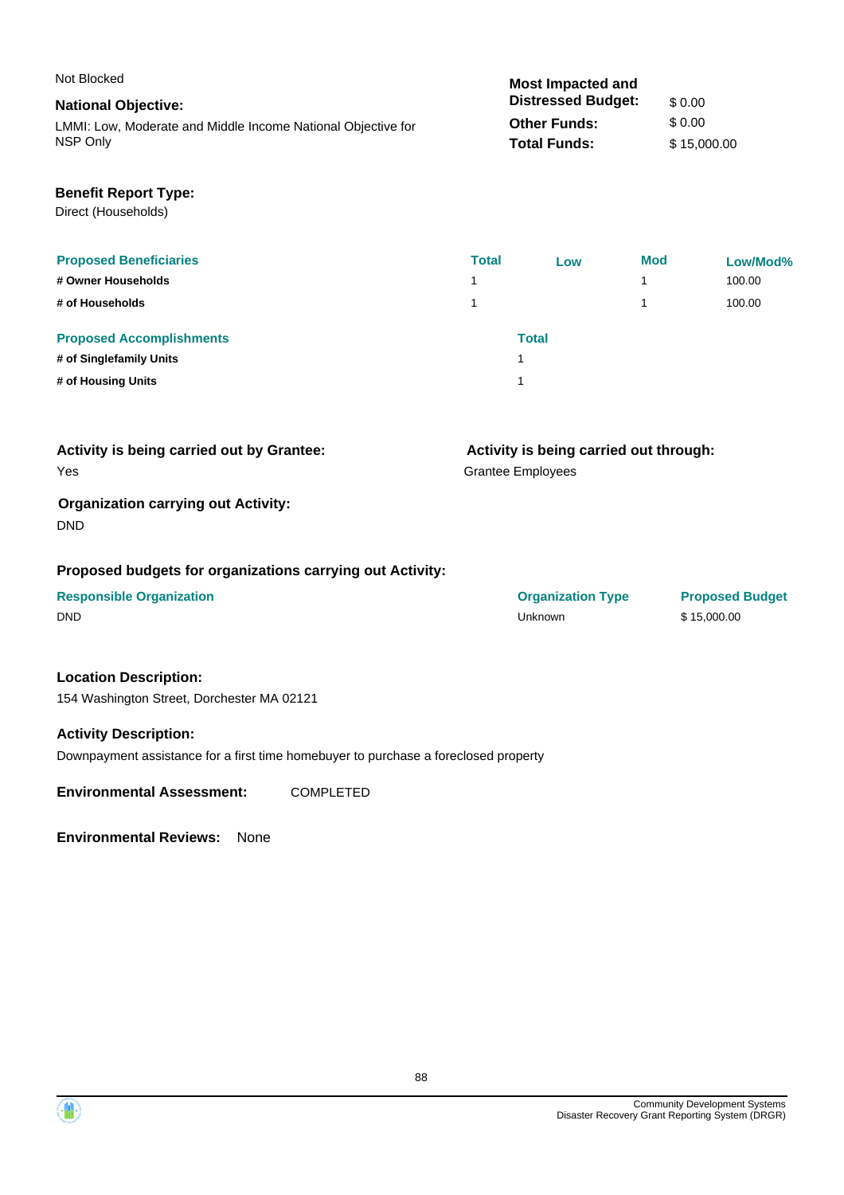Not Blocked

**National Objective:**

LMMI: Low, Moderate and Middle Income National Objective for NSP Only

| | |
|---|---|
| **Most Impacted and Distressed Budget:** | $ 0.00 |
| **Other Funds:** | $ 0.00 |
| **Total Funds:** | $ 15,000.00 |

**Benefit Report Type:**

Direct (Households)

| Proposed Beneficiaries | Total | Low | Mod | Low/Mod% |
|---|---|---|---|---|
| # Owner Households | 1 | | 1 | 100.00 |
| # of Households | 1 | | 1 | 100.00 |

| Proposed Accomplishments | Total |
|---|---|
| # of Singlefamily Units | 1 |
| # of Housing Units | 1 |

**Activity is being carried out by Grantee:**

Yes

**Activity is being carried out through:**

Grantee Employees

**Organization carrying out Activity:**

DND

**Proposed budgets for organizations carrying out Activity:**

| Responsible Organization | Organization Type | Proposed Budget |
|---|---|---|
| DND | Unknown | $ 15,000.00 |

**Location Description:**

154 Washington Street, Dorchester MA 02121

**Activity Description:**

Downpayment assistance for a first time homebuyer to purchase a foreclosed property

**Environmental Assessment:** COMPLETED

**Environmental Reviews:** None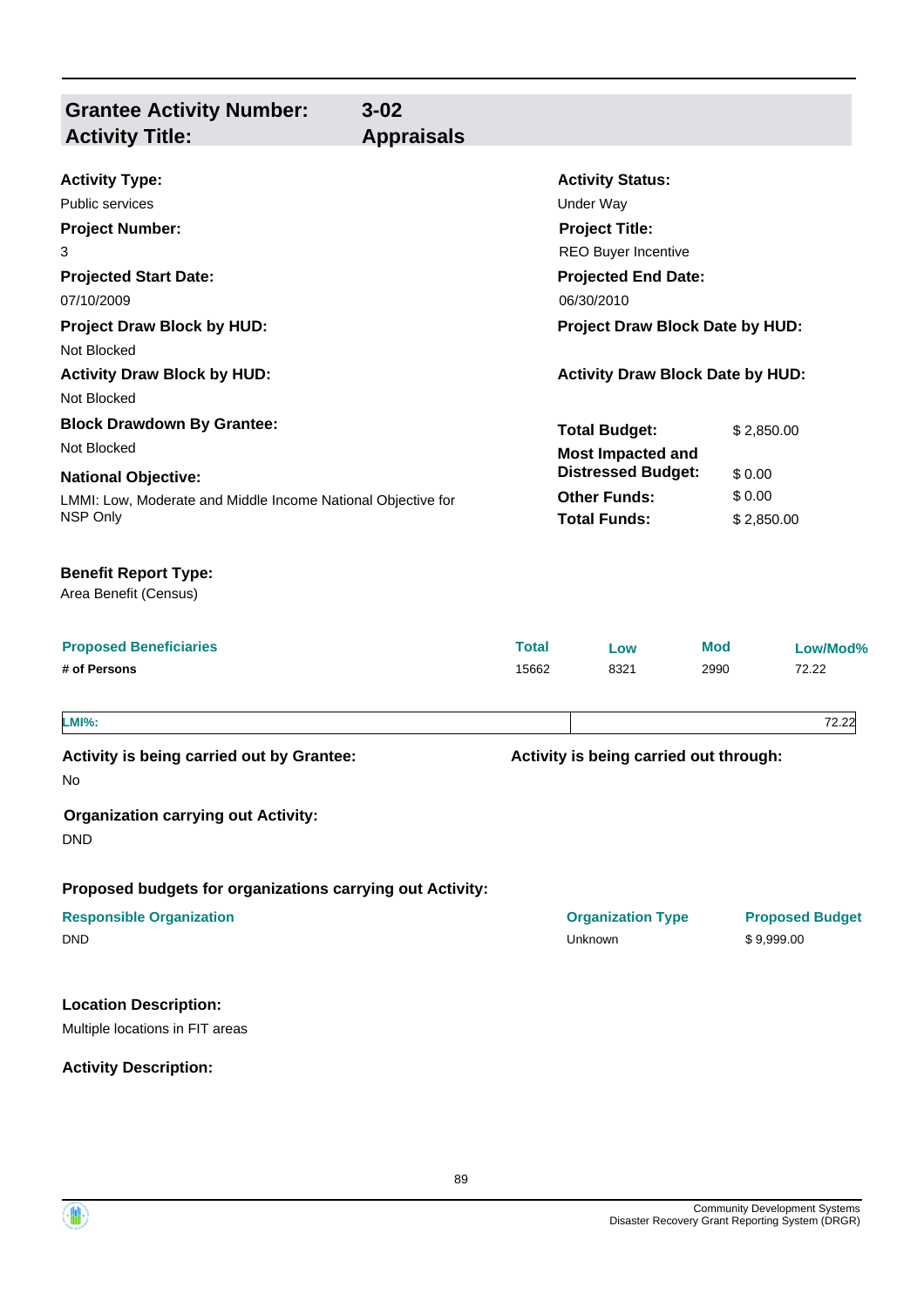## Grantee Activity Number: 3-02
## Activity Title: Appraisals

**Activity Type:**
Public services

**Activity Status:**
Under Way

**Project Number:**
3

**Project Title:**
REO Buyer Incentive

**Projected Start Date:**
07/10/2009

**Projected End Date:**
06/30/2010

**Project Draw Block by HUD:**
Not Blocked

**Project Draw Block Date by HUD:**

**Activity Draw Block by HUD:**
Not Blocked

**Activity Draw Block Date by HUD:**

**Block Drawdown By Grantee:**
Not Blocked

**National Objective:**
LMMI: Low, Moderate and Middle Income National Objective for NSP Only

| | |
|---|---|
| **Total Budget:** | $ 2,850.00 |
| **Most Impacted and Distressed Budget:** | $ 0.00 |
| **Other Funds:** | $ 0.00 |
| **Total Funds:** | $ 2,850.00 |

**Benefit Report Type:**
Area Benefit (Census)

| Proposed Beneficiaries | Total | Low | Mod | Low/Mod% |
|---|---|---|---|---|
| # of Persons | 15662 | 8321 | 2990 | 72.22 |

| LMI%: | 72.22 |
|---|---|

**Activity is being carried out by Grantee:**
No

**Activity is being carried out through:**

**Organization carrying out Activity:**
DND

**Proposed budgets for organizations carrying out Activity:**

| Responsible Organization | Organization Type | Proposed Budget |
|---|---|---|
| DND | Unknown | $ 9,999.00 |

**Location Description:**
Multiple locations in FIT areas

**Activity Description:**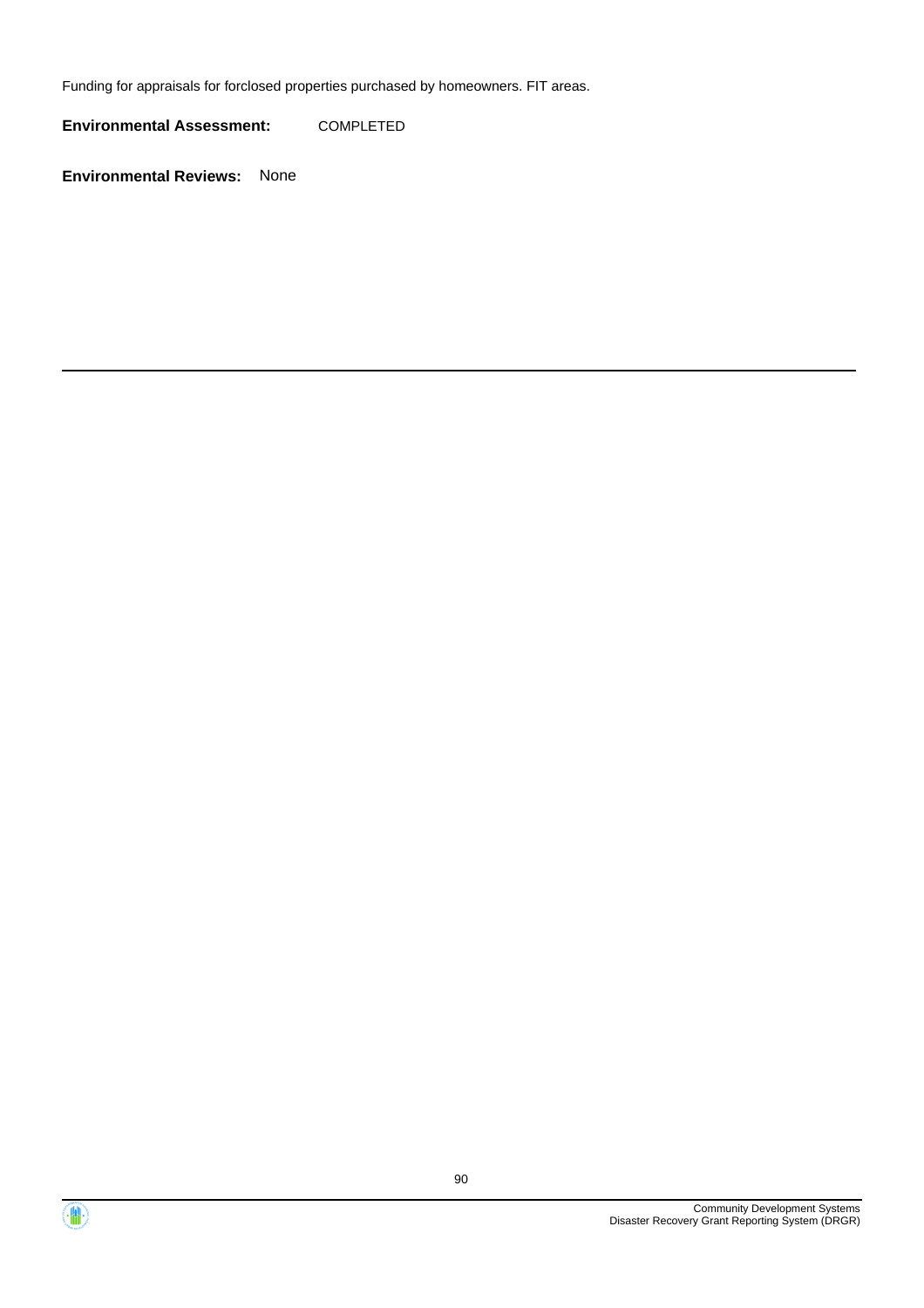Funding for appraisals for forclosed properties purchased by homeowners. FIT areas.

**Environmental Assessment:** COMPLETED

**Environmental Reviews:** None

---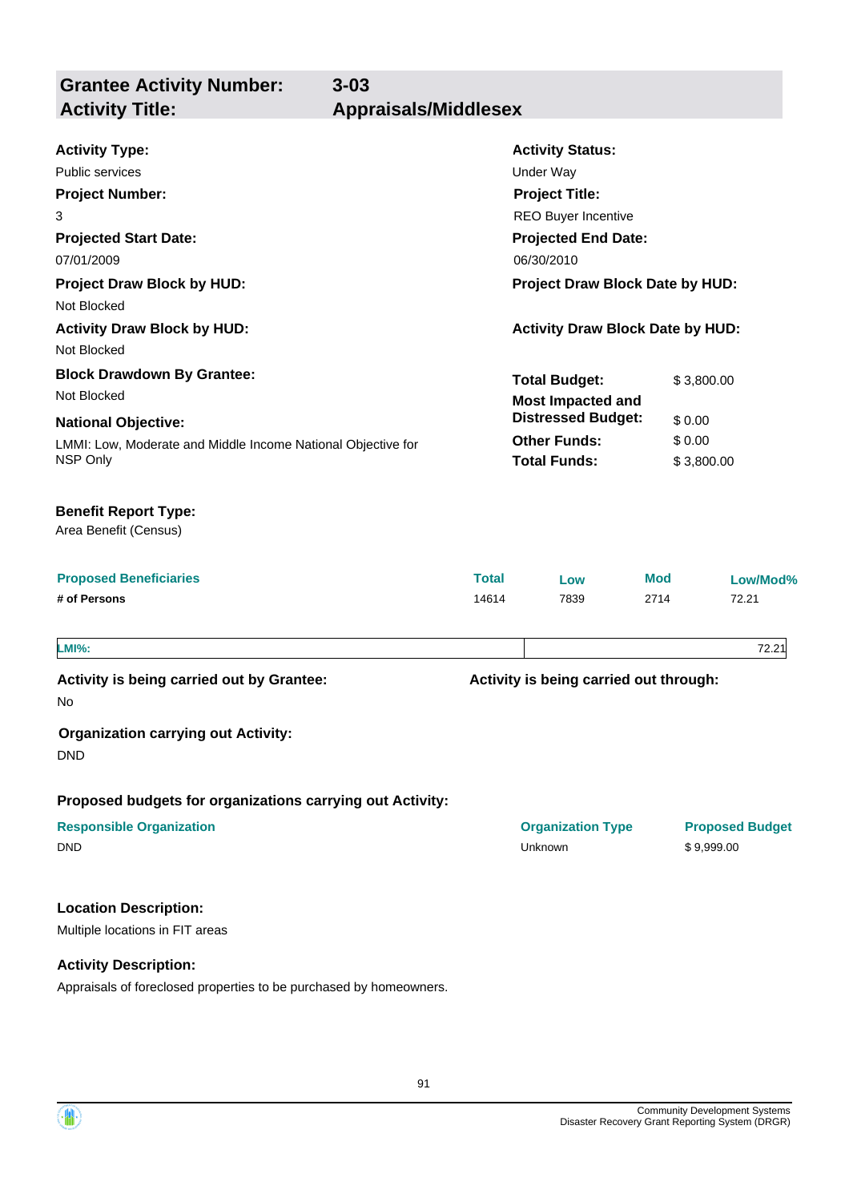## Grantee Activity Number: 3-03
## Activity Title: Appraisals/Middlesex

**Activity Type:**
Public services

**Activity Status:**
Under Way

**Project Number:**
3

**Project Title:**
REO Buyer Incentive

**Projected Start Date:**
07/01/2009

**Projected End Date:**
06/30/2010

**Project Draw Block by HUD:**
Not Blocked

**Project Draw Block Date by HUD:**

**Activity Draw Block by HUD:**
Not Blocked

**Activity Draw Block Date by HUD:**

**Block Drawdown By Grantee:**
Not Blocked

**National Objective:**
LMMI: Low, Moderate and Middle Income National Objective for NSP Only

| | |
|---|---|
| **Total Budget:** | $ 3,800.00 |
| **Most Impacted and Distressed Budget:** | $ 0.00 |
| **Other Funds:** | $ 0.00 |
| **Total Funds:** | $ 3,800.00 |

**Benefit Report Type:**
Area Benefit (Census)

| Proposed Beneficiaries | Total | Low | Mod | Low/Mod% |
|---|---|---|---|---|
| # of Persons | 14614 | 7839 | 2714 | 72.21 |

| LMI%: | | 72.21 |
|---|---|---|

**Activity is being carried out by Grantee:**
No

**Activity is being carried out through:**

**Organization carrying out Activity:**
DND

**Proposed budgets for organizations carrying out Activity:**

| Responsible Organization | Organization Type | Proposed Budget |
|---|---|---|
| DND | Unknown | $ 9,999.00 |

**Location Description:**

Multiple locations in FIT areas

**Activity Description:**

Appraisals of foreclosed properties to be purchased by homeowners.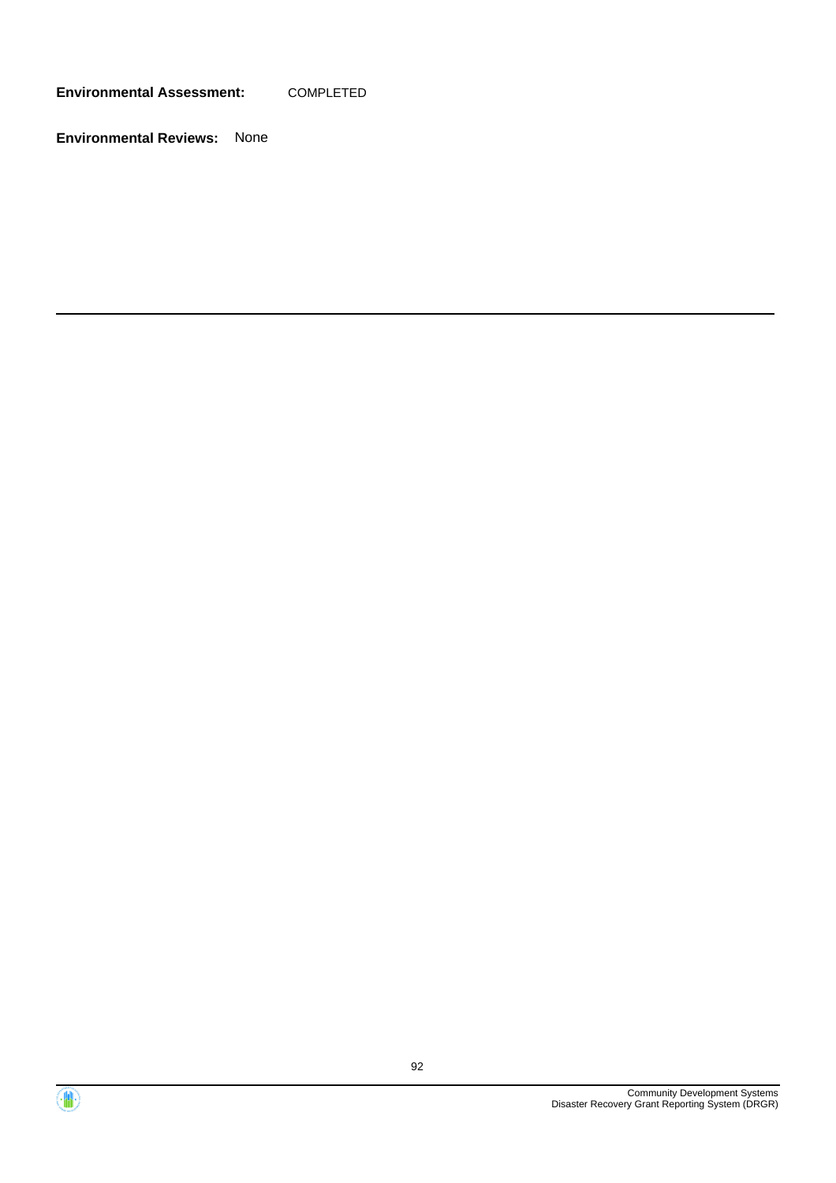**Environmental Assessment:** COMPLETED

**Environmental Reviews:** None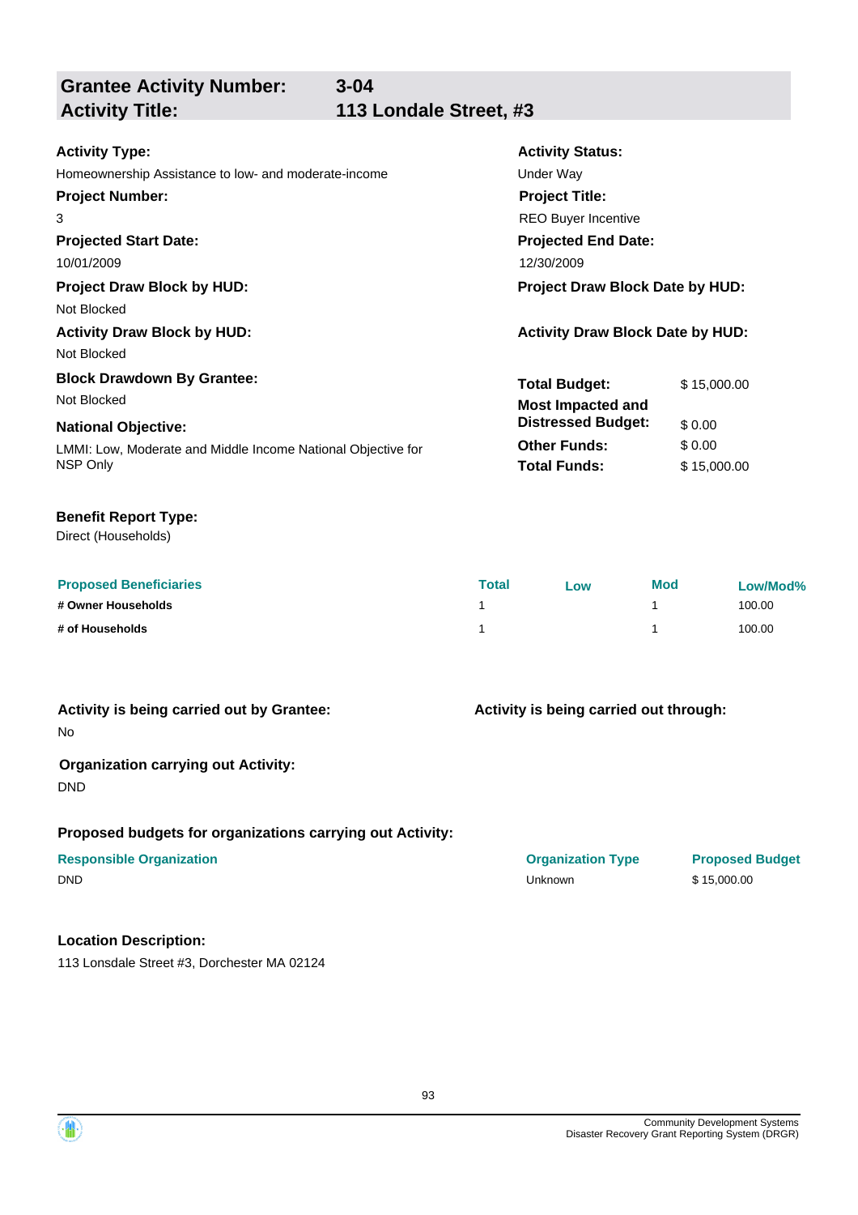## Grantee Activity Number: 3-04
## Activity Title: 113 Londale Street, #3

**Activity Type:**
Homeownership Assistance to low- and moderate-income

**Activity Status:**
Under Way

**Project Number:**
3

**Project Title:**
REO Buyer Incentive

**Projected Start Date:**
10/01/2009

**Projected End Date:**
12/30/2009

**Project Draw Block by HUD:**
Not Blocked

**Project Draw Block Date by HUD:**

**Activity Draw Block by HUD:**
Not Blocked

**Activity Draw Block Date by HUD:**

**Block Drawdown By Grantee:**
Not Blocked

**National Objective:**
LMMI: Low, Moderate and Middle Income National Objective for NSP Only

| | |
|---|---|
| **Total Budget:** | $ 15,000.00 |
| **Most Impacted and Distressed Budget:** | $ 0.00 |
| **Other Funds:** | $ 0.00 |
| **Total Funds:** | $ 15,000.00 |

**Benefit Report Type:**
Direct (Households)

| Proposed Beneficiaries | Total | Low | Mod | Low/Mod% |
|---|---|---|---|---|
| # Owner Households | 1 | | 1 | 100.00 |
| # of Households | 1 | | 1 | 100.00 |

**Activity is being carried out by Grantee:**
No

**Activity is being carried out through:**

**Organization carrying out Activity:**
DND

**Proposed budgets for organizations carrying out Activity:**

| Responsible Organization | Organization Type | Proposed Budget |
|---|---|---|
| DND | Unknown | $ 15,000.00 |

**Location Description:**
113 Lonsdale Street #3, Dorchester MA 02124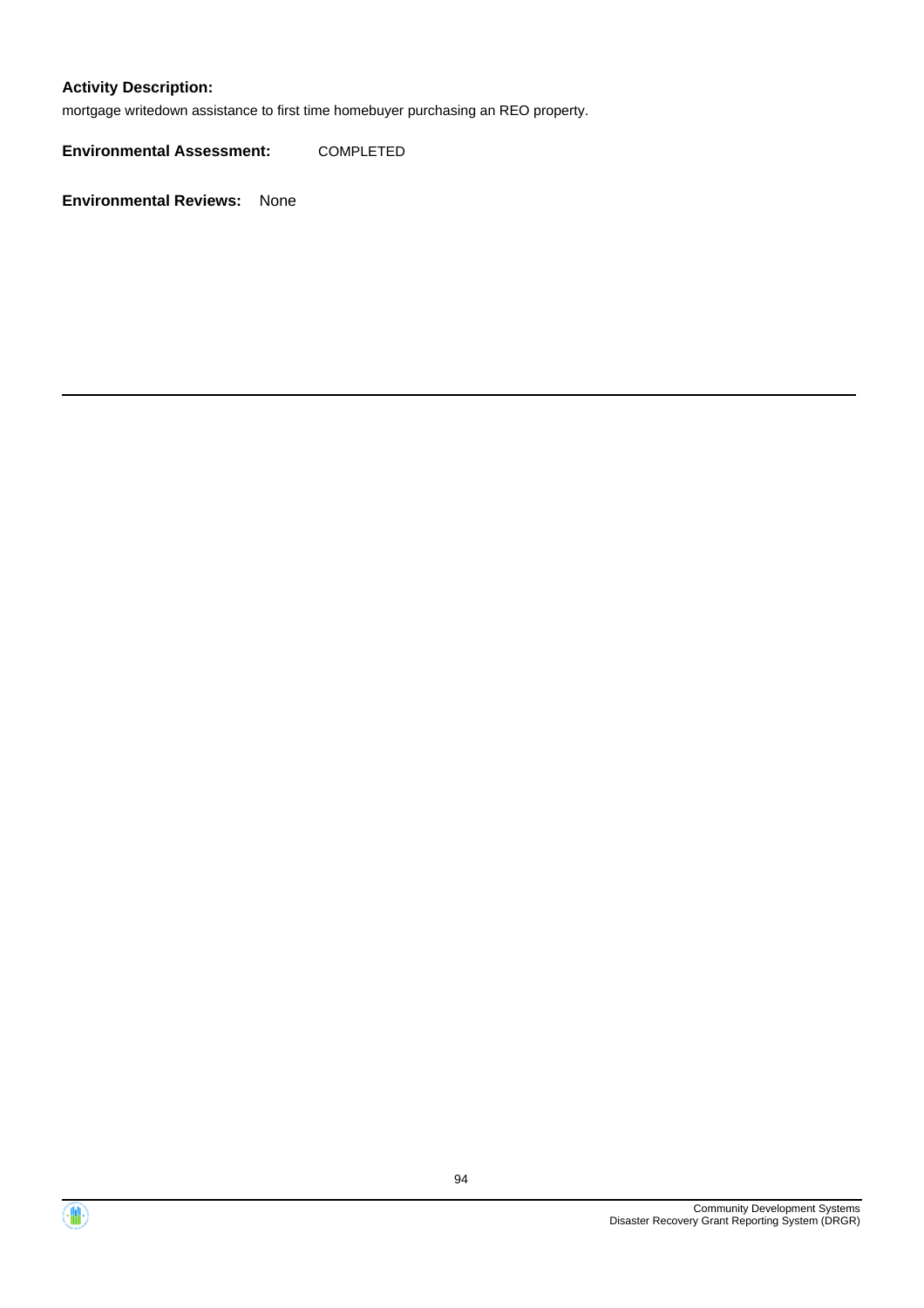**Activity Description:**

mortgage writedown assistance to first time homebuyer purchasing an REO property.

**Environmental Assessment:** COMPLETED

**Environmental Reviews:** None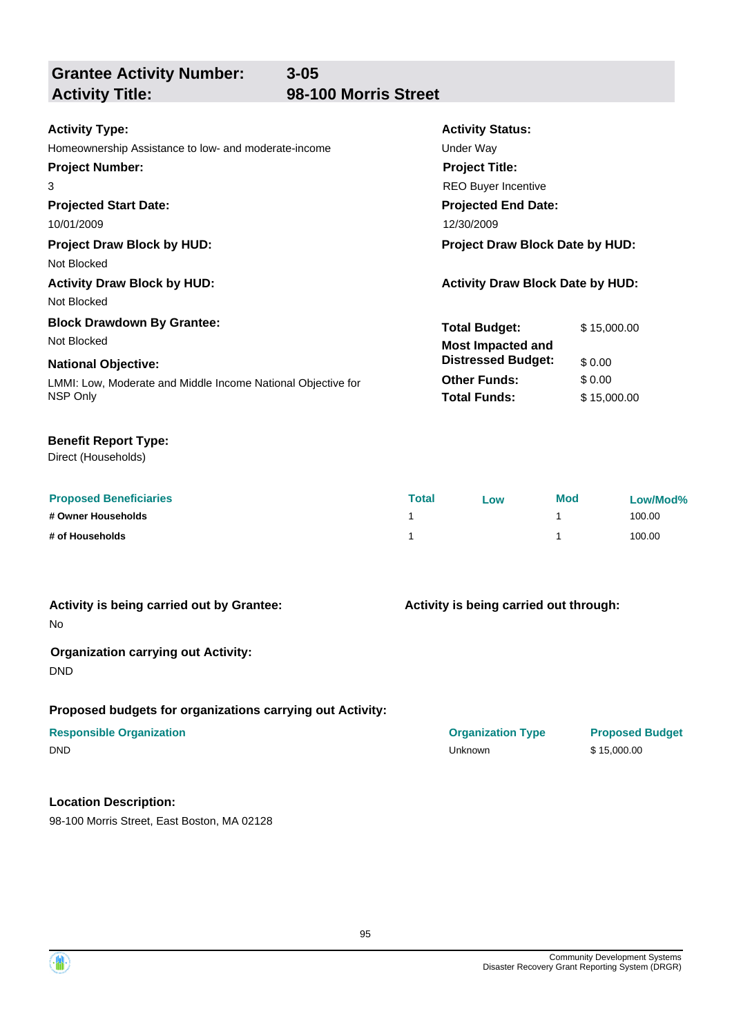## Grantee Activity Number: 3-05
## Activity Title: 98-100 Morris Street

**Activity Type:**
Homeownership Assistance to low- and moderate-income

**Activity Status:**
Under Way

**Project Number:**
3

**Project Title:**
REO Buyer Incentive

**Projected Start Date:**
10/01/2009

**Projected End Date:**
12/30/2009

**Project Draw Block by HUD:**
Not Blocked

**Project Draw Block Date by HUD:**

**Activity Draw Block by HUD:**
Not Blocked

**Activity Draw Block Date by HUD:**

**Block Drawdown By Grantee:**
Not Blocked

**National Objective:**
LMMI: Low, Moderate and Middle Income National Objective for NSP Only

| | |
|---|---|
| **Total Budget:** | $ 15,000.00 |
| **Most Impacted and Distressed Budget:** | $ 0.00 |
| **Other Funds:** | $ 0.00 |
| **Total Funds:** | $ 15,000.00 |

**Benefit Report Type:**
Direct (Households)

| Proposed Beneficiaries | Total | Low | Mod | Low/Mod% |
|---|---|---|---|---|
| # Owner Households | 1 | | 1 | 100.00 |
| # of Households | 1 | | 1 | 100.00 |

**Activity is being carried out by Grantee:**
No

**Activity is being carried out through:**

**Organization carrying out Activity:**
DND

**Proposed budgets for organizations carrying out Activity:**

| Responsible Organization | Organization Type | Proposed Budget |
|---|---|---|
| DND | Unknown | $ 15,000.00 |

**Location Description:**
98-100 Morris Street, East Boston, MA 02128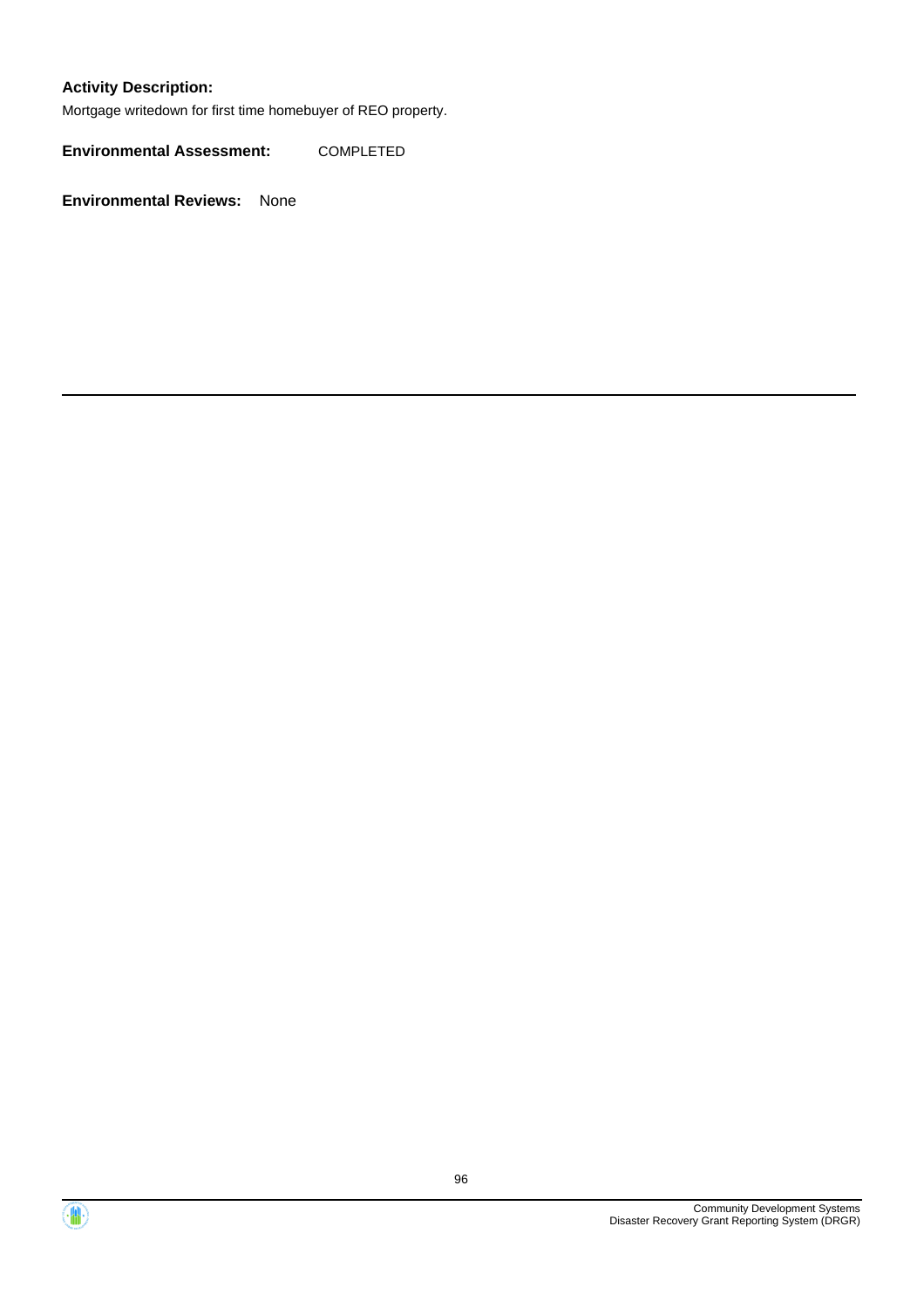**Activity Description:**

Mortgage writedown for first time homebuyer of REO property.

**Environmental Assessment:** COMPLETED

**Environmental Reviews:** None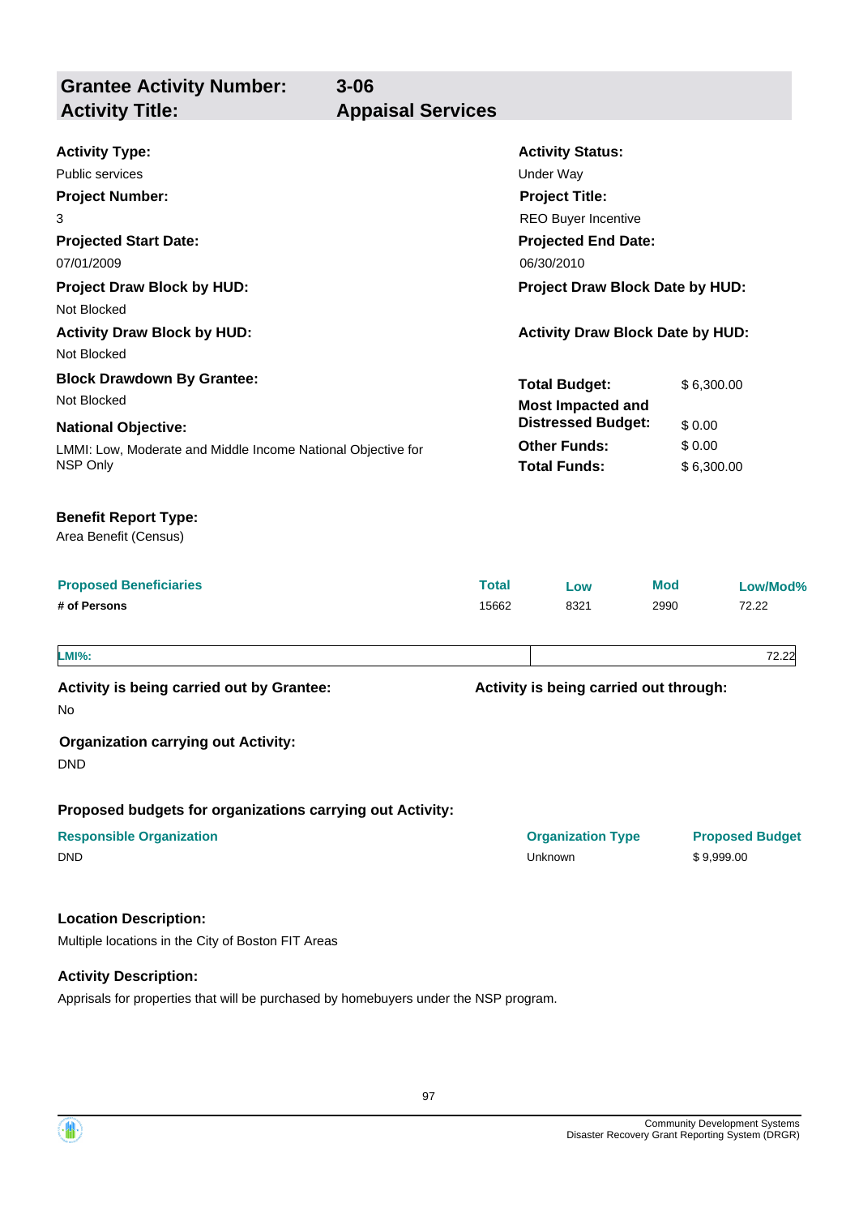## Grantee Activity Number: 3-06
## Activity Title: Appaisal Services

**Activity Type:**
Public services

**Activity Status:**
Under Way

**Project Number:**
3

**Project Title:**
REO Buyer Incentive

**Projected Start Date:**
07/01/2009

**Projected End Date:**
06/30/2010

**Project Draw Block by HUD:**
Not Blocked

**Project Draw Block Date by HUD:**

**Activity Draw Block by HUD:**
Not Blocked

**Activity Draw Block Date by HUD:**

**Block Drawdown By Grantee:**
Not Blocked

**National Objective:**
LMMI: Low, Moderate and Middle Income National Objective for NSP Only

| | |
|---|---|
| **Total Budget:** | $ 6,300.00 |
| **Most Impacted and Distressed Budget:** | $ 0.00 |
| **Other Funds:** | $ 0.00 |
| **Total Funds:** | $ 6,300.00 |

**Benefit Report Type:**
Area Benefit (Census)

| Proposed Beneficiaries | Total | Low | Mod | Low/Mod% |
|---|---|---|---|---|
| # of Persons | 15662 | 8321 | 2990 | 72.22 |

| | |
|---|---|
| **LMI%:** | 72.22 |

**Activity is being carried out by Grantee:**
No

**Activity is being carried out through:**

**Organization carrying out Activity:**
DND

**Proposed budgets for organizations carrying out Activity:**

| Responsible Organization | Organization Type | Proposed Budget |
|---|---|---|
| DND | Unknown | $ 9,999.00 |

**Location Description:**
Multiple locations in the City of Boston FIT Areas

**Activity Description:**
Apprisals for properties that will be purchased by homebuyers under the NSP program.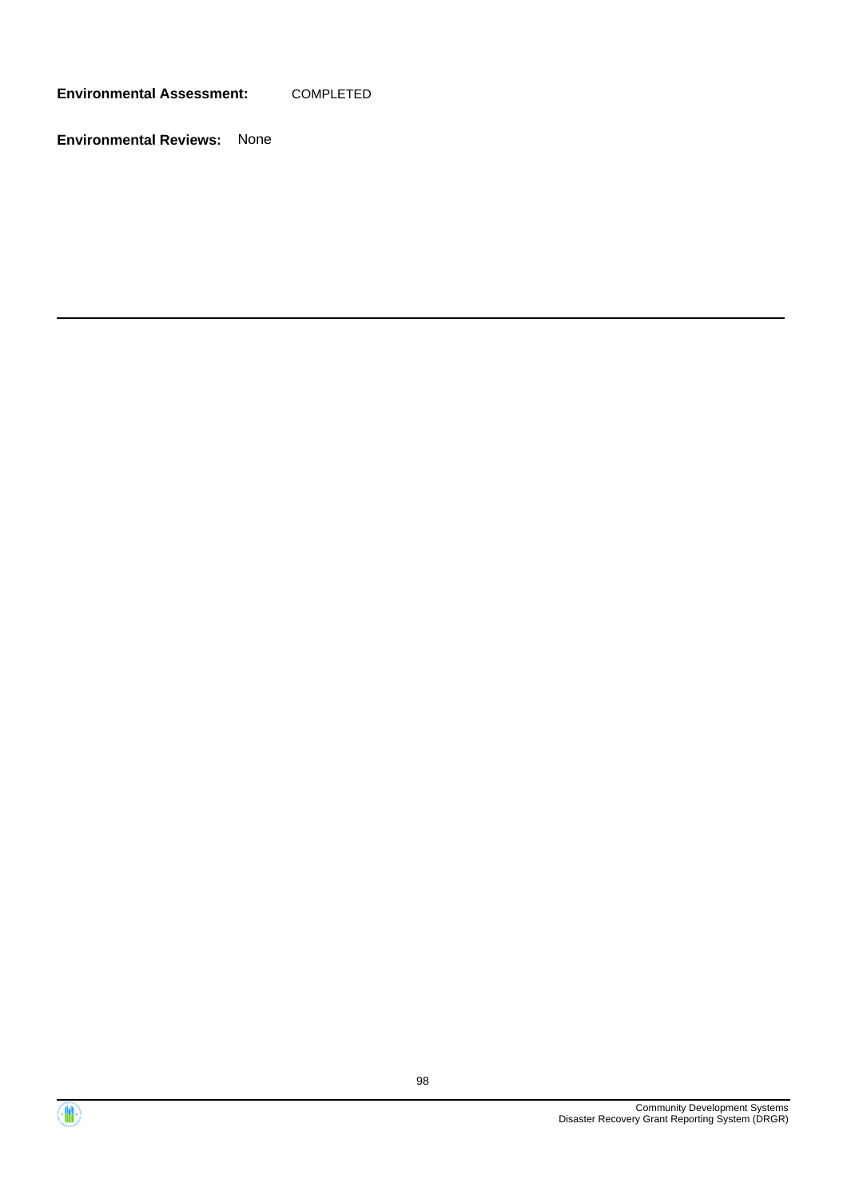**Environmental Assessment:** COMPLETED

**Environmental Reviews:** None

---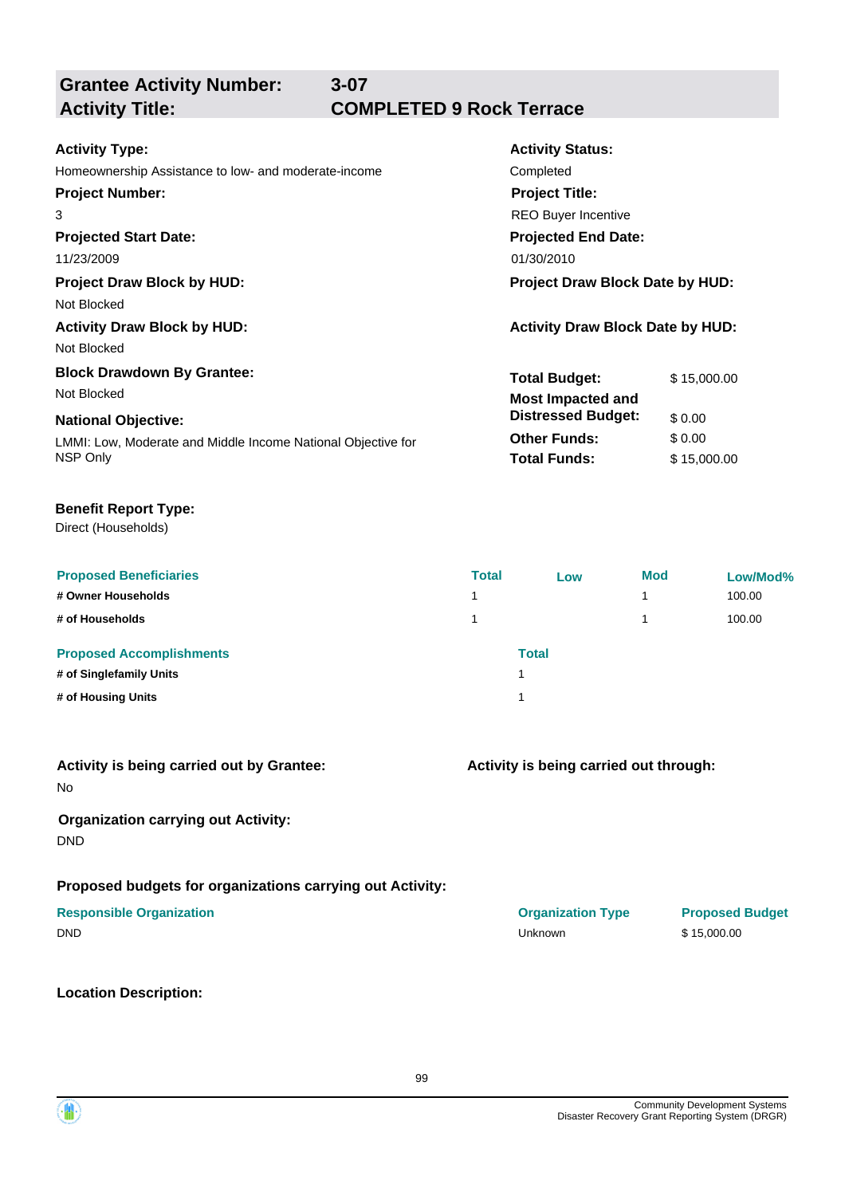## Grantee Activity Number: 3-07
## Activity Title: COMPLETED 9 Rock Terrace

**Activity Type:**
Homeownership Assistance to low- and moderate-income

**Activity Status:**
Completed

**Project Number:**
3

**Project Title:**
REO Buyer Incentive

**Projected Start Date:**
11/23/2009

**Projected End Date:**
01/30/2010

**Project Draw Block by HUD:**
Not Blocked

**Project Draw Block Date by HUD:**

**Activity Draw Block by HUD:**
Not Blocked

**Activity Draw Block Date by HUD:**

**Block Drawdown By Grantee:**
Not Blocked

**National Objective:**
LMMI: Low, Moderate and Middle Income National Objective for NSP Only

| | |
|---|---|
| **Total Budget:** | $ 15,000.00 |
| **Most Impacted and Distressed Budget:** | $ 0.00 |
| **Other Funds:** | $ 0.00 |
| **Total Funds:** | $ 15,000.00 |

**Benefit Report Type:**
Direct (Households)

| Proposed Beneficiaries | Total | Low | Mod | Low/Mod% |
|---|---|---|---|---|
| # Owner Households | 1 | | 1 | 100.00 |
| # of Households | 1 | | 1 | 100.00 |

| Proposed Accomplishments | Total |
|---|---|
| # of Singlefamily Units | 1 |
| # of Housing Units | 1 |

**Activity is being carried out by Grantee:**
No

**Activity is being carried out through:**

**Organization carrying out Activity:**
DND

**Proposed budgets for organizations carrying out Activity:**

| Responsible Organization | Organization Type | Proposed Budget |
|---|---|---|
| DND | Unknown | $ 15,000.00 |

**Location Description:**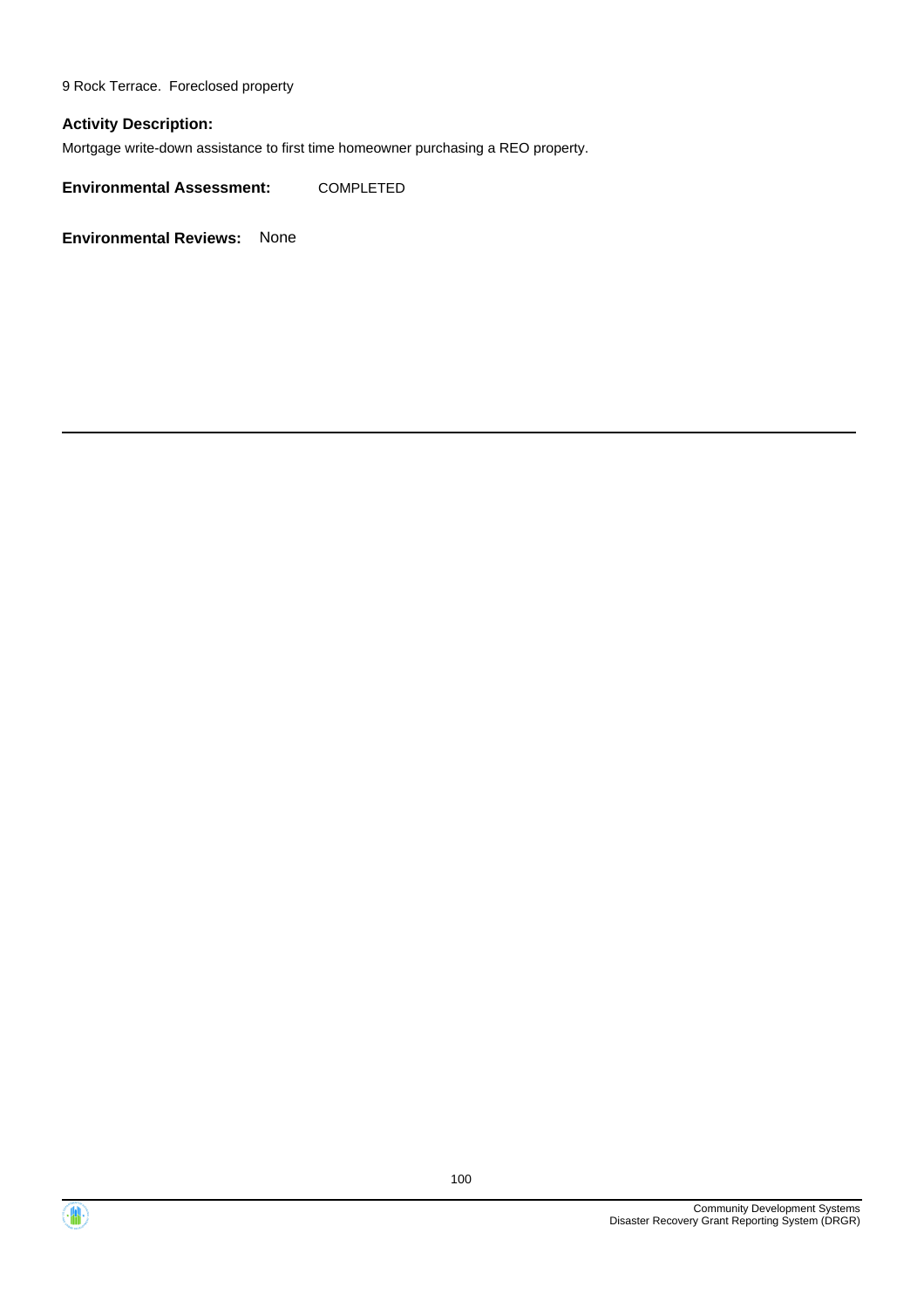9 Rock Terrace.  Foreclosed property

**Activity Description:**

Mortgage write-down assistance to first time homeowner purchasing a REO property.

**Environmental Assessment:** COMPLETED

**Environmental Reviews:** None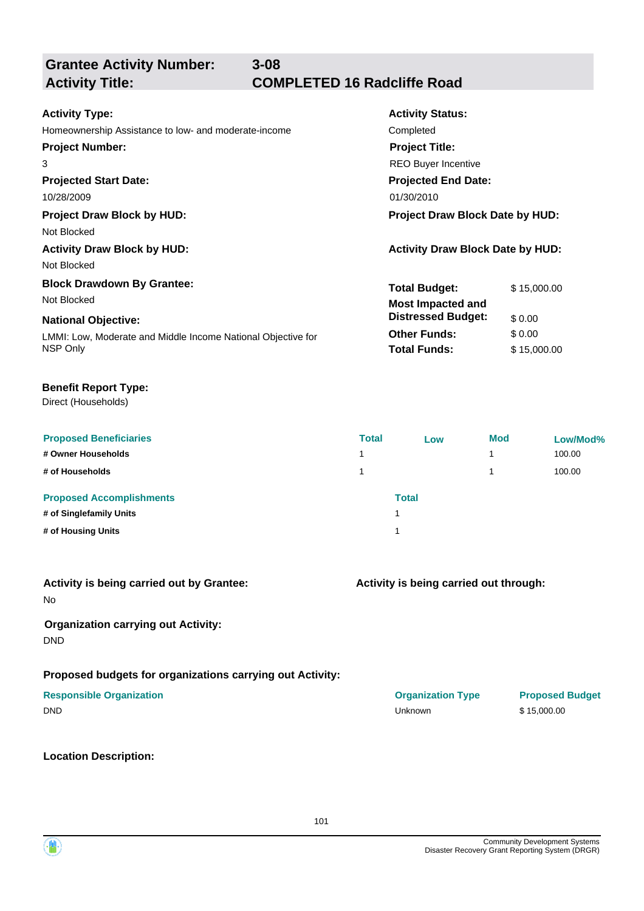## Grantee Activity Number: 3-08
## Activity Title: COMPLETED 16 Radcliffe Road

**Activity Type:**
Homeownership Assistance to low- and moderate-income

**Activity Status:**
Completed

**Project Number:**
3

**Project Title:**
REO Buyer Incentive

**Projected Start Date:**
10/28/2009

**Projected End Date:**
01/30/2010

**Project Draw Block by HUD:**
Not Blocked

**Project Draw Block Date by HUD:**

**Activity Draw Block by HUD:**
Not Blocked

**Activity Draw Block Date by HUD:**

**Block Drawdown By Grantee:**
Not Blocked

**National Objective:**
LMMI: Low, Moderate and Middle Income National Objective for NSP Only

| | |
|---|---|
| **Total Budget:** | $ 15,000.00 |
| **Most Impacted and Distressed Budget:** | $ 0.00 |
| **Other Funds:** | $ 0.00 |
| **Total Funds:** | $ 15,000.00 |

**Benefit Report Type:**
Direct (Households)

| Proposed Beneficiaries | Total | Low | Mod | Low/Mod% |
|---|---|---|---|---|
| # Owner Households | 1 | | 1 | 100.00 |
| # of Households | 1 | | 1 | 100.00 |

| Proposed Accomplishments | Total |
|---|---|
| # of Singlefamily Units | 1 |
| # of Housing Units | 1 |

**Activity is being carried out by Grantee:**
No

**Activity is being carried out through:**

**Organization carrying out Activity:**
DND

**Proposed budgets for organizations carrying out Activity:**

| Responsible Organization | Organization Type | Proposed Budget |
|---|---|---|
| DND | Unknown | $ 15,000.00 |

**Location Description:**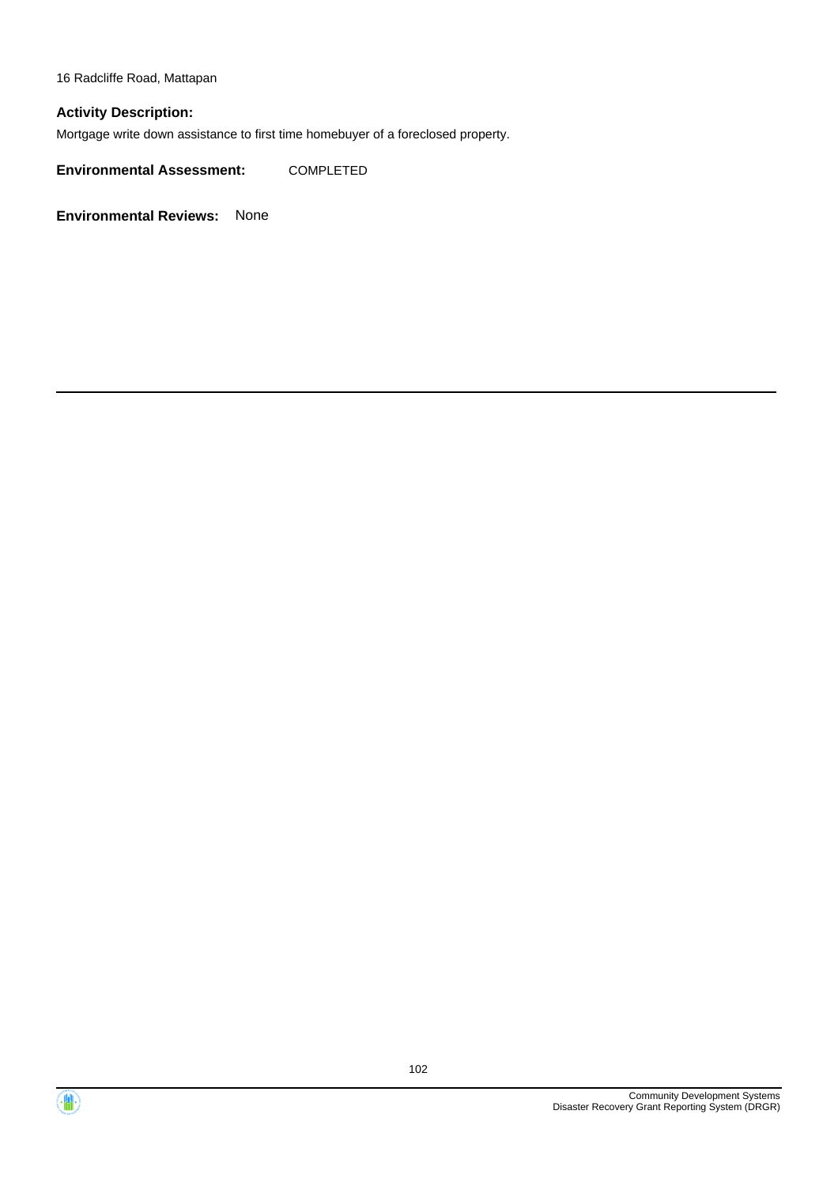16 Radcliffe Road, Mattapan

**Activity Description:**

Mortgage write down assistance to first time homebuyer of a foreclosed property.

**Environmental Assessment:** COMPLETED

**Environmental Reviews:** None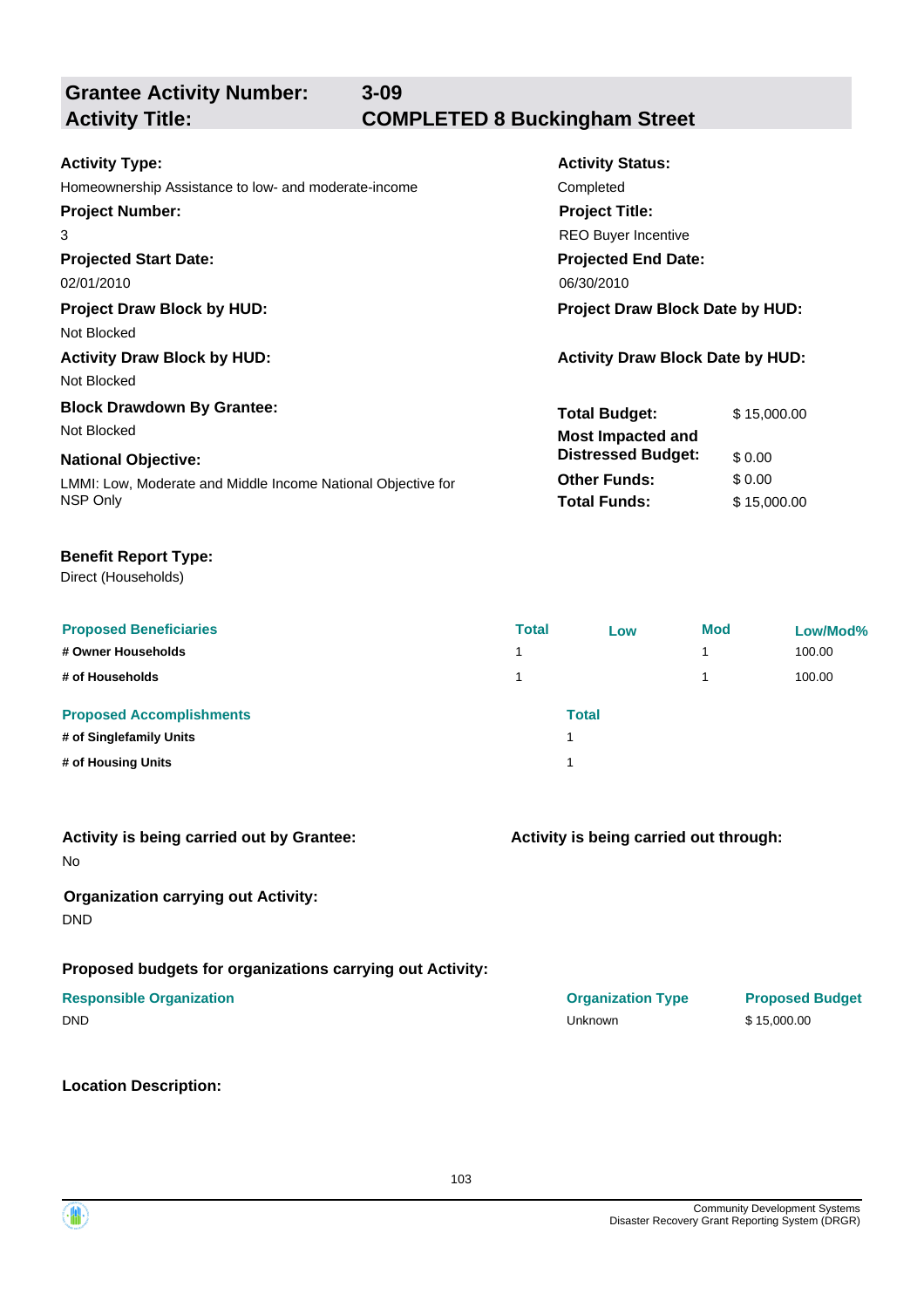**Grantee Activity Number:** 3-09
**Activity Title:** COMPLETED 8 Buckingham Street

**Activity Type:**
Homeownership Assistance to low- and moderate-income

**Activity Status:**
Completed

**Project Number:**
3

**Project Title:**
REO Buyer Incentive

**Projected Start Date:**
02/01/2010

**Projected End Date:**
06/30/2010

**Project Draw Block by HUD:**
Not Blocked

**Project Draw Block Date by HUD:**

**Activity Draw Block by HUD:**
Not Blocked

**Activity Draw Block Date by HUD:**

**Block Drawdown By Grantee:**
Not Blocked

**National Objective:**
LMMI: Low, Moderate and Middle Income National Objective for NSP Only

| | |
|---|---|
| **Total Budget:** | $ 15,000.00 |
| **Most Impacted and Distressed Budget:** | $ 0.00 |
| **Other Funds:** | $ 0.00 |
| **Total Funds:** | $ 15,000.00 |

**Benefit Report Type:**
Direct (Households)

| Proposed Beneficiaries | Total | Low | Mod | Low/Mod% |
|---|---|---|---|---|
| # Owner Households | 1 | | 1 | 100.00 |
| # of Households | 1 | | 1 | 100.00 |

| Proposed Accomplishments | Total |
|---|---|
| # of Singlefamily Units | 1 |
| # of Housing Units | 1 |

**Activity is being carried out by Grantee:**
No

**Activity is being carried out through:**

**Organization carrying out Activity:**
DND

**Proposed budgets for organizations carrying out Activity:**

| Responsible Organization | Organization Type | Proposed Budget |
|---|---|---|
| DND | Unknown | $ 15,000.00 |

**Location Description:**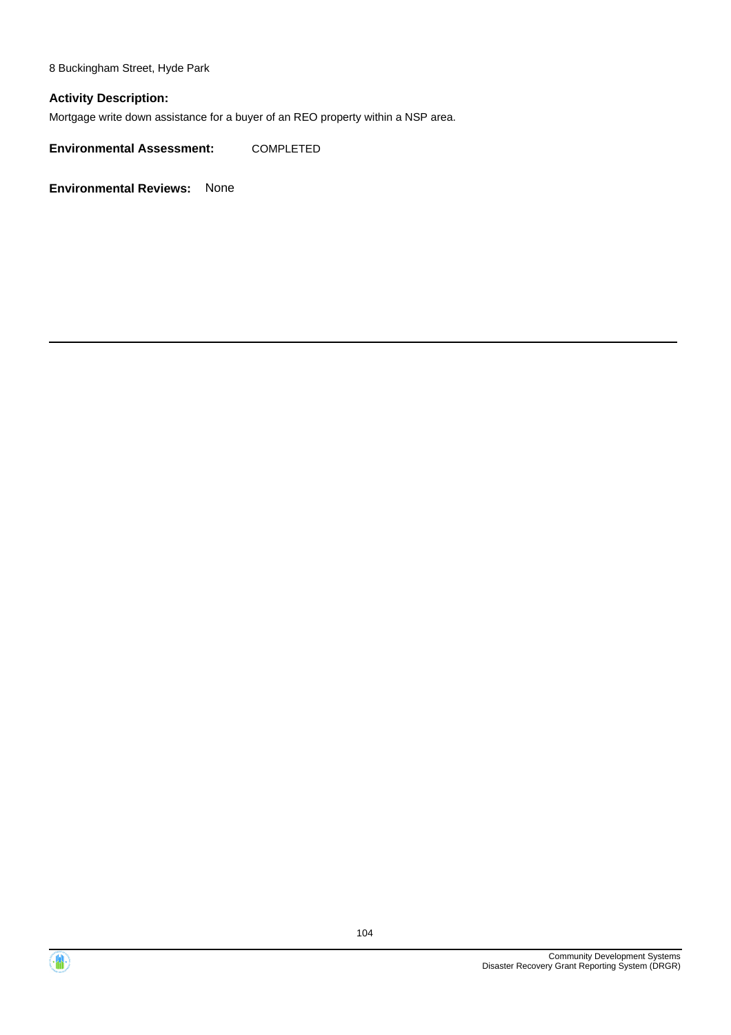8 Buckingham Street, Hyde Park

**Activity Description:**

Mortgage write down assistance for a buyer of an REO property within a NSP area.

**Environmental Assessment:** COMPLETED

**Environmental Reviews:** None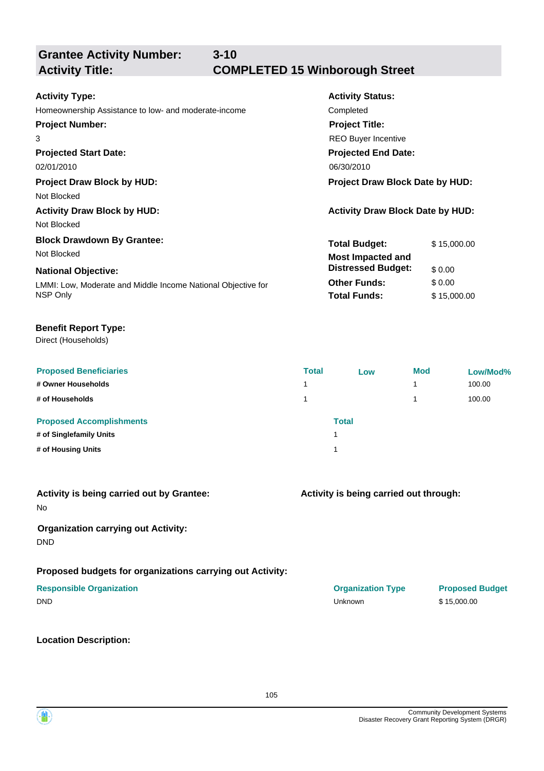## Grantee Activity Number: 3-10
## Activity Title: COMPLETED 15 Winborough Street

**Activity Type:**
Homeownership Assistance to low- and moderate-income

**Activity Status:**
Completed

**Project Number:**
3

**Project Title:**
REO Buyer Incentive

**Projected Start Date:**
02/01/2010

**Projected End Date:**
06/30/2010

**Project Draw Block by HUD:**
Not Blocked

**Project Draw Block Date by HUD:**

**Activity Draw Block by HUD:**
Not Blocked

**Activity Draw Block Date by HUD:**

**Block Drawdown By Grantee:**
Not Blocked

**National Objective:**
LMMI: Low, Moderate and Middle Income National Objective for NSP Only

| | |
|---|---|
| **Total Budget:** | $ 15,000.00 |
| **Most Impacted and Distressed Budget:** | $ 0.00 |
| **Other Funds:** | $ 0.00 |
| **Total Funds:** | $ 15,000.00 |

**Benefit Report Type:**
Direct (Households)

| Proposed Beneficiaries | Total | Low | Mod | Low/Mod% |
|---|---|---|---|---|
| # Owner Households | 1 | | 1 | 100.00 |
| # of Households | 1 | | 1 | 100.00 |

| Proposed Accomplishments | Total |
|---|---|
| # of Singlefamily Units | 1 |
| # of Housing Units | 1 |

**Activity is being carried out by Grantee:**
No

**Activity is being carried out through:**

**Organization carrying out Activity:**
DND

**Proposed budgets for organizations carrying out Activity:**

| Responsible Organization | Organization Type | Proposed Budget |
|---|---|---|
| DND | Unknown | $ 15,000.00 |

**Location Description:**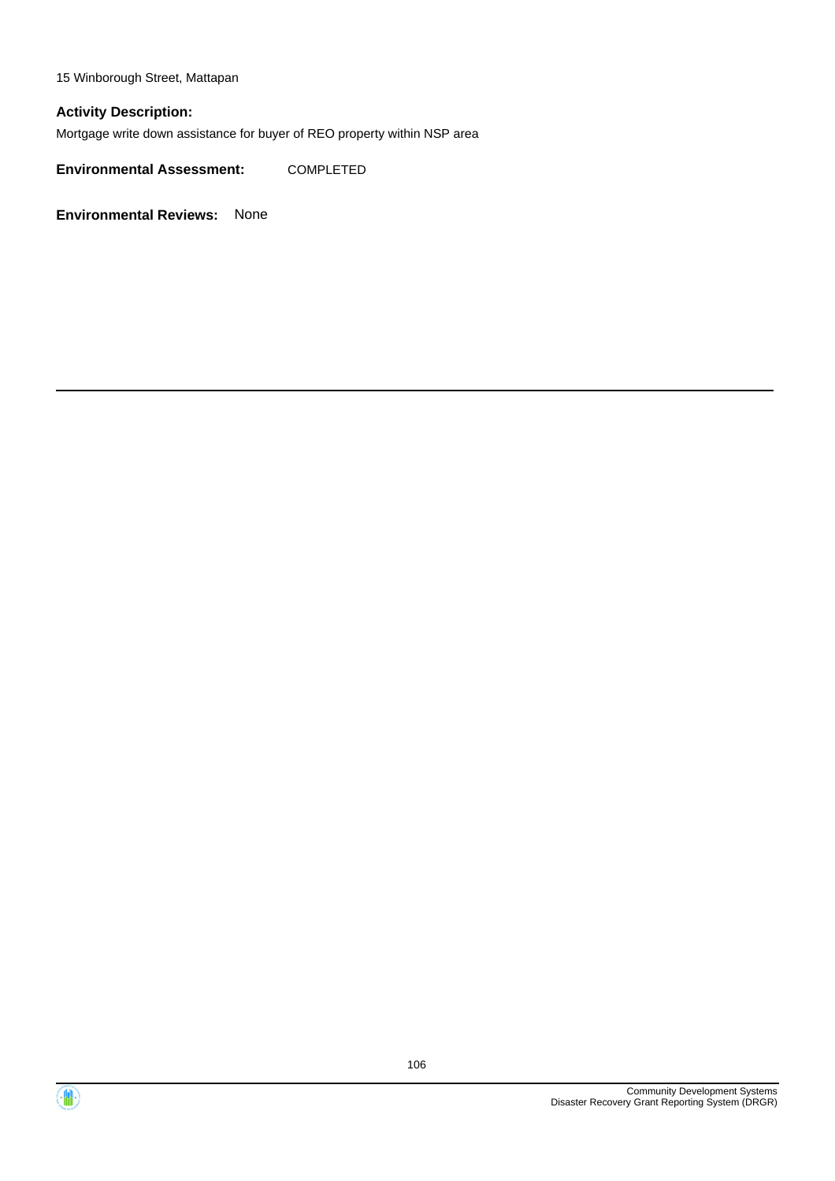15 Winborough Street, Mattapan

**Activity Description:**

Mortgage write down assistance for buyer of REO property within NSP area

**Environmental Assessment:** COMPLETED

**Environmental Reviews:** None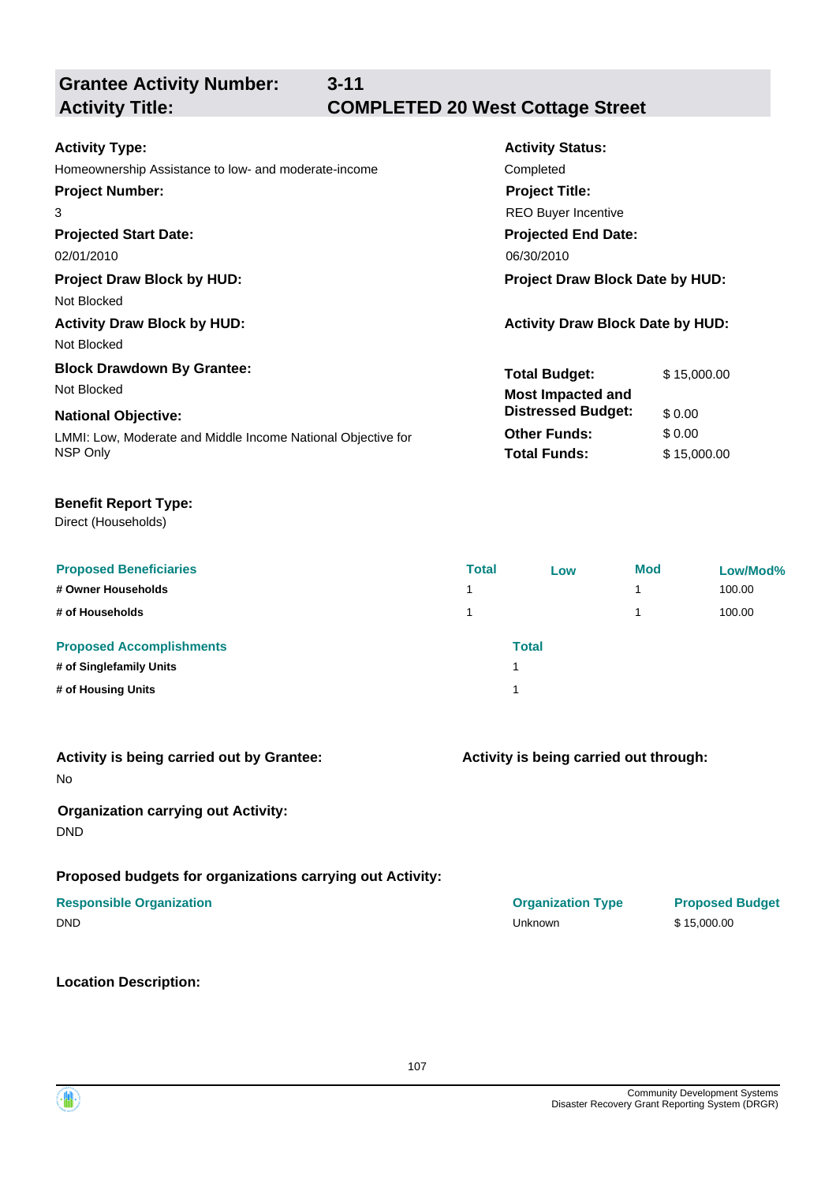**Grantee Activity Number:** 3-11
**Activity Title:** COMPLETED 20 West Cottage Street

**Activity Type:**
Homeownership Assistance to low- and moderate-income

**Activity Status:**
Completed

**Project Number:**
3

**Project Title:**
REO Buyer Incentive

**Projected Start Date:**
02/01/2010

**Projected End Date:**
06/30/2010

**Project Draw Block by HUD:**
Not Blocked

**Project Draw Block Date by HUD:**

**Activity Draw Block by HUD:**
Not Blocked

**Activity Draw Block Date by HUD:**

**Block Drawdown By Grantee:**
Not Blocked

**National Objective:**
LMMI: Low, Moderate and Middle Income National Objective for NSP Only

| | |
|---|---|
| **Total Budget:** | $ 15,000.00 |
| **Most Impacted and Distressed Budget:** | $ 0.00 |
| **Other Funds:** | $ 0.00 |
| **Total Funds:** | $ 15,000.00 |

**Benefit Report Type:**
Direct (Households)

| Proposed Beneficiaries | Total | Low | Mod | Low/Mod% |
|---|---|---|---|---|
| # Owner Households | 1 | | 1 | 100.00 |
| # of Households | 1 | | 1 | 100.00 |

| Proposed Accomplishments | Total |
|---|---|
| # of Singlefamily Units | 1 |
| # of Housing Units | 1 |

**Activity is being carried out by Grantee:**
No

**Activity is being carried out through:**

**Organization carrying out Activity:**
DND

**Proposed budgets for organizations carrying out Activity:**

| Responsible Organization | Organization Type | Proposed Budget |
|---|---|---|
| DND | Unknown | $ 15,000.00 |

**Location Description:**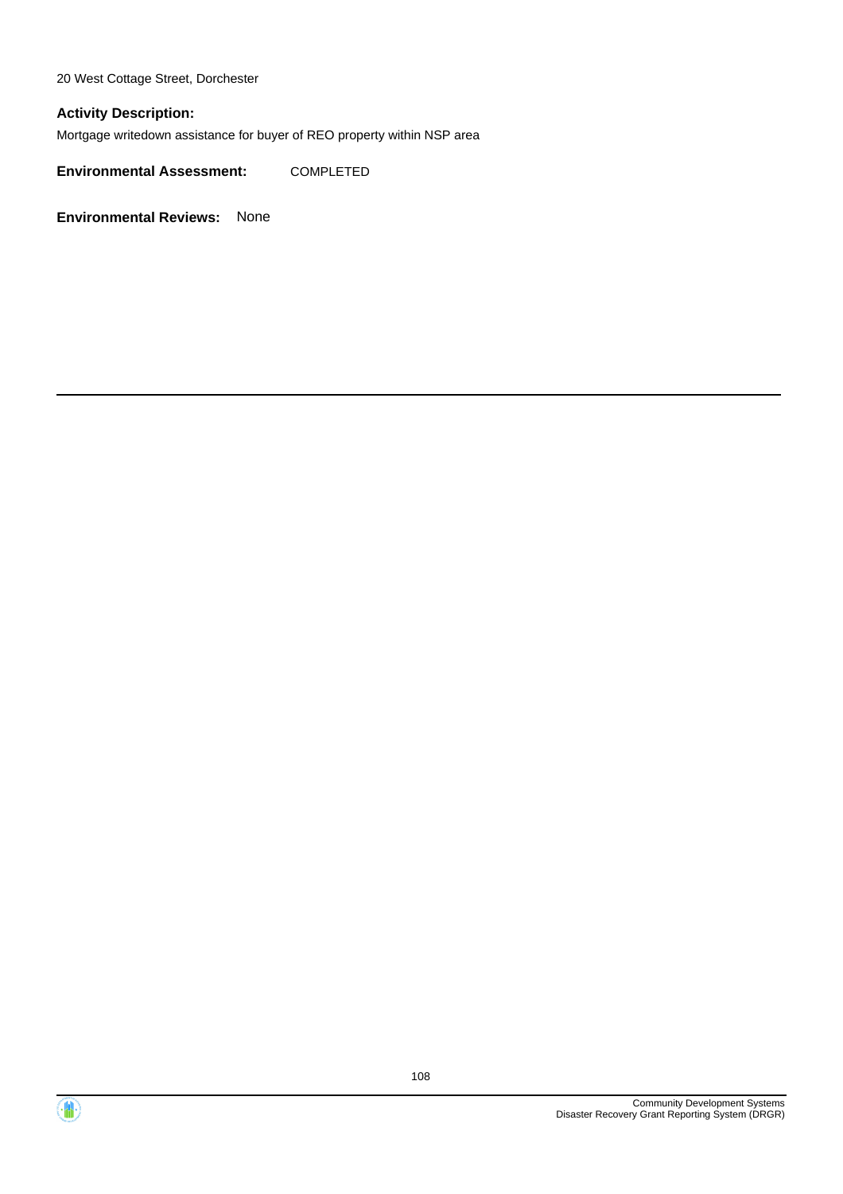20 West Cottage Street, Dorchester

**Activity Description:**

Mortgage writedown assistance for buyer of REO property within NSP area

**Environmental Assessment:** COMPLETED

**Environmental Reviews:** None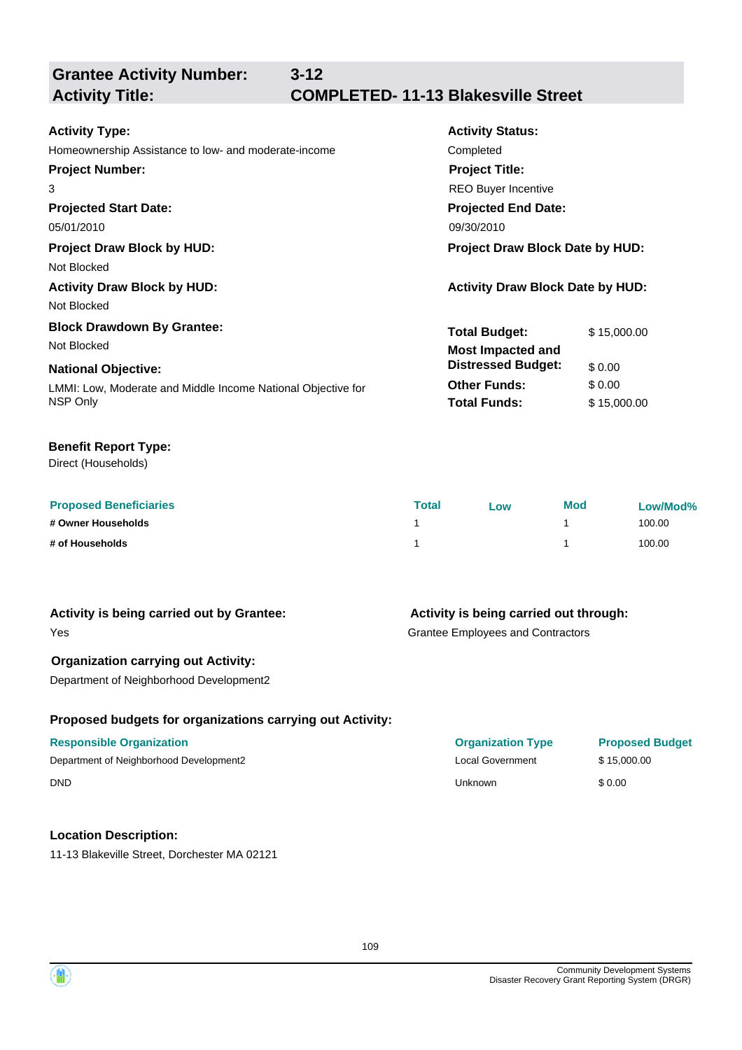## Grantee Activity Number: 3-12
## Activity Title: COMPLETED- 11-13 Blakesville Street

**Activity Type:**
Homeownership Assistance to low- and moderate-income

**Activity Status:**
Completed

**Project Number:**
3

**Project Title:**
REO Buyer Incentive

**Projected Start Date:**
05/01/2010

**Projected End Date:**
09/30/2010

**Project Draw Block by HUD:**
Not Blocked

**Project Draw Block Date by HUD:**

**Activity Draw Block by HUD:**
Not Blocked

**Activity Draw Block Date by HUD:**

**Block Drawdown By Grantee:**
Not Blocked

**National Objective:**
LMMI: Low, Moderate and Middle Income National Objective for NSP Only

| | |
|---|---|
| **Total Budget:** | $ 15,000.00 |
| **Most Impacted and Distressed Budget:** | $ 0.00 |
| **Other Funds:** | $ 0.00 |
| **Total Funds:** | $ 15,000.00 |

**Benefit Report Type:**
Direct (Households)

| Proposed Beneficiaries | Total | Low | Mod | Low/Mod% |
|---|---|---|---|---|
| # Owner Households | 1 | | 1 | 100.00 |
| # of Households | 1 | | 1 | 100.00 |

**Activity is being carried out by Grantee:**
Yes

**Activity is being carried out through:**
Grantee Employees and Contractors

**Organization carrying out Activity:**
Department of Neighborhood Development2

**Proposed budgets for organizations carrying out Activity:**

| Responsible Organization | Organization Type | Proposed Budget |
|---|---|---|
| Department of Neighborhood Development2 | Local Government | $ 15,000.00 |
| DND | Unknown | $ 0.00 |

**Location Description:**
11-13 Blakeville Street, Dorchester MA 02121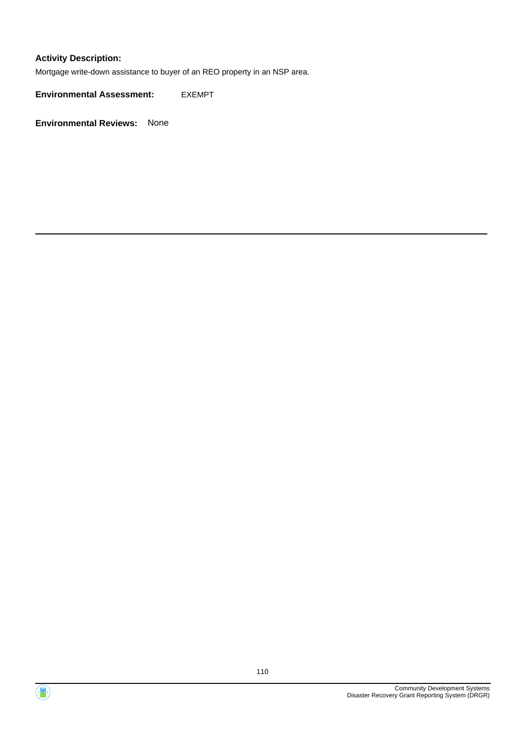**Activity Description:**

Mortgage write-down assistance to buyer of an REO property in an NSP area.

**Environmental Assessment:** EXEMPT

**Environmental Reviews:** None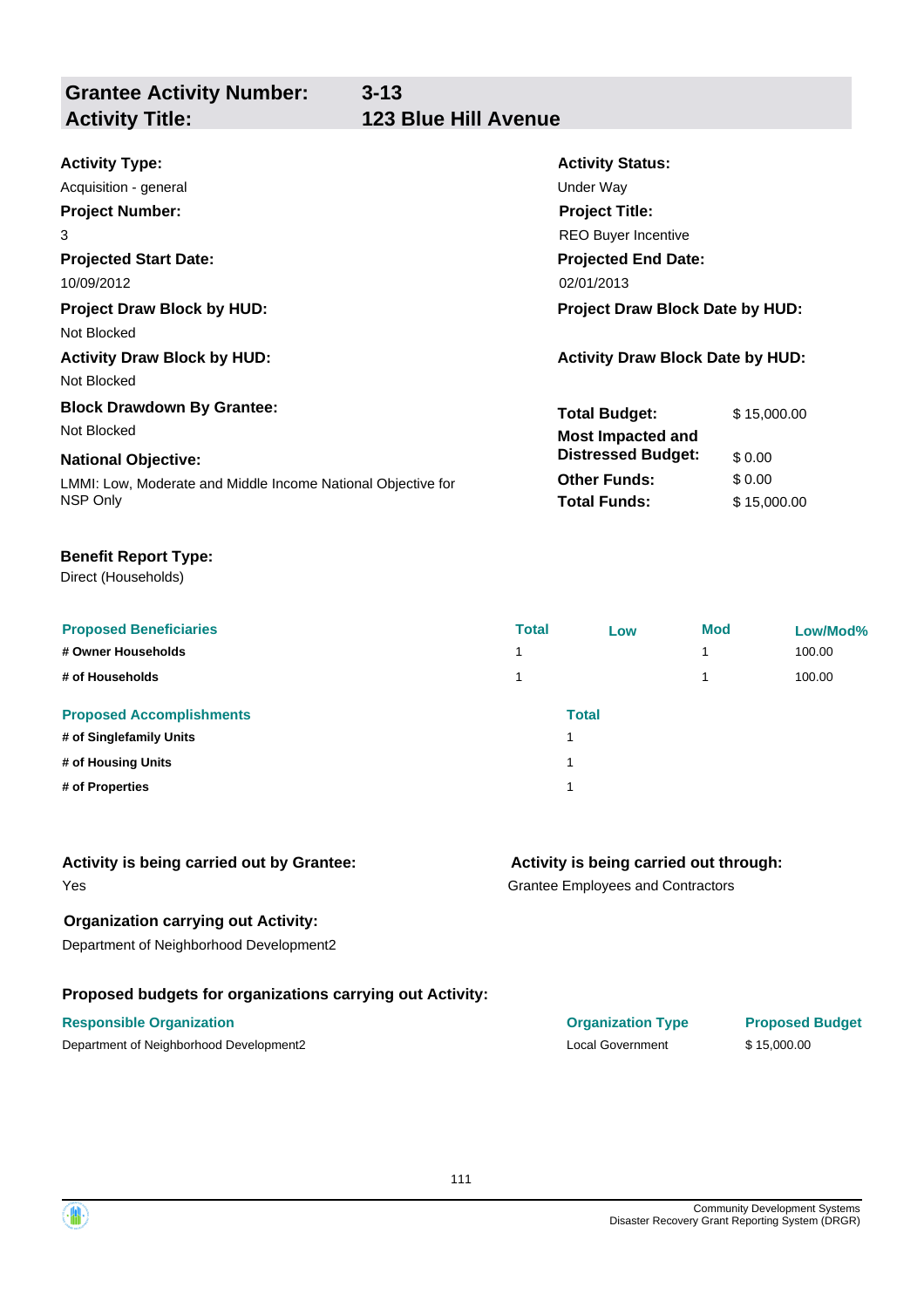## Grantee Activity Number: 3-13
## Activity Title: 123 Blue Hill Avenue

**Activity Type:**
Acquisition - general

**Activity Status:**
Under Way

**Project Number:**
3

**Project Title:**
REO Buyer Incentive

**Projected Start Date:**
10/09/2012

**Projected End Date:**
02/01/2013

**Project Draw Block by HUD:**
Not Blocked

**Project Draw Block Date by HUD:**

**Activity Draw Block by HUD:**
Not Blocked

**Activity Draw Block Date by HUD:**

**Block Drawdown By Grantee:**
Not Blocked

**National Objective:**
LMMI: Low, Moderate and Middle Income National Objective for NSP Only

| | |
|---|---|
| **Total Budget:** | $ 15,000.00 |
| **Most Impacted and Distressed Budget:** | $ 0.00 |
| **Other Funds:** | $ 0.00 |
| **Total Funds:** | $ 15,000.00 |

**Benefit Report Type:**
Direct (Households)

| Proposed Beneficiaries | Total | Low | Mod | Low/Mod% |
|---|---|---|---|---|
| # Owner Households | 1 | | 1 | 100.00 |
| # of Households | 1 | | 1 | 100.00 |

| Proposed Accomplishments | Total |
|---|---|
| # of Singlefamily Units | 1 |
| # of Housing Units | 1 |
| # of Properties | 1 |

**Activity is being carried out by Grantee:**
Yes

**Activity is being carried out through:**
Grantee Employees and Contractors

**Organization carrying out Activity:**
Department of Neighborhood Development2

**Proposed budgets for organizations carrying out Activity:**

| Responsible Organization | Organization Type | Proposed Budget |
|---|---|---|
| Department of Neighborhood Development2 | Local Government | $ 15,000.00 |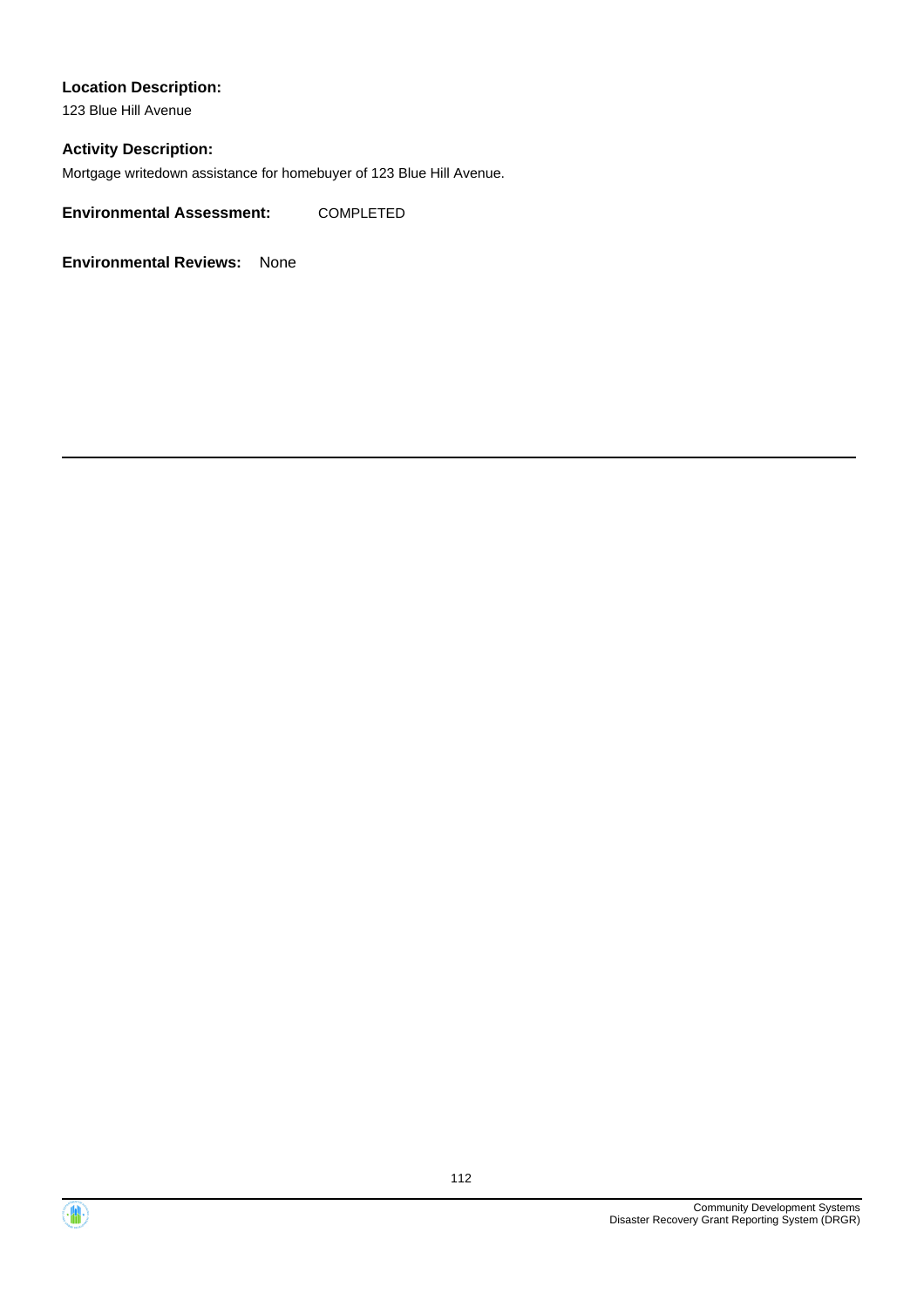**Location Description:**

123 Blue Hill Avenue

**Activity Description:**

Mortgage writedown assistance for homebuyer of 123 Blue Hill Avenue.

**Environmental Assessment:** COMPLETED

**Environmental Reviews:** None

---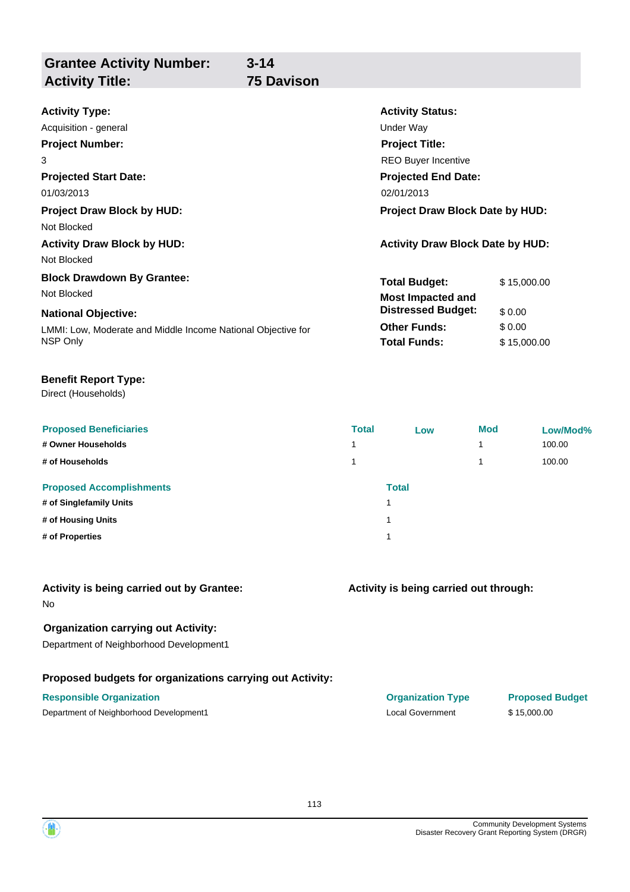## Grantee Activity Number: 3-14
## Activity Title: 75 Davison

**Activity Type:**
Acquisition - general

**Activity Status:**
Under Way

**Project Number:**
3

**Project Title:**
REO Buyer Incentive

**Projected Start Date:**
01/03/2013

**Projected End Date:**
02/01/2013

**Project Draw Block by HUD:**
Not Blocked

**Project Draw Block Date by HUD:**

**Activity Draw Block by HUD:**
Not Blocked

**Activity Draw Block Date by HUD:**

**Block Drawdown By Grantee:**
Not Blocked

**National Objective:**
LMMI: Low, Moderate and Middle Income National Objective for NSP Only

| | |
|---|---|
| **Total Budget:** | $ 15,000.00 |
| **Most Impacted and Distressed Budget:** | $ 0.00 |
| **Other Funds:** | $ 0.00 |
| **Total Funds:** | $ 15,000.00 |

**Benefit Report Type:**
Direct (Households)

| Proposed Beneficiaries | Total | Low | Mod | Low/Mod% |
|---|---|---|---|---|
| # Owner Households | 1 | | 1 | 100.00 |
| # of Households | 1 | | 1 | 100.00 |

| Proposed Accomplishments | Total |
|---|---|
| # of Singlefamily Units | 1 |
| # of Housing Units | 1 |
| # of Properties | 1 |

**Activity is being carried out by Grantee:**
No

**Activity is being carried out through:**

**Organization carrying out Activity:**
Department of Neighborhood Development1

**Proposed budgets for organizations carrying out Activity:**

| Responsible Organization | Organization Type | Proposed Budget |
|---|---|---|
| Department of Neighborhood Development1 | Local Government | $ 15,000.00 |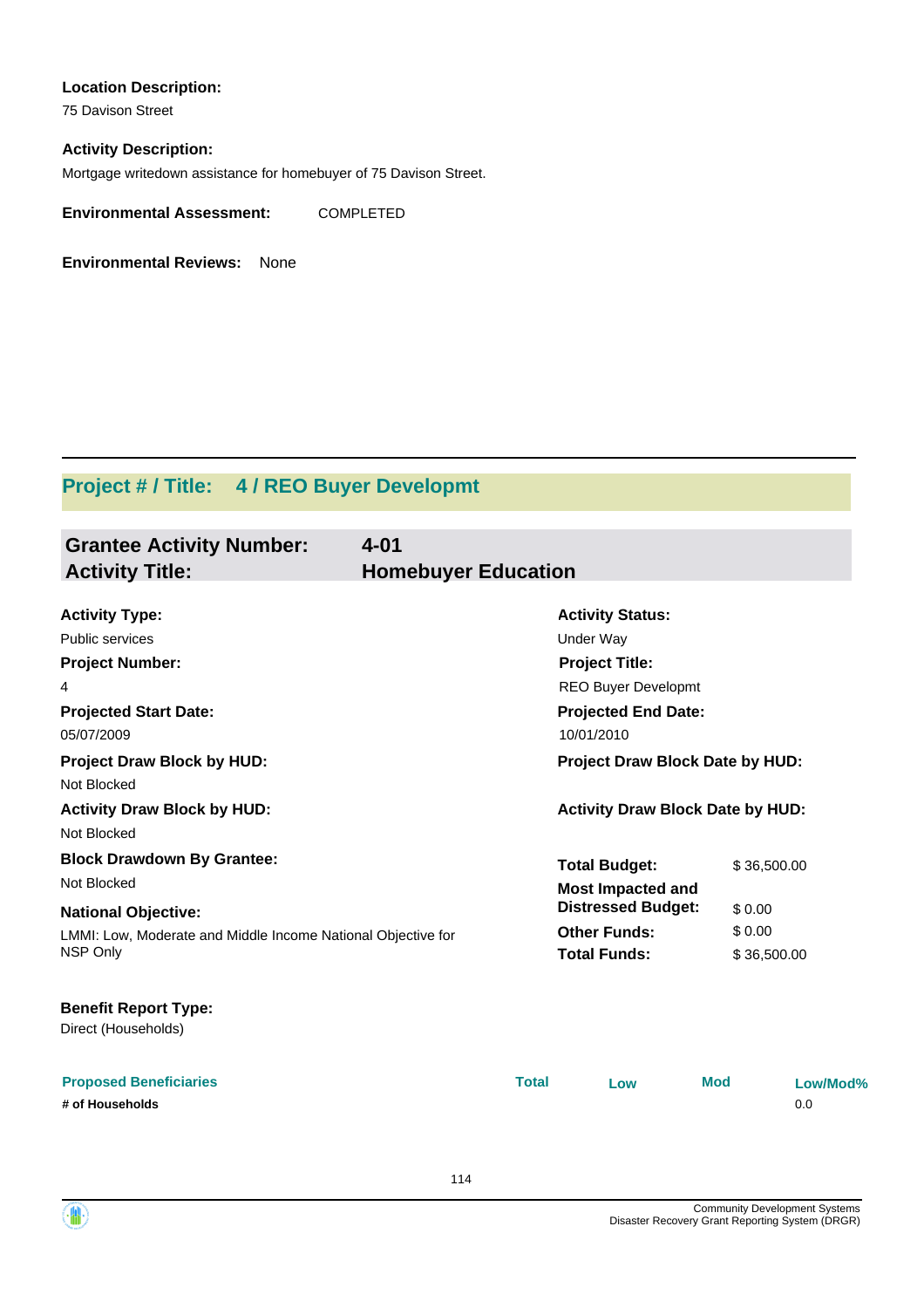**Location Description:**

75 Davison Street

**Activity Description:**

Mortgage writedown assistance for homebuyer of 75 Davison Street.

**Environmental Assessment:** COMPLETED

**Environmental Reviews:** None

---

## Project # / Title: 4 / REO Buyer Developmt

### Grantee Activity Number: 4-01
### Activity Title: Homebuyer Education

**Activity Type:**
Public services

**Activity Status:**
Under Way

**Project Number:**
4

**Project Title:**
REO Buyer Developmt

**Projected Start Date:**
05/07/2009

**Projected End Date:**
10/01/2010

**Project Draw Block by HUD:**
Not Blocked

**Project Draw Block Date by HUD:**

**Activity Draw Block by HUD:**
Not Blocked

**Activity Draw Block Date by HUD:**

**Block Drawdown By Grantee:**
Not Blocked

**National Objective:**
LMMI: Low, Moderate and Middle Income National Objective for NSP Only

**Total Budget:** $ 36,500.00

**Most Impacted and Distressed Budget:** $ 0.00

**Other Funds:** $ 0.00

**Total Funds:** $ 36,500.00

**Benefit Report Type:**
Direct (Households)

| Proposed Beneficiaries | Total | Low | Mod | Low/Mod% |
|---|---|---|---|---|
| # of Households | | | | 0.0 |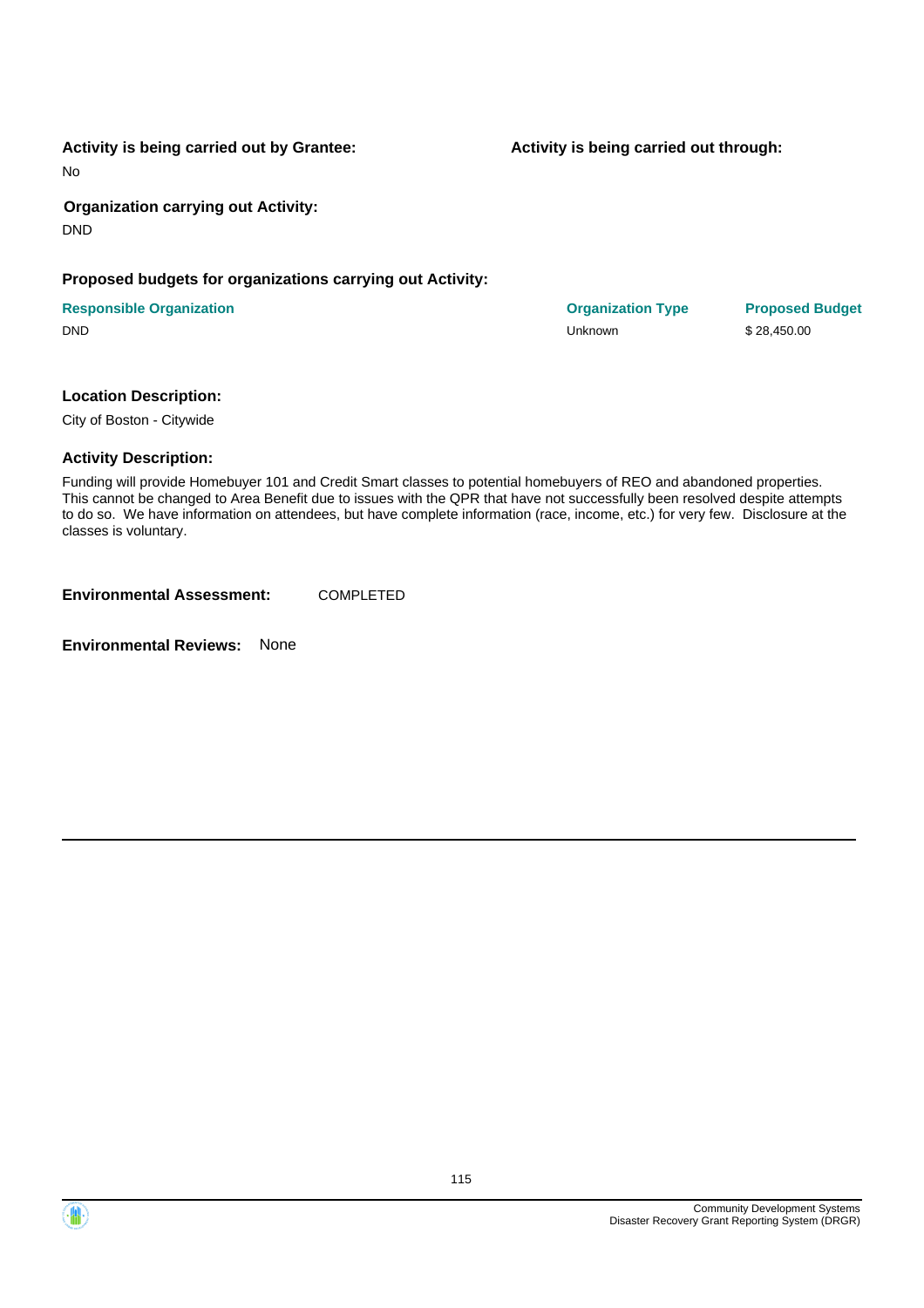**Activity is being carried out by Grantee:**

No

**Activity is being carried out through:**

**Organization carrying out Activity:**

DND

**Proposed budgets for organizations carrying out Activity:**

| Responsible Organization | Organization Type | Proposed Budget |
|---|---|---|
| DND | Unknown | $ 28,450.00 |

**Location Description:**

City of Boston - Citywide

**Activity Description:**

Funding will provide Homebuyer 101 and Credit Smart classes to potential homebuyers of REO and abandoned properties. This cannot be changed to Area Benefit due to issues with the QPR that have not successfully been resolved despite attempts to do so. We have information on attendees, but have complete information (race, income, etc.) for very few. Disclosure at the classes is voluntary.

**Environmental Assessment:** COMPLETED

**Environmental Reviews:** None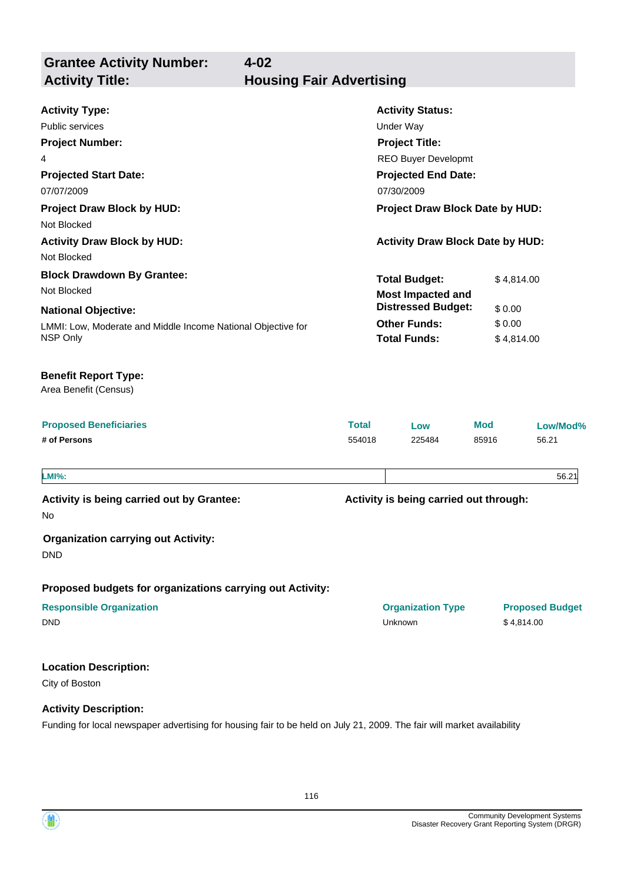## Grantee Activity Number: 4-02
## Activity Title: Housing Fair Advertising

**Activity Type:**
Public services

**Activity Status:**
Under Way

**Project Number:**
4

**Project Title:**
REO Buyer Developmt

**Projected Start Date:**
07/07/2009

**Projected End Date:**
07/30/2009

**Project Draw Block by HUD:**
Not Blocked

**Project Draw Block Date by HUD:**

**Activity Draw Block by HUD:**
Not Blocked

**Activity Draw Block Date by HUD:**

**Block Drawdown By Grantee:**
Not Blocked

**National Objective:**
LMMI: Low, Moderate and Middle Income National Objective for NSP Only

| | |
|---|---|
| **Total Budget:** | $ 4,814.00 |
| **Most Impacted and Distressed Budget:** | $ 0.00 |
| **Other Funds:** | $ 0.00 |
| **Total Funds:** | $ 4,814.00 |

**Benefit Report Type:**
Area Benefit (Census)

| Proposed Beneficiaries | Total | Low | Mod | Low/Mod% |
|---|---|---|---|---|
| # of Persons | 554018 | 225484 | 85916 | 56.21 |

| LMI%: | 56.21 |
|---|---|

**Activity is being carried out by Grantee:**
No

**Activity is being carried out through:**

**Organization carrying out Activity:**
DND

**Proposed budgets for organizations carrying out Activity:**

| Responsible Organization | Organization Type | Proposed Budget |
|---|---|---|
| DND | Unknown | $ 4,814.00 |

**Location Description:**
City of Boston

**Activity Description:**
Funding for local newspaper advertising for housing fair to be held on July 21, 2009. The fair will market availability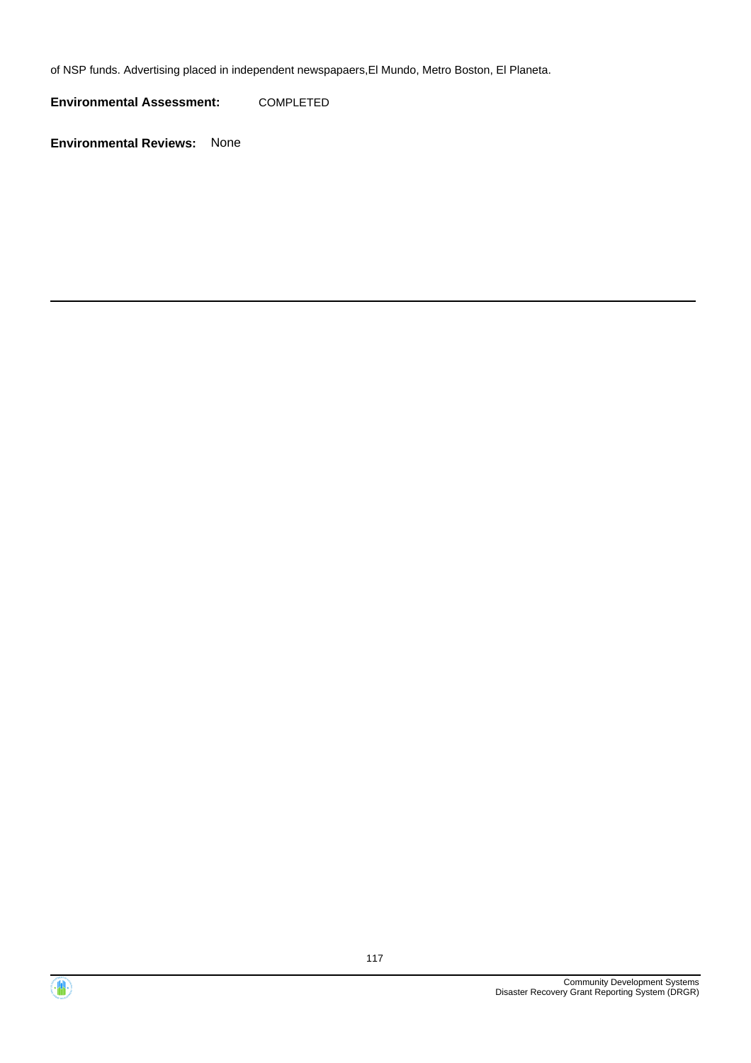of NSP funds. Advertising placed in independent newspapaers,El Mundo, Metro Boston, El Planeta.

**Environmental Assessment:** COMPLETED

**Environmental Reviews:** None

---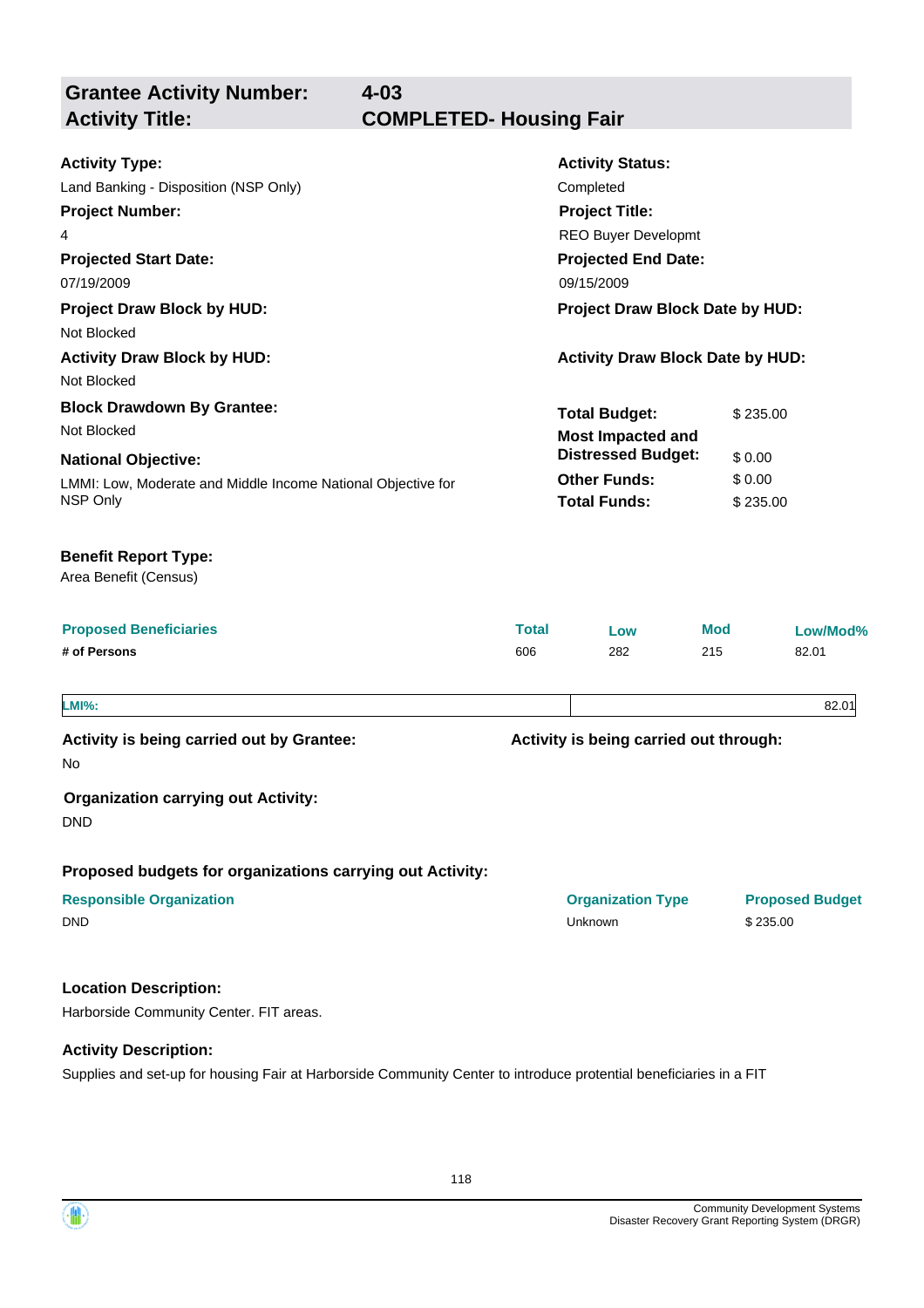## Grantee Activity Number: 4-03
## Activity Title: COMPLETED- Housing Fair

**Activity Type:**
Land Banking - Disposition (NSP Only)

**Activity Status:**
Completed

**Project Number:**
4

**Project Title:**
REO Buyer Developmt

**Projected Start Date:**
07/19/2009

**Projected End Date:**
09/15/2009

**Project Draw Block by HUD:**
Not Blocked

**Project Draw Block Date by HUD:**

**Activity Draw Block by HUD:**
Not Blocked

**Activity Draw Block Date by HUD:**

**Block Drawdown By Grantee:**
Not Blocked

**National Objective:**
LMMI: Low, Moderate and Middle Income National Objective for NSP Only

| | |
|---|---|
| **Total Budget:** | $ 235.00 |
| **Most Impacted and Distressed Budget:** | $ 0.00 |
| **Other Funds:** | $ 0.00 |
| **Total Funds:** | $ 235.00 |

**Benefit Report Type:**
Area Benefit (Census)

| Proposed Beneficiaries | Total | Low | Mod | Low/Mod% |
|---|---|---|---|---|
| # of Persons | 606 | 282 | 215 | 82.01 |

| LMI%: | 82.01 |
|---|---|

**Activity is being carried out by Grantee:**
No

**Activity is being carried out through:**

**Organization carrying out Activity:**
DND

**Proposed budgets for organizations carrying out Activity:**

| Responsible Organization | Organization Type | Proposed Budget |
|---|---|---|
| DND | Unknown | $ 235.00 |

**Location Description:**
Harborside Community Center. FIT areas.

**Activity Description:**
Supplies and set-up for housing Fair at Harborside Community Center to introduce protential beneficiaries in a FIT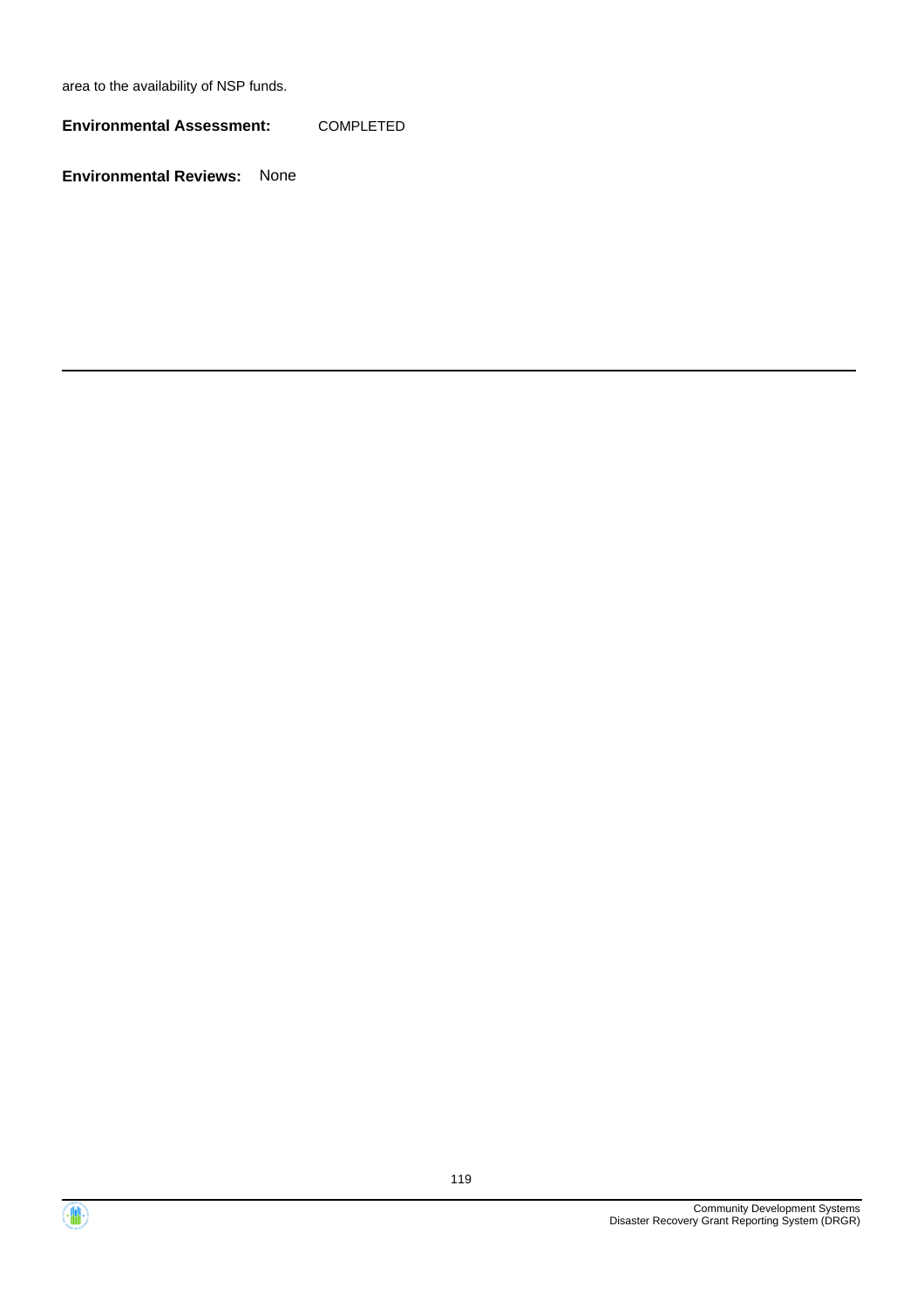area to the availability of NSP funds.

**Environmental Assessment:** COMPLETED

**Environmental Reviews:** None

---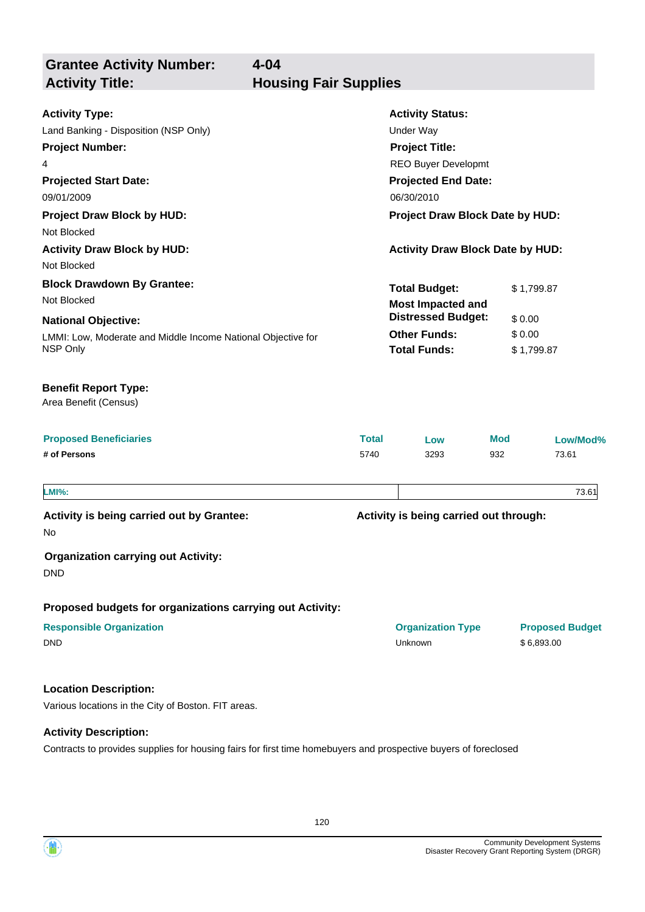## Grantee Activity Number: 4-04
## Activity Title: Housing Fair Supplies

**Activity Type:**
Land Banking - Disposition (NSP Only)

**Activity Status:**
Under Way

**Project Number:**
4

**Project Title:**
REO Buyer Developmt

**Projected Start Date:**
09/01/2009

**Projected End Date:**
06/30/2010

**Project Draw Block by HUD:**
Not Blocked

**Project Draw Block Date by HUD:**

**Activity Draw Block by HUD:**
Not Blocked

**Activity Draw Block Date by HUD:**

**Block Drawdown By Grantee:**
Not Blocked

**National Objective:**
LMMI: Low, Moderate and Middle Income National Objective for NSP Only

| | |
|---|---|
| **Total Budget:** | $ 1,799.87 |
| **Most Impacted and Distressed Budget:** | $ 0.00 |
| **Other Funds:** | $ 0.00 |
| **Total Funds:** | $ 1,799.87 |

**Benefit Report Type:**
Area Benefit (Census)

| Proposed Beneficiaries | Total | Low | Mod | Low/Mod% |
|---|---|---|---|---|
| **# of Persons** | 5740 | 3293 | 932 | 73.61 |

| | |
|---|---|
| **LMI%:** | 73.61 |

**Activity is being carried out by Grantee:**
No

**Activity is being carried out through:**

**Organization carrying out Activity:**
DND

**Proposed budgets for organizations carrying out Activity:**

| Responsible Organization | Organization Type | Proposed Budget |
|---|---|---|
| DND | Unknown | $ 6,893.00 |

**Location Description:**
Various locations in the City of Boston. FIT areas.

**Activity Description:**
Contracts to provides supplies for housing fairs for first time homebuyers and prospective buyers of foreclosed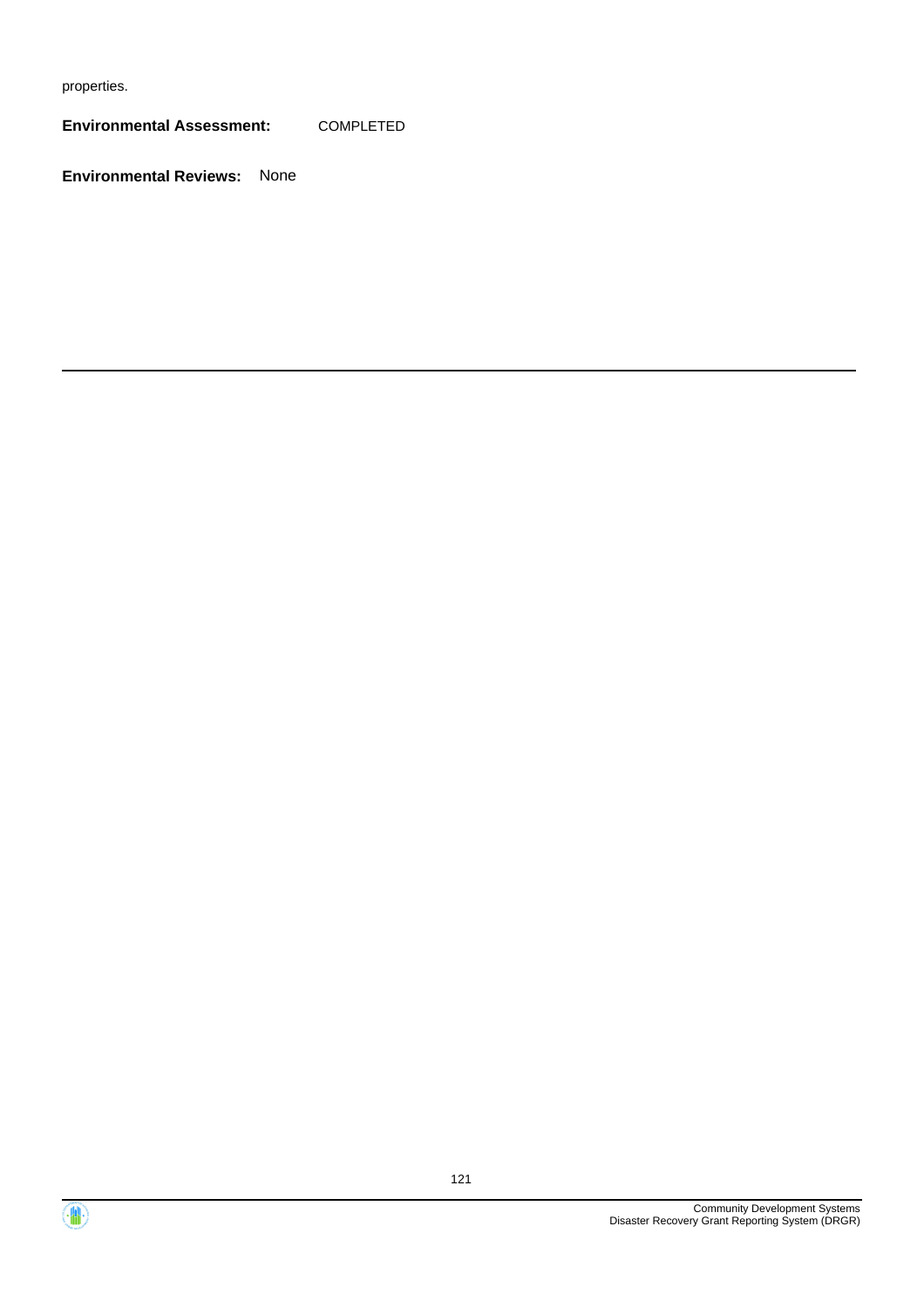properties.

**Environmental Assessment:** COMPLETED

**Environmental Reviews:** None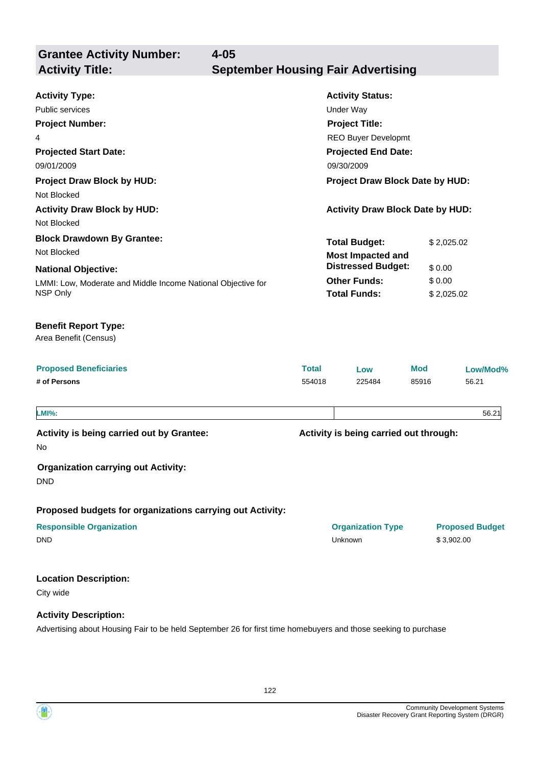## Grantee Activity Number: 4-05
## Activity Title: September Housing Fair Advertising

**Activity Type:**
Public services

**Activity Status:**
Under Way

**Project Number:**
4

**Project Title:**
REO Buyer Developmt

**Projected Start Date:**
09/01/2009

**Projected End Date:**
09/30/2009

**Project Draw Block by HUD:**
Not Blocked

**Project Draw Block Date by HUD:**

**Activity Draw Block by HUD:**
Not Blocked

**Activity Draw Block Date by HUD:**

**Block Drawdown By Grantee:**
Not Blocked

**Total Budget:** $ 2,025.02

**Most Impacted and Distressed Budget:** $ 0.00

**Other Funds:** $ 0.00

**Total Funds:** $ 2,025.02

**National Objective:**
LMMI: Low, Moderate and Middle Income National Objective for NSP Only

**Benefit Report Type:**
Area Benefit (Census)

| Proposed Beneficiaries | Total | Low | Mod | Low/Mod% |
|---|---|---|---|---|
| # of Persons | 554018 | 225484 | 85916 | 56.21 |

| LMI%: | 56.21 |
|---|---|

**Activity is being carried out by Grantee:**
No

**Activity is being carried out through:**

**Organization carrying out Activity:**
DND

**Proposed budgets for organizations carrying out Activity:**

| Responsible Organization | Organization Type | Proposed Budget |
|---|---|---|
| DND | Unknown | $ 3,902.00 |

**Location Description:**
City wide

**Activity Description:**
Advertising about Housing Fair to be held September 26 for first time homebuyers and those seeking to purchase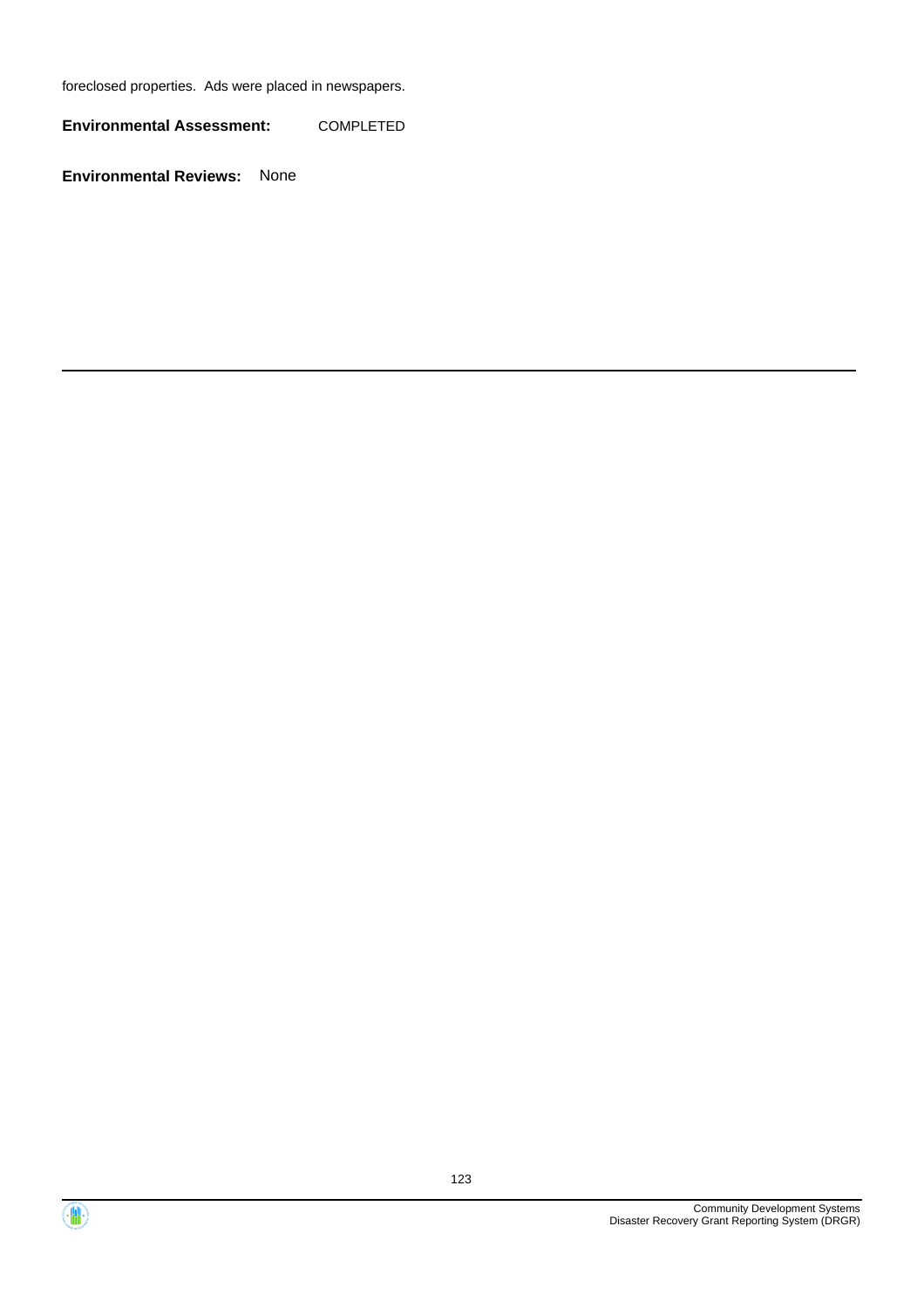foreclosed properties.  Ads were placed in newspapers.

**Environmental Assessment:** COMPLETED

**Environmental Reviews:** None

---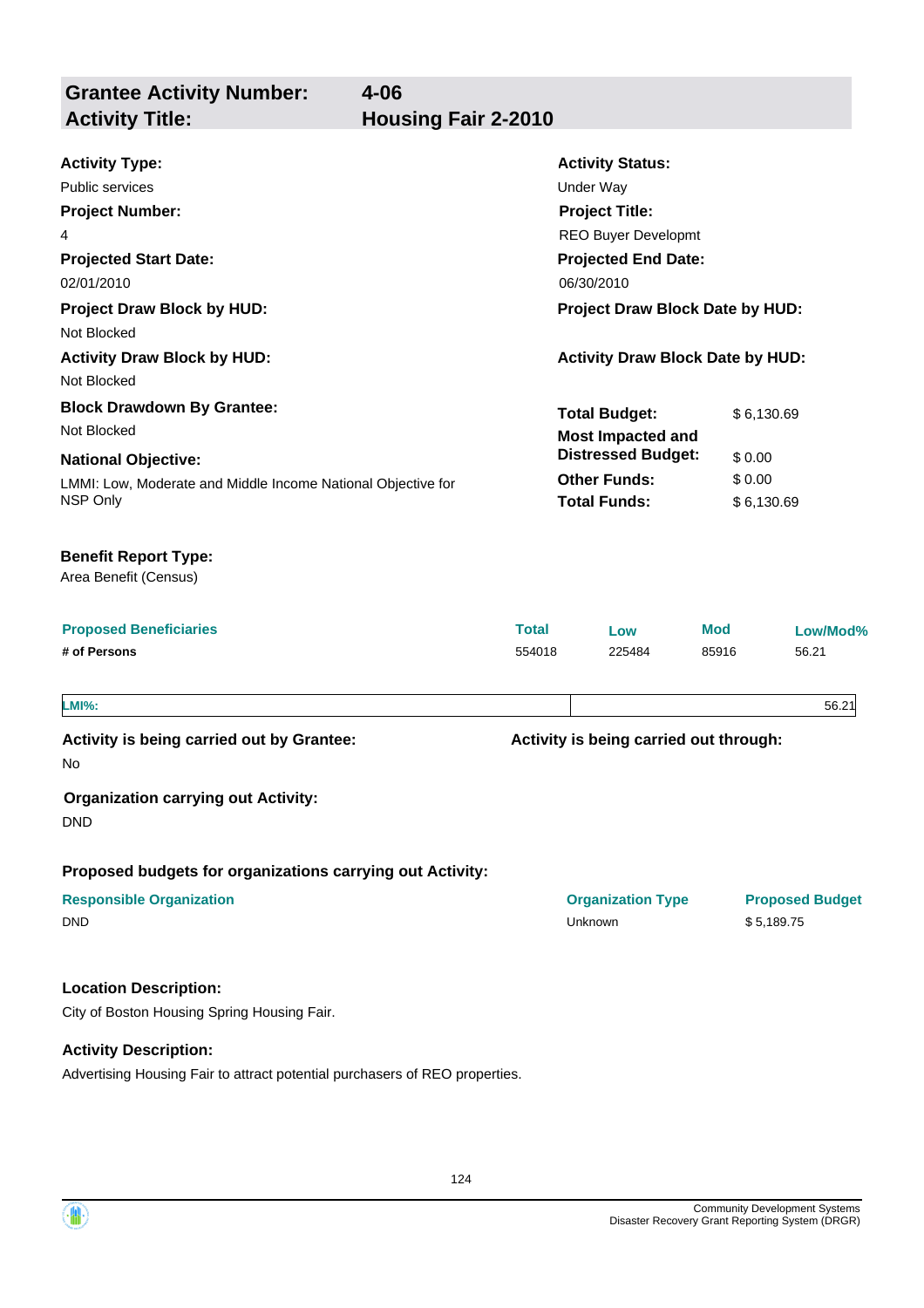## Grantee Activity Number: 4-06
## Activity Title: Housing Fair 2-2010

**Activity Type:**
Public services

**Activity Status:**
Under Way

**Project Number:**
4

**Project Title:**
REO Buyer Developmt

**Projected Start Date:**
02/01/2010

**Projected End Date:**
06/30/2010

**Project Draw Block by HUD:**
Not Blocked

**Project Draw Block Date by HUD:**

**Activity Draw Block by HUD:**
Not Blocked

**Activity Draw Block Date by HUD:**

**Block Drawdown By Grantee:**
Not Blocked

**National Objective:**
LMMI: Low, Moderate and Middle Income National Objective for NSP Only

| | |
|---|---|
| **Total Budget:** | $ 6,130.69 |
| **Most Impacted and Distressed Budget:** | $ 0.00 |
| **Other Funds:** | $ 0.00 |
| **Total Funds:** | $ 6,130.69 |

**Benefit Report Type:**
Area Benefit (Census)

| Proposed Beneficiaries | Total | Low | Mod | Low/Mod% |
|---|---|---|---|---|
| # of Persons | 554018 | 225484 | 85916 | 56.21 |

| LMI%: | 56.21 |
|---|---|

**Activity is being carried out by Grantee:**
No

**Activity is being carried out through:**

**Organization carrying out Activity:**
DND

**Proposed budgets for organizations carrying out Activity:**

| Responsible Organization | Organization Type | Proposed Budget |
|---|---|---|
| DND | Unknown | $ 5,189.75 |

**Location Description:**

City of Boston Housing Spring Housing Fair.

**Activity Description:**

Advertising Housing Fair to attract potential purchasers of REO properties.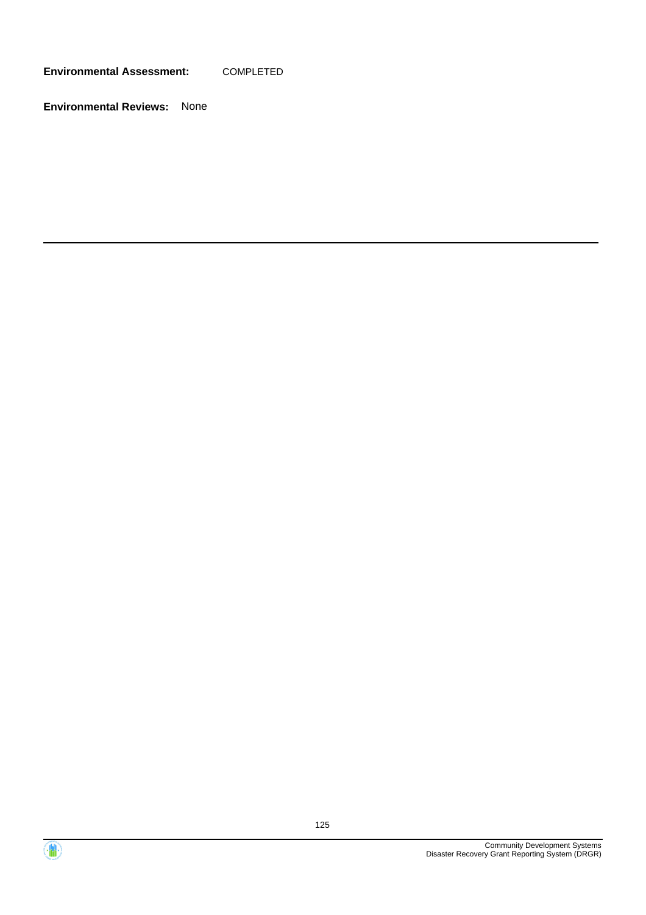**Environmental Assessment:** COMPLETED

**Environmental Reviews:** None

---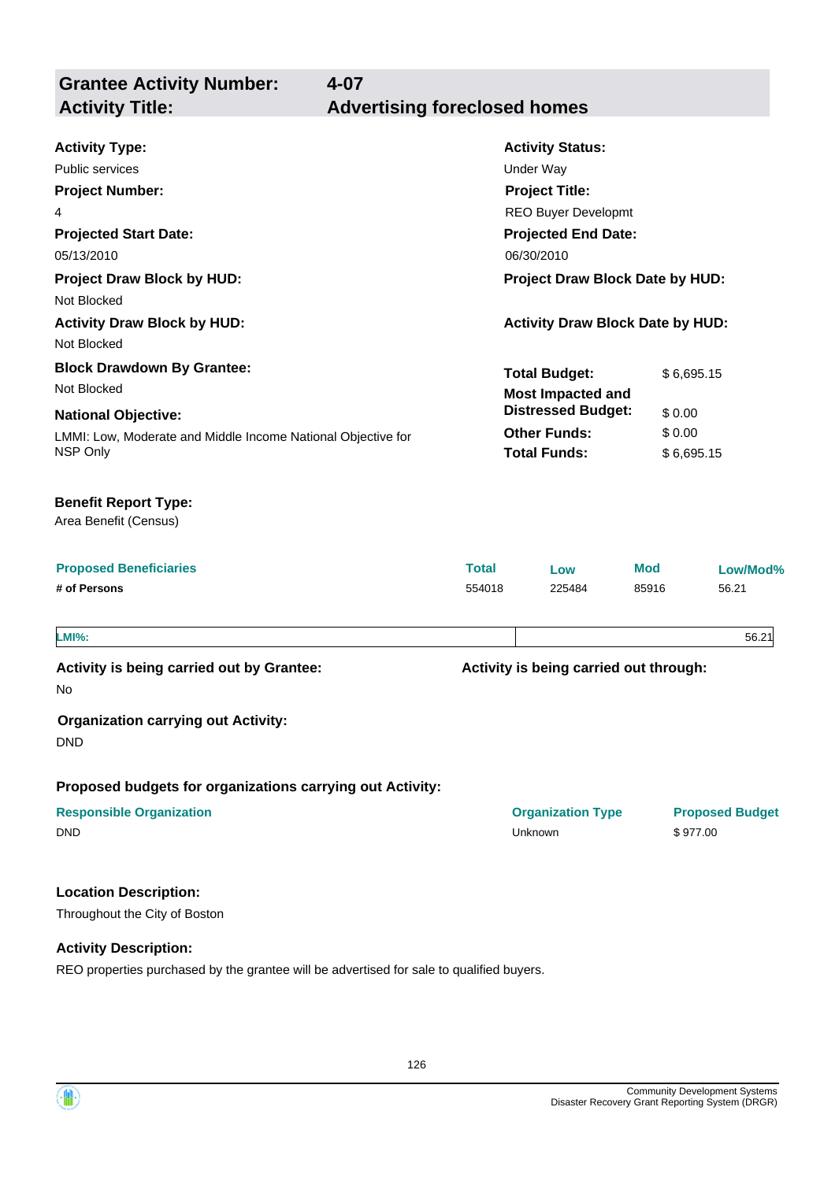## Grantee Activity Number: 4-07
## Activity Title: Advertising foreclosed homes

**Activity Type:**
Public services

**Activity Status:**
Under Way

**Project Number:**
4

**Project Title:**
REO Buyer Developmt

**Projected Start Date:**
05/13/2010

**Projected End Date:**
06/30/2010

**Project Draw Block by HUD:**
Not Blocked

**Project Draw Block Date by HUD:**

**Activity Draw Block by HUD:**
Not Blocked

**Activity Draw Block Date by HUD:**

**Block Drawdown By Grantee:**
Not Blocked

**National Objective:**
LMMI: Low, Moderate and Middle Income National Objective for NSP Only

| | |
|---|---|
| **Total Budget:** | $ 6,695.15 |
| **Most Impacted and Distressed Budget:** | $ 0.00 |
| **Other Funds:** | $ 0.00 |
| **Total Funds:** | $ 6,695.15 |

**Benefit Report Type:**
Area Benefit (Census)

| Proposed Beneficiaries | Total | Low | Mod | Low/Mod% |
|---|---|---|---|---|
| # of Persons | 554018 | 225484 | 85916 | 56.21 |

| LMI%: | 56.21 |
|---|---|

**Activity is being carried out by Grantee:**
No

**Activity is being carried out through:**

**Organization carrying out Activity:**
DND

**Proposed budgets for organizations carrying out Activity:**

| Responsible Organization | Organization Type | Proposed Budget |
|---|---|---|
| DND | Unknown | $ 977.00 |

**Location Description:**

Throughout the City of Boston

**Activity Description:**

REO properties purchased by the grantee will be advertised for sale to qualified buyers.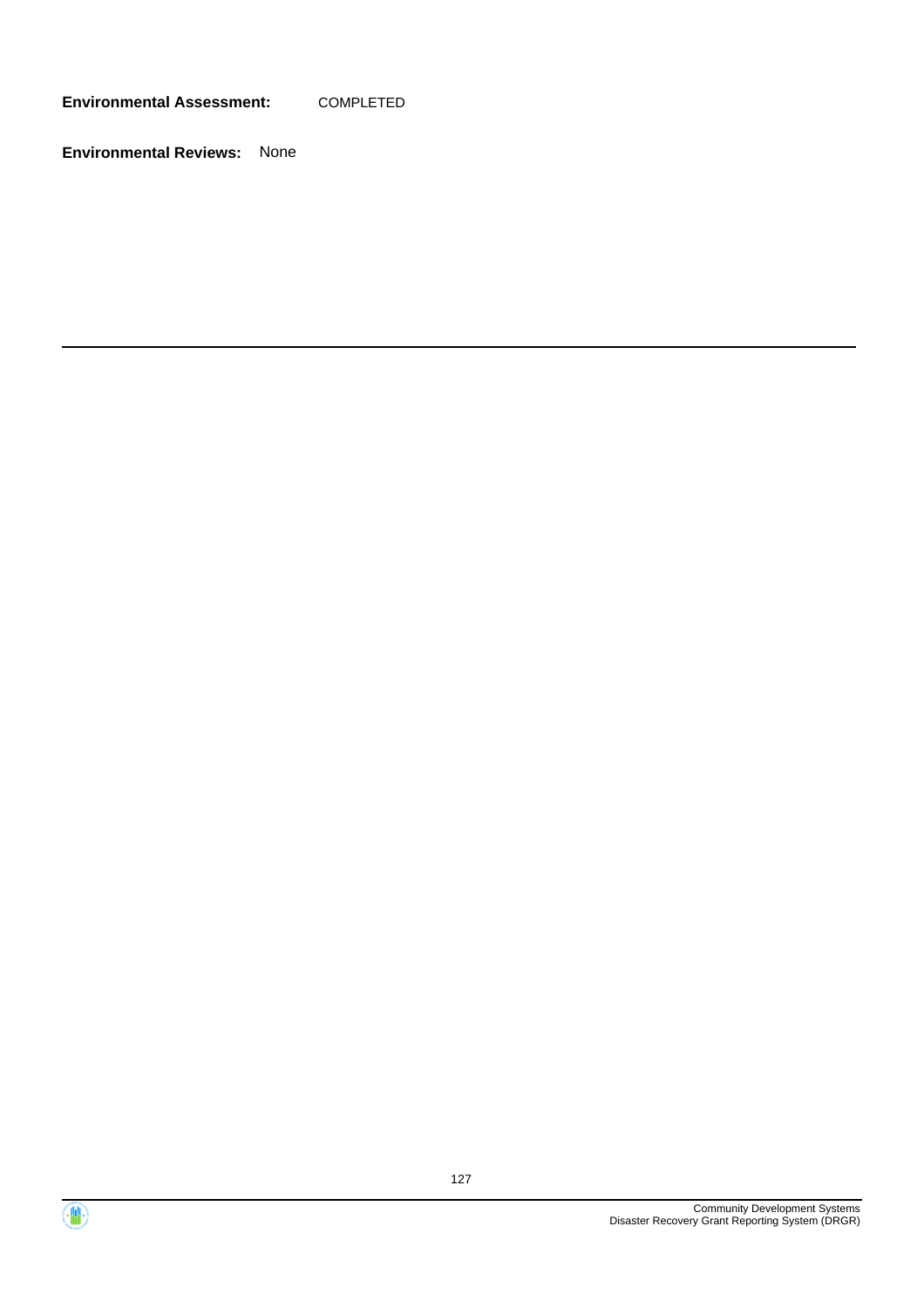**Environmental Assessment:** COMPLETED

**Environmental Reviews:** None

---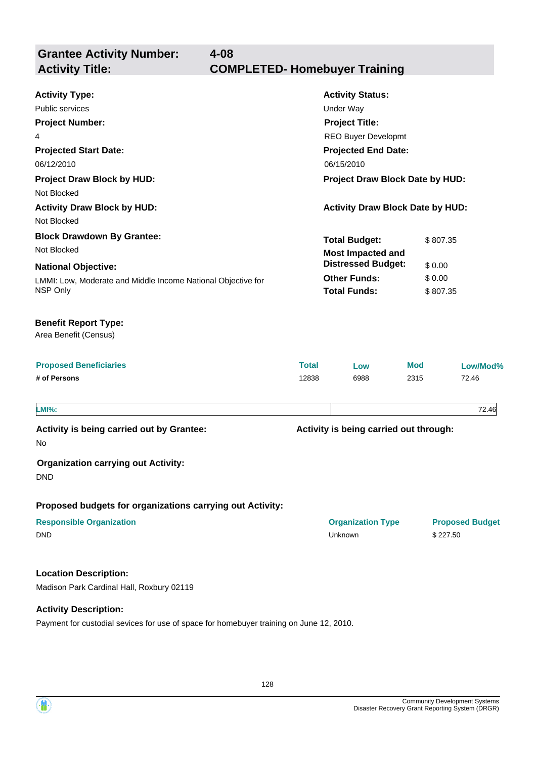## Grantee Activity Number: 4-08
## Activity Title: COMPLETED- Homebuyer Training

**Activity Type:**
Public services

**Activity Status:**
Under Way

**Project Number:**
4

**Project Title:**
REO Buyer Developmt

**Projected Start Date:**
06/12/2010

**Projected End Date:**
06/15/2010

**Project Draw Block by HUD:**
Not Blocked

**Project Draw Block Date by HUD:**

**Activity Draw Block by HUD:**
Not Blocked

**Activity Draw Block Date by HUD:**

**Block Drawdown By Grantee:**
Not Blocked

**National Objective:**
LMMI: Low, Moderate and Middle Income National Objective for NSP Only

| | |
|---|---|
| **Total Budget:** | $ 807.35 |
| **Most Impacted and Distressed Budget:** | $ 0.00 |
| **Other Funds:** | $ 0.00 |
| **Total Funds:** | $ 807.35 |

**Benefit Report Type:**
Area Benefit (Census)

| Proposed Beneficiaries | Total | Low | Mod | Low/Mod% |
|---|---|---|---|---|
| # of Persons | 12838 | 6988 | 2315 | 72.46 |

| | |
|---|---|
| **LMI%:** | 72.46 |

**Activity is being carried out by Grantee:**
No

**Activity is being carried out through:**

**Organization carrying out Activity:**
DND

**Proposed budgets for organizations carrying out Activity:**

| Responsible Organization | Organization Type | Proposed Budget |
|---|---|---|
| DND | Unknown | $ 227.50 |

**Location Description:**
Madison Park Cardinal Hall, Roxbury 02119

**Activity Description:**
Payment for custodial sevices for use of space for homebuyer training on June 12, 2010.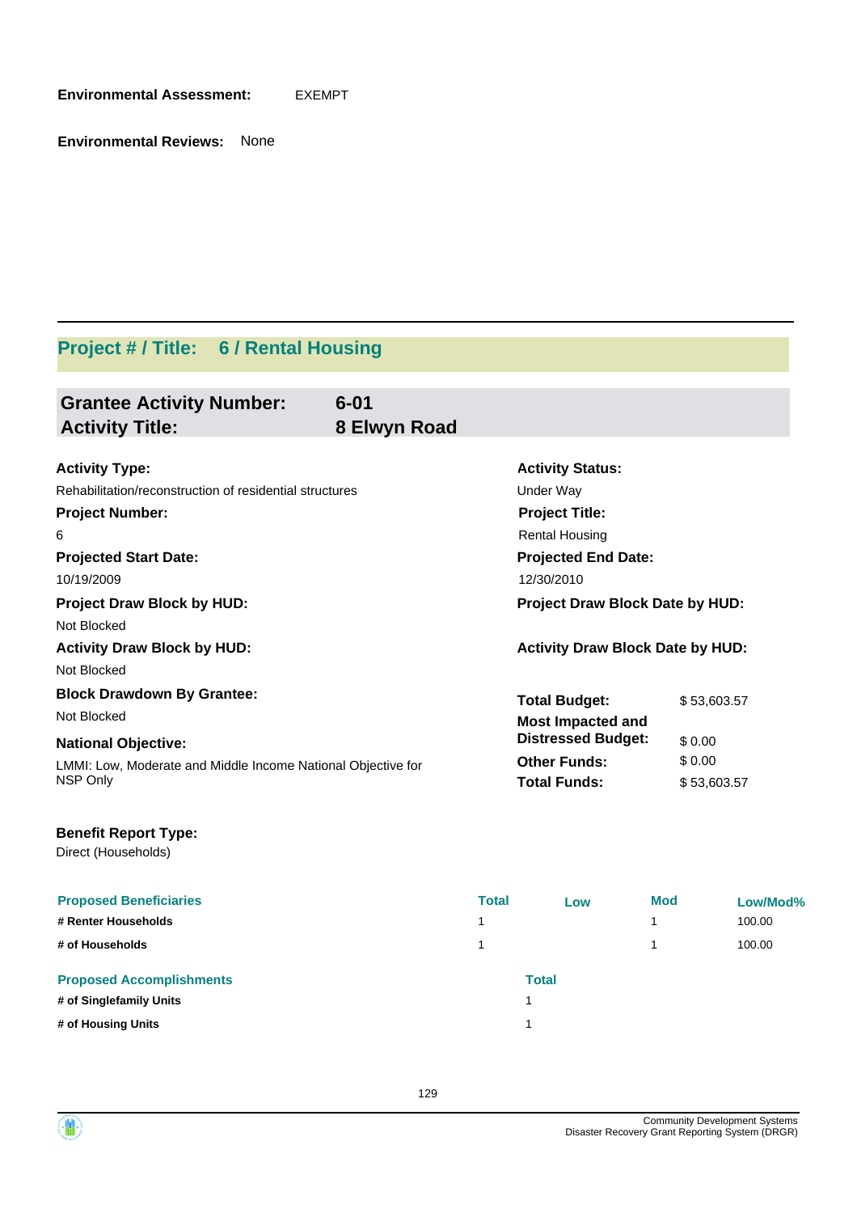**Environmental Assessment:** EXEMPT

**Environmental Reviews:** None

## Project # / Title: 6 / Rental Housing

### Grantee Activity Number: 6-01
### Activity Title: 8 Elwyn Road

**Activity Type:**
Rehabilitation/reconstruction of residential structures

**Activity Status:**
Under Way

**Project Number:**
6

**Project Title:**
Rental Housing

**Projected Start Date:**
10/19/2009

**Projected End Date:**
12/30/2010

**Project Draw Block by HUD:**
Not Blocked

**Project Draw Block Date by HUD:**

**Activity Draw Block by HUD:**
Not Blocked

**Activity Draw Block Date by HUD:**

**Block Drawdown By Grantee:**
Not Blocked

**National Objective:**
LMMI: Low, Moderate and Middle Income National Objective for NSP Only

| | |
|---|---|
| **Total Budget:** | $ 53,603.57 |
| **Most Impacted and Distressed Budget:** | $ 0.00 |
| **Other Funds:** | $ 0.00 |
| **Total Funds:** | $ 53,603.57 |

**Benefit Report Type:**
Direct (Households)

| Proposed Beneficiaries | Total | Low | Mod | Low/Mod% |
|---|---|---|---|---|
| # Renter Households | 1 | | 1 | 100.00 |
| # of Households | 1 | | 1 | 100.00 |

| Proposed Accomplishments | Total |
|---|---|
| # of Singlefamily Units | 1 |
| # of Housing Units | 1 |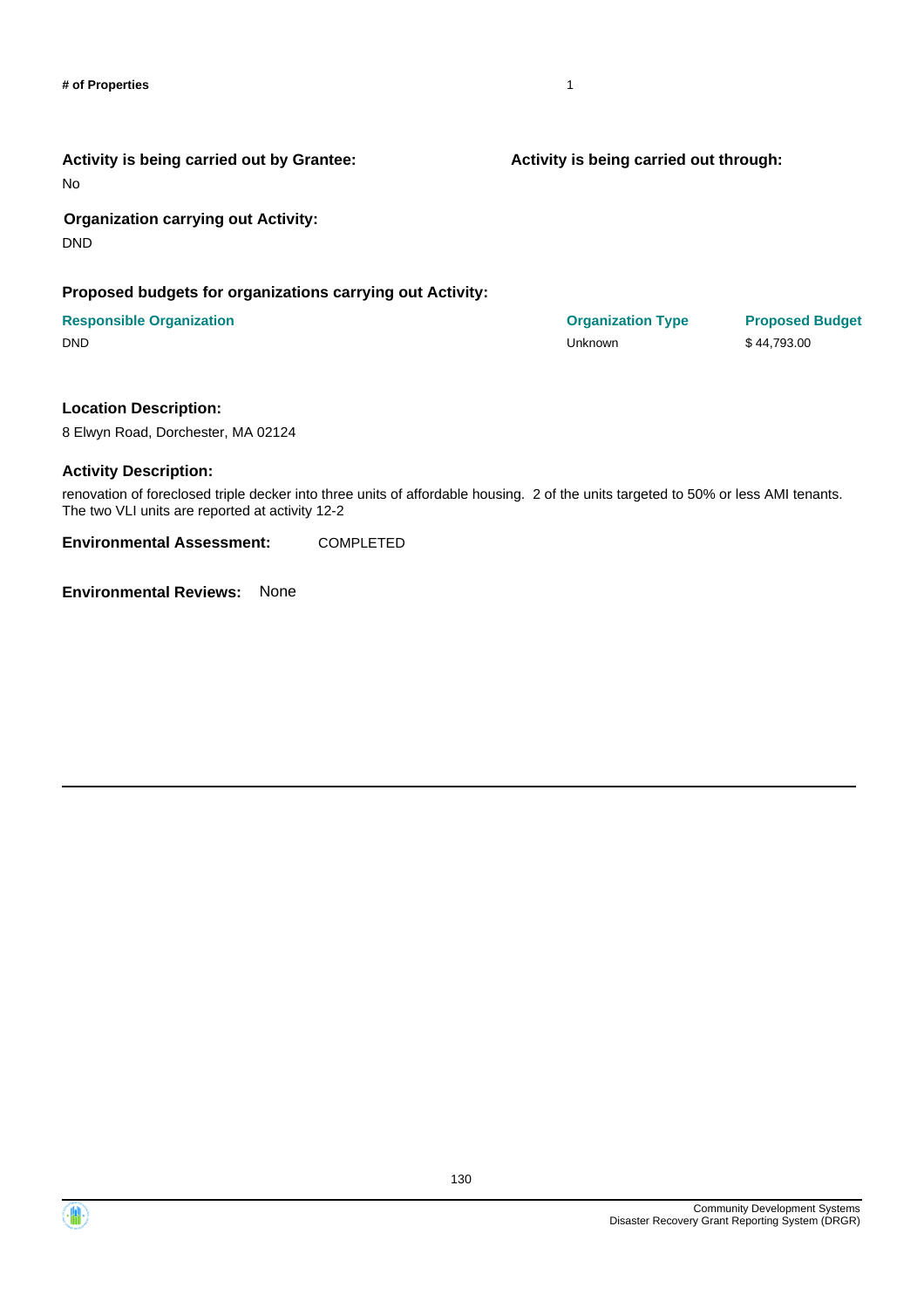**# of Properties** 1

**Activity is being carried out by Grantee:**

No

**Activity is being carried out through:**

**Organization carrying out Activity:**

DND

**Proposed budgets for organizations carrying out Activity:**

| Responsible Organization | Organization Type | Proposed Budget |
| --- | --- | --- |
| DND | Unknown | $ 44,793.00 |

**Location Description:**

8 Elwyn Road, Dorchester, MA 02124

**Activity Description:**

renovation of foreclosed triple decker into three units of affordable housing.  2 of the units targeted to 50% or less AMI tenants. The two VLI units are reported at activity 12-2

**Environmental Assessment:** COMPLETED

**Environmental Reviews:** None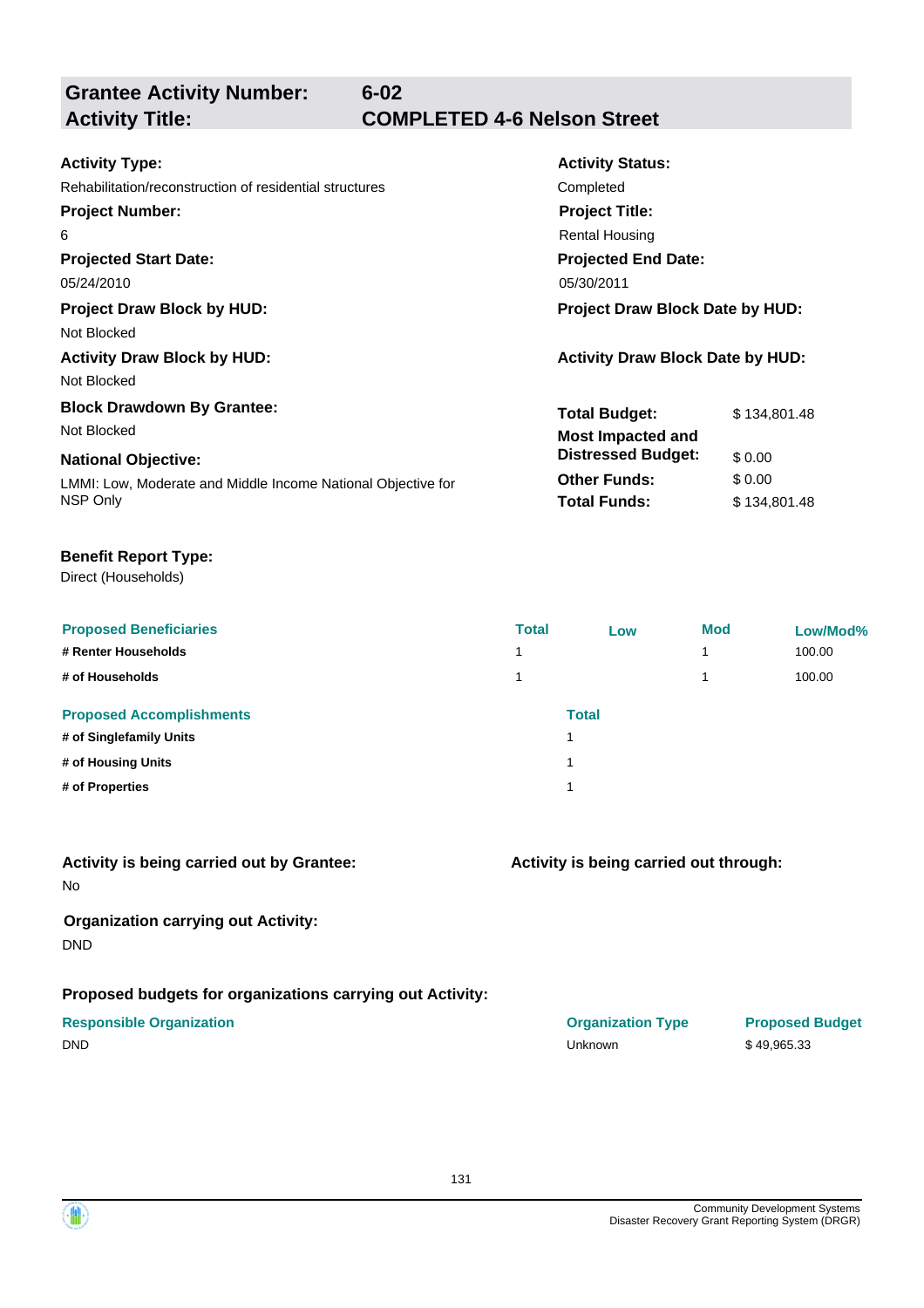## Grantee Activity Number: 6-02
## Activity Title: COMPLETED 4-6 Nelson Street

**Activity Type:**
Rehabilitation/reconstruction of residential structures

**Activity Status:**
Completed

**Project Number:**
6

**Project Title:**
Rental Housing

**Projected Start Date:**
05/24/2010

**Projected End Date:**
05/30/2011

**Project Draw Block by HUD:**
Not Blocked

**Project Draw Block Date by HUD:**

**Activity Draw Block by HUD:**
Not Blocked

**Activity Draw Block Date by HUD:**

**Block Drawdown By Grantee:**
Not Blocked

**National Objective:**
LMMI: Low, Moderate and Middle Income National Objective for NSP Only

| | |
|---|---|
| **Total Budget:** | $ 134,801.48 |
| **Most Impacted and Distressed Budget:** | $ 0.00 |
| **Other Funds:** | $ 0.00 |
| **Total Funds:** | $ 134,801.48 |

**Benefit Report Type:**
Direct (Households)

| Proposed Beneficiaries | Total | Low | Mod | Low/Mod% |
|---|---|---|---|---|
| # Renter Households | 1 | | 1 | 100.00 |
| # of Households | 1 | | 1 | 100.00 |

| Proposed Accomplishments | Total |
|---|---|
| # of Singlefamily Units | 1 |
| # of Housing Units | 1 |
| # of Properties | 1 |

**Activity is being carried out by Grantee:**
No

**Activity is being carried out through:**

**Organization carrying out Activity:**
DND

**Proposed budgets for organizations carrying out Activity:**

| Responsible Organization | Organization Type | Proposed Budget |
|---|---|---|
| DND | Unknown | $ 49,965.33 |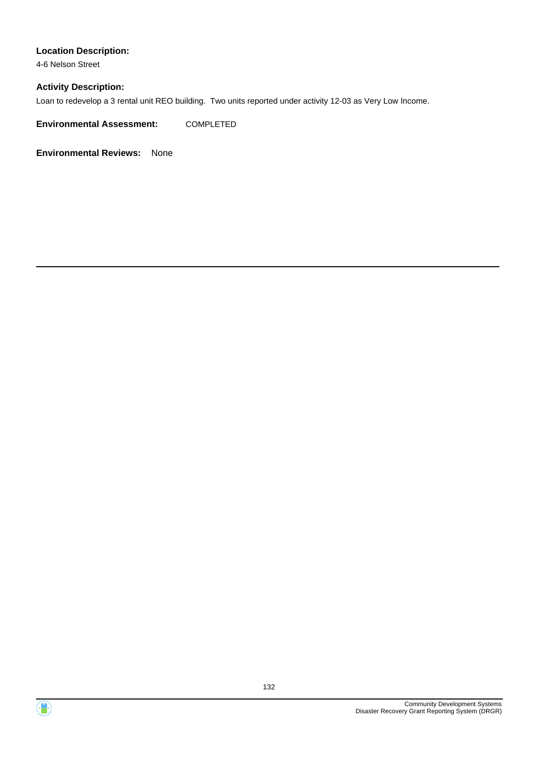**Location Description:**

4-6 Nelson Street

**Activity Description:**

Loan to redevelop a 3 rental unit REO building. Two units reported under activity 12-03 as Very Low Income.

**Environmental Assessment:** COMPLETED

**Environmental Reviews:** None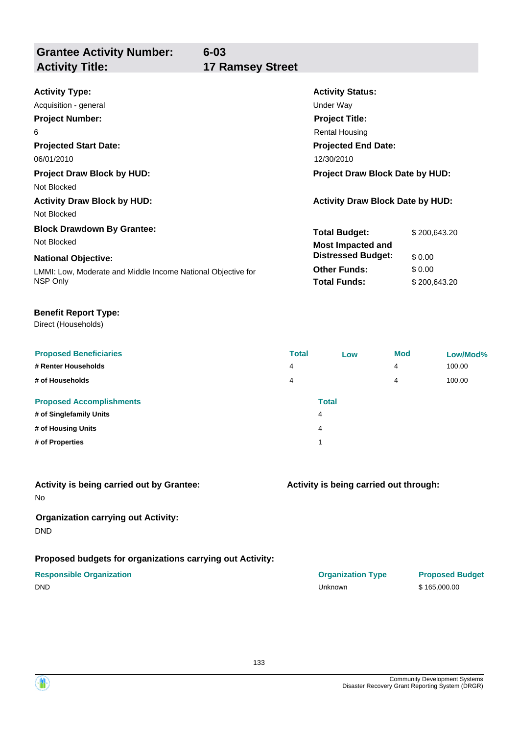## Grantee Activity Number: 6-03
## Activity Title: 17 Ramsey Street

**Activity Type:**
Acquisition - general

**Activity Status:**
Under Way

**Project Number:**
6

**Project Title:**
Rental Housing

**Projected Start Date:**
06/01/2010

**Projected End Date:**
12/30/2010

**Project Draw Block by HUD:**
Not Blocked

**Project Draw Block Date by HUD:**

**Activity Draw Block by HUD:**
Not Blocked

**Activity Draw Block Date by HUD:**

**Block Drawdown By Grantee:**
Not Blocked

**National Objective:**
LMMI: Low, Moderate and Middle Income National Objective for NSP Only

| | |
|---|---|
| **Total Budget:** | $ 200,643.20 |
| **Most Impacted and Distressed Budget:** | $ 0.00 |
| **Other Funds:** | $ 0.00 |
| **Total Funds:** | $ 200,643.20 |

**Benefit Report Type:**
Direct (Households)

| Proposed Beneficiaries | Total | Low | Mod | Low/Mod% |
|---|---|---|---|---|
| # Renter Households | 4 | | 4 | 100.00 |
| # of Households | 4 | | 4 | 100.00 |

| Proposed Accomplishments | Total |
|---|---|
| # of Singlefamily Units | 4 |
| # of Housing Units | 4 |
| # of Properties | 1 |

**Activity is being carried out by Grantee:**
No

**Activity is being carried out through:**

**Organization carrying out Activity:**
DND

**Proposed budgets for organizations carrying out Activity:**

| Responsible Organization | Organization Type | Proposed Budget |
|---|---|---|
| DND | Unknown | $ 165,000.00 |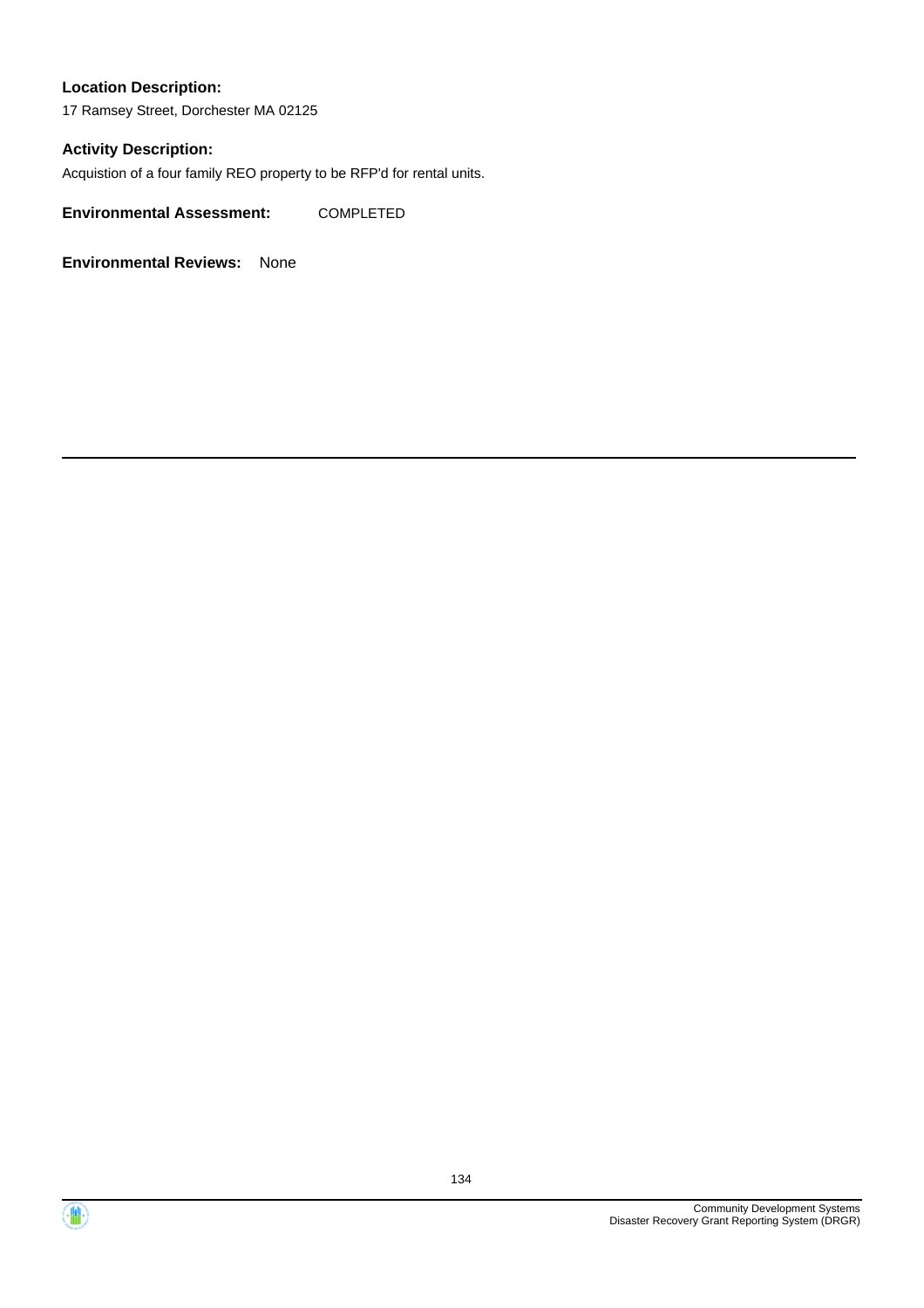**Location Description:**

17 Ramsey Street, Dorchester MA 02125

**Activity Description:**

Acquistion of a four family REO property to be RFP'd for rental units.

**Environmental Assessment:** COMPLETED

**Environmental Reviews:** None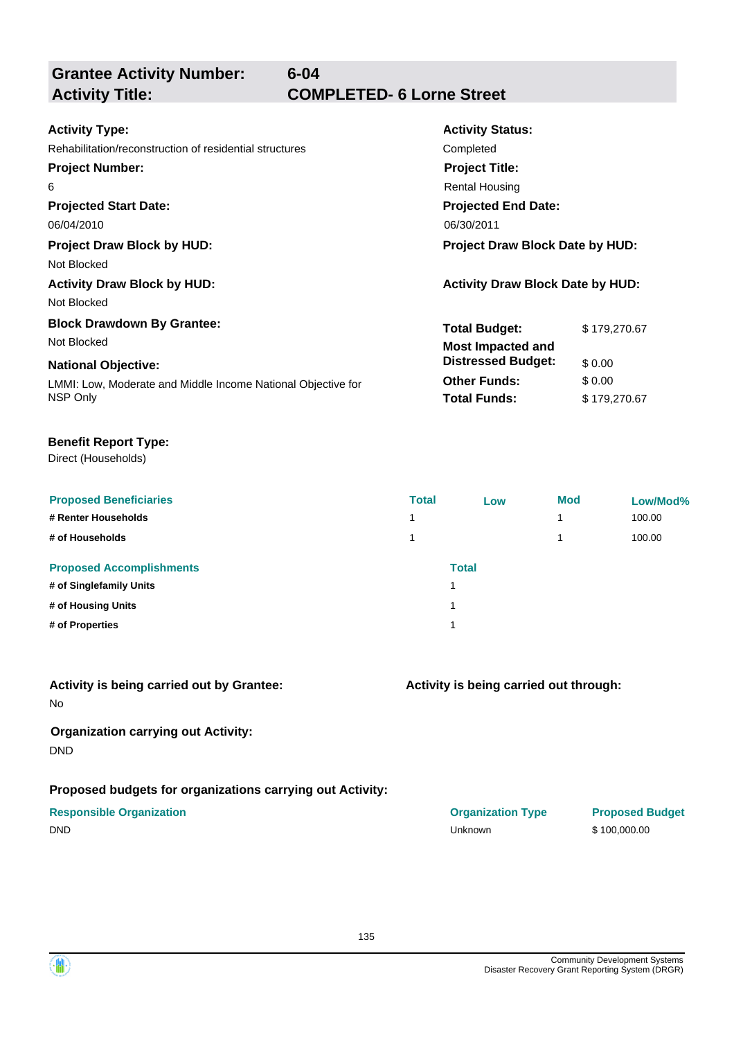## Grantee Activity Number: 6-04
## Activity Title: COMPLETED- 6 Lorne Street

**Activity Type:**
Rehabilitation/reconstruction of residential structures

**Activity Status:**
Completed

**Project Number:**
6

**Project Title:**
Rental Housing

**Projected Start Date:**
06/04/2010

**Projected End Date:**
06/30/2011

**Project Draw Block by HUD:**
Not Blocked

**Project Draw Block Date by HUD:**

**Activity Draw Block by HUD:**
Not Blocked

**Activity Draw Block Date by HUD:**

**Block Drawdown By Grantee:**
Not Blocked

**National Objective:**
LMMI: Low, Moderate and Middle Income National Objective for NSP Only

| | |
|---|---|
| **Total Budget:** | $ 179,270.67 |
| **Most Impacted and Distressed Budget:** | $ 0.00 |
| **Other Funds:** | $ 0.00 |
| **Total Funds:** | $ 179,270.67 |

**Benefit Report Type:**
Direct (Households)

| Proposed Beneficiaries | Total | Low | Mod | Low/Mod% |
|---|---|---|---|---|
| # Renter Households | 1 | | 1 | 100.00 |
| # of Households | 1 | | 1 | 100.00 |

| Proposed Accomplishments | Total |
|---|---|
| # of Singlefamily Units | 1 |
| # of Housing Units | 1 |
| # of Properties | 1 |

**Activity is being carried out by Grantee:**
No

**Activity is being carried out through:**

**Organization carrying out Activity:**
DND

**Proposed budgets for organizations carrying out Activity:**

| Responsible Organization | Organization Type | Proposed Budget |
|---|---|---|
| DND | Unknown | $ 100,000.00 |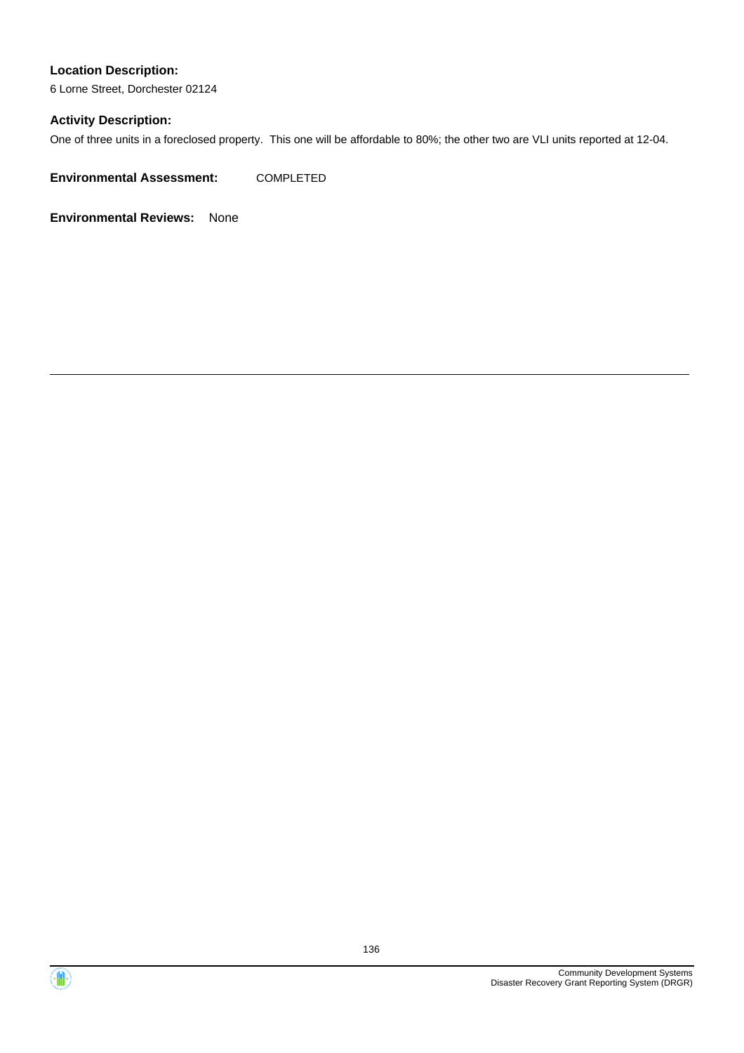**Location Description:**

6 Lorne Street, Dorchester 02124

**Activity Description:**

One of three units in a foreclosed property. This one will be affordable to 80%; the other two are VLI units reported at 12-04.

**Environmental Assessment:** COMPLETED

**Environmental Reviews:** None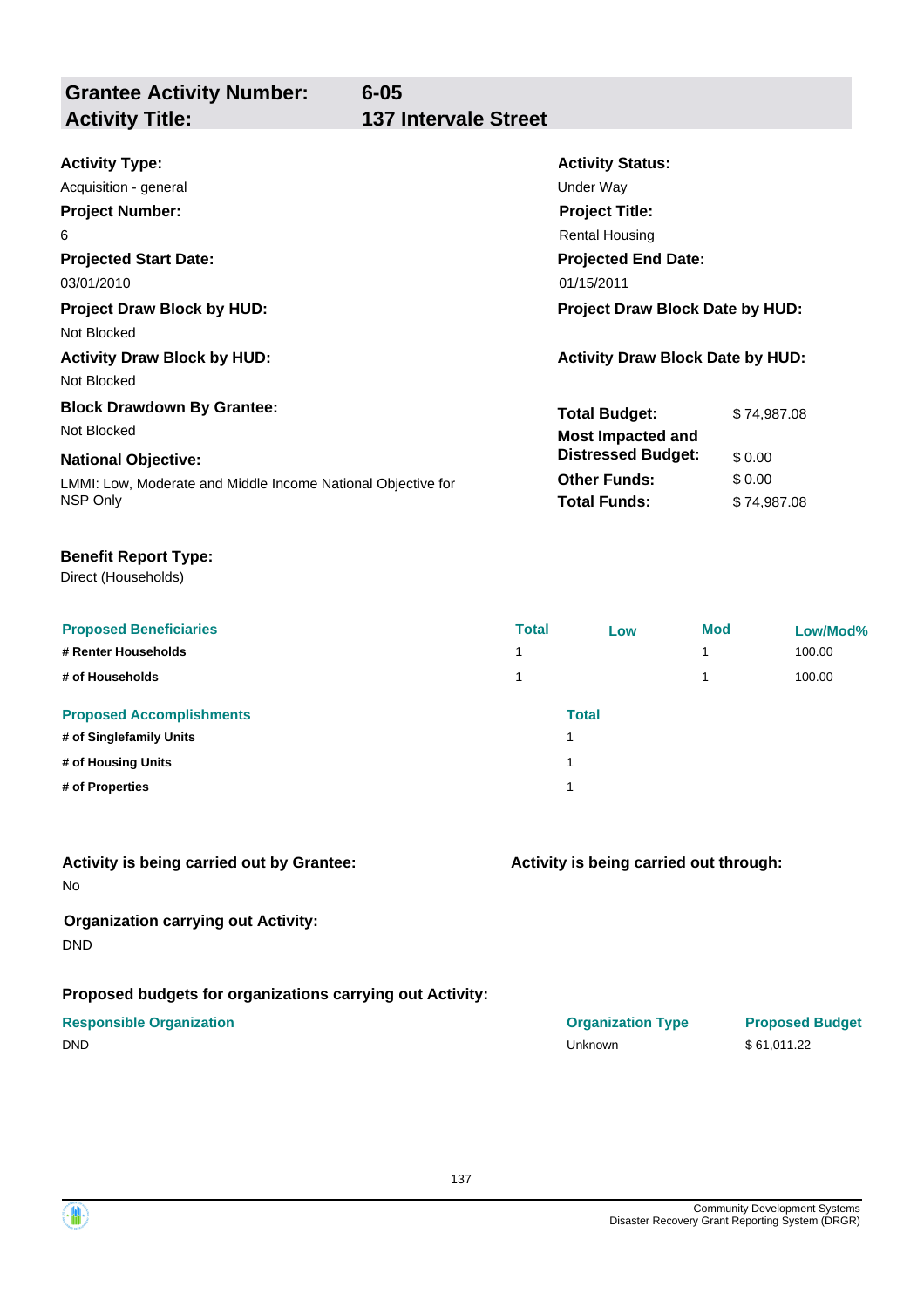## Grantee Activity Number: 6-05
## Activity Title: 137 Intervale Street

**Activity Type:**
Acquisition - general

**Activity Status:**
Under Way

**Project Number:**
6

**Project Title:**
Rental Housing

**Projected Start Date:**
03/01/2010

**Projected End Date:**
01/15/2011

**Project Draw Block by HUD:**
Not Blocked

**Project Draw Block Date by HUD:**

**Activity Draw Block by HUD:**
Not Blocked

**Activity Draw Block Date by HUD:**

**Block Drawdown By Grantee:**
Not Blocked

**National Objective:**
LMMI: Low, Moderate and Middle Income National Objective for NSP Only

| | |
|---|---|
| **Total Budget:** | $ 74,987.08 |
| **Most Impacted and Distressed Budget:** | $ 0.00 |
| **Other Funds:** | $ 0.00 |
| **Total Funds:** | $ 74,987.08 |

**Benefit Report Type:**
Direct (Households)

| Proposed Beneficiaries | Total | Low | Mod | Low/Mod% |
|---|---|---|---|---|
| # Renter Households | 1 | | 1 | 100.00 |
| # of Households | 1 | | 1 | 100.00 |

| Proposed Accomplishments | Total |
|---|---|
| # of Singlefamily Units | 1 |
| # of Housing Units | 1 |
| # of Properties | 1 |

**Activity is being carried out by Grantee:**
No

**Activity is being carried out through:**

**Organization carrying out Activity:**
DND

**Proposed budgets for organizations carrying out Activity:**

| Responsible Organization | Organization Type | Proposed Budget |
|---|---|---|
| DND | Unknown | $ 61,011.22 |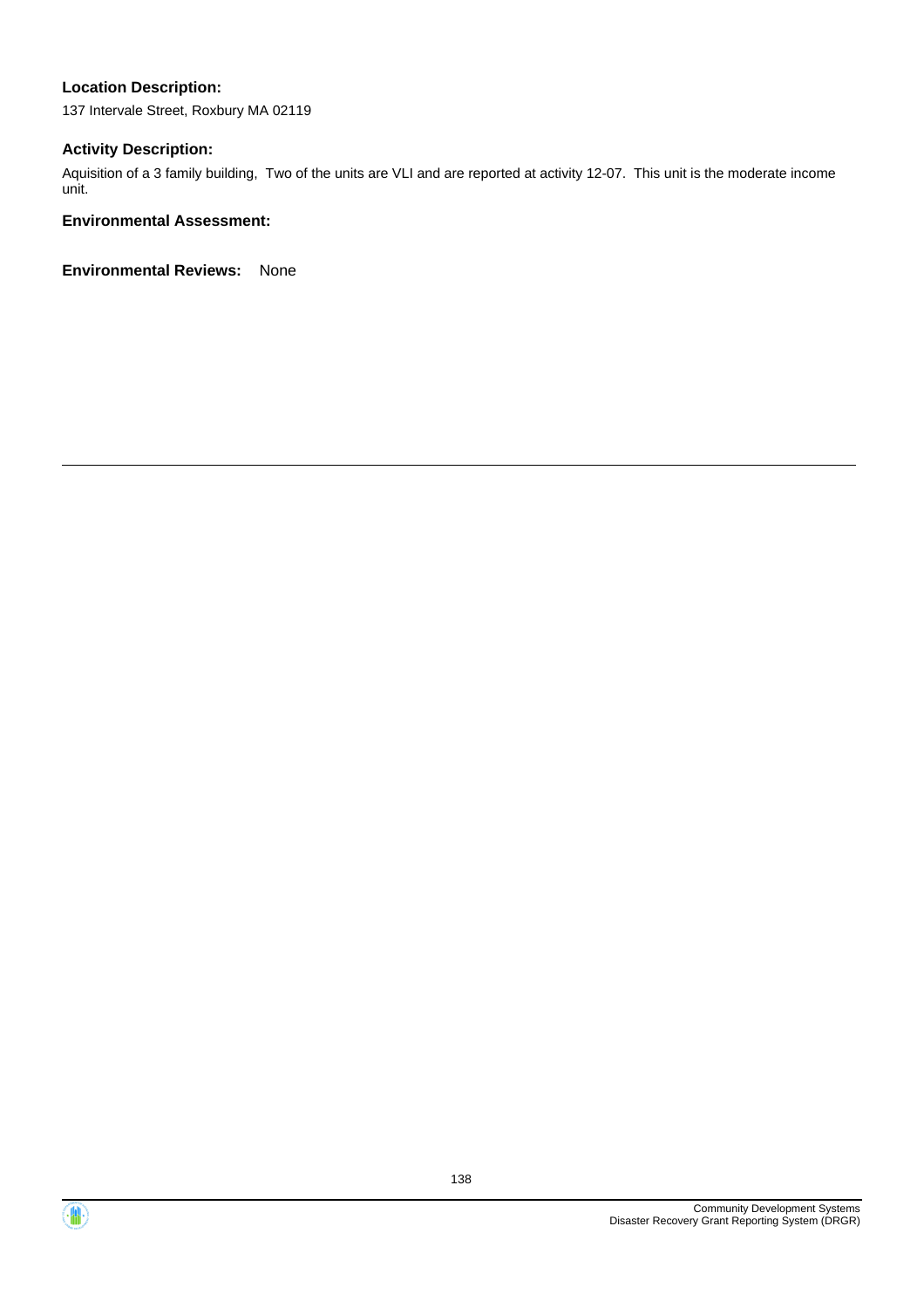**Location Description:**

137 Intervale Street, Roxbury MA 02119

**Activity Description:**

Aquisition of a 3 family building, Two of the units are VLI and are reported at activity 12-07. This unit is the moderate income unit.

**Environmental Assessment:**

**Environmental Reviews:** None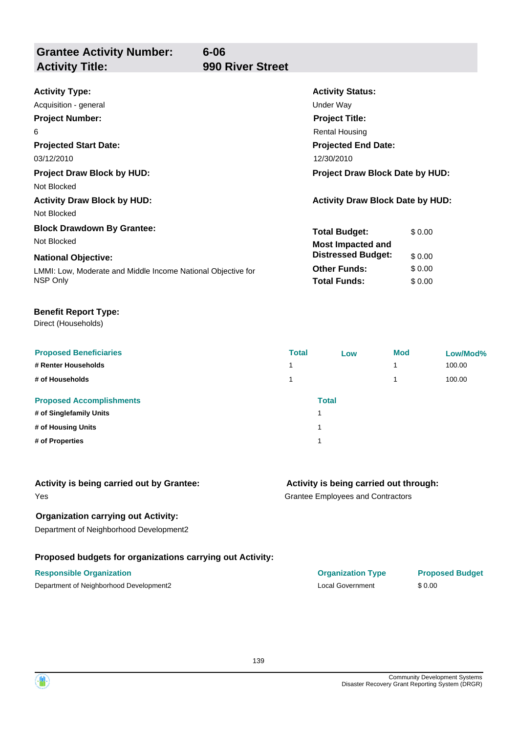| **Grantee Activity Number:** | **6-06** |
|---|---|
| **Activity Title:** | **990 River Street** |

**Activity Type:**
Acquisition - general

**Activity Status:**
Under Way

**Project Number:**
6

**Project Title:**
Rental Housing

**Projected Start Date:**
03/12/2010

**Projected End Date:**
12/30/2010

**Project Draw Block by HUD:**
Not Blocked

**Project Draw Block Date by HUD:**

**Activity Draw Block by HUD:**
Not Blocked

**Activity Draw Block Date by HUD:**

**Block Drawdown By Grantee:**
Not Blocked

**National Objective:**
LMMI: Low, Moderate and Middle Income National Objective for NSP Only

| | |
|---|---|
| **Total Budget:** | $ 0.00 |
| **Most Impacted and Distressed Budget:** | $ 0.00 |
| **Other Funds:** | $ 0.00 |
| **Total Funds:** | $ 0.00 |

**Benefit Report Type:**
Direct (Households)

| Proposed Beneficiaries | Total | Low | Mod | Low/Mod% |
|---|---|---|---|---|
| # Renter Households | 1 | | 1 | 100.00 |
| # of Households | 1 | | 1 | 100.00 |

| Proposed Accomplishments | Total |
|---|---|
| # of Singlefamily Units | 1 |
| # of Housing Units | 1 |
| # of Properties | 1 |

**Activity is being carried out by Grantee:**
Yes

**Activity is being carried out through:**
Grantee Employees and Contractors

**Organization carrying out Activity:**
Department of Neighborhood Development2

**Proposed budgets for organizations carrying out Activity:**

| Responsible Organization | Organization Type | Proposed Budget |
|---|---|---|
| Department of Neighborhood Development2 | Local Government | $ 0.00 |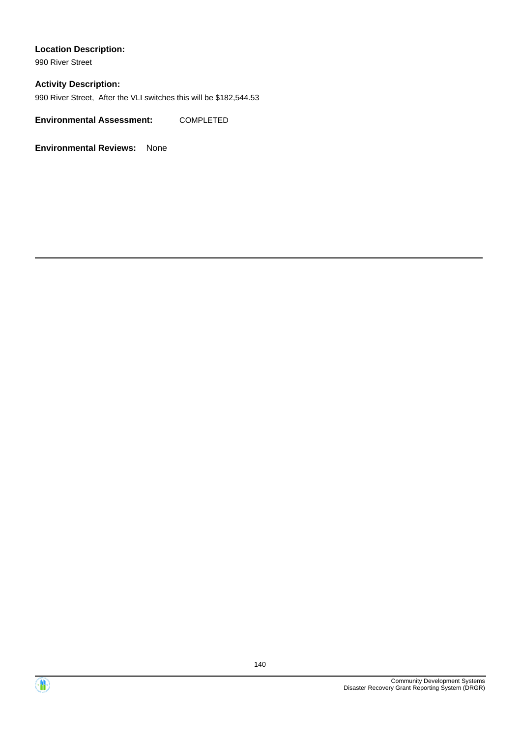**Location Description:**

990 River Street

**Activity Description:**

990 River Street,  After the VLI switches this will be $182,544.53

**Environmental Assessment:** COMPLETED

**Environmental Reviews:** None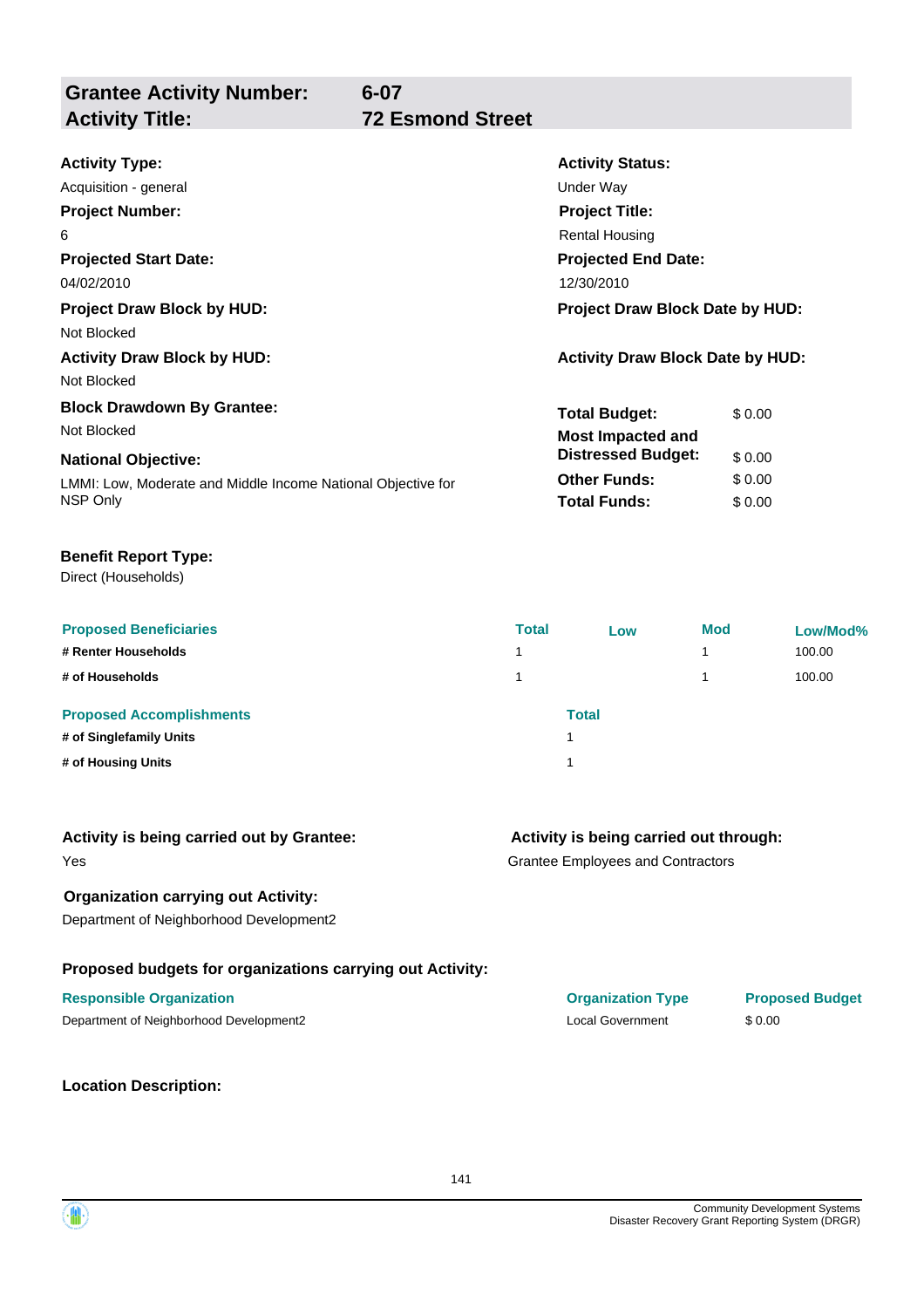## Grantee Activity Number: 6-07
## Activity Title: 72 Esmond Street

**Activity Type:**
Acquisition - general

**Activity Status:**
Under Way

**Project Number:**
6

**Project Title:**
Rental Housing

**Projected Start Date:**
04/02/2010

**Projected End Date:**
12/30/2010

**Project Draw Block by HUD:**
Not Blocked

**Project Draw Block Date by HUD:**

**Activity Draw Block by HUD:**
Not Blocked

**Activity Draw Block Date by HUD:**

**Block Drawdown By Grantee:**
Not Blocked

**National Objective:**
LMMI: Low, Moderate and Middle Income National Objective for NSP Only

| | |
|---|---|
| **Total Budget:** | $ 0.00 |
| **Most Impacted and Distressed Budget:** | $ 0.00 |
| **Other Funds:** | $ 0.00 |
| **Total Funds:** | $ 0.00 |

**Benefit Report Type:**
Direct (Households)

| Proposed Beneficiaries | Total | Low | Mod | Low/Mod% |
|---|---|---|---|---|
| # Renter Households | 1 | | 1 | 100.00 |
| # of Households | 1 | | 1 | 100.00 |

| Proposed Accomplishments | Total |
|---|---|
| # of Singlefamily Units | 1 |
| # of Housing Units | 1 |

**Activity is being carried out by Grantee:**
Yes

**Activity is being carried out through:**
Grantee Employees and Contractors

**Organization carrying out Activity:**
Department of Neighborhood Development2

**Proposed budgets for organizations carrying out Activity:**

| Responsible Organization | Organization Type | Proposed Budget |
|---|---|---|
| Department of Neighborhood Development2 | Local Government | $ 0.00 |

**Location Description:**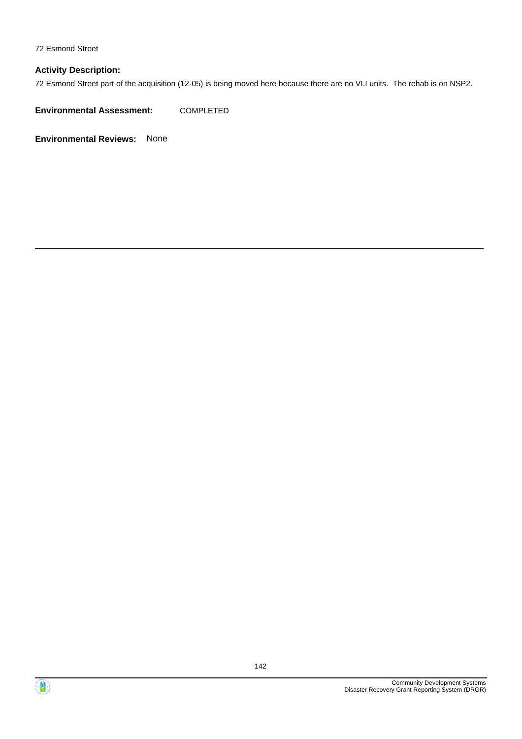72 Esmond Street

**Activity Description:**

72 Esmond Street part of the acquisition (12-05) is being moved here because there are no VLI units.  The rehab is on NSP2.

**Environmental Assessment:** COMPLETED

**Environmental Reviews:** None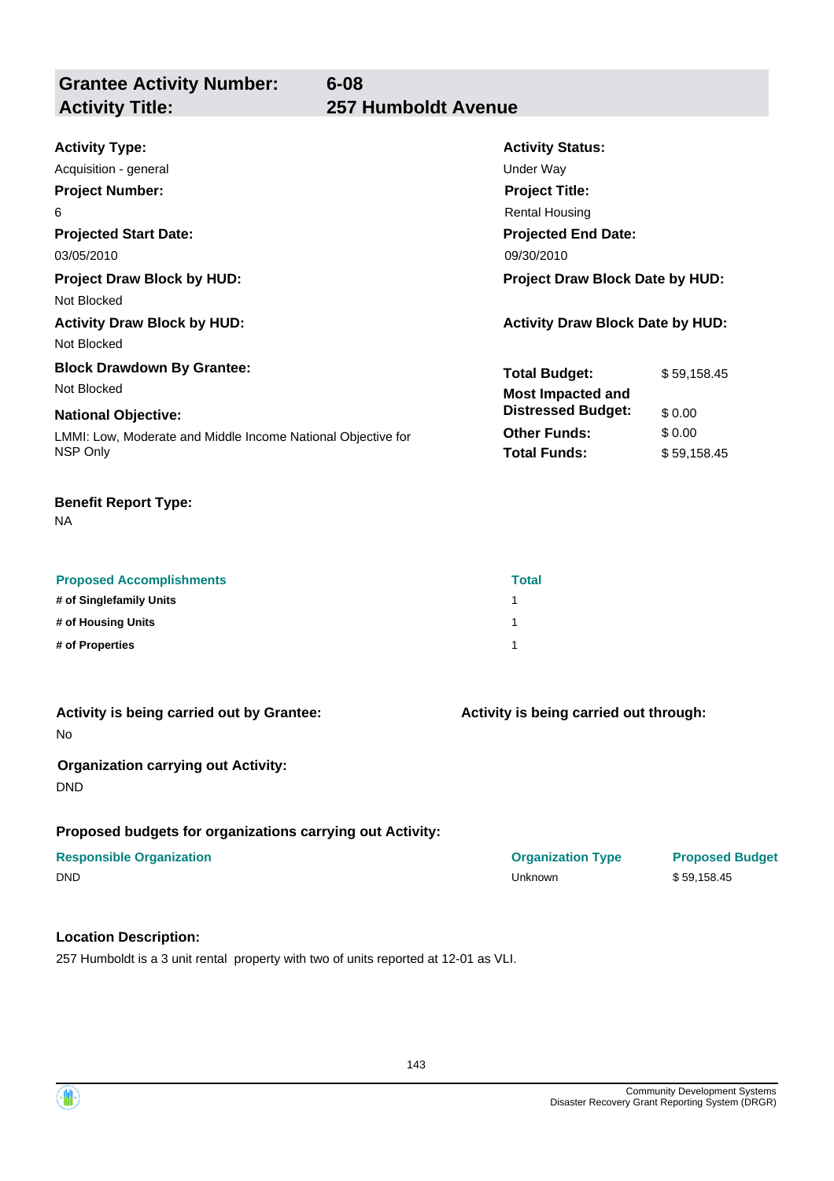## Grantee Activity Number: 6-08
## Activity Title: 257 Humboldt Avenue

**Activity Type:**
Acquisition - general

**Activity Status:**
Under Way

**Project Number:**
6

**Project Title:**
Rental Housing

**Projected Start Date:**
03/05/2010

**Projected End Date:**
09/30/2010

**Project Draw Block by HUD:**
Not Blocked

**Project Draw Block Date by HUD:**

**Activity Draw Block by HUD:**
Not Blocked

**Activity Draw Block Date by HUD:**

**Block Drawdown By Grantee:**
Not Blocked

**National Objective:**
LMMI: Low, Moderate and Middle Income National Objective for NSP Only

| | |
|---|---|
| **Total Budget:** | $ 59,158.45 |
| **Most Impacted and Distressed Budget:** | $ 0.00 |
| **Other Funds:** | $ 0.00 |
| **Total Funds:** | $ 59,158.45 |

**Benefit Report Type:**
NA

| Proposed Accomplishments | Total |
|---|---|
| # of Singlefamily Units | 1 |
| # of Housing Units | 1 |
| # of Properties | 1 |

**Activity is being carried out by Grantee:**
No

**Activity is being carried out through:**

**Organization carrying out Activity:**
DND

**Proposed budgets for organizations carrying out Activity:**

| Responsible Organization | Organization Type | Proposed Budget |
|---|---|---|
| DND | Unknown | $ 59,158.45 |

**Location Description:**

257 Humboldt is a 3 unit rental property with two of units reported at 12-01 as VLI.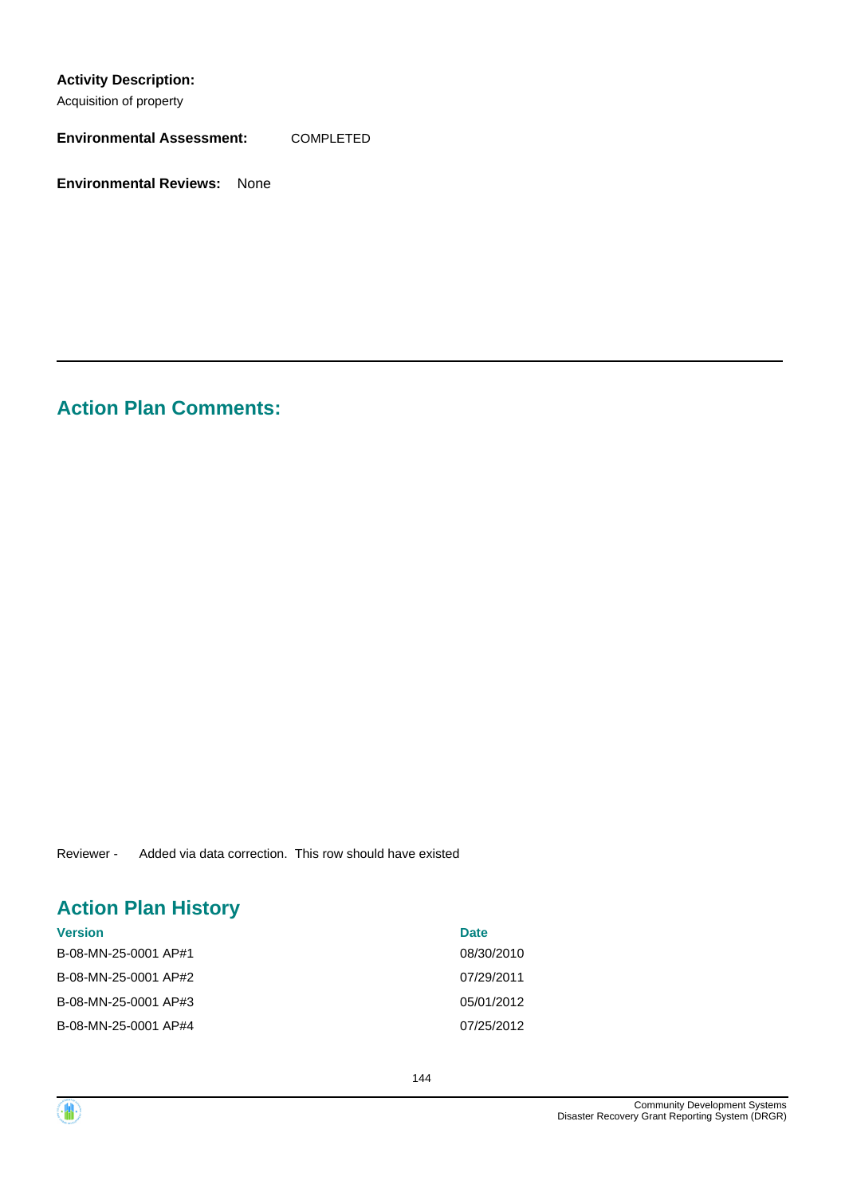**Activity Description:**

Acquisition of property

**Environmental Assessment:** COMPLETED

**Environmental Reviews:** None

---

## Action Plan Comments:

Reviewer - Added via data correction. This row should have existed

## Action Plan History

| Version | Date |
|---|---|
| B-08-MN-25-0001 AP#1 | 08/30/2010 |
| B-08-MN-25-0001 AP#2 | 07/29/2011 |
| B-08-MN-25-0001 AP#3 | 05/01/2012 |
| B-08-MN-25-0001 AP#4 | 07/25/2012 |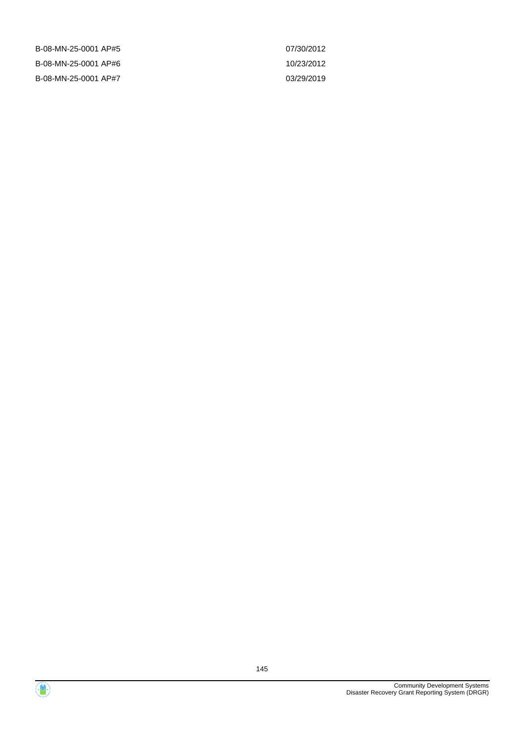| | |
|---|---|
| B-08-MN-25-0001 AP#5 | 07/30/2012 |
| B-08-MN-25-0001 AP#6 | 10/23/2012 |
| B-08-MN-25-0001 AP#7 | 03/29/2019 |